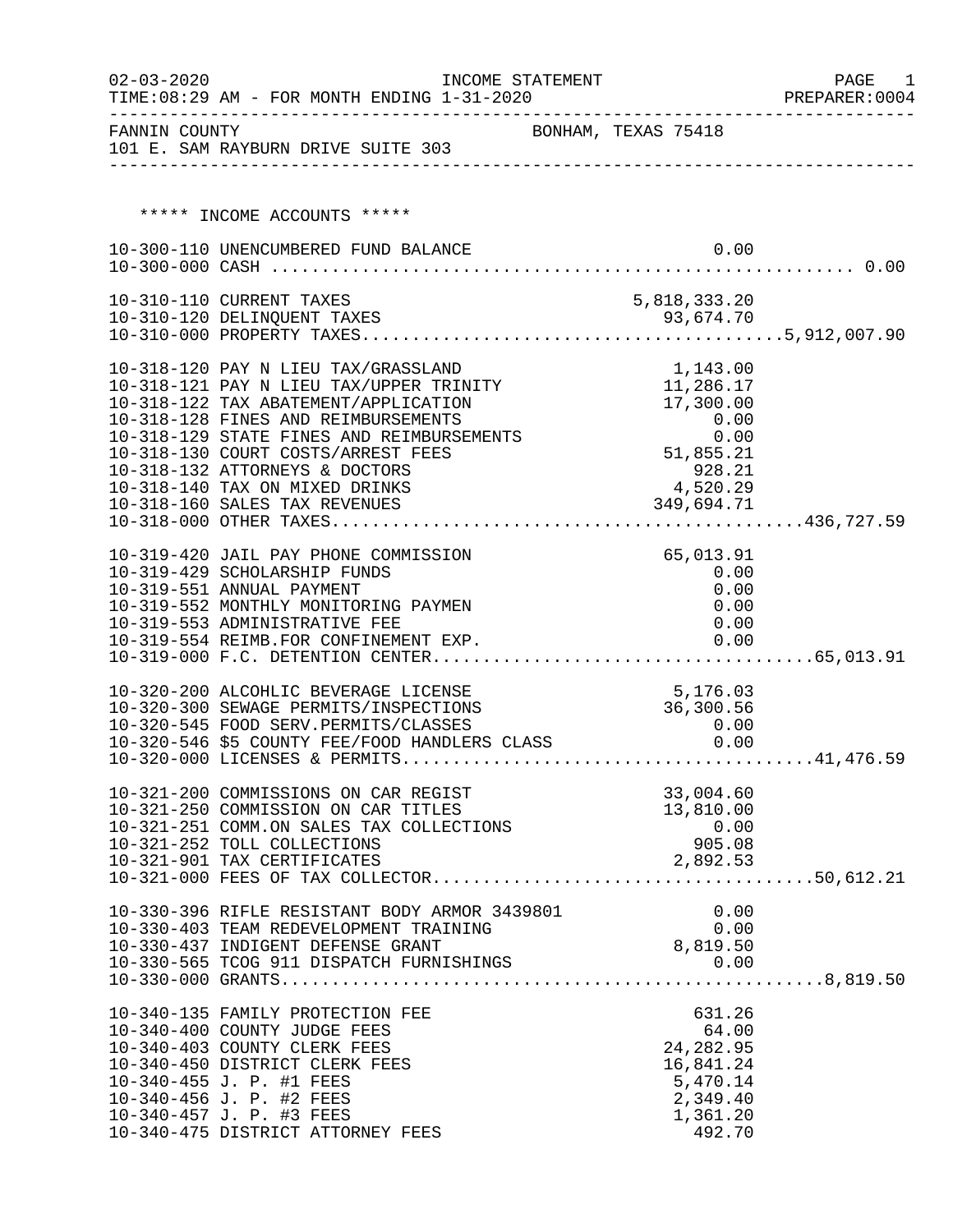02-03-2020 INCOME STATEMENT PAGE 1
TIME:08:29 AM - FOR MONTH ENDING 1-31-2020 PREPARER:0004

FANNIN COUNTY BONHAM, TEXAS 75418
101 E. SAM RAYBURN DRIVE SUITE 303

***** INCOME ACCOUNTS *****

| Account | Description | Amount | Total |
|---|---|---|---|
| 10-300-110 | UNENCUMBERED FUND BALANCE | 0.00 | |
| 10-300-000 | CASH | | 0.00 |
| 10-310-110 | CURRENT TAXES | 5,818,333.20 | |
| 10-310-120 | DELINQUENT TAXES | 93,674.70 | |
| 10-310-000 | PROPERTY TAXES | | 5,912,007.90 |
| 10-318-120 | PAY N LIEU TAX/GRASSLAND | 1,143.00 | |
| 10-318-121 | PAY N LIEU TAX/UPPER TRINITY | 11,286.17 | |
| 10-318-122 | TAX ABATEMENT/APPLICATION | 17,300.00 | |
| 10-318-128 | FINES AND REIMBURSEMENTS | 0.00 | |
| 10-318-129 | STATE FINES AND REIMBURSEMENTS | 0.00 | |
| 10-318-130 | COURT COSTS/ARREST FEES | 51,855.21 | |
| 10-318-132 | ATTORNEYS & DOCTORS | 928.21 | |
| 10-318-140 | TAX ON MIXED DRINKS | 4,520.29 | |
| 10-318-160 | SALES TAX REVENUES | 349,694.71 | |
| 10-318-000 | OTHER TAXES | | 436,727.59 |
| 10-319-420 | JAIL PAY PHONE COMMISSION | 65,013.91 | |
| 10-319-429 | SCHOLARSHIP FUNDS | 0.00 | |
| 10-319-551 | ANNUAL PAYMENT | 0.00 | |
| 10-319-552 | MONTHLY MONITORING PAYMEN | 0.00 | |
| 10-319-553 | ADMINISTRATIVE FEE | 0.00 | |
| 10-319-554 | REIMB.FOR CONFINEMENT EXP. | 0.00 | |
| 10-319-000 | F.C. DETENTION CENTER | | 65,013.91 |
| 10-320-200 | ALCOHLIC BEVERAGE LICENSE | 5,176.03 | |
| 10-320-300 | SEWAGE PERMITS/INSPECTIONS | 36,300.56 | |
| 10-320-545 | FOOD SERV.PERMITS/CLASSES | 0.00 | |
| 10-320-546 | $5 COUNTY FEE/FOOD HANDLERS CLASS | 0.00 | |
| 10-320-000 | LICENSES & PERMITS | | 41,476.59 |
| 10-321-200 | COMMISSIONS ON CAR REGIST | 33,004.60 | |
| 10-321-250 | COMMISSION ON CAR TITLES | 13,810.00 | |
| 10-321-251 | COMM.ON SALES TAX COLLECTIONS | 0.00 | |
| 10-321-252 | TOLL COLLECTIONS | 905.08 | |
| 10-321-901 | TAX CERTIFICATES | 2,892.53 | |
| 10-321-000 | FEES OF TAX COLLECTOR | | 50,612.21 |
| 10-330-396 | RIFLE RESISTANT BODY ARMOR 3439801 | 0.00 | |
| 10-330-403 | TEAM REDEVELOPMENT TRAINING | 0.00 | |
| 10-330-437 | INDIGENT DEFENSE GRANT | 8,819.50 | |
| 10-330-565 | TCOG 911 DISPATCH FURNISHINGS | 0.00 | |
| 10-330-000 | GRANTS | | 8,819.50 |
| 10-340-135 | FAMILY PROTECTION FEE | 631.26 | |
| 10-340-400 | COUNTY JUDGE FEES | 64.00 | |
| 10-340-403 | COUNTY CLERK FEES | 24,282.95 | |
| 10-340-450 | DISTRICT CLERK FEES | 16,841.24 | |
| 10-340-455 | J. P. #1 FEES | 5,470.14 | |
| 10-340-456 | J. P. #2 FEES | 2,349.40 | |
| 10-340-457 | J. P. #3 FEES | 1,361.20 | |
| 10-340-475 | DISTRICT ATTORNEY FEES | 492.70 | |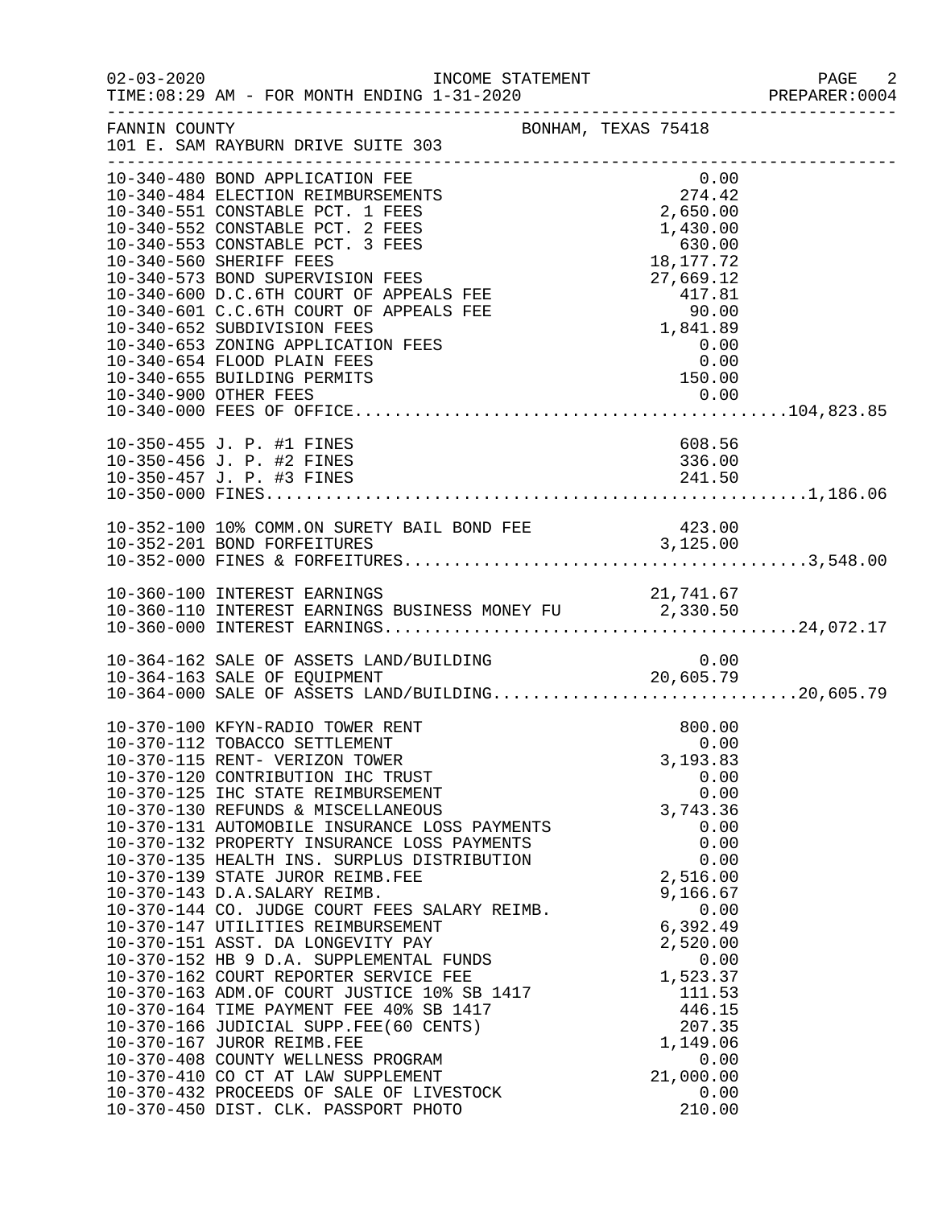FANNIN COUNTY BONHAM, TEXAS 75418
101 E. SAM RAYBURN DRIVE SUITE 303

INCOME STATEMENT
TIME:08:29 AM - FOR MONTH ENDING 1-31-2020

| Account | Description | Amount | Total |
|---|---|---|---|
| 10-340-480 | BOND APPLICATION FEE | 0.00 | |
| 10-340-484 | ELECTION REIMBURSEMENTS | 274.42 | |
| 10-340-551 | CONSTABLE PCT. 1 FEES | 2,650.00 | |
| 10-340-552 | CONSTABLE PCT. 2 FEES | 1,430.00 | |
| 10-340-553 | CONSTABLE PCT. 3 FEES | 630.00 | |
| 10-340-560 | SHERIFF FEES | 18,177.72 | |
| 10-340-573 | BOND SUPERVISION FEES | 27,669.12 | |
| 10-340-600 | D.C.6TH COURT OF APPEALS FEE | 417.81 | |
| 10-340-601 | C.C.6TH COURT OF APPEALS FEE | 90.00 | |
| 10-340-652 | SUBDIVISION FEES | 1,841.89 | |
| 10-340-653 | ZONING APPLICATION FEES | 0.00 | |
| 10-340-654 | FLOOD PLAIN FEES | 0.00 | |
| 10-340-655 | BUILDING PERMITS | 150.00 | |
| 10-340-900 | OTHER FEES | 0.00 | |
| 10-340-000 | FEES OF OFFICE | | 104,823.85 |
| 10-350-455 | J. P. #1 FINES | 608.56 | |
| 10-350-456 | J. P. #2 FINES | 336.00 | |
| 10-350-457 | J. P. #3 FINES | 241.50 | |
| 10-350-000 | FINES | | 1,186.06 |
| 10-352-100 | 10% COMM.ON SURETY BAIL BOND FEE | 423.00 | |
| 10-352-201 | BOND FORFEITURES | 3,125.00 | |
| 10-352-000 | FINES & FORFEITURES | | 3,548.00 |
| 10-360-100 | INTEREST EARNINGS | 21,741.67 | |
| 10-360-110 | INTEREST EARNINGS BUSINESS MONEY FU | 2,330.50 | |
| 10-360-000 | INTEREST EARNINGS | | 24,072.17 |
| 10-364-162 | SALE OF ASSETS LAND/BUILDING | 0.00 | |
| 10-364-163 | SALE OF EQUIPMENT | 20,605.79 | |
| 10-364-000 | SALE OF ASSETS LAND/BUILDING | | 20,605.79 |
| 10-370-100 | KFYN-RADIO TOWER RENT | 800.00 | |
| 10-370-112 | TOBACCO SETTLEMENT | 0.00 | |
| 10-370-115 | RENT- VERIZON TOWER | 3,193.83 | |
| 10-370-120 | CONTRIBUTION IHC TRUST | 0.00 | |
| 10-370-125 | IHC STATE REIMBURSEMENT | 0.00 | |
| 10-370-130 | REFUNDS & MISCELLANEOUS | 3,743.36 | |
| 10-370-131 | AUTOMOBILE INSURANCE LOSS PAYMENTS | 0.00 | |
| 10-370-132 | PROPERTY INSURANCE LOSS PAYMENTS | 0.00 | |
| 10-370-135 | HEALTH INS. SURPLUS DISTRIBUTION | 0.00 | |
| 10-370-139 | STATE JUROR REIMB.FEE | 2,516.00 | |
| 10-370-143 | D.A.SALARY REIMB. | 9,166.67 | |
| 10-370-144 | CO. JUDGE COURT FEES SALARY REIMB. | 0.00 | |
| 10-370-147 | UTILITIES REIMBURSEMENT | 6,392.49 | |
| 10-370-151 | ASST. DA LONGEVITY PAY | 2,520.00 | |
| 10-370-152 | HB 9 D.A. SUPPLEMENTAL FUNDS | 0.00 | |
| 10-370-162 | COURT REPORTER SERVICE FEE | 1,523.37 | |
| 10-370-163 | ADM.OF COURT JUSTICE 10% SB 1417 | 111.53 | |
| 10-370-164 | TIME PAYMENT FEE 40% SB 1417 | 446.15 | |
| 10-370-166 | JUDICIAL SUPP.FEE(60 CENTS) | 207.35 | |
| 10-370-167 | JUROR REIMB.FEE | 1,149.06 | |
| 10-370-408 | COUNTY WELLNESS PROGRAM | 0.00 | |
| 10-370-410 | CO CT AT LAW SUPPLEMENT | 21,000.00 | |
| 10-370-432 | PROCEEDS OF SALE OF LIVESTOCK | 0.00 | |
| 10-370-450 | DIST. CLK. PASSPORT PHOTO | 210.00 | |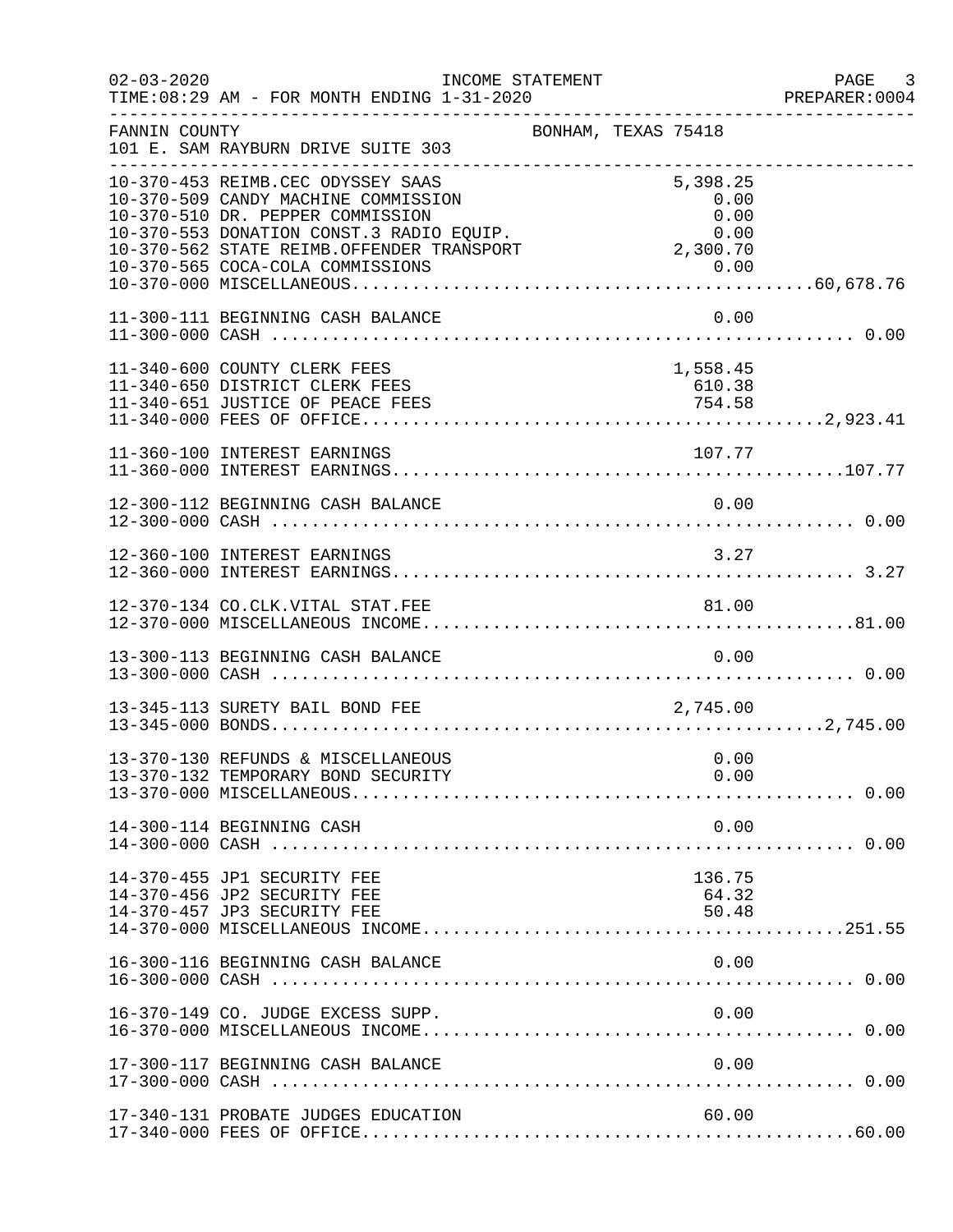INCOME STATEMENT

TIME:08:29 AM - FOR MONTH ENDING 1-31-2020

FANNIN COUNTY — BONHAM, TEXAS 75418
101 E. SAM RAYBURN DRIVE SUITE 303

| Account | Description | Amount | Total |
|---|---|---|---|
| 10-370-453 | REIMB.CEC ODYSSEY SAAS | 5,398.25 | |
| 10-370-509 | CANDY MACHINE COMMISSION | 0.00 | |
| 10-370-510 | DR. PEPPER COMMISSION | 0.00 | |
| 10-370-553 | DONATION CONST.3 RADIO EQUIP. | 0.00 | |
| 10-370-562 | STATE REIMB.OFFENDER TRANSPORT | 2,300.70 | |
| 10-370-565 | COCA-COLA COMMISSIONS | 0.00 | |
| 10-370-000 | MISCELLANEOUS | | 60,678.76 |
| 11-300-111 | BEGINNING CASH BALANCE | 0.00 | |
| 11-300-000 | CASH | | 0.00 |
| 11-340-600 | COUNTY CLERK FEES | 1,558.45 | |
| 11-340-650 | DISTRICT CLERK FEES | 610.38 | |
| 11-340-651 | JUSTICE OF PEACE FEES | 754.58 | |
| 11-340-000 | FEES OF OFFICE | | 2,923.41 |
| 11-360-100 | INTEREST EARNINGS | 107.77 | |
| 11-360-000 | INTEREST EARNINGS | | 107.77 |
| 12-300-112 | BEGINNING CASH BALANCE | 0.00 | |
| 12-300-000 | CASH | | 0.00 |
| 12-360-100 | INTEREST EARNINGS | 3.27 | |
| 12-360-000 | INTEREST EARNINGS | | 3.27 |
| 12-370-134 | CO.CLK.VITAL STAT.FEE | 81.00 | |
| 12-370-000 | MISCELLANEOUS INCOME | | 81.00 |
| 13-300-113 | BEGINNING CASH BALANCE | 0.00 | |
| 13-300-000 | CASH | | 0.00 |
| 13-345-113 | SURETY BAIL BOND FEE | 2,745.00 | |
| 13-345-000 | BONDS | | 2,745.00 |
| 13-370-130 | REFUNDS & MISCELLANEOUS | 0.00 | |
| 13-370-132 | TEMPORARY BOND SECURITY | 0.00 | |
| 13-370-000 | MISCELLANEOUS | | 0.00 |
| 14-300-114 | BEGINNING CASH | 0.00 | |
| 14-300-000 | CASH | | 0.00 |
| 14-370-455 | JP1 SECURITY FEE | 136.75 | |
| 14-370-456 | JP2 SECURITY FEE | 64.32 | |
| 14-370-457 | JP3 SECURITY FEE | 50.48 | |
| 14-370-000 | MISCELLANEOUS INCOME | | 251.55 |
| 16-300-116 | BEGINNING CASH BALANCE | 0.00 | |
| 16-300-000 | CASH | | 0.00 |
| 16-370-149 | CO. JUDGE EXCESS SUPP. | 0.00 | |
| 16-370-000 | MISCELLANEOUS INCOME | | 0.00 |
| 17-300-117 | BEGINNING CASH BALANCE | 0.00 | |
| 17-300-000 | CASH | | 0.00 |
| 17-340-131 | PROBATE JUDGES EDUCATION | 60.00 | |
| 17-340-000 | FEES OF OFFICE | | 60.00 |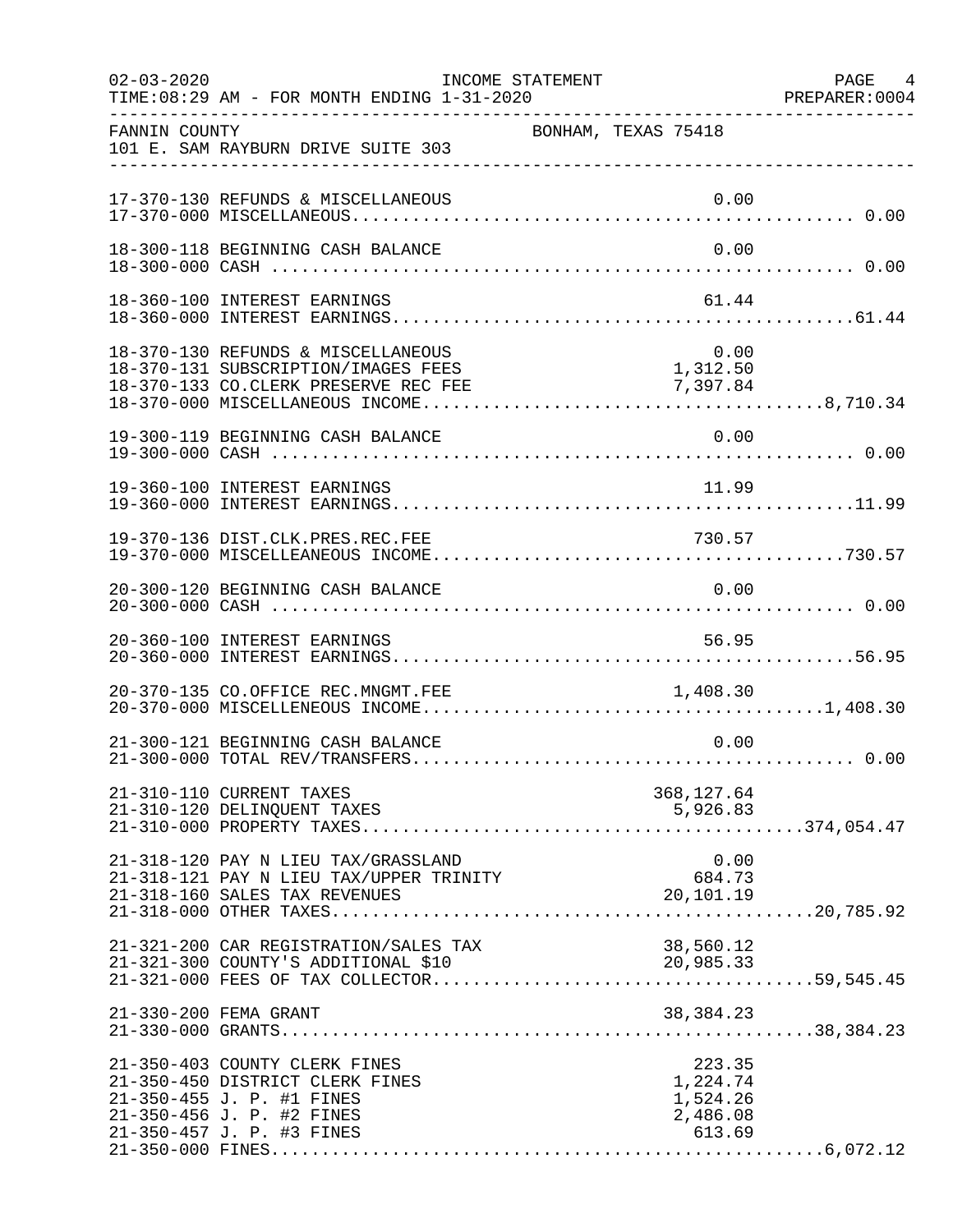FANNIN COUNTY BONHAM, TEXAS 75418
101 E. SAM RAYBURN DRIVE SUITE 303

INCOME STATEMENT — FOR MONTH ENDING 1-31-2020

| Account | Description | Amount | Total |
|---|---|---|---|
| 17-370-130 | REFUNDS & MISCELLANEOUS | 0.00 | |
| 17-370-000 | MISCELLANEOUS | | 0.00 |
| 18-300-118 | BEGINNING CASH BALANCE | 0.00 | |
| 18-300-000 | CASH | | 0.00 |
| 18-360-100 | INTEREST EARNINGS | 61.44 | |
| 18-360-000 | INTEREST EARNINGS | | 61.44 |
| 18-370-130 | REFUNDS & MISCELLANEOUS | 0.00 | |
| 18-370-131 | SUBSCRIPTION/IMAGES FEES | 1,312.50 | |
| 18-370-133 | CO.CLERK PRESERVE REC FEE | 7,397.84 | |
| 18-370-000 | MISCELLANEOUS INCOME | | 8,710.34 |
| 19-300-119 | BEGINNING CASH BALANCE | 0.00 | |
| 19-300-000 | CASH | | 0.00 |
| 19-360-100 | INTEREST EARNINGS | 11.99 | |
| 19-360-000 | INTEREST EARNINGS | | 11.99 |
| 19-370-136 | DIST.CLK.PRES.REC.FEE | 730.57 | |
| 19-370-000 | MISCELLEANEOUS INCOME | | 730.57 |
| 20-300-120 | BEGINNING CASH BALANCE | 0.00 | |
| 20-300-000 | CASH | | 0.00 |
| 20-360-100 | INTEREST EARNINGS | 56.95 | |
| 20-360-000 | INTEREST EARNINGS | | 56.95 |
| 20-370-135 | CO.OFFICE REC.MNGMT.FEE | 1,408.30 | |
| 20-370-000 | MISCELLENEOUS INCOME | | 1,408.30 |
| 21-300-121 | BEGINNING CASH BALANCE | 0.00 | |
| 21-300-000 | TOTAL REV/TRANSFERS | | 0.00 |
| 21-310-110 | CURRENT TAXES | 368,127.64 | |
| 21-310-120 | DELINQUENT TAXES | 5,926.83 | |
| 21-310-000 | PROPERTY TAXES | | 374,054.47 |
| 21-318-120 | PAY N LIEU TAX/GRASSLAND | 0.00 | |
| 21-318-121 | PAY N LIEU TAX/UPPER TRINITY | 684.73 | |
| 21-318-160 | SALES TAX REVENUES | 20,101.19 | |
| 21-318-000 | OTHER TAXES | | 20,785.92 |
| 21-321-200 | CAR REGISTRATION/SALES TAX | 38,560.12 | |
| 21-321-300 | COUNTY'S ADDITIONAL $10 | 20,985.33 | |
| 21-321-000 | FEES OF TAX COLLECTOR | | 59,545.45 |
| 21-330-200 | FEMA GRANT | 38,384.23 | |
| 21-330-000 | GRANTS | | 38,384.23 |
| 21-350-403 | COUNTY CLERK FINES | 223.35 | |
| 21-350-450 | DISTRICT CLERK FINES | 1,224.74 | |
| 21-350-455 | J. P. #1 FINES | 1,524.26 | |
| 21-350-456 | J. P. #2 FINES | 2,486.08 | |
| 21-350-457 | J. P. #3 FINES | 613.69 | |
| 21-350-000 | FINES | | 6,072.12 |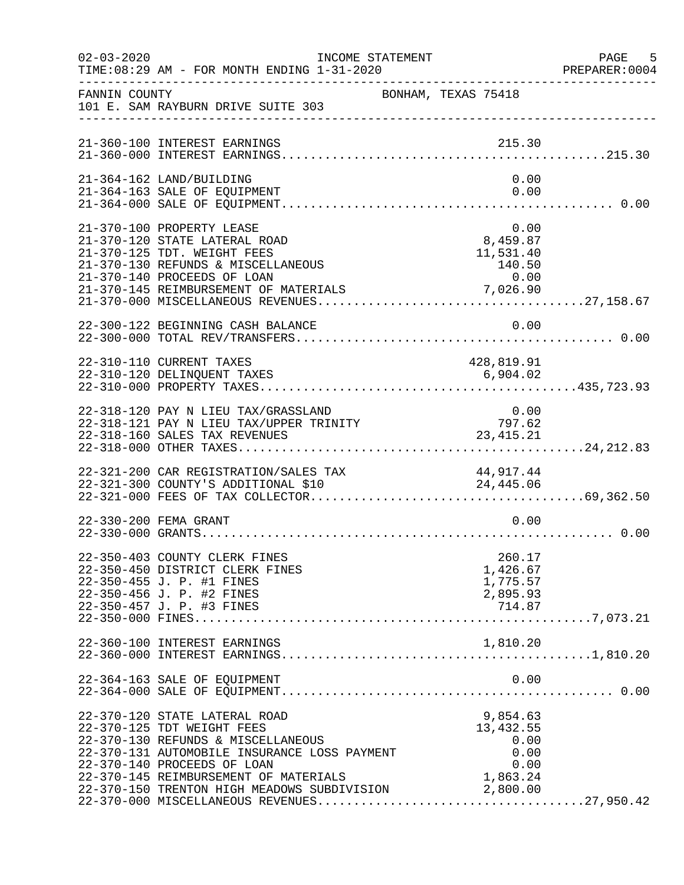INCOME STATEMENT

TIME:08:29 AM - FOR MONTH ENDING 1-31-2020

FANNIN COUNTY BONHAM, TEXAS 75418
101 E. SAM RAYBURN DRIVE SUITE 303

| Account | Description | Amount | Total |
|---|---|---|---|
| 21-360-100 | INTEREST EARNINGS | 215.30 | |
| 21-360-000 | INTEREST EARNINGS | | 215.30 |
| 21-364-162 | LAND/BUILDING | 0.00 | |
| 21-364-163 | SALE OF EQUIPMENT | 0.00 | |
| 21-364-000 | SALE OF EQUIPMENT | | 0.00 |
| 21-370-100 | PROPERTY LEASE | 0.00 | |
| 21-370-120 | STATE LATERAL ROAD | 8,459.87 | |
| 21-370-125 | TDT. WEIGHT FEES | 11,531.40 | |
| 21-370-130 | REFUNDS & MISCELLANEOUS | 140.50 | |
| 21-370-140 | PROCEEDS OF LOAN | 0.00 | |
| 21-370-145 | REIMBURSEMENT OF MATERIALS | 7,026.90 | |
| 21-370-000 | MISCELLANEOUS REVENUES | | 27,158.67 |
| 22-300-122 | BEGINNING CASH BALANCE | 0.00 | |
| 22-300-000 | TOTAL REV/TRANSFERS | | 0.00 |
| 22-310-110 | CURRENT TAXES | 428,819.91 | |
| 22-310-120 | DELINQUENT TAXES | 6,904.02 | |
| 22-310-000 | PROPERTY TAXES | | 435,723.93 |
| 22-318-120 | PAY N LIEU TAX/GRASSLAND | 0.00 | |
| 22-318-121 | PAY N LIEU TAX/UPPER TRINITY | 797.62 | |
| 22-318-160 | SALES TAX REVENUES | 23,415.21 | |
| 22-318-000 | OTHER TAXES | | 24,212.83 |
| 22-321-200 | CAR REGISTRATION/SALES TAX | 44,917.44 | |
| 22-321-300 | COUNTY'S ADDITIONAL $10 | 24,445.06 | |
| 22-321-000 | FEES OF TAX COLLECTOR | | 69,362.50 |
| 22-330-200 | FEMA GRANT | 0.00 | |
| 22-330-000 | GRANTS | | 0.00 |
| 22-350-403 | COUNTY CLERK FINES | 260.17 | |
| 22-350-450 | DISTRICT CLERK FINES | 1,426.67 | |
| 22-350-455 | J. P. #1 FINES | 1,775.57 | |
| 22-350-456 | J. P. #2 FINES | 2,895.93 | |
| 22-350-457 | J. P. #3 FINES | 714.87 | |
| 22-350-000 | FINES | | 7,073.21 |
| 22-360-100 | INTEREST EARNINGS | 1,810.20 | |
| 22-360-000 | INTEREST EARNINGS | | 1,810.20 |
| 22-364-163 | SALE OF EQUIPMENT | 0.00 | |
| 22-364-000 | SALE OF EQUIPMENT | | 0.00 |
| 22-370-120 | STATE LATERAL ROAD | 9,854.63 | |
| 22-370-125 | TDT WEIGHT FEES | 13,432.55 | |
| 22-370-130 | REFUNDS & MISCELLANEOUS | 0.00 | |
| 22-370-131 | AUTOMOBILE INSURANCE LOSS PAYMENT | 0.00 | |
| 22-370-140 | PROCEEDS OF LOAN | 0.00 | |
| 22-370-145 | REIMBURSEMENT OF MATERIALS | 1,863.24 | |
| 22-370-150 | TRENTON HIGH MEADOWS SUBDIVISION | 2,800.00 | |
| 22-370-000 | MISCELLANEOUS REVENUES | | 27,950.42 |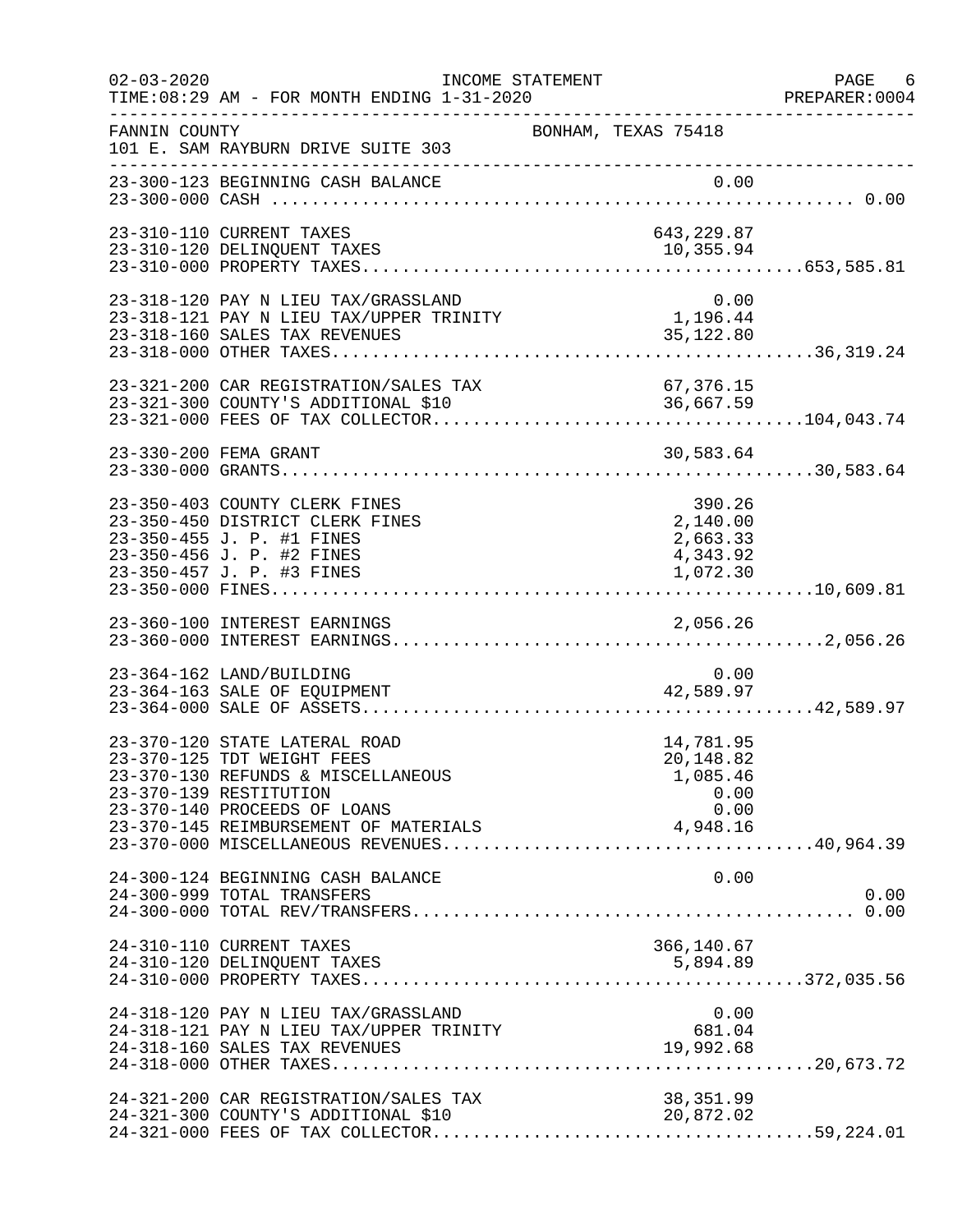02-03-2020 INCOME STATEMENT
TIME:08:29 AM - FOR MONTH ENDING 1-31-2020 PREPARER:0004

FANNIN COUNTY BONHAM, TEXAS 75418
101 E. SAM RAYBURN DRIVE SUITE 303

| Account | Description | Amount | Total |
|---|---|---|---|
| 23-300-123 | BEGINNING CASH BALANCE | 0.00 | |
| 23-300-000 | CASH | | 0.00 |
| 23-310-110 | CURRENT TAXES | 643,229.87 | |
| 23-310-120 | DELINQUENT TAXES | 10,355.94 | |
| 23-310-000 | PROPERTY TAXES | | 653,585.81 |
| 23-318-120 | PAY N LIEU TAX/GRASSLAND | 0.00 | |
| 23-318-121 | PAY N LIEU TAX/UPPER TRINITY | 1,196.44 | |
| 23-318-160 | SALES TAX REVENUES | 35,122.80 | |
| 23-318-000 | OTHER TAXES | | 36,319.24 |
| 23-321-200 | CAR REGISTRATION/SALES TAX | 67,376.15 | |
| 23-321-300 | COUNTY'S ADDITIONAL $10 | 36,667.59 | |
| 23-321-000 | FEES OF TAX COLLECTOR | | 104,043.74 |
| 23-330-200 | FEMA GRANT | 30,583.64 | |
| 23-330-000 | GRANTS | | 30,583.64 |
| 23-350-403 | COUNTY CLERK FINES | 390.26 | |
| 23-350-450 | DISTRICT CLERK FINES | 2,140.00 | |
| 23-350-455 | J. P. #1 FINES | 2,663.33 | |
| 23-350-456 | J. P. #2 FINES | 4,343.92 | |
| 23-350-457 | J. P. #3 FINES | 1,072.30 | |
| 23-350-000 | FINES | | 10,609.81 |
| 23-360-100 | INTEREST EARNINGS | 2,056.26 | |
| 23-360-000 | INTEREST EARNINGS | | 2,056.26 |
| 23-364-162 | LAND/BUILDING | 0.00 | |
| 23-364-163 | SALE OF EQUIPMENT | 42,589.97 | |
| 23-364-000 | SALE OF ASSETS | | 42,589.97 |
| 23-370-120 | STATE LATERAL ROAD | 14,781.95 | |
| 23-370-125 | TDT WEIGHT FEES | 20,148.82 | |
| 23-370-130 | REFUNDS & MISCELLANEOUS | 1,085.46 | |
| 23-370-139 | RESTITUTION | 0.00 | |
| 23-370-140 | PROCEEDS OF LOANS | 0.00 | |
| 23-370-145 | REIMBURSEMENT OF MATERIALS | 4,948.16 | |
| 23-370-000 | MISCELLANEOUS REVENUES | | 40,964.39 |
| 24-300-124 | BEGINNING CASH BALANCE | 0.00 | |
| 24-300-999 | TOTAL TRANSFERS | | 0.00 |
| 24-300-000 | TOTAL REV/TRANSFERS | | 0.00 |
| 24-310-110 | CURRENT TAXES | 366,140.67 | |
| 24-310-120 | DELINQUENT TAXES | 5,894.89 | |
| 24-310-000 | PROPERTY TAXES | | 372,035.56 |
| 24-318-120 | PAY N LIEU TAX/GRASSLAND | 0.00 | |
| 24-318-121 | PAY N LIEU TAX/UPPER TRINITY | 681.04 | |
| 24-318-160 | SALES TAX REVENUES | 19,992.68 | |
| 24-318-000 | OTHER TAXES | | 20,673.72 |
| 24-321-200 | CAR REGISTRATION/SALES TAX | 38,351.99 | |
| 24-321-300 | COUNTY'S ADDITIONAL $10 | 20,872.02 | |
| 24-321-000 | FEES OF TAX COLLECTOR | | 59,224.01 |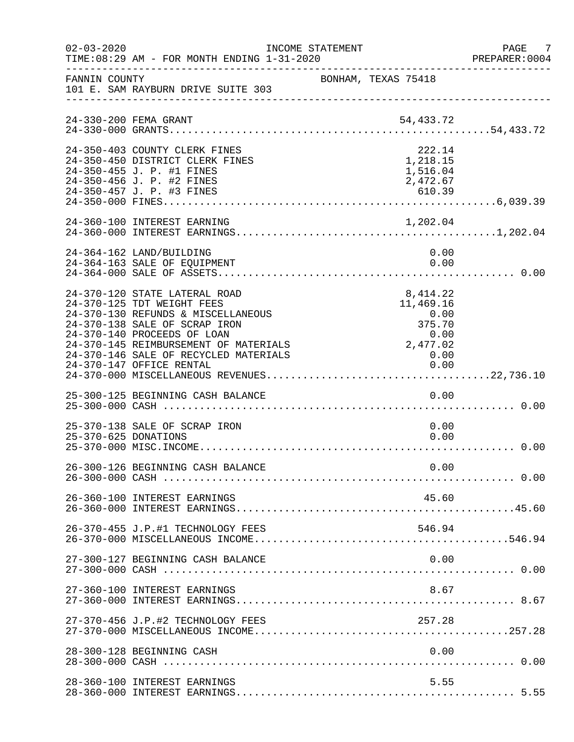FANNIN COUNTY
BONHAM, TEXAS 75418
101 E. SAM RAYBURN DRIVE SUITE 303

INCOME STATEMENT
FOR MONTH ENDING 1-31-2020

| Account | Description | Amount | Total |
|---|---|---|---|
| 24-330-200 | FEMA GRANT | 54,433.72 | |
| 24-330-000 | GRANTS | | 54,433.72 |
| 24-350-403 | COUNTY CLERK FINES | 222.14 | |
| 24-350-450 | DISTRICT CLERK FINES | 1,218.15 | |
| 24-350-455 | J. P. #1 FINES | 1,516.04 | |
| 24-350-456 | J. P. #2 FINES | 2,472.67 | |
| 24-350-457 | J. P. #3 FINES | 610.39 | |
| 24-350-000 | FINES | | 6,039.39 |
| 24-360-100 | INTEREST EARNING | 1,202.04 | |
| 24-360-000 | INTEREST EARNINGS | | 1,202.04 |
| 24-364-162 | LAND/BUILDING | 0.00 | |
| 24-364-163 | SALE OF EQUIPMENT | 0.00 | |
| 24-364-000 | SALE OF ASSETS | | 0.00 |
| 24-370-120 | STATE LATERAL ROAD | 8,414.22 | |
| 24-370-125 | TDT WEIGHT FEES | 11,469.16 | |
| 24-370-130 | REFUNDS & MISCELLANEOUS | 0.00 | |
| 24-370-138 | SALE OF SCRAP IRON | 375.70 | |
| 24-370-140 | PROCEEDS OF LOAN | 0.00 | |
| 24-370-145 | REIMBURSEMENT OF MATERIALS | 2,477.02 | |
| 24-370-146 | SALE OF RECYCLED MATERIALS | 0.00 | |
| 24-370-147 | OFFICE RENTAL | 0.00 | |
| 24-370-000 | MISCELLANEOUS REVENUES | | 22,736.10 |
| 25-300-125 | BEGINNING CASH BALANCE | 0.00 | |
| 25-300-000 | CASH | | 0.00 |
| 25-370-138 | SALE OF SCRAP IRON | 0.00 | |
| 25-370-625 | DONATIONS | 0.00 | |
| 25-370-000 | MISC.INCOME | | 0.00 |
| 26-300-126 | BEGINNING CASH BALANCE | 0.00 | |
| 26-300-000 | CASH | | 0.00 |
| 26-360-100 | INTEREST EARNINGS | 45.60 | |
| 26-360-000 | INTEREST EARNINGS | | 45.60 |
| 26-370-455 | J.P.#1 TECHNOLOGY FEES | 546.94 | |
| 26-370-000 | MISCELLANEOUS INCOME | | 546.94 |
| 27-300-127 | BEGINNING CASH BALANCE | 0.00 | |
| 27-300-000 | CASH | | 0.00 |
| 27-360-100 | INTEREST EARNINGS | 8.67 | |
| 27-360-000 | INTEREST EARNINGS | | 8.67 |
| 27-370-456 | J.P.#2 TECHNOLOGY FEES | 257.28 | |
| 27-370-000 | MISCELLANEOUS INCOME | | 257.28 |
| 28-300-128 | BEGINNING CASH | 0.00 | |
| 28-300-000 | CASH | | 0.00 |
| 28-360-100 | INTEREST EARNINGS | 5.55 | |
| 28-360-000 | INTEREST EARNINGS | | 5.55 |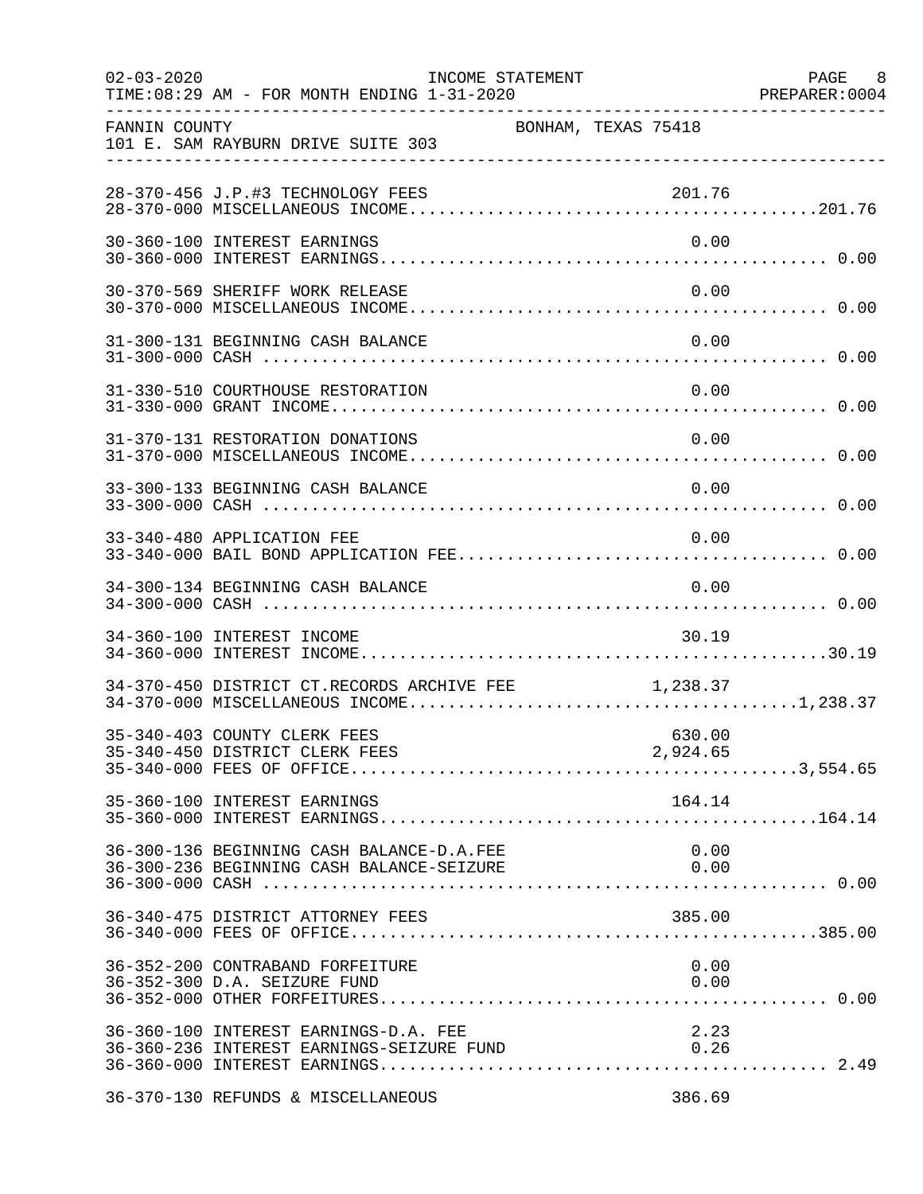FANNIN COUNTY — BONHAM, TEXAS 75418
101 E. SAM RAYBURN DRIVE SUITE 303

INCOME STATEMENT
TIME:08:29 AM - FOR MONTH ENDING 1-31-2020

| Account | Description | Amount | Total |
|---|---|---|---|
| 28-370-456 | J.P.#3 TECHNOLOGY FEES | 201.76 | |
| 28-370-000 | MISCELLANEOUS INCOME | | 201.76 |
| 30-360-100 | INTEREST EARNINGS | 0.00 | |
| 30-360-000 | INTEREST EARNINGS | | 0.00 |
| 30-370-569 | SHERIFF WORK RELEASE | 0.00 | |
| 30-370-000 | MISCELLANEOUS INCOME | | 0.00 |
| 31-300-131 | BEGINNING CASH BALANCE | 0.00 | |
| 31-300-000 | CASH | | 0.00 |
| 31-330-510 | COURTHOUSE RESTORATION | 0.00 | |
| 31-330-000 | GRANT INCOME | | 0.00 |
| 31-370-131 | RESTORATION DONATIONS | 0.00 | |
| 31-370-000 | MISCELLANEOUS INCOME | | 0.00 |
| 33-300-133 | BEGINNING CASH BALANCE | 0.00 | |
| 33-300-000 | CASH | | 0.00 |
| 33-340-480 | APPLICATION FEE | 0.00 | |
| 33-340-000 | BAIL BOND APPLICATION FEE | | 0.00 |
| 34-300-134 | BEGINNING CASH BALANCE | 0.00 | |
| 34-300-000 | CASH | | 0.00 |
| 34-360-100 | INTEREST INCOME | 30.19 | |
| 34-360-000 | INTEREST INCOME | | 30.19 |
| 34-370-450 | DISTRICT CT.RECORDS ARCHIVE FEE | 1,238.37 | |
| 34-370-000 | MISCELLANEOUS INCOME | | 1,238.37 |
| 35-340-403 | COUNTY CLERK FEES | 630.00 | |
| 35-340-450 | DISTRICT CLERK FEES | 2,924.65 | |
| 35-340-000 | FEES OF OFFICE | | 3,554.65 |
| 35-360-100 | INTEREST EARNINGS | 164.14 | |
| 35-360-000 | INTEREST EARNINGS | | 164.14 |
| 36-300-136 | BEGINNING CASH BALANCE-D.A.FEE | 0.00 | |
| 36-300-236 | BEGINNING CASH BALANCE-SEIZURE | 0.00 | |
| 36-300-000 | CASH | | 0.00 |
| 36-340-475 | DISTRICT ATTORNEY FEES | 385.00 | |
| 36-340-000 | FEES OF OFFICE | | 385.00 |
| 36-352-200 | CONTRABAND FORFEITURE | 0.00 | |
| 36-352-300 | D.A. SEIZURE FUND | 0.00 | |
| 36-352-000 | OTHER FORFEITURES | | 0.00 |
| 36-360-100 | INTEREST EARNINGS-D.A. FEE | 2.23 | |
| 36-360-236 | INTEREST EARNINGS-SEIZURE FUND | 0.26 | |
| 36-360-000 | INTEREST EARNINGS | | 2.49 |
| 36-370-130 | REFUNDS & MISCELLANEOUS | 386.69 | |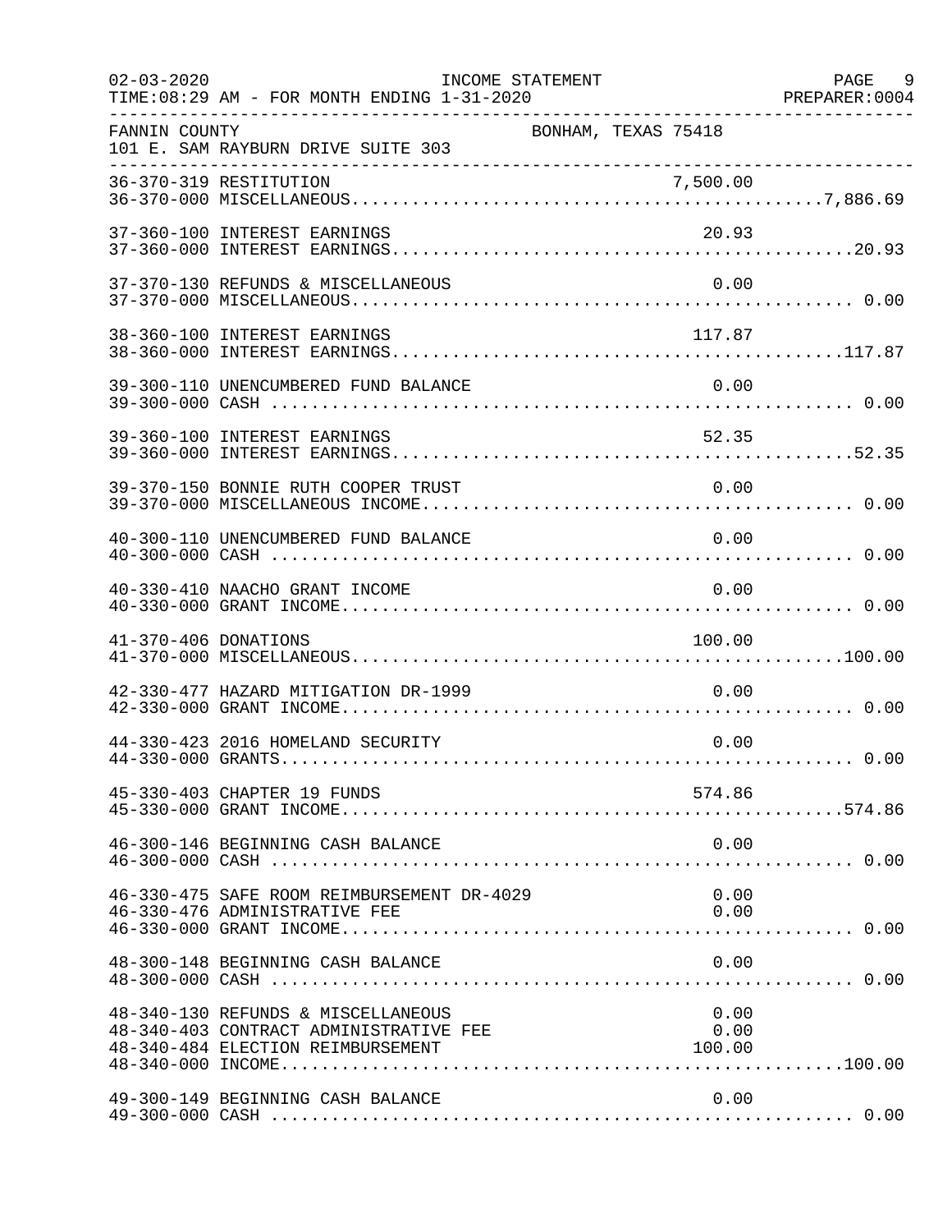02-03-2020 INCOME STATEMENT
TIME:08:29 AM - FOR MONTH ENDING 1-31-2020

FANNIN COUNTY BONHAM, TEXAS 75418
101 E. SAM RAYBURN DRIVE SUITE 303

| Account | Description | Amount | Total |
|---|---|---|---|
| 36-370-319 | RESTITUTION | 7,500.00 | |
| 36-370-000 | MISCELLANEOUS | | 7,886.69 |
| 37-360-100 | INTEREST EARNINGS | 20.93 | |
| 37-360-000 | INTEREST EARNINGS | | 20.93 |
| 37-370-130 | REFUNDS & MISCELLANEOUS | 0.00 | |
| 37-370-000 | MISCELLANEOUS | | 0.00 |
| 38-360-100 | INTEREST EARNINGS | 117.87 | |
| 38-360-000 | INTEREST EARNINGS | | 117.87 |
| 39-300-110 | UNENCUMBERED FUND BALANCE | 0.00 | |
| 39-300-000 | CASH | | 0.00 |
| 39-360-100 | INTEREST EARNINGS | 52.35 | |
| 39-360-000 | INTEREST EARNINGS | | 52.35 |
| 39-370-150 | BONNIE RUTH COOPER TRUST | 0.00 | |
| 39-370-000 | MISCELLANEOUS INCOME | | 0.00 |
| 40-300-110 | UNENCUMBERED FUND BALANCE | 0.00 | |
| 40-300-000 | CASH | | 0.00 |
| 40-330-410 | NAACHO GRANT INCOME | 0.00 | |
| 40-330-000 | GRANT INCOME | | 0.00 |
| 41-370-406 | DONATIONS | 100.00 | |
| 41-370-000 | MISCELLANEOUS | | 100.00 |
| 42-330-477 | HAZARD MITIGATION DR-1999 | 0.00 | |
| 42-330-000 | GRANT INCOME | | 0.00 |
| 44-330-423 | 2016 HOMELAND SECURITY | 0.00 | |
| 44-330-000 | GRANTS | | 0.00 |
| 45-330-403 | CHAPTER 19 FUNDS | 574.86 | |
| 45-330-000 | GRANT INCOME | | 574.86 |
| 46-300-146 | BEGINNING CASH BALANCE | 0.00 | |
| 46-300-000 | CASH | | 0.00 |
| 46-330-475 | SAFE ROOM REIMBURSEMENT DR-4029 | 0.00 | |
| 46-330-476 | ADMINISTRATIVE FEE | 0.00 | |
| 46-330-000 | GRANT INCOME | | 0.00 |
| 48-300-148 | BEGINNING CASH BALANCE | 0.00 | |
| 48-300-000 | CASH | | 0.00 |
| 48-340-130 | REFUNDS & MISCELLANEOUS | 0.00 | |
| 48-340-403 | CONTRACT ADMINISTRATIVE FEE | 0.00 | |
| 48-340-484 | ELECTION REIMBURSEMENT | 100.00 | |
| 48-340-000 | INCOME | | 100.00 |
| 49-300-149 | BEGINNING CASH BALANCE | 0.00 | |
| 49-300-000 | CASH | | 0.00 |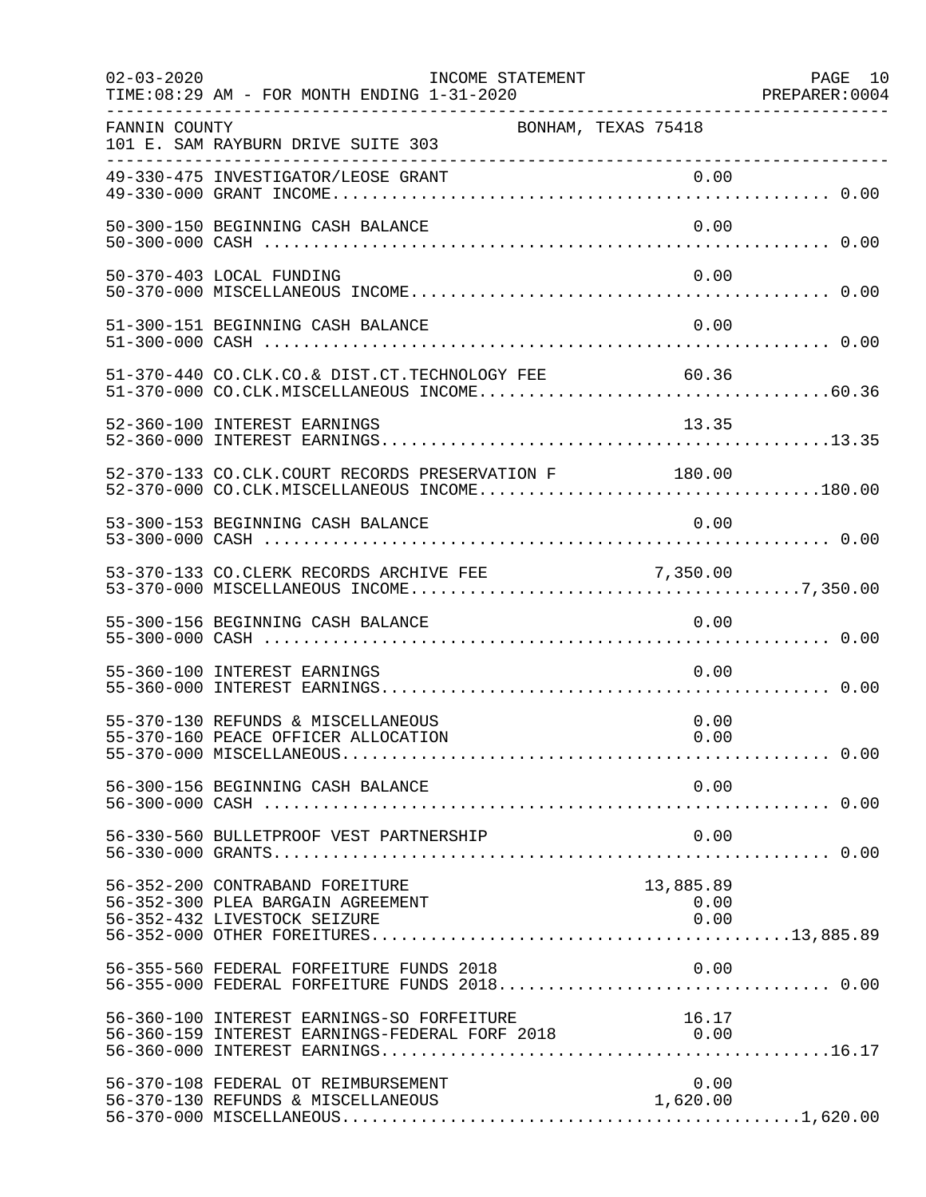FANNIN COUNTY BONHAM, TEXAS 75418
101 E. SAM RAYBURN DRIVE SUITE 303

INCOME STATEMENT
TIME:08:29 AM - FOR MONTH ENDING 1-31-2020

| Account | Description | Detail | Total |
|---|---|---|---|
| 49-330-475 | INVESTIGATOR/LEOSE GRANT | 0.00 | |
| 49-330-000 | GRANT INCOME | | 0.00 |
| 50-300-150 | BEGINNING CASH BALANCE | 0.00 | |
| 50-300-000 | CASH | | 0.00 |
| 50-370-403 | LOCAL FUNDING | 0.00 | |
| 50-370-000 | MISCELLANEOUS INCOME | | 0.00 |
| 51-300-151 | BEGINNING CASH BALANCE | 0.00 | |
| 51-300-000 | CASH | | 0.00 |
| 51-370-440 | CO.CLK.CO.& DIST.CT.TECHNOLOGY FEE | 60.36 | |
| 51-370-000 | CO.CLK.MISCELLANEOUS INCOME | | 60.36 |
| 52-360-100 | INTEREST EARNINGS | 13.35 | |
| 52-360-000 | INTEREST EARNINGS | | 13.35 |
| 52-370-133 | CO.CLK.COURT RECORDS PRESERVATION F | 180.00 | |
| 52-370-000 | CO.CLK.MISCELLANEOUS INCOME | | 180.00 |
| 53-300-153 | BEGINNING CASH BALANCE | 0.00 | |
| 53-300-000 | CASH | | 0.00 |
| 53-370-133 | CO.CLERK RECORDS ARCHIVE FEE | 7,350.00 | |
| 53-370-000 | MISCELLANEOUS INCOME | | 7,350.00 |
| 55-300-156 | BEGINNING CASH BALANCE | 0.00 | |
| 55-300-000 | CASH | | 0.00 |
| 55-360-100 | INTEREST EARNINGS | 0.00 | |
| 55-360-000 | INTEREST EARNINGS | | 0.00 |
| 55-370-130 | REFUNDS & MISCELLANEOUS | 0.00 | |
| 55-370-160 | PEACE OFFICER ALLOCATION | 0.00 | |
| 55-370-000 | MISCELLANEOUS | | 0.00 |
| 56-300-156 | BEGINNING CASH BALANCE | 0.00 | |
| 56-300-000 | CASH | | 0.00 |
| 56-330-560 | BULLETPROOF VEST PARTNERSHIP | 0.00 | |
| 56-330-000 | GRANTS | | 0.00 |
| 56-352-200 | CONTRABAND FOREITURE | 13,885.89 | |
| 56-352-300 | PLEA BARGAIN AGREEMENT | 0.00 | |
| 56-352-432 | LIVESTOCK SEIZURE | 0.00 | |
| 56-352-000 | OTHER FOREITURES | | 13,885.89 |
| 56-355-560 | FEDERAL FORFEITURE FUNDS 2018 | 0.00 | |
| 56-355-000 | FEDERAL FORFEITURE FUNDS 2018 | | 0.00 |
| 56-360-100 | INTEREST EARNINGS-SO FORFEITURE | 16.17 | |
| 56-360-159 | INTEREST EARNINGS-FEDERAL FORF 2018 | 0.00 | |
| 56-360-000 | INTEREST EARNINGS | | 16.17 |
| 56-370-108 | FEDERAL OT REIMBURSEMENT | 0.00 | |
| 56-370-130 | REFUNDS & MISCELLANEOUS | 1,620.00 | |
| 56-370-000 | MISCELLANEOUS | | 1,620.00 |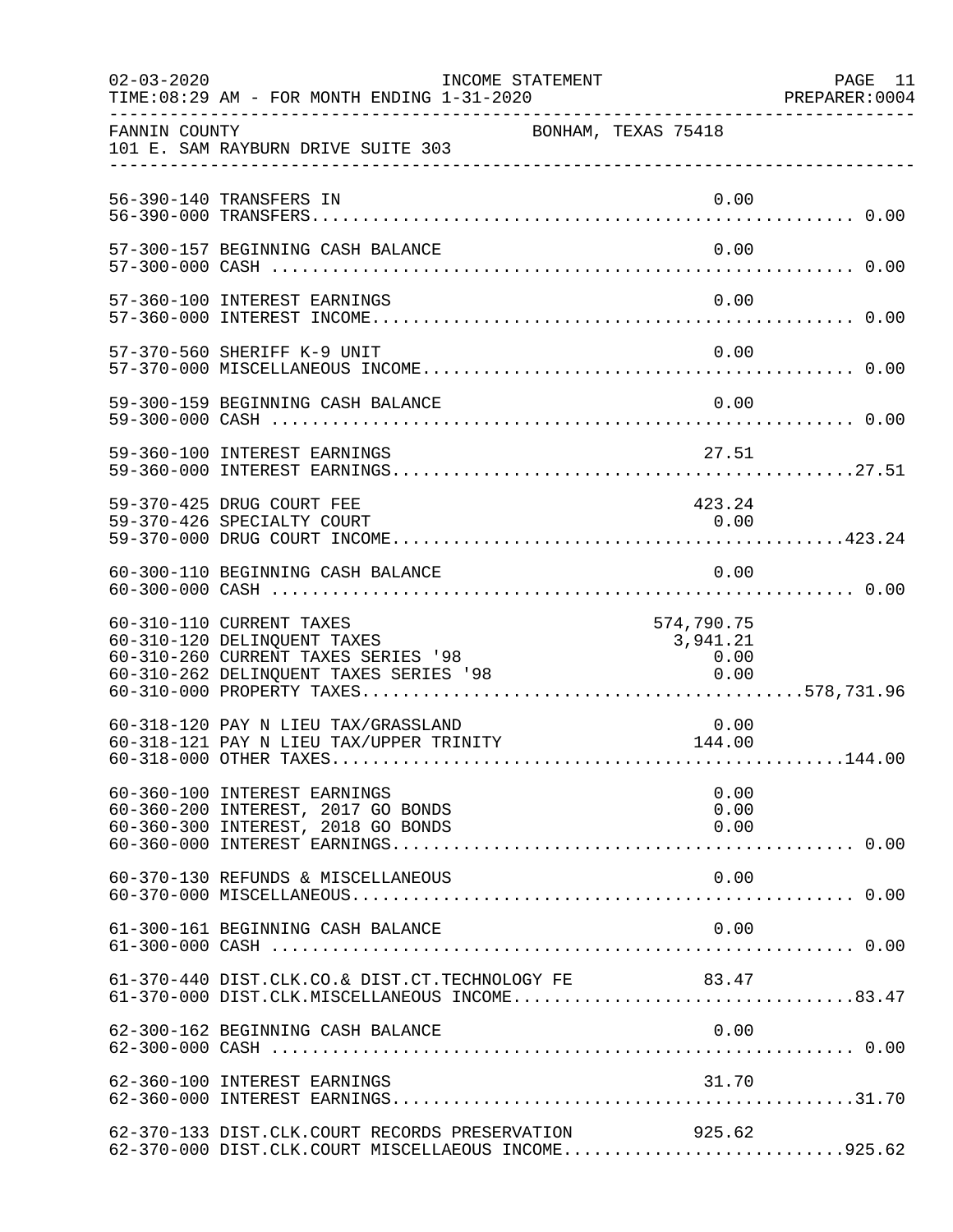FANNIN COUNTY — BONHAM, TEXAS 75418
101 E. SAM RAYBURN DRIVE SUITE 303

INCOME STATEMENT
TIME:08:29 AM - FOR MONTH ENDING 1-31-2020

| Account | Description | Amount | Total |
|---|---|---|---|
| 56-390-140 | TRANSFERS IN | 0.00 | |
| 56-390-000 | TRANSFERS | | 0.00 |
| 57-300-157 | BEGINNING CASH BALANCE | 0.00 | |
| 57-300-000 | CASH | | 0.00 |
| 57-360-100 | INTEREST EARNINGS | 0.00 | |
| 57-360-000 | INTEREST INCOME | | 0.00 |
| 57-370-560 | SHERIFF K-9 UNIT | 0.00 | |
| 57-370-000 | MISCELLANEOUS INCOME | | 0.00 |
| 59-300-159 | BEGINNING CASH BALANCE | 0.00 | |
| 59-300-000 | CASH | | 0.00 |
| 59-360-100 | INTEREST EARNINGS | 27.51 | |
| 59-360-000 | INTEREST EARNINGS | | 27.51 |
| 59-370-425 | DRUG COURT FEE | 423.24 | |
| 59-370-426 | SPECIALTY COURT | 0.00 | |
| 59-370-000 | DRUG COURT INCOME | | 423.24 |
| 60-300-110 | BEGINNING CASH BALANCE | 0.00 | |
| 60-300-000 | CASH | | 0.00 |
| 60-310-110 | CURRENT TAXES | 574,790.75 | |
| 60-310-120 | DELINQUENT TAXES | 3,941.21 | |
| 60-310-260 | CURRENT TAXES SERIES '98 | 0.00 | |
| 60-310-262 | DELINQUENT TAXES SERIES '98 | 0.00 | |
| 60-310-000 | PROPERTY TAXES | | 578,731.96 |
| 60-318-120 | PAY N LIEU TAX/GRASSLAND | 0.00 | |
| 60-318-121 | PAY N LIEU TAX/UPPER TRINITY | 144.00 | |
| 60-318-000 | OTHER TAXES | | 144.00 |
| 60-360-100 | INTEREST EARNINGS | 0.00 | |
| 60-360-200 | INTEREST, 2017 GO BONDS | 0.00 | |
| 60-360-300 | INTEREST, 2018 GO BONDS | 0.00 | |
| 60-360-000 | INTEREST EARNINGS | | 0.00 |
| 60-370-130 | REFUNDS & MISCELLANEOUS | 0.00 | |
| 60-370-000 | MISCELLANEOUS | | 0.00 |
| 61-300-161 | BEGINNING CASH BALANCE | 0.00 | |
| 61-300-000 | CASH | | 0.00 |
| 61-370-440 | DIST.CLK.CO.& DIST.CT.TECHNOLOGY FE | 83.47 | |
| 61-370-000 | DIST.CLK.MISCELLANEOUS INCOME | | 83.47 |
| 62-300-162 | BEGINNING CASH BALANCE | 0.00 | |
| 62-300-000 | CASH | | 0.00 |
| 62-360-100 | INTEREST EARNINGS | 31.70 | |
| 62-360-000 | INTEREST EARNINGS | | 31.70 |
| 62-370-133 | DIST.CLK.COURT RECORDS PRESERVATION | 925.62 | |
| 62-370-000 | DIST.CLK.COURT MISCELLAEOUS INCOME | | 925.62 |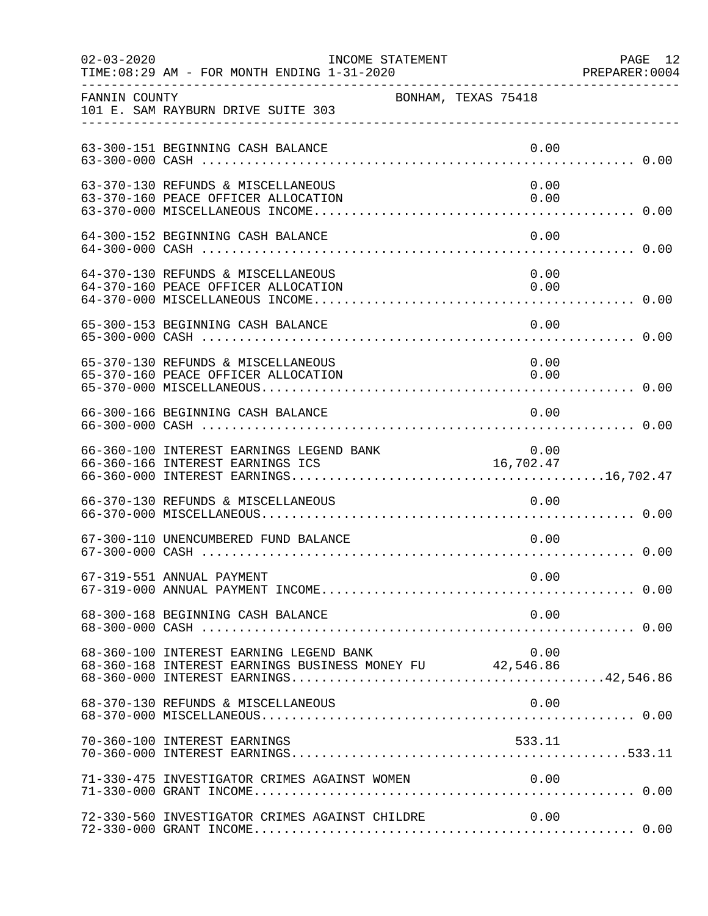02-03-2020 INCOME STATEMENT
TIME:08:29 AM - FOR MONTH ENDING 1-31-2020 PREPARER:0004

FANNIN COUNTY BONHAM, TEXAS 75418
101 E. SAM RAYBURN DRIVE SUITE 303

| Account | Description | Detail | Total |
|---|---|---|---|
| 63-300-151 | BEGINNING CASH BALANCE | 0.00 | |
| 63-300-000 | CASH | | 0.00 |
| 63-370-130 | REFUNDS & MISCELLANEOUS | 0.00 | |
| 63-370-160 | PEACE OFFICER ALLOCATION | 0.00 | |
| 63-370-000 | MISCELLANEOUS INCOME | | 0.00 |
| 64-300-152 | BEGINNING CASH BALANCE | 0.00 | |
| 64-300-000 | CASH | | 0.00 |
| 64-370-130 | REFUNDS & MISCELLANEOUS | 0.00 | |
| 64-370-160 | PEACE OFFICER ALLOCATION | 0.00 | |
| 64-370-000 | MISCELLANEOUS INCOME | | 0.00 |
| 65-300-153 | BEGINNING CASH BALANCE | 0.00 | |
| 65-300-000 | CASH | | 0.00 |
| 65-370-130 | REFUNDS & MISCELLANEOUS | 0.00 | |
| 65-370-160 | PEACE OFFICER ALLOCATION | 0.00 | |
| 65-370-000 | MISCELLANEOUS | | 0.00 |
| 66-300-166 | BEGINNING CASH BALANCE | 0.00 | |
| 66-300-000 | CASH | | 0.00 |
| 66-360-100 | INTEREST EARNINGS LEGEND BANK | 0.00 | |
| 66-360-166 | INTEREST EARNINGS ICS | 16,702.47 | |
| 66-360-000 | INTEREST EARNINGS | | 16,702.47 |
| 66-370-130 | REFUNDS & MISCELLANEOUS | 0.00 | |
| 66-370-000 | MISCELLANEOUS | | 0.00 |
| 67-300-110 | UNENCUMBERED FUND BALANCE | 0.00 | |
| 67-300-000 | CASH | | 0.00 |
| 67-319-551 | ANNUAL PAYMENT | 0.00 | |
| 67-319-000 | ANNUAL PAYMENT INCOME | | 0.00 |
| 68-300-168 | BEGINNING CASH BALANCE | 0.00 | |
| 68-300-000 | CASH | | 0.00 |
| 68-360-100 | INTEREST EARNING LEGEND BANK | 0.00 | |
| 68-360-168 | INTEREST EARNINGS BUSINESS MONEY FU | 42,546.86 | |
| 68-360-000 | INTEREST EARNINGS | | 42,546.86 |
| 68-370-130 | REFUNDS & MISCELLANEOUS | 0.00 | |
| 68-370-000 | MISCELLANEOUS | | 0.00 |
| 70-360-100 | INTEREST EARNINGS | 533.11 | |
| 70-360-000 | INTEREST EARNINGS | | 533.11 |
| 71-330-475 | INVESTIGATOR CRIMES AGAINST WOMEN | 0.00 | |
| 71-330-000 | GRANT INCOME | | 0.00 |
| 72-330-560 | INVESTIGATOR CRIMES AGAINST CHILDRE | 0.00 | |
| 72-330-000 | GRANT INCOME | | 0.00 |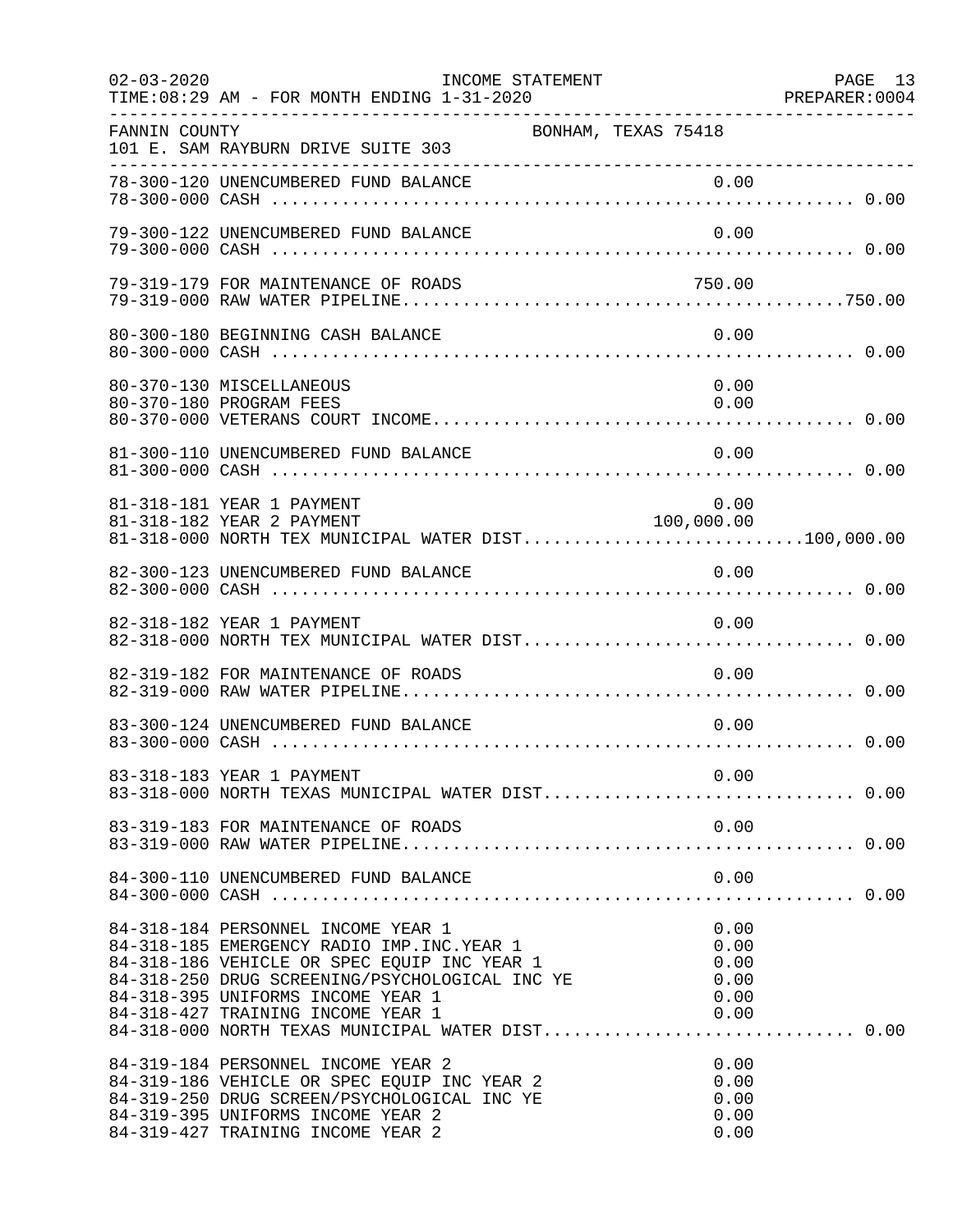INCOME STATEMENT

02-03-2020 TIME:08:29 AM - FOR MONTH ENDING 1-31-2020 — PREPARER:0004

FANNIN COUNTY — BONHAM, TEXAS 75418
101 E. SAM RAYBURN DRIVE SUITE 303

| Account | Description | Amount | Total |
|---|---|---|---|
| 78-300-120 | UNENCUMBERED FUND BALANCE | 0.00 | |
| 78-300-000 | CASH | | 0.00 |
| 79-300-122 | UNENCUMBERED FUND BALANCE | 0.00 | |
| 79-300-000 | CASH | | 0.00 |
| 79-319-179 | FOR MAINTENANCE OF ROADS | 750.00 | |
| 79-319-000 | RAW WATER PIPELINE | | 750.00 |
| 80-300-180 | BEGINNING CASH BALANCE | 0.00 | |
| 80-300-000 | CASH | | 0.00 |
| 80-370-130 | MISCELLANEOUS | 0.00 | |
| 80-370-180 | PROGRAM FEES | 0.00 | |
| 80-370-000 | VETERANS COURT INCOME | | 0.00 |
| 81-300-110 | UNENCUMBERED FUND BALANCE | 0.00 | |
| 81-300-000 | CASH | | 0.00 |
| 81-318-181 | YEAR 1 PAYMENT | 0.00 | |
| 81-318-182 | YEAR 2 PAYMENT | 100,000.00 | |
| 81-318-000 | NORTH TEX MUNICIPAL WATER DIST | | 100,000.00 |
| 82-300-123 | UNENCUMBERED FUND BALANCE | 0.00 | |
| 82-300-000 | CASH | | 0.00 |
| 82-318-182 | YEAR 1 PAYMENT | 0.00 | |
| 82-318-000 | NORTH TEX MUNICIPAL WATER DIST | | 0.00 |
| 82-319-182 | FOR MAINTENANCE OF ROADS | 0.00 | |
| 82-319-000 | RAW WATER PIPELINE | | 0.00 |
| 83-300-124 | UNENCUMBERED FUND BALANCE | 0.00 | |
| 83-300-000 | CASH | | 0.00 |
| 83-318-183 | YEAR 1 PAYMENT | 0.00 | |
| 83-318-000 | NORTH TEXAS MUNICIPAL WATER DIST | | 0.00 |
| 83-319-183 | FOR MAINTENANCE OF ROADS | 0.00 | |
| 83-319-000 | RAW WATER PIPELINE | | 0.00 |
| 84-300-110 | UNENCUMBERED FUND BALANCE | 0.00 | |
| 84-300-000 | CASH | | 0.00 |
| 84-318-184 | PERSONNEL INCOME YEAR 1 | 0.00 | |
| 84-318-185 | EMERGENCY RADIO IMP.INC.YEAR 1 | 0.00 | |
| 84-318-186 | VEHICLE OR SPEC EQUIP INC YEAR 1 | 0.00 | |
| 84-318-250 | DRUG SCREENING/PSYCHOLOGICAL INC YE | 0.00 | |
| 84-318-395 | UNIFORMS INCOME YEAR 1 | 0.00 | |
| 84-318-427 | TRAINING INCOME YEAR 1 | 0.00 | |
| 84-318-000 | NORTH TEXAS MUNICIPAL WATER DIST | | 0.00 |
| 84-319-184 | PERSONNEL INCOME YEAR 2 | 0.00 | |
| 84-319-186 | VEHICLE OR SPEC EQUIP INC YEAR 2 | 0.00 | |
| 84-319-250 | DRUG SCREEN/PSYCHOLOGICAL INC YE | 0.00 | |
| 84-319-395 | UNIFORMS INCOME YEAR 2 | 0.00 | |
| 84-319-427 | TRAINING INCOME YEAR 2 | 0.00 | |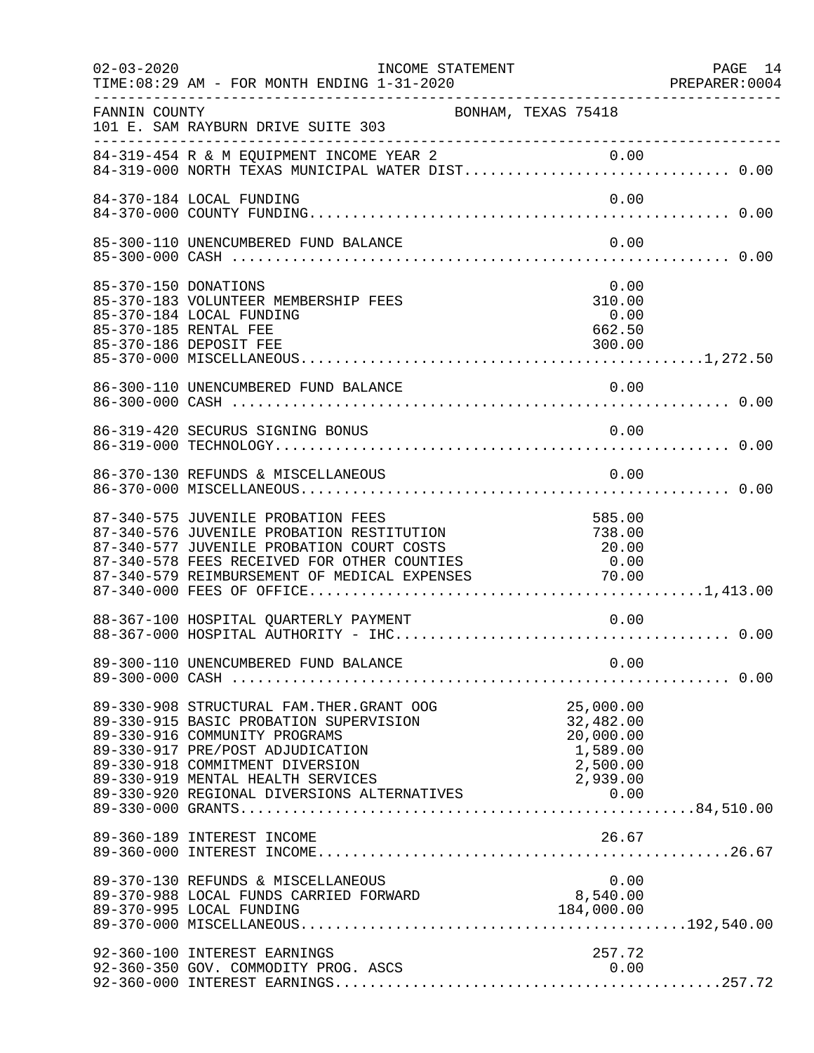INCOME STATEMENT

TIME:08:29 AM - FOR MONTH ENDING 1-31-2020

FANNIN COUNTY — BONHAM, TEXAS 75418

101 E. SAM RAYBURN DRIVE SUITE 303

| Account | Description | Amount | Total |
|---|---|---|---|
| 84-319-454 | R & M EQUIPMENT INCOME YEAR 2 | 0.00 | |
| 84-319-000 | NORTH TEXAS MUNICIPAL WATER DIST | | 0.00 |
| 84-370-184 | LOCAL FUNDING | 0.00 | |
| 84-370-000 | COUNTY FUNDING | | 0.00 |
| 85-300-110 | UNENCUMBERED FUND BALANCE | 0.00 | |
| 85-300-000 | CASH | | 0.00 |
| 85-370-150 | DONATIONS | 0.00 | |
| 85-370-183 | VOLUNTEER MEMBERSHIP FEES | 310.00 | |
| 85-370-184 | LOCAL FUNDING | 0.00 | |
| 85-370-185 | RENTAL FEE | 662.50 | |
| 85-370-186 | DEPOSIT FEE | 300.00 | |
| 85-370-000 | MISCELLANEOUS | | 1,272.50 |
| 86-300-110 | UNENCUMBERED FUND BALANCE | 0.00 | |
| 86-300-000 | CASH | | 0.00 |
| 86-319-420 | SECURUS SIGNING BONUS | 0.00 | |
| 86-319-000 | TECHNOLOGY | | 0.00 |
| 86-370-130 | REFUNDS & MISCELLANEOUS | 0.00 | |
| 86-370-000 | MISCELLANEOUS | | 0.00 |
| 87-340-575 | JUVENILE PROBATION FEES | 585.00 | |
| 87-340-576 | JUVENILE PROBATION RESTITUTION | 738.00 | |
| 87-340-577 | JUVENILE PROBATION COURT COSTS | 20.00 | |
| 87-340-578 | FEES RECEIVED FOR OTHER COUNTIES | 0.00 | |
| 87-340-579 | REIMBURSEMENT OF MEDICAL EXPENSES | 70.00 | |
| 87-340-000 | FEES OF OFFICE | | 1,413.00 |
| 88-367-100 | HOSPITAL QUARTERLY PAYMENT | 0.00 | |
| 88-367-000 | HOSPITAL AUTHORITY - IHC | | 0.00 |
| 89-300-110 | UNENCUMBERED FUND BALANCE | 0.00 | |
| 89-300-000 | CASH | | 0.00 |
| 89-330-908 | STRUCTURAL FAM.THER.GRANT OOG | 25,000.00 | |
| 89-330-915 | BASIC PROBATION SUPERVISION | 32,482.00 | |
| 89-330-916 | COMMUNITY PROGRAMS | 20,000.00 | |
| 89-330-917 | PRE/POST ADJUDICATION | 1,589.00 | |
| 89-330-918 | COMMITMENT DIVERSION | 2,500.00 | |
| 89-330-919 | MENTAL HEALTH SERVICES | 2,939.00 | |
| 89-330-920 | REGIONAL DIVERSIONS ALTERNATIVES | 0.00 | |
| 89-330-000 | GRANTS | | 84,510.00 |
| 89-360-189 | INTEREST INCOME | 26.67 | |
| 89-360-000 | INTEREST INCOME | | 26.67 |
| 89-370-130 | REFUNDS & MISCELLANEOUS | 0.00 | |
| 89-370-988 | LOCAL FUNDS CARRIED FORWARD | 8,540.00 | |
| 89-370-995 | LOCAL FUNDING | 184,000.00 | |
| 89-370-000 | MISCELLANEOUS | | 192,540.00 |
| 92-360-100 | INTEREST EARNINGS | 257.72 | |
| 92-360-350 | GOV. COMMODITY PROG. ASCS | 0.00 | |
| 92-360-000 | INTEREST EARNINGS | | 257.72 |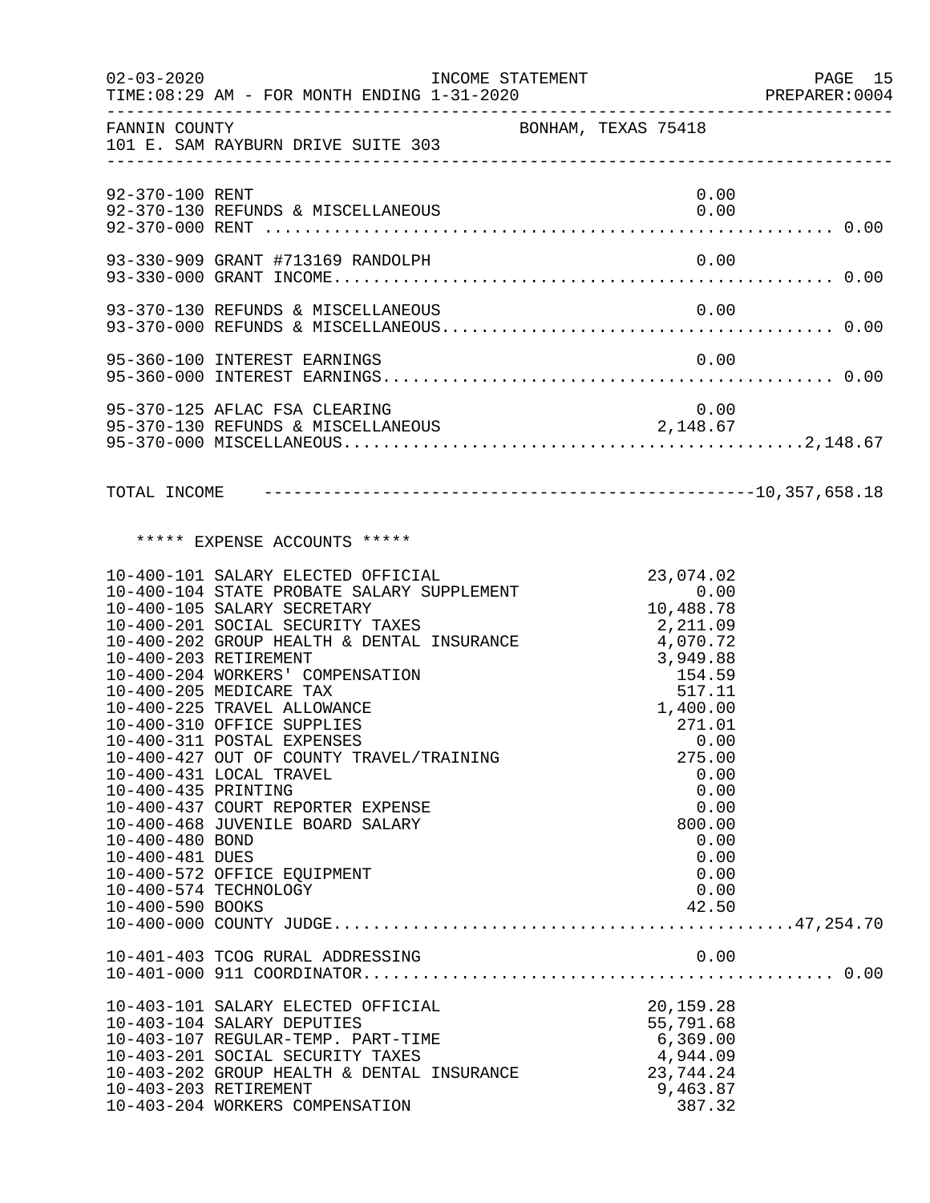FANNIN COUNTY — BONHAM, TEXAS 75418
101 E. SAM RAYBURN DRIVE SUITE 303

INCOME STATEMENT — FOR MONTH ENDING 1-31-2020

| Account | Description | Amount | Total |
|---|---|---|---|
| 92-370-100 | RENT | 0.00 | |
| 92-370-130 | REFUNDS & MISCELLANEOUS | 0.00 | |
| 92-370-000 | RENT | | 0.00 |
| 93-330-909 | GRANT #713169 RANDOLPH | 0.00 | |
| 93-330-000 | GRANT INCOME | | 0.00 |
| 93-370-130 | REFUNDS & MISCELLANEOUS | 0.00 | |
| 93-370-000 | REFUNDS & MISCELLANEOUS | | 0.00 |
| 95-360-100 | INTEREST EARNINGS | 0.00 | |
| 95-360-000 | INTEREST EARNINGS | | 0.00 |
| 95-370-125 | AFLAC FSA CLEARING | 0.00 | |
| 95-370-130 | REFUNDS & MISCELLANEOUS | 2,148.67 | |
| 95-370-000 | MISCELLANEOUS | | 2,148.67 |

TOTAL INCOME ---------------------------------------------- 10,357,658.18

***** EXPENSE ACCOUNTS *****

| Account | Description | Amount | Total |
|---|---|---|---|
| 10-400-101 | SALARY ELECTED OFFICIAL | 23,074.02 | |
| 10-400-104 | STATE PROBATE SALARY SUPPLEMENT | 0.00 | |
| 10-400-105 | SALARY SECRETARY | 10,488.78 | |
| 10-400-201 | SOCIAL SECURITY TAXES | 2,211.09 | |
| 10-400-202 | GROUP HEALTH & DENTAL INSURANCE | 4,070.72 | |
| 10-400-203 | RETIREMENT | 3,949.88 | |
| 10-400-204 | WORKERS' COMPENSATION | 154.59 | |
| 10-400-205 | MEDICARE TAX | 517.11 | |
| 10-400-225 | TRAVEL ALLOWANCE | 1,400.00 | |
| 10-400-310 | OFFICE SUPPLIES | 271.01 | |
| 10-400-311 | POSTAL EXPENSES | 0.00 | |
| 10-400-427 | OUT OF COUNTY TRAVEL/TRAINING | 275.00 | |
| 10-400-431 | LOCAL TRAVEL | 0.00 | |
| 10-400-435 | PRINTING | 0.00 | |
| 10-400-437 | COURT REPORTER EXPENSE | 0.00 | |
| 10-400-468 | JUVENILE BOARD SALARY | 800.00 | |
| 10-400-480 | BOND | 0.00 | |
| 10-400-481 | DUES | 0.00 | |
| 10-400-572 | OFFICE EQUIPMENT | 0.00 | |
| 10-400-574 | TECHNOLOGY | 0.00 | |
| 10-400-590 | BOOKS | 42.50 | |
| 10-400-000 | COUNTY JUDGE | | 47,254.70 |
| 10-401-403 | TCOG RURAL ADDRESSING | 0.00 | |
| 10-401-000 | 911 COORDINATOR | | 0.00 |
| 10-403-101 | SALARY ELECTED OFFICIAL | 20,159.28 | |
| 10-403-104 | SALARY DEPUTIES | 55,791.68 | |
| 10-403-107 | REGULAR-TEMP. PART-TIME | 6,369.00 | |
| 10-403-201 | SOCIAL SECURITY TAXES | 4,944.09 | |
| 10-403-202 | GROUP HEALTH & DENTAL INSURANCE | 23,744.24 | |
| 10-403-203 | RETIREMENT | 9,463.87 | |
| 10-403-204 | WORKERS COMPENSATION | 387.32 | |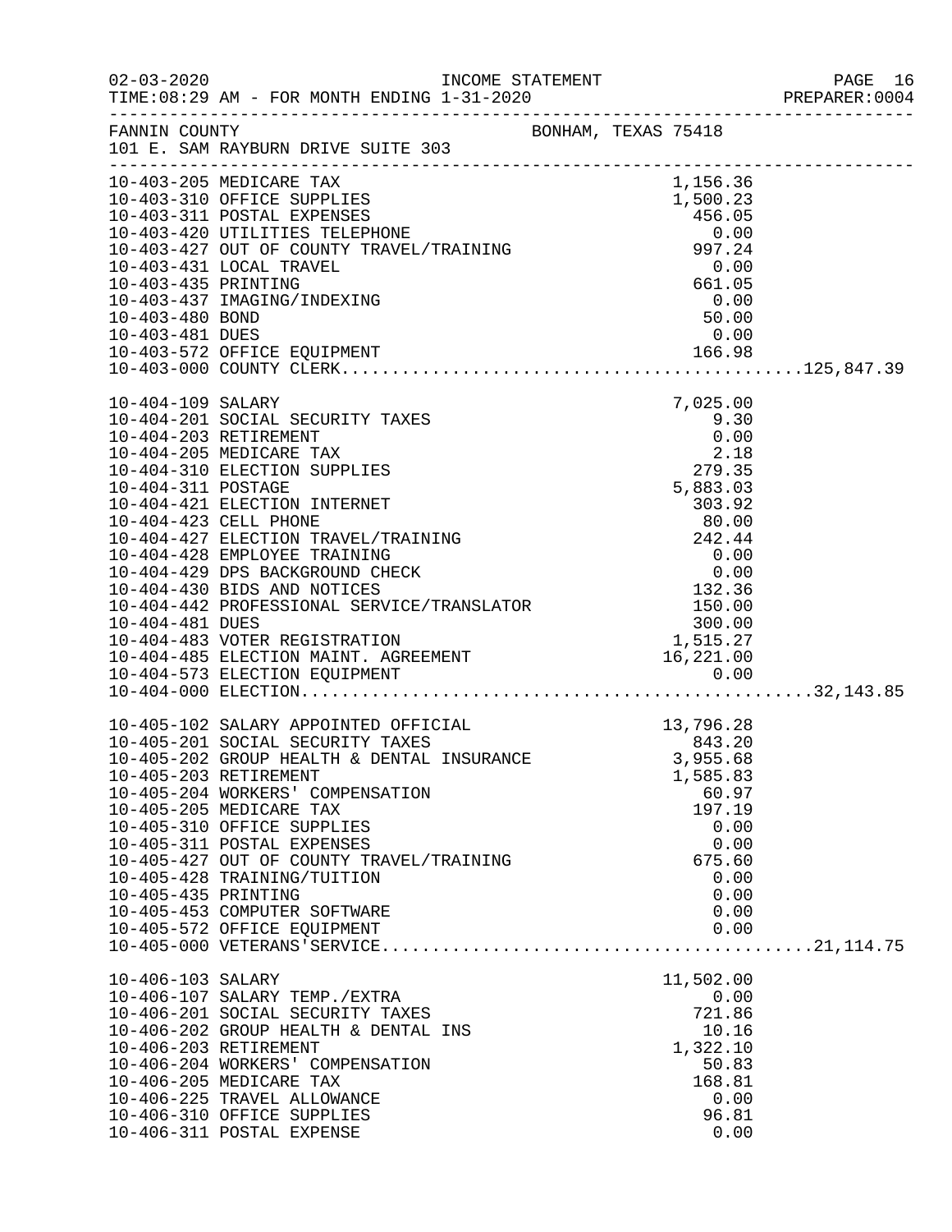FANNIN COUNTY — BONHAM, TEXAS 75418
101 E. SAM RAYBURN DRIVE SUITE 303

INCOME STATEMENT — FOR MONTH ENDING 1-31-2020

| Account | Description | Amount | Total |
|---|---|---|---|
| 10-403-205 | MEDICARE TAX | 1,156.36 | |
| 10-403-310 | OFFICE SUPPLIES | 1,500.23 | |
| 10-403-311 | POSTAL EXPENSES | 456.05 | |
| 10-403-420 | UTILITIES TELEPHONE | 0.00 | |
| 10-403-427 | OUT OF COUNTY TRAVEL/TRAINING | 997.24 | |
| 10-403-431 | LOCAL TRAVEL | 0.00 | |
| 10-403-435 | PRINTING | 661.05 | |
| 10-403-437 | IMAGING/INDEXING | 0.00 | |
| 10-403-480 | BOND | 50.00 | |
| 10-403-481 | DUES | 0.00 | |
| 10-403-572 | OFFICE EQUIPMENT | 166.98 | |
| 10-403-000 | COUNTY CLERK | | 125,847.39 |
| 10-404-109 | SALARY | 7,025.00 | |
| 10-404-201 | SOCIAL SECURITY TAXES | 9.30 | |
| 10-404-203 | RETIREMENT | 0.00 | |
| 10-404-205 | MEDICARE TAX | 2.18 | |
| 10-404-310 | ELECTION SUPPLIES | 279.35 | |
| 10-404-311 | POSTAGE | 5,883.03 | |
| 10-404-421 | ELECTION INTERNET | 303.92 | |
| 10-404-423 | CELL PHONE | 80.00 | |
| 10-404-427 | ELECTION TRAVEL/TRAINING | 242.44 | |
| 10-404-428 | EMPLOYEE TRAINING | 0.00 | |
| 10-404-429 | DPS BACKGROUND CHECK | 0.00 | |
| 10-404-430 | BIDS AND NOTICES | 132.36 | |
| 10-404-442 | PROFESSIONAL SERVICE/TRANSLATOR | 150.00 | |
| 10-404-481 | DUES | 300.00 | |
| 10-404-483 | VOTER REGISTRATION | 1,515.27 | |
| 10-404-485 | ELECTION MAINT. AGREEMENT | 16,221.00 | |
| 10-404-573 | ELECTION EQUIPMENT | 0.00 | |
| 10-404-000 | ELECTION | | 32,143.85 |
| 10-405-102 | SALARY APPOINTED OFFICIAL | 13,796.28 | |
| 10-405-201 | SOCIAL SECURITY TAXES | 843.20 | |
| 10-405-202 | GROUP HEALTH & DENTAL INSURANCE | 3,955.68 | |
| 10-405-203 | RETIREMENT | 1,585.83 | |
| 10-405-204 | WORKERS' COMPENSATION | 60.97 | |
| 10-405-205 | MEDICARE TAX | 197.19 | |
| 10-405-310 | OFFICE SUPPLIES | 0.00 | |
| 10-405-311 | POSTAL EXPENSES | 0.00 | |
| 10-405-427 | OUT OF COUNTY TRAVEL/TRAINING | 675.60 | |
| 10-405-428 | TRAINING/TUITION | 0.00 | |
| 10-405-435 | PRINTING | 0.00 | |
| 10-405-453 | COMPUTER SOFTWARE | 0.00 | |
| 10-405-572 | OFFICE EQUIPMENT | 0.00 | |
| 10-405-000 | VETERANS'SERVICE | | 21,114.75 |
| 10-406-103 | SALARY | 11,502.00 | |
| 10-406-107 | SALARY TEMP./EXTRA | 0.00 | |
| 10-406-201 | SOCIAL SECURITY TAXES | 721.86 | |
| 10-406-202 | GROUP HEALTH & DENTAL INS | 10.16 | |
| 10-406-203 | RETIREMENT | 1,322.10 | |
| 10-406-204 | WORKERS' COMPENSATION | 50.83 | |
| 10-406-205 | MEDICARE TAX | 168.81 | |
| 10-406-225 | TRAVEL ALLOWANCE | 0.00 | |
| 10-406-310 | OFFICE SUPPLIES | 96.81 | |
| 10-406-311 | POSTAL EXPENSE | 0.00 | |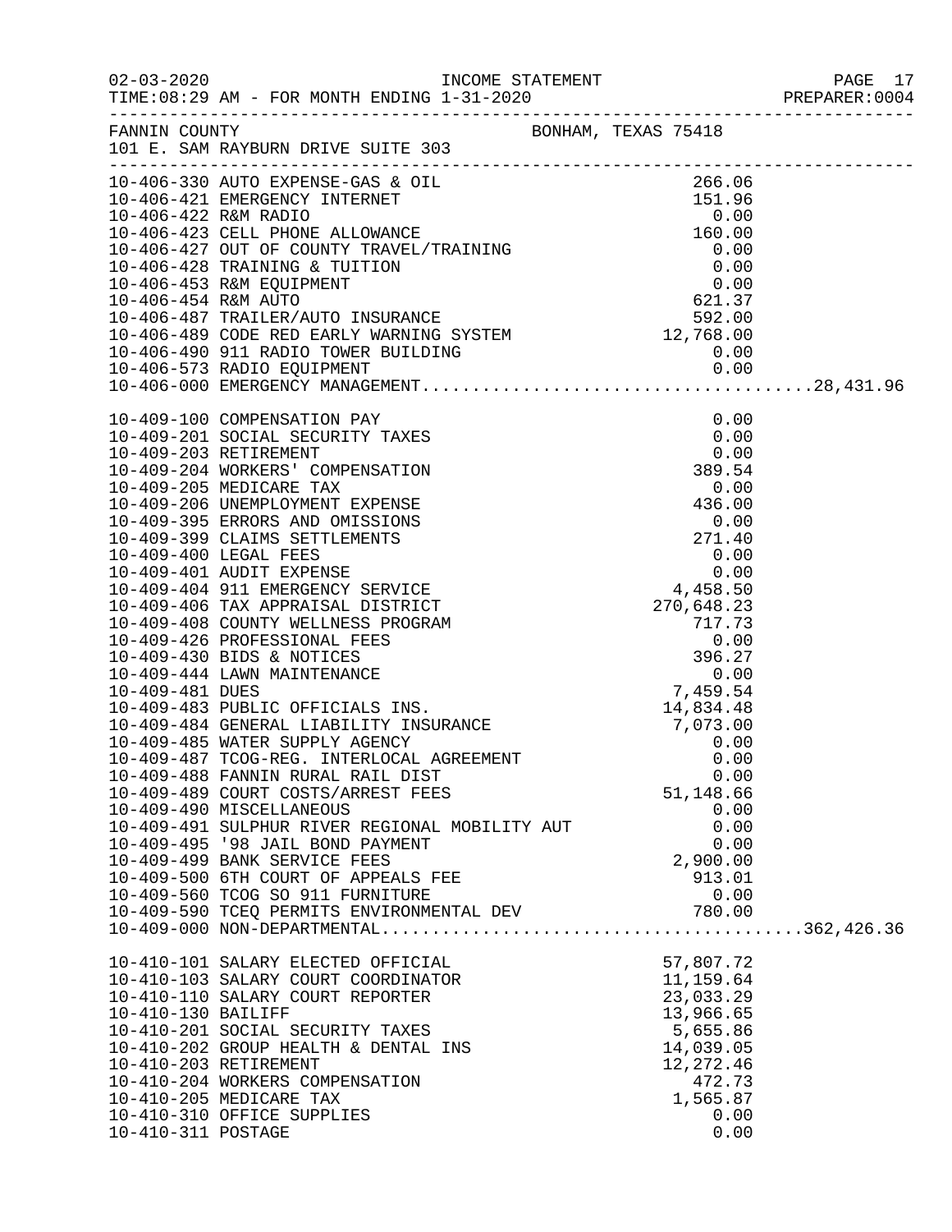02-03-2020 INCOME STATEMENT
TIME:08:29 AM - FOR MONTH ENDING 1-31-2020 PREPARER:0004

FANNIN COUNTY BONHAM, TEXAS 75418
101 E. SAM RAYBURN DRIVE SUITE 303

| Account | Description | Amount | Total |
|---|---|---|---|
| 10-406-330 | AUTO EXPENSE-GAS & OIL | 266.06 | |
| 10-406-421 | EMERGENCY INTERNET | 151.96 | |
| 10-406-422 | R&M RADIO | 0.00 | |
| 10-406-423 | CELL PHONE ALLOWANCE | 160.00 | |
| 10-406-427 | OUT OF COUNTY TRAVEL/TRAINING | 0.00 | |
| 10-406-428 | TRAINING & TUITION | 0.00 | |
| 10-406-453 | R&M EQUIPMENT | 0.00 | |
| 10-406-454 | R&M AUTO | 621.37 | |
| 10-406-487 | TRAILER/AUTO INSURANCE | 592.00 | |
| 10-406-489 | CODE RED EARLY WARNING SYSTEM | 12,768.00 | |
| 10-406-490 | 911 RADIO TOWER BUILDING | 0.00 | |
| 10-406-573 | RADIO EQUIPMENT | 0.00 | |
| 10-406-000 | EMERGENCY MANAGEMENT | | 28,431.96 |
| 10-409-100 | COMPENSATION PAY | 0.00 | |
| 10-409-201 | SOCIAL SECURITY TAXES | 0.00 | |
| 10-409-203 | RETIREMENT | 0.00 | |
| 10-409-204 | WORKERS' COMPENSATION | 389.54 | |
| 10-409-205 | MEDICARE TAX | 0.00 | |
| 10-409-206 | UNEMPLOYMENT EXPENSE | 436.00 | |
| 10-409-395 | ERRORS AND OMISSIONS | 0.00 | |
| 10-409-399 | CLAIMS SETTLEMENTS | 271.40 | |
| 10-409-400 | LEGAL FEES | 0.00 | |
| 10-409-401 | AUDIT EXPENSE | 0.00 | |
| 10-409-404 | 911 EMERGENCY SERVICE | 4,458.50 | |
| 10-409-406 | TAX APPRAISAL DISTRICT | 270,648.23 | |
| 10-409-408 | COUNTY WELLNESS PROGRAM | 717.73 | |
| 10-409-426 | PROFESSIONAL FEES | 0.00 | |
| 10-409-430 | BIDS & NOTICES | 396.27 | |
| 10-409-444 | LAWN MAINTENANCE | 0.00 | |
| 10-409-481 | DUES | 7,459.54 | |
| 10-409-483 | PUBLIC OFFICIALS INS. | 14,834.48 | |
| 10-409-484 | GENERAL LIABILITY INSURANCE | 7,073.00 | |
| 10-409-485 | WATER SUPPLY AGENCY | 0.00 | |
| 10-409-487 | TCOG-REG. INTERLOCAL AGREEMENT | 0.00 | |
| 10-409-488 | FANNIN RURAL RAIL DIST | 0.00 | |
| 10-409-489 | COURT COSTS/ARREST FEES | 51,148.66 | |
| 10-409-490 | MISCELLANEOUS | 0.00 | |
| 10-409-491 | SULPHUR RIVER REGIONAL MOBILITY AUT | 0.00 | |
| 10-409-495 | '98 JAIL BOND PAYMENT | 0.00 | |
| 10-409-499 | BANK SERVICE FEES | 2,900.00 | |
| 10-409-500 | 6TH COURT OF APPEALS FEE | 913.01 | |
| 10-409-560 | TCOG SO 911 FURNITURE | 0.00 | |
| 10-409-590 | TCEQ PERMITS ENVIRONMENTAL DEV | 780.00 | |
| 10-409-000 | NON-DEPARTMENTAL | | 362,426.36 |
| 10-410-101 | SALARY ELECTED OFFICIAL | 57,807.72 | |
| 10-410-103 | SALARY COURT COORDINATOR | 11,159.64 | |
| 10-410-110 | SALARY COURT REPORTER | 23,033.29 | |
| 10-410-130 | BAILIFF | 13,966.65 | |
| 10-410-201 | SOCIAL SECURITY TAXES | 5,655.86 | |
| 10-410-202 | GROUP HEALTH & DENTAL INS | 14,039.05 | |
| 10-410-203 | RETIREMENT | 12,272.46 | |
| 10-410-204 | WORKERS COMPENSATION | 472.73 | |
| 10-410-205 | MEDICARE TAX | 1,565.87 | |
| 10-410-310 | OFFICE SUPPLIES | 0.00 | |
| 10-410-311 | POSTAGE | 0.00 | |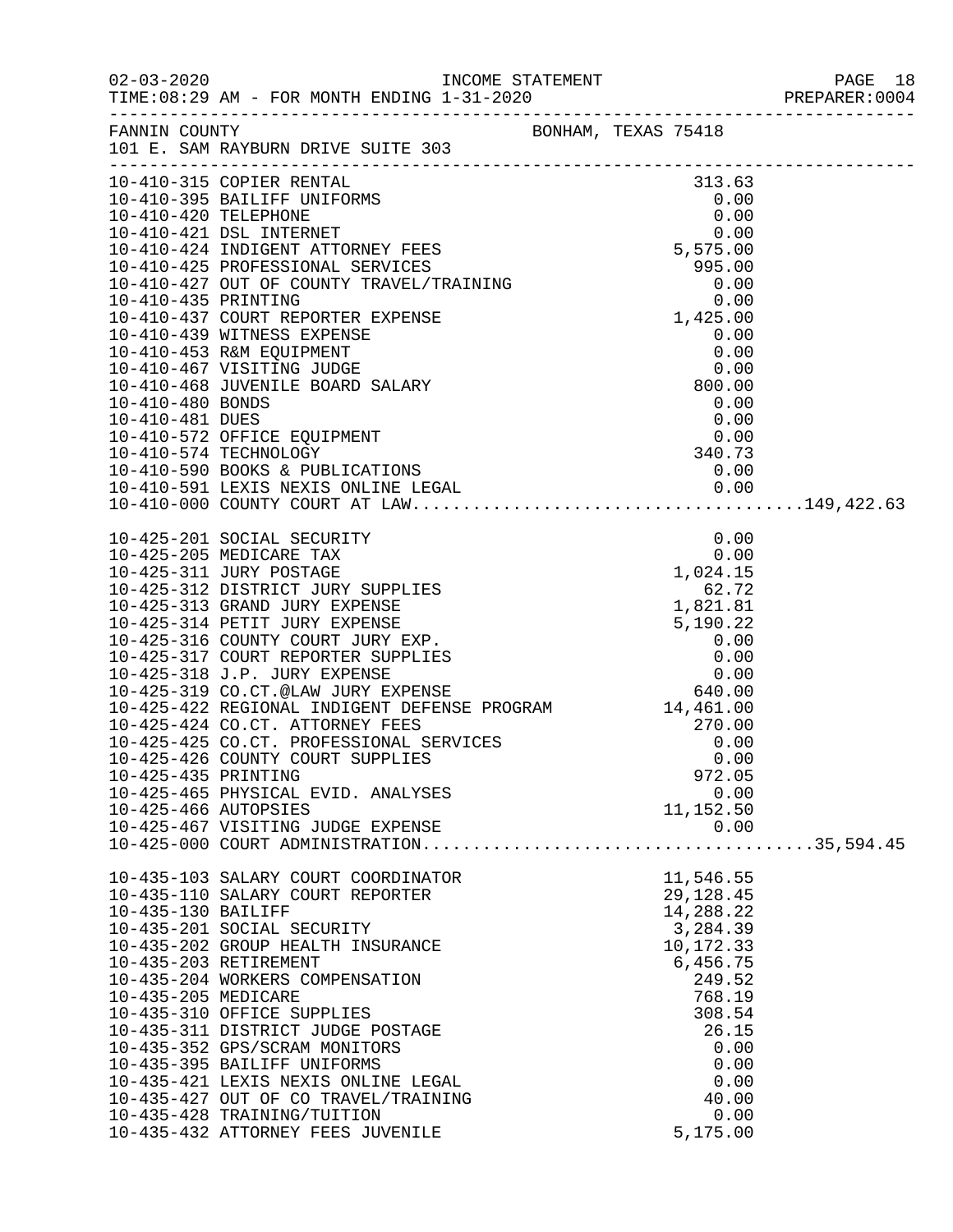FANNIN COUNTY BONHAM, TEXAS 75418
101 E. SAM RAYBURN DRIVE SUITE 303

INCOME STATEMENT
FOR MONTH ENDING 1-31-2020

| Account | Description | Amount | Total |
|---|---|---|---|
| 10-410-315 | COPIER RENTAL | 313.63 | |
| 10-410-395 | BAILIFF UNIFORMS | 0.00 | |
| 10-410-420 | TELEPHONE | 0.00 | |
| 10-410-421 | DSL INTERNET | 0.00 | |
| 10-410-424 | INDIGENT ATTORNEY FEES | 5,575.00 | |
| 10-410-425 | PROFESSIONAL SERVICES | 995.00 | |
| 10-410-427 | OUT OF COUNTY TRAVEL/TRAINING | 0.00 | |
| 10-410-435 | PRINTING | 0.00 | |
| 10-410-437 | COURT REPORTER EXPENSE | 1,425.00 | |
| 10-410-439 | WITNESS EXPENSE | 0.00 | |
| 10-410-453 | R&M EQUIPMENT | 0.00 | |
| 10-410-467 | VISITING JUDGE | 0.00 | |
| 10-410-468 | JUVENILE BOARD SALARY | 800.00 | |
| 10-410-480 | BONDS | 0.00 | |
| 10-410-481 | DUES | 0.00 | |
| 10-410-572 | OFFICE EQUIPMENT | 0.00 | |
| 10-410-574 | TECHNOLOGY | 340.73 | |
| 10-410-590 | BOOKS & PUBLICATIONS | 0.00 | |
| 10-410-591 | LEXIS NEXIS ONLINE LEGAL | 0.00 | |
| 10-410-000 | COUNTY COURT AT LAW | | 149,422.63 |
| 10-425-201 | SOCIAL SECURITY | 0.00 | |
| 10-425-205 | MEDICARE TAX | 0.00 | |
| 10-425-311 | JURY POSTAGE | 1,024.15 | |
| 10-425-312 | DISTRICT JURY SUPPLIES | 62.72 | |
| 10-425-313 | GRAND JURY EXPENSE | 1,821.81 | |
| 10-425-314 | PETIT JURY EXPENSE | 5,190.22 | |
| 10-425-316 | COUNTY COURT JURY EXP. | 0.00 | |
| 10-425-317 | COURT REPORTER SUPPLIES | 0.00 | |
| 10-425-318 | J.P. JURY EXPENSE | 0.00 | |
| 10-425-319 | CO.CT.@LAW JURY EXPENSE | 640.00 | |
| 10-425-422 | REGIONAL INDIGENT DEFENSE PROGRAM | 14,461.00 | |
| 10-425-424 | CO.CT. ATTORNEY FEES | 270.00 | |
| 10-425-425 | CO.CT. PROFESSIONAL SERVICES | 0.00 | |
| 10-425-426 | COUNTY COURT SUPPLIES | 0.00 | |
| 10-425-435 | PRINTING | 972.05 | |
| 10-425-465 | PHYSICAL EVID. ANALYSES | 0.00 | |
| 10-425-466 | AUTOPSIES | 11,152.50 | |
| 10-425-467 | VISITING JUDGE EXPENSE | 0.00 | |
| 10-425-000 | COURT ADMINISTRATION | | 35,594.45 |
| 10-435-103 | SALARY COURT COORDINATOR | 11,546.55 | |
| 10-435-110 | SALARY COURT REPORTER | 29,128.45 | |
| 10-435-130 | BAILIFF | 14,288.22 | |
| 10-435-201 | SOCIAL SECURITY | 3,284.39 | |
| 10-435-202 | GROUP HEALTH INSURANCE | 10,172.33 | |
| 10-435-203 | RETIREMENT | 6,456.75 | |
| 10-435-204 | WORKERS COMPENSATION | 249.52 | |
| 10-435-205 | MEDICARE | 768.19 | |
| 10-435-310 | OFFICE SUPPLIES | 308.54 | |
| 10-435-311 | DISTRICT JUDGE POSTAGE | 26.15 | |
| 10-435-352 | GPS/SCRAM MONITORS | 0.00 | |
| 10-435-395 | BAILIFF UNIFORMS | 0.00 | |
| 10-435-421 | LEXIS NEXIS ONLINE LEGAL | 0.00 | |
| 10-435-427 | OUT OF CO TRAVEL/TRAINING | 40.00 | |
| 10-435-428 | TRAINING/TUITION | 0.00 | |
| 10-435-432 | ATTORNEY FEES JUVENILE | 5,175.00 | |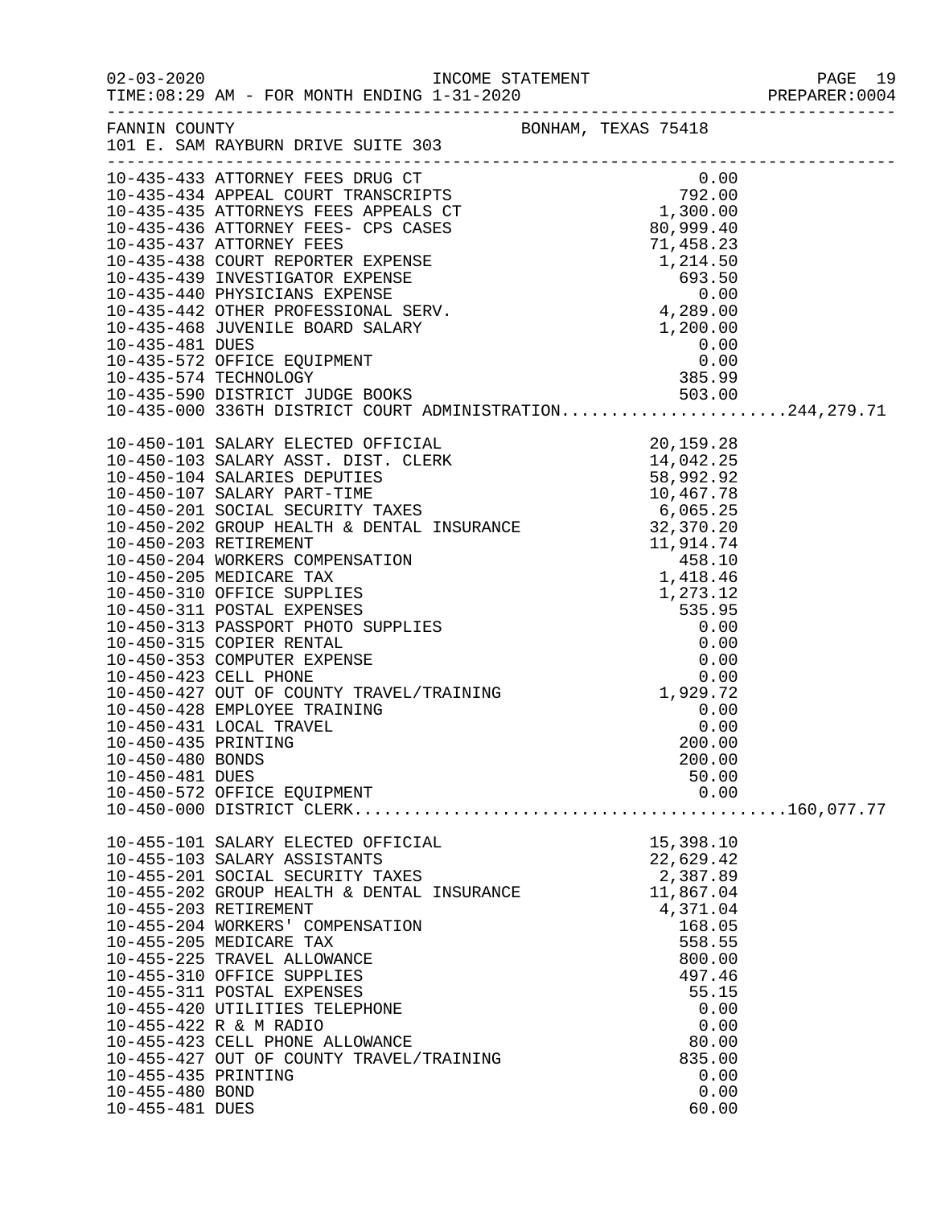FANNIN COUNTY BONHAM, TEXAS 75418
101 E. SAM RAYBURN DRIVE SUITE 303

INCOME STATEMENT
TIME:08:29 AM - FOR MONTH ENDING 1-31-2020

| Account | Description | Amount | Total |
|---|---|---|---|
| 10-435-433 | ATTORNEY FEES DRUG CT | 0.00 | |
| 10-435-434 | APPEAL COURT TRANSCRIPTS | 792.00 | |
| 10-435-435 | ATTORNEYS FEES APPEALS CT | 1,300.00 | |
| 10-435-436 | ATTORNEY FEES- CPS CASES | 80,999.40 | |
| 10-435-437 | ATTORNEY FEES | 71,458.23 | |
| 10-435-438 | COURT REPORTER EXPENSE | 1,214.50 | |
| 10-435-439 | INVESTIGATOR EXPENSE | 693.50 | |
| 10-435-440 | PHYSICIANS EXPENSE | 0.00 | |
| 10-435-442 | OTHER PROFESSIONAL SERV. | 4,289.00 | |
| 10-435-468 | JUVENILE BOARD SALARY | 1,200.00 | |
| 10-435-481 | DUES | 0.00 | |
| 10-435-572 | OFFICE EQUIPMENT | 0.00 | |
| 10-435-574 | TECHNOLOGY | 385.99 | |
| 10-435-590 | DISTRICT JUDGE BOOKS | 503.00 | |
| 10-435-000 | 336TH DISTRICT COURT ADMINISTRATION | | 244,279.71 |
| 10-450-101 | SALARY ELECTED OFFICIAL | 20,159.28 | |
| 10-450-103 | SALARY ASST. DIST. CLERK | 14,042.25 | |
| 10-450-104 | SALARIES DEPUTIES | 58,992.92 | |
| 10-450-107 | SALARY PART-TIME | 10,467.78 | |
| 10-450-201 | SOCIAL SECURITY TAXES | 6,065.25 | |
| 10-450-202 | GROUP HEALTH & DENTAL INSURANCE | 32,370.20 | |
| 10-450-203 | RETIREMENT | 11,914.74 | |
| 10-450-204 | WORKERS COMPENSATION | 458.10 | |
| 10-450-205 | MEDICARE TAX | 1,418.46 | |
| 10-450-310 | OFFICE SUPPLIES | 1,273.12 | |
| 10-450-311 | POSTAL EXPENSES | 535.95 | |
| 10-450-313 | PASSPORT PHOTO SUPPLIES | 0.00 | |
| 10-450-315 | COPIER RENTAL | 0.00 | |
| 10-450-353 | COMPUTER EXPENSE | 0.00 | |
| 10-450-423 | CELL PHONE | 0.00 | |
| 10-450-427 | OUT OF COUNTY TRAVEL/TRAINING | 1,929.72 | |
| 10-450-428 | EMPLOYEE TRAINING | 0.00 | |
| 10-450-431 | LOCAL TRAVEL | 0.00 | |
| 10-450-435 | PRINTING | 200.00 | |
| 10-450-480 | BONDS | 200.00 | |
| 10-450-481 | DUES | 50.00 | |
| 10-450-572 | OFFICE EQUIPMENT | 0.00 | |
| 10-450-000 | DISTRICT CLERK | | 160,077.77 |
| 10-455-101 | SALARY ELECTED OFFICIAL | 15,398.10 | |
| 10-455-103 | SALARY ASSISTANTS | 22,629.42 | |
| 10-455-201 | SOCIAL SECURITY TAXES | 2,387.89 | |
| 10-455-202 | GROUP HEALTH & DENTAL INSURANCE | 11,867.04 | |
| 10-455-203 | RETIREMENT | 4,371.04 | |
| 10-455-204 | WORKERS' COMPENSATION | 168.05 | |
| 10-455-205 | MEDICARE TAX | 558.55 | |
| 10-455-225 | TRAVEL ALLOWANCE | 800.00 | |
| 10-455-310 | OFFICE SUPPLIES | 497.46 | |
| 10-455-311 | POSTAL EXPENSES | 55.15 | |
| 10-455-420 | UTILITIES TELEPHONE | 0.00 | |
| 10-455-422 | R & M RADIO | 0.00 | |
| 10-455-423 | CELL PHONE ALLOWANCE | 80.00 | |
| 10-455-427 | OUT OF COUNTY TRAVEL/TRAINING | 835.00 | |
| 10-455-435 | PRINTING | 0.00 | |
| 10-455-480 | BOND | 0.00 | |
| 10-455-481 | DUES | 60.00 | |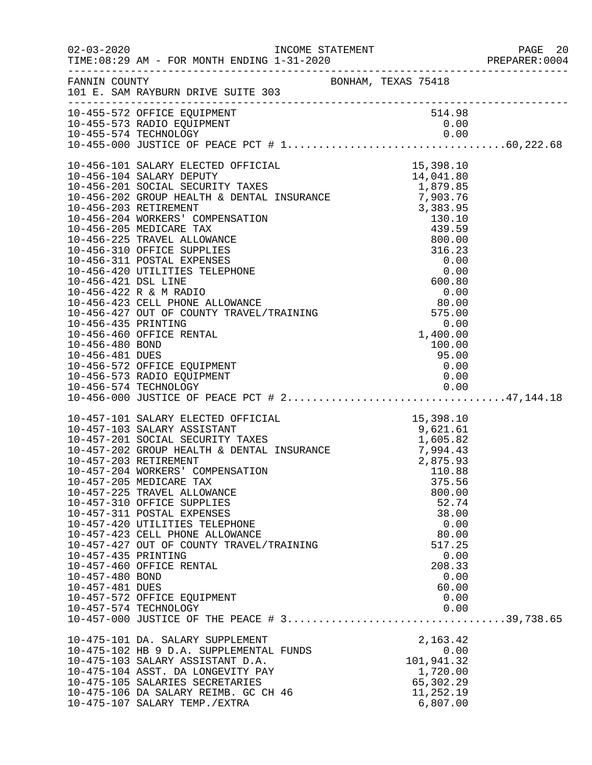02-03-2020 INCOME STATEMENT
TIME:08:29 AM - FOR MONTH ENDING 1-31-2020 PREPARER:0004

FANNIN COUNTY BONHAM, TEXAS 75418
101 E. SAM RAYBURN DRIVE SUITE 303

| Account | Description | Amount | Total |
|---|---|---|---|
| 10-455-572 | OFFICE EQUIPMENT | 514.98 | |
| 10-455-573 | RADIO EQUIPMENT | 0.00 | |
| 10-455-574 | TECHNOLOGY | 0.00 | |
| 10-455-000 | JUSTICE OF PEACE PCT # 1 | | 60,222.68 |
| 10-456-101 | SALARY ELECTED OFFICIAL | 15,398.10 | |
| 10-456-104 | SALARY DEPUTY | 14,041.80 | |
| 10-456-201 | SOCIAL SECURITY TAXES | 1,879.85 | |
| 10-456-202 | GROUP HEALTH & DENTAL INSURANCE | 7,903.76 | |
| 10-456-203 | RETIREMENT | 3,383.95 | |
| 10-456-204 | WORKERS' COMPENSATION | 130.10 | |
| 10-456-205 | MEDICARE TAX | 439.59 | |
| 10-456-225 | TRAVEL ALLOWANCE | 800.00 | |
| 10-456-310 | OFFICE SUPPLIES | 316.23 | |
| 10-456-311 | POSTAL EXPENSES | 0.00 | |
| 10-456-420 | UTILITIES TELEPHONE | 0.00 | |
| 10-456-421 | DSL LINE | 600.80 | |
| 10-456-422 | R & M RADIO | 0.00 | |
| 10-456-423 | CELL PHONE ALLOWANCE | 80.00 | |
| 10-456-427 | OUT OF COUNTY TRAVEL/TRAINING | 575.00 | |
| 10-456-435 | PRINTING | 0.00 | |
| 10-456-460 | OFFICE RENTAL | 1,400.00 | |
| 10-456-480 | BOND | 100.00 | |
| 10-456-481 | DUES | 95.00 | |
| 10-456-572 | OFFICE EQUIPMENT | 0.00 | |
| 10-456-573 | RADIO EQUIPMENT | 0.00 | |
| 10-456-574 | TECHNOLOGY | 0.00 | |
| 10-456-000 | JUSTICE OF PEACE PCT # 2 | | 47,144.18 |
| 10-457-101 | SALARY ELECTED OFFICIAL | 15,398.10 | |
| 10-457-103 | SALARY ASSISTANT | 9,621.61 | |
| 10-457-201 | SOCIAL SECURITY TAXES | 1,605.82 | |
| 10-457-202 | GROUP HEALTH & DENTAL INSURANCE | 7,994.43 | |
| 10-457-203 | RETIREMENT | 2,875.93 | |
| 10-457-204 | WORKERS' COMPENSATION | 110.88 | |
| 10-457-205 | MEDICARE TAX | 375.56 | |
| 10-457-225 | TRAVEL ALLOWANCE | 800.00 | |
| 10-457-310 | OFFICE SUPPLIES | 52.74 | |
| 10-457-311 | POSTAL EXPENSES | 38.00 | |
| 10-457-420 | UTILITIES TELEPHONE | 0.00 | |
| 10-457-423 | CELL PHONE ALLOWANCE | 80.00 | |
| 10-457-427 | OUT OF COUNTY TRAVEL/TRAINING | 517.25 | |
| 10-457-435 | PRINTING | 0.00 | |
| 10-457-460 | OFFICE RENTAL | 208.33 | |
| 10-457-480 | BOND | 0.00 | |
| 10-457-481 | DUES | 60.00 | |
| 10-457-572 | OFFICE EQUIPMENT | 0.00 | |
| 10-457-574 | TECHNOLOGY | 0.00 | |
| 10-457-000 | JUSTICE OF THE PEACE # 3 | | 39,738.65 |
| 10-475-101 | DA. SALARY SUPPLEMENT | 2,163.42 | |
| 10-475-102 | HB 9 D.A. SUPPLEMENTAL FUNDS | 0.00 | |
| 10-475-103 | SALARY ASSISTANT D.A. | 101,941.32 | |
| 10-475-104 | ASST. DA LONGEVITY PAY | 1,720.00 | |
| 10-475-105 | SALARIES SECRETARIES | 65,302.29 | |
| 10-475-106 | DA SALARY REIMB. GC CH 46 | 11,252.19 | |
| 10-475-107 | SALARY TEMP./EXTRA | 6,807.00 | |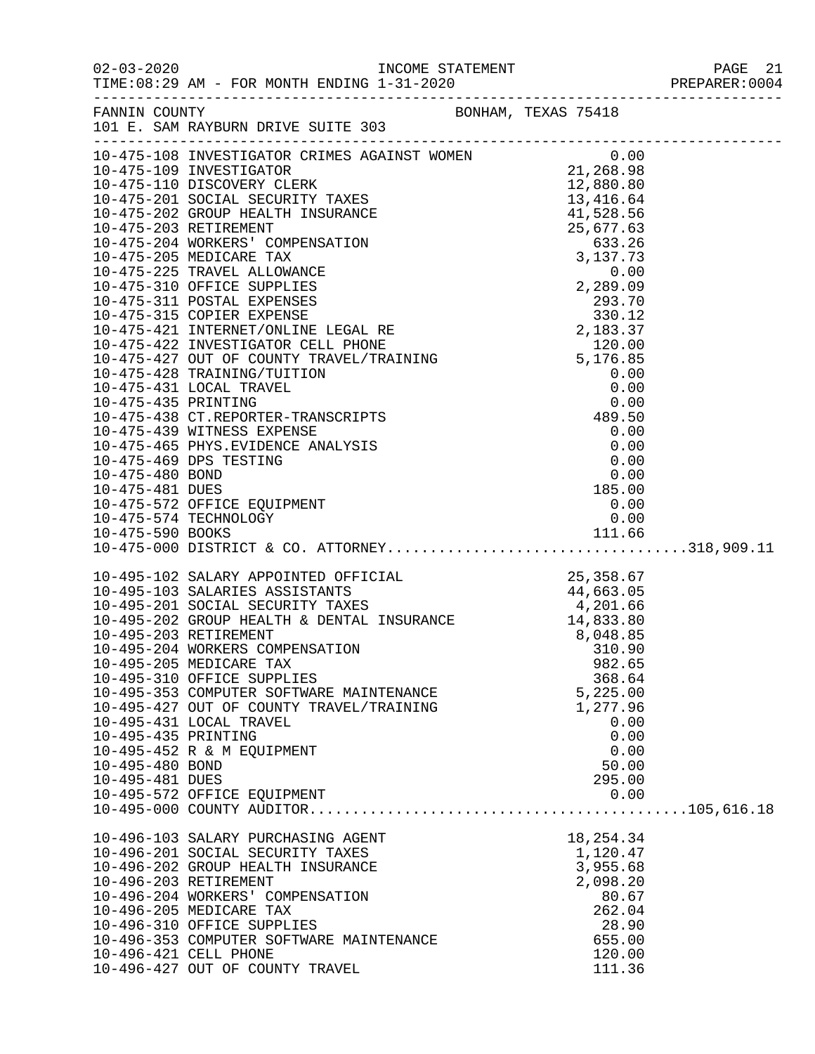02-03-2020 INCOME STATEMENT
TIME:08:29 AM - FOR MONTH ENDING 1-31-2020 PREPARER:0004

FANNIN COUNTY BONHAM, TEXAS 75418
101 E. SAM RAYBURN DRIVE SUITE 303

| Account | Description | Amount | Total |
|---|---|---|---|
| 10-475-108 | INVESTIGATOR CRIMES AGAINST WOMEN | 0.00 | |
| 10-475-109 | INVESTIGATOR | 21,268.98 | |
| 10-475-110 | DISCOVERY CLERK | 12,880.80 | |
| 10-475-201 | SOCIAL SECURITY TAXES | 13,416.64 | |
| 10-475-202 | GROUP HEALTH INSURANCE | 41,528.56 | |
| 10-475-203 | RETIREMENT | 25,677.63 | |
| 10-475-204 | WORKERS' COMPENSATION | 633.26 | |
| 10-475-205 | MEDICARE TAX | 3,137.73 | |
| 10-475-225 | TRAVEL ALLOWANCE | 0.00 | |
| 10-475-310 | OFFICE SUPPLIES | 2,289.09 | |
| 10-475-311 | POSTAL EXPENSES | 293.70 | |
| 10-475-315 | COPIER EXPENSE | 330.12 | |
| 10-475-421 | INTERNET/ONLINE LEGAL RE | 2,183.37 | |
| 10-475-422 | INVESTIGATOR CELL PHONE | 120.00 | |
| 10-475-427 | OUT OF COUNTY TRAVEL/TRAINING | 5,176.85 | |
| 10-475-428 | TRAINING/TUITION | 0.00 | |
| 10-475-431 | LOCAL TRAVEL | 0.00 | |
| 10-475-435 | PRINTING | 0.00 | |
| 10-475-438 | CT.REPORTER-TRANSCRIPTS | 489.50 | |
| 10-475-439 | WITNESS EXPENSE | 0.00 | |
| 10-475-465 | PHYS.EVIDENCE ANALYSIS | 0.00 | |
| 10-475-469 | DPS TESTING | 0.00 | |
| 10-475-480 | BOND | 0.00 | |
| 10-475-481 | DUES | 185.00 | |
| 10-475-572 | OFFICE EQUIPMENT | 0.00 | |
| 10-475-574 | TECHNOLOGY | 0.00 | |
| 10-475-590 | BOOKS | 111.66 | |
| 10-475-000 | DISTRICT & CO. ATTORNEY | | 318,909.11 |
| 10-495-102 | SALARY APPOINTED OFFICIAL | 25,358.67 | |
| 10-495-103 | SALARIES ASSISTANTS | 44,663.05 | |
| 10-495-201 | SOCIAL SECURITY TAXES | 4,201.66 | |
| 10-495-202 | GROUP HEALTH & DENTAL INSURANCE | 14,833.80 | |
| 10-495-203 | RETIREMENT | 8,048.85 | |
| 10-495-204 | WORKERS COMPENSATION | 310.90 | |
| 10-495-205 | MEDICARE TAX | 982.65 | |
| 10-495-310 | OFFICE SUPPLIES | 368.64 | |
| 10-495-353 | COMPUTER SOFTWARE MAINTENANCE | 5,225.00 | |
| 10-495-427 | OUT OF COUNTY TRAVEL/TRAINING | 1,277.96 | |
| 10-495-431 | LOCAL TRAVEL | 0.00 | |
| 10-495-435 | PRINTING | 0.00 | |
| 10-495-452 | R & M EQUIPMENT | 0.00 | |
| 10-495-480 | BOND | 50.00 | |
| 10-495-481 | DUES | 295.00 | |
| 10-495-572 | OFFICE EQUIPMENT | 0.00 | |
| 10-495-000 | COUNTY AUDITOR | | 105,616.18 |
| 10-496-103 | SALARY PURCHASING AGENT | 18,254.34 | |
| 10-496-201 | SOCIAL SECURITY TAXES | 1,120.47 | |
| 10-496-202 | GROUP HEALTH INSURANCE | 3,955.68 | |
| 10-496-203 | RETIREMENT | 2,098.20 | |
| 10-496-204 | WORKERS' COMPENSATION | 80.67 | |
| 10-496-205 | MEDICARE TAX | 262.04 | |
| 10-496-310 | OFFICE SUPPLIES | 28.90 | |
| 10-496-353 | COMPUTER SOFTWARE MAINTENANCE | 655.00 | |
| 10-496-421 | CELL PHONE | 120.00 | |
| 10-496-427 | OUT OF COUNTY TRAVEL | 111.36 | |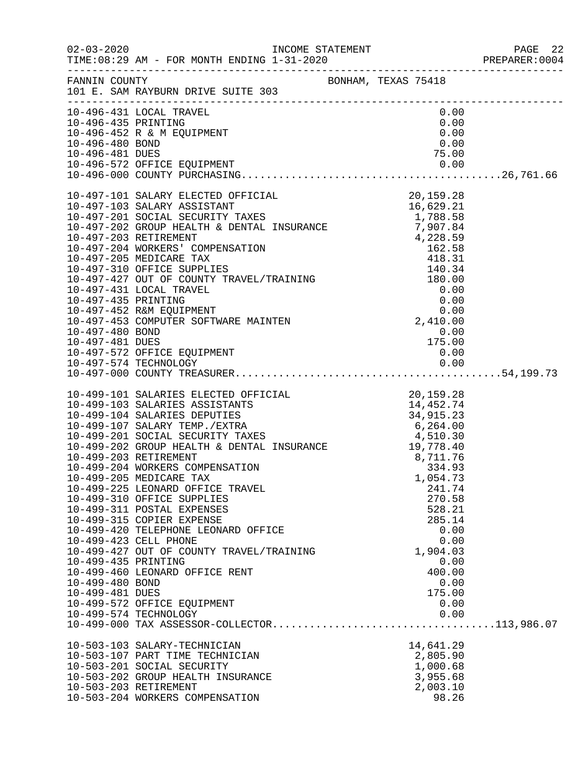FANNIN COUNTY BONHAM, TEXAS 75418
101 E. SAM RAYBURN DRIVE SUITE 303

INCOME STATEMENT — FOR MONTH ENDING 1-31-2020

| Account | Description | Amount | Total |
|---|---|---|---|
| 10-496-431 | LOCAL TRAVEL | 0.00 | |
| 10-496-435 | PRINTING | 0.00 | |
| 10-496-452 | R & M EQUIPMENT | 0.00 | |
| 10-496-480 | BOND | 0.00 | |
| 10-496-481 | DUES | 75.00 | |
| 10-496-572 | OFFICE EQUIPMENT | 0.00 | |
| 10-496-000 | COUNTY PURCHASING | | 26,761.66 |
| 10-497-101 | SALARY ELECTED OFFICIAL | 20,159.28 | |
| 10-497-103 | SALARY ASSISTANT | 16,629.21 | |
| 10-497-201 | SOCIAL SECURITY TAXES | 1,788.58 | |
| 10-497-202 | GROUP HEALTH & DENTAL INSURANCE | 7,907.84 | |
| 10-497-203 | RETIREMENT | 4,228.59 | |
| 10-497-204 | WORKERS' COMPENSATION | 162.58 | |
| 10-497-205 | MEDICARE TAX | 418.31 | |
| 10-497-310 | OFFICE SUPPLIES | 140.34 | |
| 10-497-427 | OUT OF COUNTY TRAVEL/TRAINING | 180.00 | |
| 10-497-431 | LOCAL TRAVEL | 0.00 | |
| 10-497-435 | PRINTING | 0.00 | |
| 10-497-452 | R&M EQUIPMENT | 0.00 | |
| 10-497-453 | COMPUTER SOFTWARE MAINTEN | 2,410.00 | |
| 10-497-480 | BOND | 0.00 | |
| 10-497-481 | DUES | 175.00 | |
| 10-497-572 | OFFICE EQUIPMENT | 0.00 | |
| 10-497-574 | TECHNOLOGY | 0.00 | |
| 10-497-000 | COUNTY TREASURER | | 54,199.73 |
| 10-499-101 | SALARIES ELECTED OFFICIAL | 20,159.28 | |
| 10-499-103 | SALARIES ASSISTANTS | 14,452.74 | |
| 10-499-104 | SALARIES DEPUTIES | 34,915.23 | |
| 10-499-107 | SALARY TEMP./EXTRA | 6,264.00 | |
| 10-499-201 | SOCIAL SECURITY TAXES | 4,510.30 | |
| 10-499-202 | GROUP HEALTH & DENTAL INSURANCE | 19,778.40 | |
| 10-499-203 | RETIREMENT | 8,711.76 | |
| 10-499-204 | WORKERS COMPENSATION | 334.93 | |
| 10-499-205 | MEDICARE TAX | 1,054.73 | |
| 10-499-225 | LEONARD OFFICE TRAVEL | 241.74 | |
| 10-499-310 | OFFICE SUPPLIES | 270.58 | |
| 10-499-311 | POSTAL EXPENSES | 528.21 | |
| 10-499-315 | COPIER EXPENSE | 285.14 | |
| 10-499-420 | TELEPHONE LEONARD OFFICE | 0.00 | |
| 10-499-423 | CELL PHONE | 0.00 | |
| 10-499-427 | OUT OF COUNTY TRAVEL/TRAINING | 1,904.03 | |
| 10-499-435 | PRINTING | 0.00 | |
| 10-499-460 | LEONARD OFFICE RENT | 400.00 | |
| 10-499-480 | BOND | 0.00 | |
| 10-499-481 | DUES | 175.00 | |
| 10-499-572 | OFFICE EQUIPMENT | 0.00 | |
| 10-499-574 | TECHNOLOGY | 0.00 | |
| 10-499-000 | TAX ASSESSOR-COLLECTOR | | 113,986.07 |
| 10-503-103 | SALARY-TECHNICIAN | 14,641.29 | |
| 10-503-107 | PART TIME TECHNICIAN | 2,805.90 | |
| 10-503-201 | SOCIAL SECURITY | 1,000.68 | |
| 10-503-202 | GROUP HEALTH INSURANCE | 3,955.68 | |
| 10-503-203 | RETIREMENT | 2,003.10 | |
| 10-503-204 | WORKERS COMPENSATION | 98.26 | |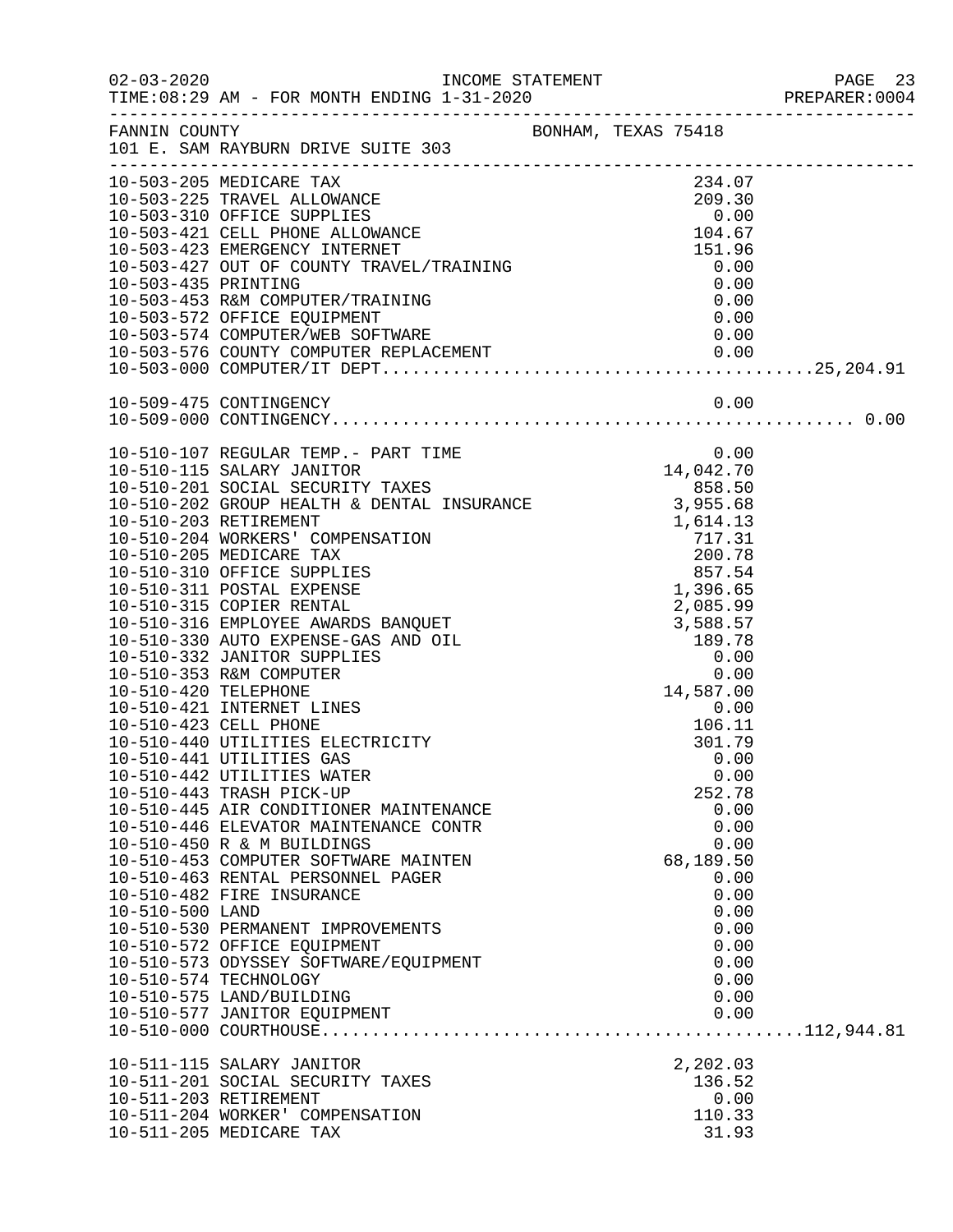FANNIN COUNTY BONHAM, TEXAS 75418
101 E. SAM RAYBURN DRIVE SUITE 303

INCOME STATEMENT
TIME:08:29 AM - FOR MONTH ENDING 1-31-2020

| Account | Description | Amount | Total |
|---|---|---|---|
| 10-503-205 | MEDICARE TAX | 234.07 | |
| 10-503-225 | TRAVEL ALLOWANCE | 209.30 | |
| 10-503-310 | OFFICE SUPPLIES | 0.00 | |
| 10-503-421 | CELL PHONE ALLOWANCE | 104.67 | |
| 10-503-423 | EMERGENCY INTERNET | 151.96 | |
| 10-503-427 | OUT OF COUNTY TRAVEL/TRAINING | 0.00 | |
| 10-503-435 | PRINTING | 0.00 | |
| 10-503-453 | R&M COMPUTER/TRAINING | 0.00 | |
| 10-503-572 | OFFICE EQUIPMENT | 0.00 | |
| 10-503-574 | COMPUTER/WEB SOFTWARE | 0.00 | |
| 10-503-576 | COUNTY COMPUTER REPLACEMENT | 0.00 | |
| 10-503-000 | COMPUTER/IT DEPT | | 25,204.91 |
| 10-509-475 | CONTINGENCY | 0.00 | |
| 10-509-000 | CONTINGENCY | | 0.00 |
| 10-510-107 | REGULAR TEMP.- PART TIME | 0.00 | |
| 10-510-115 | SALARY JANITOR | 14,042.70 | |
| 10-510-201 | SOCIAL SECURITY TAXES | 858.50 | |
| 10-510-202 | GROUP HEALTH & DENTAL INSURANCE | 3,955.68 | |
| 10-510-203 | RETIREMENT | 1,614.13 | |
| 10-510-204 | WORKERS' COMPENSATION | 717.31 | |
| 10-510-205 | MEDICARE TAX | 200.78 | |
| 10-510-310 | OFFICE SUPPLIES | 857.54 | |
| 10-510-311 | POSTAL EXPENSE | 1,396.65 | |
| 10-510-315 | COPIER RENTAL | 2,085.99 | |
| 10-510-316 | EMPLOYEE AWARDS BANQUET | 3,588.57 | |
| 10-510-330 | AUTO EXPENSE-GAS AND OIL | 189.78 | |
| 10-510-332 | JANITOR SUPPLIES | 0.00 | |
| 10-510-353 | R&M COMPUTER | 0.00 | |
| 10-510-420 | TELEPHONE | 14,587.00 | |
| 10-510-421 | INTERNET LINES | 0.00 | |
| 10-510-423 | CELL PHONE | 106.11 | |
| 10-510-440 | UTILITIES ELECTRICITY | 301.79 | |
| 10-510-441 | UTILITIES GAS | 0.00 | |
| 10-510-442 | UTILITIES WATER | 0.00 | |
| 10-510-443 | TRASH PICK-UP | 252.78 | |
| 10-510-445 | AIR CONDITIONER MAINTENANCE | 0.00 | |
| 10-510-446 | ELEVATOR MAINTENANCE CONTR | 0.00 | |
| 10-510-450 | R & M BUILDINGS | 0.00 | |
| 10-510-453 | COMPUTER SOFTWARE MAINTEN | 68,189.50 | |
| 10-510-463 | RENTAL PERSONNEL PAGER | 0.00 | |
| 10-510-482 | FIRE INSURANCE | 0.00 | |
| 10-510-500 | LAND | 0.00 | |
| 10-510-530 | PERMANENT IMPROVEMENTS | 0.00 | |
| 10-510-572 | OFFICE EQUIPMENT | 0.00 | |
| 10-510-573 | ODYSSEY SOFTWARE/EQUIPMENT | 0.00 | |
| 10-510-574 | TECHNOLOGY | 0.00 | |
| 10-510-575 | LAND/BUILDING | 0.00 | |
| 10-510-577 | JANITOR EQUIPMENT | 0.00 | |
| 10-510-000 | COURTHOUSE | | 112,944.81 |
| 10-511-115 | SALARY JANITOR | 2,202.03 | |
| 10-511-201 | SOCIAL SECURITY TAXES | 136.52 | |
| 10-511-203 | RETIREMENT | 0.00 | |
| 10-511-204 | WORKER' COMPENSATION | 110.33 | |
| 10-511-205 | MEDICARE TAX | 31.93 | |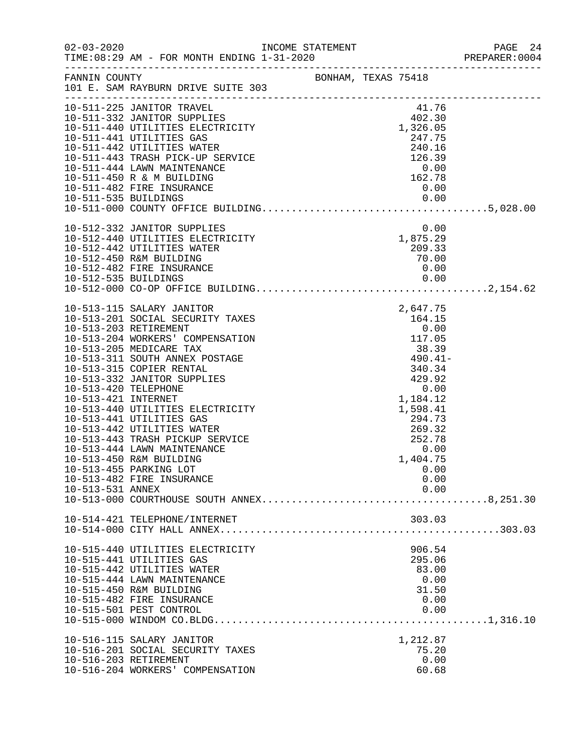FANNIN COUNTY BONHAM, TEXAS 75418
101 E. SAM RAYBURN DRIVE SUITE 303

INCOME STATEMENT — FOR MONTH ENDING 1-31-2020

| Account | Description | Amount | Total |
|---|---|---|---|
| 10-511-225 | JANITOR TRAVEL | 41.76 | |
| 10-511-332 | JANITOR SUPPLIES | 402.30 | |
| 10-511-440 | UTILITIES ELECTRICITY | 1,326.05 | |
| 10-511-441 | UTILITIES GAS | 247.75 | |
| 10-511-442 | UTILITIES WATER | 240.16 | |
| 10-511-443 | TRASH PICK-UP SERVICE | 126.39 | |
| 10-511-444 | LAWN MAINTENANCE | 0.00 | |
| 10-511-450 | R & M BUILDING | 162.78 | |
| 10-511-482 | FIRE INSURANCE | 0.00 | |
| 10-511-535 | BUILDINGS | 0.00 | |
| 10-511-000 | COUNTY OFFICE BUILDING | | 5,028.00 |
| 10-512-332 | JANITOR SUPPLIES | 0.00 | |
| 10-512-440 | UTILITIES ELECTRICITY | 1,875.29 | |
| 10-512-442 | UTILITIES WATER | 209.33 | |
| 10-512-450 | R&M BUILDING | 70.00 | |
| 10-512-482 | FIRE INSURANCE | 0.00 | |
| 10-512-535 | BUILDINGS | 0.00 | |
| 10-512-000 | CO-OP OFFICE BUILDING | | 2,154.62 |
| 10-513-115 | SALARY JANITOR | 2,647.75 | |
| 10-513-201 | SOCIAL SECURITY TAXES | 164.15 | |
| 10-513-203 | RETIREMENT | 0.00 | |
| 10-513-204 | WORKERS' COMPENSATION | 117.05 | |
| 10-513-205 | MEDICARE TAX | 38.39 | |
| 10-513-311 | SOUTH ANNEX POSTAGE | 490.41- | |
| 10-513-315 | COPIER RENTAL | 340.34 | |
| 10-513-332 | JANITOR SUPPLIES | 429.92 | |
| 10-513-420 | TELEPHONE | 0.00 | |
| 10-513-421 | INTERNET | 1,184.12 | |
| 10-513-440 | UTILITIES ELECTRICITY | 1,598.41 | |
| 10-513-441 | UTILITIES GAS | 294.73 | |
| 10-513-442 | UTILITIES WATER | 269.32 | |
| 10-513-443 | TRASH PICKUP SERVICE | 252.78 | |
| 10-513-444 | LAWN MAINTENANCE | 0.00 | |
| 10-513-450 | R&M BUILDING | 1,404.75 | |
| 10-513-455 | PARKING LOT | 0.00 | |
| 10-513-482 | FIRE INSURANCE | 0.00 | |
| 10-513-531 | ANNEX | 0.00 | |
| 10-513-000 | COURTHOUSE SOUTH ANNEX | | 8,251.30 |
| 10-514-421 | TELEPHONE/INTERNET | 303.03 | |
| 10-514-000 | CITY HALL ANNEX | | 303.03 |
| 10-515-440 | UTILITIES ELECTRICITY | 906.54 | |
| 10-515-441 | UTILITIES GAS | 295.06 | |
| 10-515-442 | UTILITIES WATER | 83.00 | |
| 10-515-444 | LAWN MAINTENANCE | 0.00 | |
| 10-515-450 | R&M BUILDING | 31.50 | |
| 10-515-482 | FIRE INSURANCE | 0.00 | |
| 10-515-501 | PEST CONTROL | 0.00 | |
| 10-515-000 | WINDOM CO.BLDG | | 1,316.10 |
| 10-516-115 | SALARY JANITOR | 1,212.87 | |
| 10-516-201 | SOCIAL SECURITY TAXES | 75.20 | |
| 10-516-203 | RETIREMENT | 0.00 | |
| 10-516-204 | WORKERS' COMPENSATION | 60.68 | |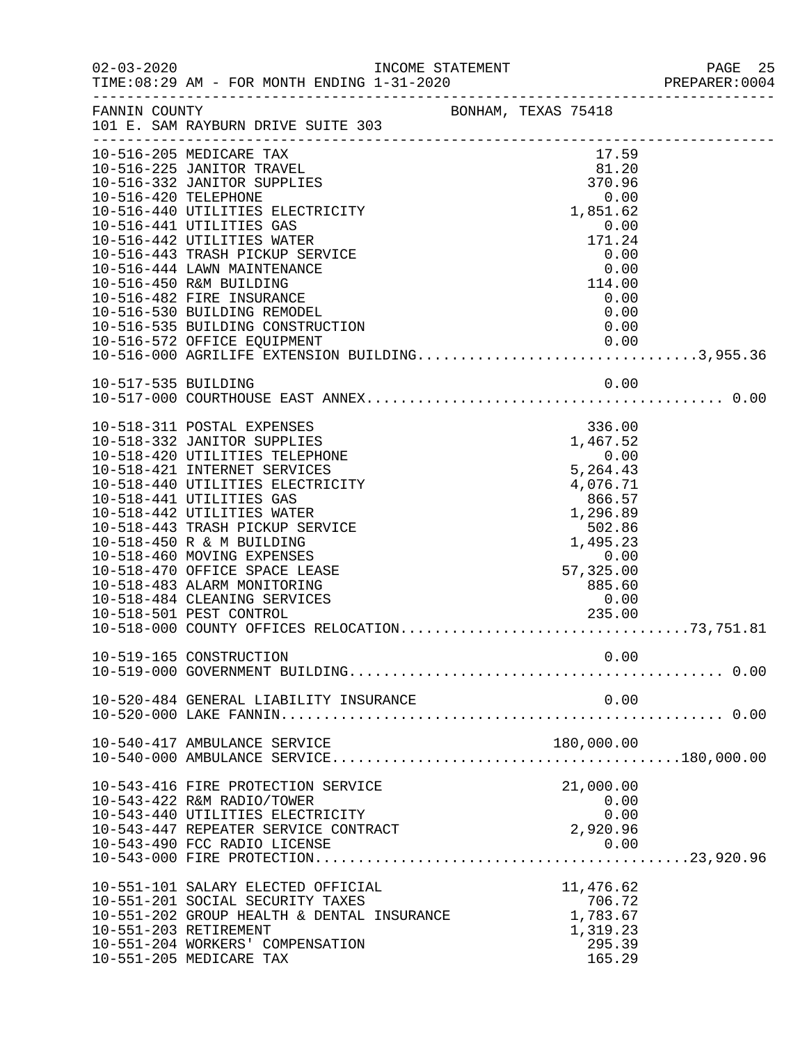02-03-2020 INCOME STATEMENT
TIME:08:29 AM - FOR MONTH ENDING 1-31-2020 PREPARER:0004

FANNIN COUNTY BONHAM, TEXAS 75418
101 E. SAM RAYBURN DRIVE SUITE 303

| Account | Description | Amount | Total |
|---|---|---|---|
| 10-516-205 | MEDICARE TAX | 17.59 | |
| 10-516-225 | JANITOR TRAVEL | 81.20 | |
| 10-516-332 | JANITOR SUPPLIES | 370.96 | |
| 10-516-420 | TELEPHONE | 0.00 | |
| 10-516-440 | UTILITIES ELECTRICITY | 1,851.62 | |
| 10-516-441 | UTILITIES GAS | 0.00 | |
| 10-516-442 | UTILITIES WATER | 171.24 | |
| 10-516-443 | TRASH PICKUP SERVICE | 0.00 | |
| 10-516-444 | LAWN MAINTENANCE | 0.00 | |
| 10-516-450 | R&M BUILDING | 114.00 | |
| 10-516-482 | FIRE INSURANCE | 0.00 | |
| 10-516-530 | BUILDING REMODEL | 0.00 | |
| 10-516-535 | BUILDING CONSTRUCTION | 0.00 | |
| 10-516-572 | OFFICE EQUIPMENT | 0.00 | |
| 10-516-000 | AGRILIFE EXTENSION BUILDING | | 3,955.36 |
| 10-517-535 | BUILDING | 0.00 | |
| 10-517-000 | COURTHOUSE EAST ANNEX | | 0.00 |
| 10-518-311 | POSTAL EXPENSES | 336.00 | |
| 10-518-332 | JANITOR SUPPLIES | 1,467.52 | |
| 10-518-420 | UTILITIES TELEPHONE | 0.00 | |
| 10-518-421 | INTERNET SERVICES | 5,264.43 | |
| 10-518-440 | UTILITIES ELECTRICITY | 4,076.71 | |
| 10-518-441 | UTILITIES GAS | 866.57 | |
| 10-518-442 | UTILITIES WATER | 1,296.89 | |
| 10-518-443 | TRASH PICKUP SERVICE | 502.86 | |
| 10-518-450 | R & M BUILDING | 1,495.23 | |
| 10-518-460 | MOVING EXPENSES | 0.00 | |
| 10-518-470 | OFFICE SPACE LEASE | 57,325.00 | |
| 10-518-483 | ALARM MONITORING | 885.60 | |
| 10-518-484 | CLEANING SERVICES | 0.00 | |
| 10-518-501 | PEST CONTROL | 235.00 | |
| 10-518-000 | COUNTY OFFICES RELOCATION | | 73,751.81 |
| 10-519-165 | CONSTRUCTION | 0.00 | |
| 10-519-000 | GOVERNMENT BUILDING | | 0.00 |
| 10-520-484 | GENERAL LIABILITY INSURANCE | 0.00 | |
| 10-520-000 | LAKE FANNIN | | 0.00 |
| 10-540-417 | AMBULANCE SERVICE | 180,000.00 | |
| 10-540-000 | AMBULANCE SERVICE | | 180,000.00 |
| 10-543-416 | FIRE PROTECTION SERVICE | 21,000.00 | |
| 10-543-422 | R&M RADIO/TOWER | 0.00 | |
| 10-543-440 | UTILITIES ELECTRICITY | 0.00 | |
| 10-543-447 | REPEATER SERVICE CONTRACT | 2,920.96 | |
| 10-543-490 | FCC RADIO LICENSE | 0.00 | |
| 10-543-000 | FIRE PROTECTION | | 23,920.96 |
| 10-551-101 | SALARY ELECTED OFFICIAL | 11,476.62 | |
| 10-551-201 | SOCIAL SECURITY TAXES | 706.72 | |
| 10-551-202 | GROUP HEALTH & DENTAL INSURANCE | 1,783.67 | |
| 10-551-203 | RETIREMENT | 1,319.23 | |
| 10-551-204 | WORKERS' COMPENSATION | 295.39 | |
| 10-551-205 | MEDICARE TAX | 165.29 | |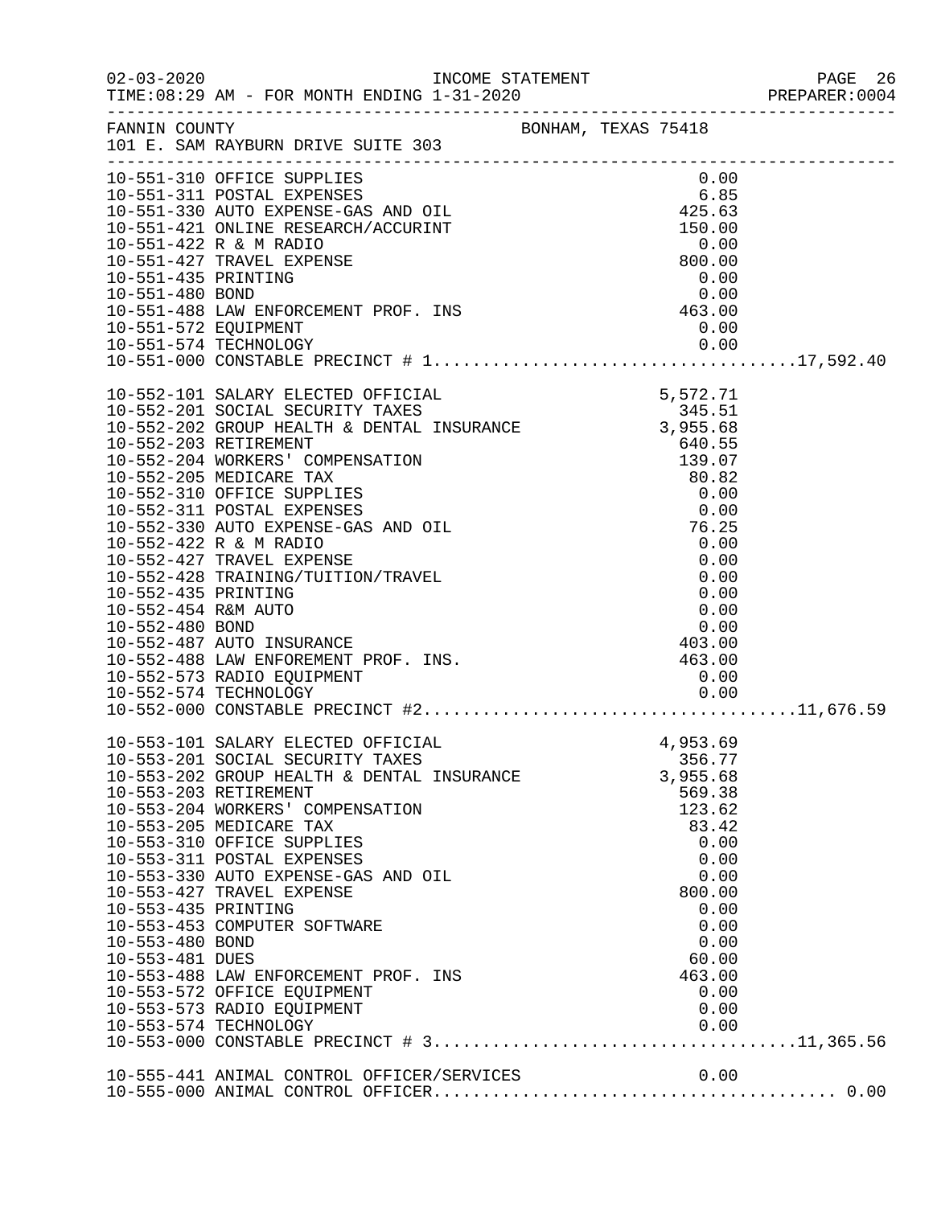INCOME STATEMENT

TIME:08:29 AM - FOR MONTH ENDING 1-31-2020

FANNIN COUNTY — BONHAM, TEXAS 75418

101 E. SAM RAYBURN DRIVE SUITE 303

| Account | Description | Amount | Total |
|---|---|---|---|
| 10-551-310 | OFFICE SUPPLIES | 0.00 | |
| 10-551-311 | POSTAL EXPENSES | 6.85 | |
| 10-551-330 | AUTO EXPENSE-GAS AND OIL | 425.63 | |
| 10-551-421 | ONLINE RESEARCH/ACCURINT | 150.00 | |
| 10-551-422 | R & M RADIO | 0.00 | |
| 10-551-427 | TRAVEL EXPENSE | 800.00 | |
| 10-551-435 | PRINTING | 0.00 | |
| 10-551-480 | BOND | 0.00 | |
| 10-551-488 | LAW ENFORCEMENT PROF. INS | 463.00 | |
| 10-551-572 | EQUIPMENT | 0.00 | |
| 10-551-574 | TECHNOLOGY | 0.00 | |
| 10-551-000 | CONSTABLE PRECINCT # 1 | | 17,592.40 |
| 10-552-101 | SALARY ELECTED OFFICIAL | 5,572.71 | |
| 10-552-201 | SOCIAL SECURITY TAXES | 345.51 | |
| 10-552-202 | GROUP HEALTH & DENTAL INSURANCE | 3,955.68 | |
| 10-552-203 | RETIREMENT | 640.55 | |
| 10-552-204 | WORKERS' COMPENSATION | 139.07 | |
| 10-552-205 | MEDICARE TAX | 80.82 | |
| 10-552-310 | OFFICE SUPPLIES | 0.00 | |
| 10-552-311 | POSTAL EXPENSES | 0.00 | |
| 10-552-330 | AUTO EXPENSE-GAS AND OIL | 76.25 | |
| 10-552-422 | R & M RADIO | 0.00 | |
| 10-552-427 | TRAVEL EXPENSE | 0.00 | |
| 10-552-428 | TRAINING/TUITION/TRAVEL | 0.00 | |
| 10-552-435 | PRINTING | 0.00 | |
| 10-552-454 | R&M AUTO | 0.00 | |
| 10-552-480 | BOND | 0.00 | |
| 10-552-487 | AUTO INSURANCE | 403.00 | |
| 10-552-488 | LAW ENFOREMENT PROF. INS. | 463.00 | |
| 10-552-573 | RADIO EQUIPMENT | 0.00 | |
| 10-552-574 | TECHNOLOGY | 0.00 | |
| 10-552-000 | CONSTABLE PRECINCT #2 | | 11,676.59 |
| 10-553-101 | SALARY ELECTED OFFICIAL | 4,953.69 | |
| 10-553-201 | SOCIAL SECURITY TAXES | 356.77 | |
| 10-553-202 | GROUP HEALTH & DENTAL INSURANCE | 3,955.68 | |
| 10-553-203 | RETIREMENT | 569.38 | |
| 10-553-204 | WORKERS' COMPENSATION | 123.62 | |
| 10-553-205 | MEDICARE TAX | 83.42 | |
| 10-553-310 | OFFICE SUPPLIES | 0.00 | |
| 10-553-311 | POSTAL EXPENSES | 0.00 | |
| 10-553-330 | AUTO EXPENSE-GAS AND OIL | 0.00 | |
| 10-553-427 | TRAVEL EXPENSE | 800.00 | |
| 10-553-435 | PRINTING | 0.00 | |
| 10-553-453 | COMPUTER SOFTWARE | 0.00 | |
| 10-553-480 | BOND | 0.00 | |
| 10-553-481 | DUES | 60.00 | |
| 10-553-488 | LAW ENFORCEMENT PROF. INS | 463.00 | |
| 10-553-572 | OFFICE EQUIPMENT | 0.00 | |
| 10-553-573 | RADIO EQUIPMENT | 0.00 | |
| 10-553-574 | TECHNOLOGY | 0.00 | |
| 10-553-000 | CONSTABLE PRECINCT # 3 | | 11,365.56 |
| 10-555-441 | ANIMAL CONTROL OFFICER/SERVICES | 0.00 | |
| 10-555-000 | ANIMAL CONTROL OFFICER | | 0.00 |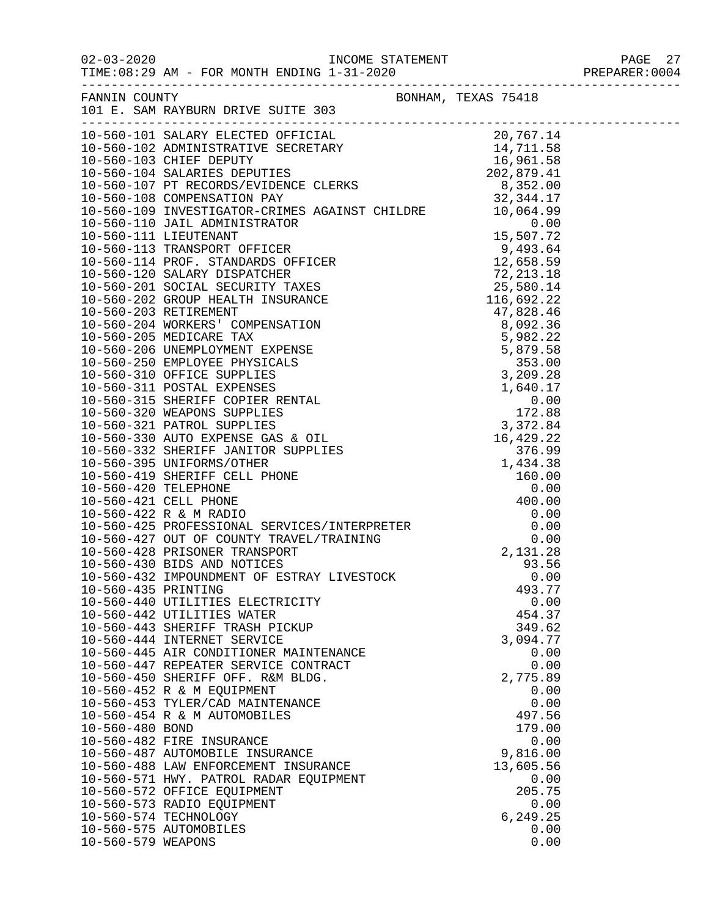INCOME STATEMENT

TIME:08:29 AM - FOR MONTH ENDING 1-31-2020

FANNIN COUNTY — BONHAM, TEXAS 75418

101 E. SAM RAYBURN DRIVE SUITE 303

| Account | Description | Amount |
|---|---|---|
| 10-560-101 | SALARY ELECTED OFFICIAL | 20,767.14 |
| 10-560-102 | ADMINISTRATIVE SECRETARY | 14,711.58 |
| 10-560-103 | CHIEF DEPUTY | 16,961.58 |
| 10-560-104 | SALARIES DEPUTIES | 202,879.41 |
| 10-560-107 | PT RECORDS/EVIDENCE CLERKS | 8,352.00 |
| 10-560-108 | COMPENSATION PAY | 32,344.17 |
| 10-560-109 | INVESTIGATOR-CRIMES AGAINST CHILDRE | 10,064.99 |
| 10-560-110 | JAIL ADMINISTRATOR | 0.00 |
| 10-560-111 | LIEUTENANT | 15,507.72 |
| 10-560-113 | TRANSPORT OFFICER | 9,493.64 |
| 10-560-114 | PROF. STANDARDS OFFICER | 12,658.59 |
| 10-560-120 | SALARY DISPATCHER | 72,213.18 |
| 10-560-201 | SOCIAL SECURITY TAXES | 25,580.14 |
| 10-560-202 | GROUP HEALTH INSURANCE | 116,692.22 |
| 10-560-203 | RETIREMENT | 47,828.46 |
| 10-560-204 | WORKERS' COMPENSATION | 8,092.36 |
| 10-560-205 | MEDICARE TAX | 5,982.22 |
| 10-560-206 | UNEMPLOYMENT EXPENSE | 5,879.58 |
| 10-560-250 | EMPLOYEE PHYSICALS | 353.00 |
| 10-560-310 | OFFICE SUPPLIES | 3,209.28 |
| 10-560-311 | POSTAL EXPENSES | 1,640.17 |
| 10-560-315 | SHERIFF COPIER RENTAL | 0.00 |
| 10-560-320 | WEAPONS SUPPLIES | 172.88 |
| 10-560-321 | PATROL SUPPLIES | 3,372.84 |
| 10-560-330 | AUTO EXPENSE GAS & OIL | 16,429.22 |
| 10-560-332 | SHERIFF JANITOR SUPPLIES | 376.99 |
| 10-560-395 | UNIFORMS/OTHER | 1,434.38 |
| 10-560-419 | SHERIFF CELL PHONE | 160.00 |
| 10-560-420 | TELEPHONE | 0.00 |
| 10-560-421 | CELL PHONE | 400.00 |
| 10-560-422 | R & M RADIO | 0.00 |
| 10-560-425 | PROFESSIONAL SERVICES/INTERPRETER | 0.00 |
| 10-560-427 | OUT OF COUNTY TRAVEL/TRAINING | 0.00 |
| 10-560-428 | PRISONER TRANSPORT | 2,131.28 |
| 10-560-430 | BIDS AND NOTICES | 93.56 |
| 10-560-432 | IMPOUNDMENT OF ESTRAY LIVESTOCK | 0.00 |
| 10-560-435 | PRINTING | 493.77 |
| 10-560-440 | UTILITIES ELECTRICITY | 0.00 |
| 10-560-442 | UTILITIES WATER | 454.37 |
| 10-560-443 | SHERIFF TRASH PICKUP | 349.62 |
| 10-560-444 | INTERNET SERVICE | 3,094.77 |
| 10-560-445 | AIR CONDITIONER MAINTENANCE | 0.00 |
| 10-560-447 | REPEATER SERVICE CONTRACT | 0.00 |
| 10-560-450 | SHERIFF OFF. R&M BLDG. | 2,775.89 |
| 10-560-452 | R & M EQUIPMENT | 0.00 |
| 10-560-453 | TYLER/CAD MAINTENANCE | 0.00 |
| 10-560-454 | R & M AUTOMOBILES | 497.56 |
| 10-560-480 | BOND | 179.00 |
| 10-560-482 | FIRE INSURANCE | 0.00 |
| 10-560-487 | AUTOMOBILE INSURANCE | 9,816.00 |
| 10-560-488 | LAW ENFORCEMENT INSURANCE | 13,605.56 |
| 10-560-571 | HWY. PATROL RADAR EQUIPMENT | 0.00 |
| 10-560-572 | OFFICE EQUIPMENT | 205.75 |
| 10-560-573 | RADIO EQUIPMENT | 0.00 |
| 10-560-574 | TECHNOLOGY | 6,249.25 |
| 10-560-575 | AUTOMOBILES | 0.00 |
| 10-560-579 | WEAPONS | 0.00 |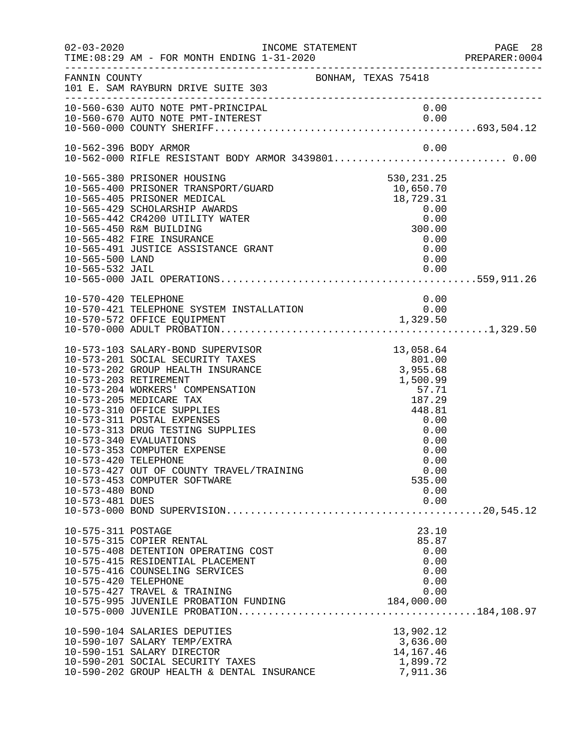FANNIN COUNTY — BONHAM, TEXAS 75418
101 E. SAM RAYBURN DRIVE SUITE 303

INCOME STATEMENT — TIME:08:29 AM - FOR MONTH ENDING 1-31-2020

| Account | Description | Amount | Total |
|---|---|---|---|
| 10-560-630 | AUTO NOTE PMT-PRINCIPAL | 0.00 | |
| 10-560-670 | AUTO NOTE PMT-INTEREST | 0.00 | |
| 10-560-000 | COUNTY SHERIFF | | 693,504.12 |
| 10-562-396 | BODY ARMOR | 0.00 | |
| 10-562-000 | RIFLE RESISTANT BODY ARMOR 3439801 | | 0.00 |
| 10-565-380 | PRISONER HOUSING | 530,231.25 | |
| 10-565-400 | PRISONER TRANSPORT/GUARD | 10,650.70 | |
| 10-565-405 | PRISONER MEDICAL | 18,729.31 | |
| 10-565-429 | SCHOLARSHIP AWARDS | 0.00 | |
| 10-565-442 | CR4200 UTILITY WATER | 0.00 | |
| 10-565-450 | R&M BUILDING | 300.00 | |
| 10-565-482 | FIRE INSURANCE | 0.00 | |
| 10-565-491 | JUSTICE ASSISTANCE GRANT | 0.00 | |
| 10-565-500 | LAND | 0.00 | |
| 10-565-532 | JAIL | 0.00 | |
| 10-565-000 | JAIL OPERATIONS | | 559,911.26 |
| 10-570-420 | TELEPHONE | 0.00 | |
| 10-570-421 | TELEPHONE SYSTEM INSTALLATION | 0.00 | |
| 10-570-572 | OFFICE EQUIPMENT | 1,329.50 | |
| 10-570-000 | ADULT PROBATION | | 1,329.50 |
| 10-573-103 | SALARY-BOND SUPERVISOR | 13,058.64 | |
| 10-573-201 | SOCIAL SECURITY TAXES | 801.00 | |
| 10-573-202 | GROUP HEALTH INSURANCE | 3,955.68 | |
| 10-573-203 | RETIREMENT | 1,500.99 | |
| 10-573-204 | WORKERS' COMPENSATION | 57.71 | |
| 10-573-205 | MEDICARE TAX | 187.29 | |
| 10-573-310 | OFFICE SUPPLIES | 448.81 | |
| 10-573-311 | POSTAL EXPENSES | 0.00 | |
| 10-573-313 | DRUG TESTING SUPPLIES | 0.00 | |
| 10-573-340 | EVALUATIONS | 0.00 | |
| 10-573-353 | COMPUTER EXPENSE | 0.00 | |
| 10-573-420 | TELEPHONE | 0.00 | |
| 10-573-427 | OUT OF COUNTY TRAVEL/TRAINING | 0.00 | |
| 10-573-453 | COMPUTER SOFTWARE | 535.00 | |
| 10-573-480 | BOND | 0.00 | |
| 10-573-481 | DUES | 0.00 | |
| 10-573-000 | BOND SUPERVISION | | 20,545.12 |
| 10-575-311 | POSTAGE | 23.10 | |
| 10-575-315 | COPIER RENTAL | 85.87 | |
| 10-575-408 | DETENTION OPERATING COST | 0.00 | |
| 10-575-415 | RESIDENTIAL PLACEMENT | 0.00 | |
| 10-575-416 | COUNSELING SERVICES | 0.00 | |
| 10-575-420 | TELEPHONE | 0.00 | |
| 10-575-427 | TRAVEL & TRAINING | 0.00 | |
| 10-575-995 | JUVENILE PROBATION FUNDING | 184,000.00 | |
| 10-575-000 | JUVENILE PROBATION | | 184,108.97 |
| 10-590-104 | SALARIES DEPUTIES | 13,902.12 | |
| 10-590-107 | SALARY TEMP/EXTRA | 3,636.00 | |
| 10-590-151 | SALARY DIRECTOR | 14,167.46 | |
| 10-590-201 | SOCIAL SECURITY TAXES | 1,899.72 | |
| 10-590-202 | GROUP HEALTH & DENTAL INSURANCE | 7,911.36 | |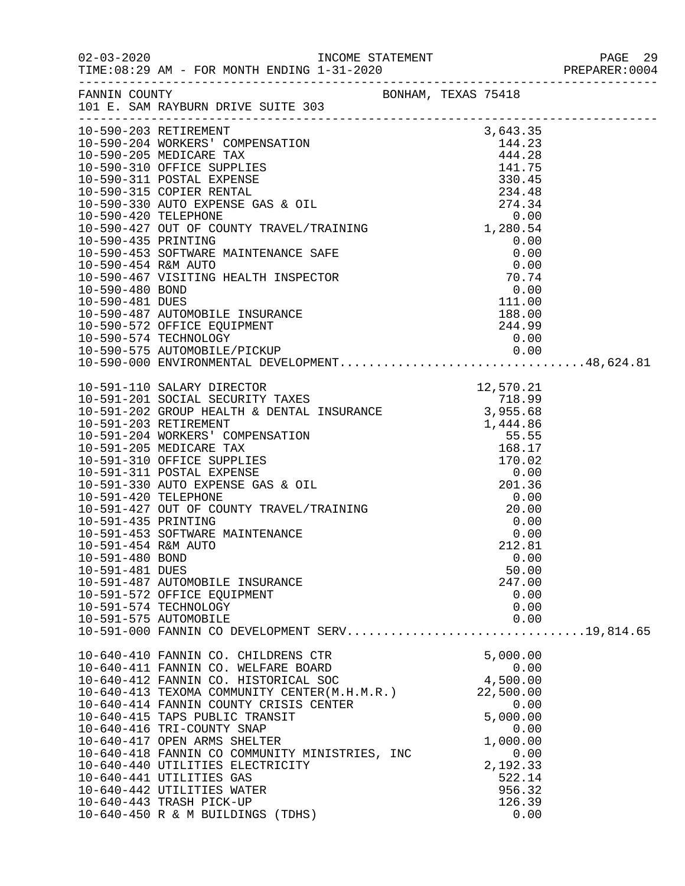02-03-2020 INCOME STATEMENT
TIME:08:29 AM - FOR MONTH ENDING 1-31-2020 PREPARER:0004

FANNIN COUNTY BONHAM, TEXAS 75418
101 E. SAM RAYBURN DRIVE SUITE 303

| Account | Description | Amount | Total |
|---|---|---|---|
| 10-590-203 | RETIREMENT | 3,643.35 | |
| 10-590-204 | WORKERS' COMPENSATION | 144.23 | |
| 10-590-205 | MEDICARE TAX | 444.28 | |
| 10-590-310 | OFFICE SUPPLIES | 141.75 | |
| 10-590-311 | POSTAL EXPENSE | 330.45 | |
| 10-590-315 | COPIER RENTAL | 234.48 | |
| 10-590-330 | AUTO EXPENSE GAS & OIL | 274.34 | |
| 10-590-420 | TELEPHONE | 0.00 | |
| 10-590-427 | OUT OF COUNTY TRAVEL/TRAINING | 1,280.54 | |
| 10-590-435 | PRINTING | 0.00 | |
| 10-590-453 | SOFTWARE MAINTENANCE SAFE | 0.00 | |
| 10-590-454 | R&M AUTO | 0.00 | |
| 10-590-467 | VISITING HEALTH INSPECTOR | 70.74 | |
| 10-590-480 | BOND | 0.00 | |
| 10-590-481 | DUES | 111.00 | |
| 10-590-487 | AUTOMOBILE INSURANCE | 188.00 | |
| 10-590-572 | OFFICE EQUIPMENT | 244.99 | |
| 10-590-574 | TECHNOLOGY | 0.00 | |
| 10-590-575 | AUTOMOBILE/PICKUP | 0.00 | |
| 10-590-000 | ENVIRONMENTAL DEVELOPMENT | | 48,624.81 |
| 10-591-110 | SALARY DIRECTOR | 12,570.21 | |
| 10-591-201 | SOCIAL SECURITY TAXES | 718.99 | |
| 10-591-202 | GROUP HEALTH & DENTAL INSURANCE | 3,955.68 | |
| 10-591-203 | RETIREMENT | 1,444.86 | |
| 10-591-204 | WORKERS' COMPENSATION | 55.55 | |
| 10-591-205 | MEDICARE TAX | 168.17 | |
| 10-591-310 | OFFICE SUPPLIES | 170.02 | |
| 10-591-311 | POSTAL EXPENSE | 0.00 | |
| 10-591-330 | AUTO EXPENSE GAS & OIL | 201.36 | |
| 10-591-420 | TELEPHONE | 0.00 | |
| 10-591-427 | OUT OF COUNTY TRAVEL/TRAINING | 20.00 | |
| 10-591-435 | PRINTING | 0.00 | |
| 10-591-453 | SOFTWARE MAINTENANCE | 0.00 | |
| 10-591-454 | R&M AUTO | 212.81 | |
| 10-591-480 | BOND | 0.00 | |
| 10-591-481 | DUES | 50.00 | |
| 10-591-487 | AUTOMOBILE INSURANCE | 247.00 | |
| 10-591-572 | OFFICE EQUIPMENT | 0.00 | |
| 10-591-574 | TECHNOLOGY | 0.00 | |
| 10-591-575 | AUTOMOBILE | 0.00 | |
| 10-591-000 | FANNIN CO DEVELOPMENT SERV | | 19,814.65 |
| 10-640-410 | FANNIN CO. CHILDRENS CTR | 5,000.00 | |
| 10-640-411 | FANNIN CO. WELFARE BOARD | 0.00 | |
| 10-640-412 | FANNIN CO. HISTORICAL SOC | 4,500.00 | |
| 10-640-413 | TEXOMA COMMUNITY CENTER(M.H.M.R.) | 22,500.00 | |
| 10-640-414 | FANNIN COUNTY CRISIS CENTER | 0.00 | |
| 10-640-415 | TAPS PUBLIC TRANSIT | 5,000.00 | |
| 10-640-416 | TRI-COUNTY SNAP | 0.00 | |
| 10-640-417 | OPEN ARMS SHELTER | 1,000.00 | |
| 10-640-418 | FANNIN CO COMMUNITY MINISTRIES, INC | 0.00 | |
| 10-640-440 | UTILITIES ELECTRICITY | 2,192.33 | |
| 10-640-441 | UTILITIES GAS | 522.14 | |
| 10-640-442 | UTILITIES WATER | 956.32 | |
| 10-640-443 | TRASH PICK-UP | 126.39 | |
| 10-640-450 | R & M BUILDINGS (TDHS) | 0.00 | |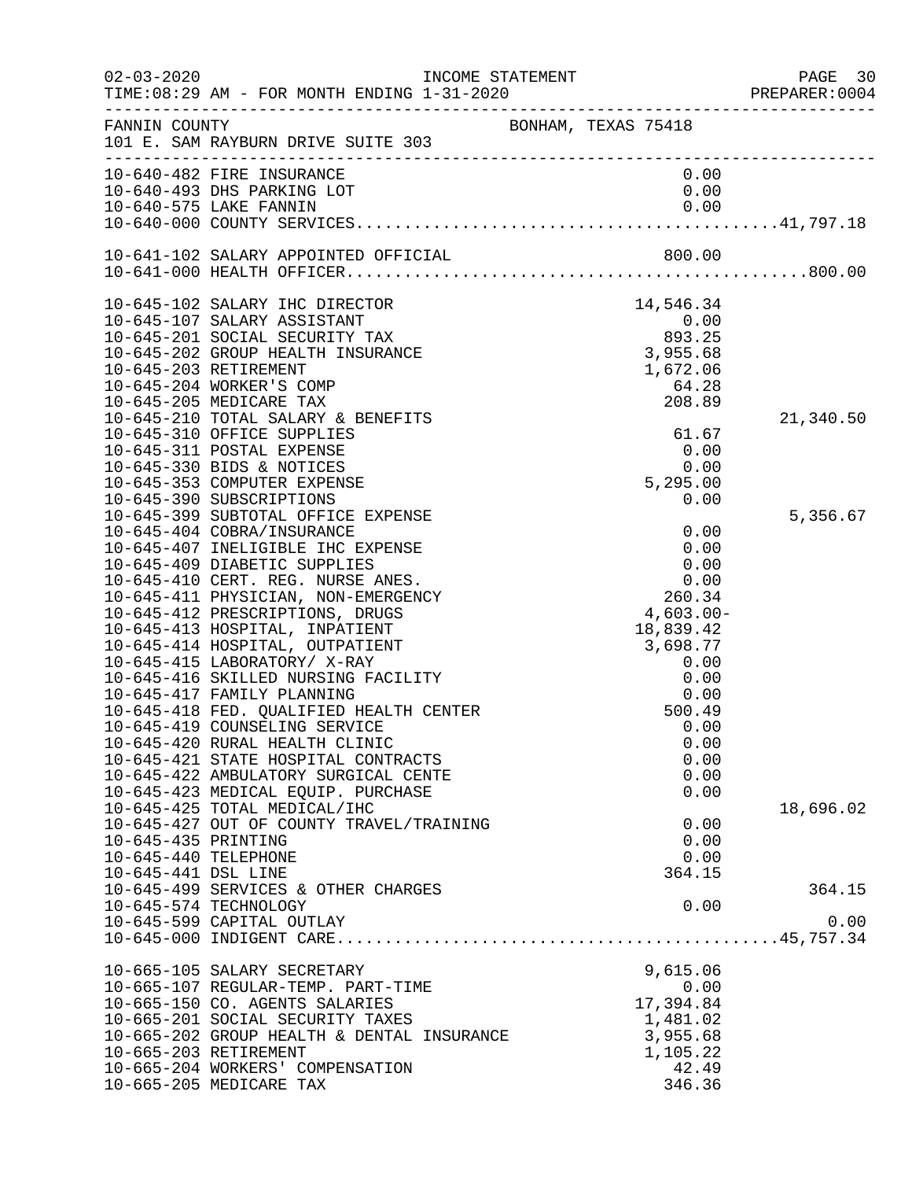02-03-2020 INCOME STATEMENT
TIME:08:29 AM - FOR MONTH ENDING 1-31-2020 PREPARER:0004

FANNIN COUNTY BONHAM, TEXAS 75418
101 E. SAM RAYBURN DRIVE SUITE 303

| Account | Description | Amount | Total |
|---|---|---|---|
| 10-640-482 | FIRE INSURANCE | 0.00 | |
| 10-640-493 | DHS PARKING LOT | 0.00 | |
| 10-640-575 | LAKE FANNIN | 0.00 | |
| 10-640-000 | COUNTY SERVICES | | 41,797.18 |
| | | | |
| 10-641-102 | SALARY APPOINTED OFFICIAL | 800.00 | |
| 10-641-000 | HEALTH OFFICER | | 800.00 |
| | | | |
| 10-645-102 | SALARY IHC DIRECTOR | 14,546.34 | |
| 10-645-107 | SALARY ASSISTANT | 0.00 | |
| 10-645-201 | SOCIAL SECURITY TAX | 893.25 | |
| 10-645-202 | GROUP HEALTH INSURANCE | 3,955.68 | |
| 10-645-203 | RETIREMENT | 1,672.06 | |
| 10-645-204 | WORKER'S COMP | 64.28 | |
| 10-645-205 | MEDICARE TAX | 208.89 | |
| 10-645-210 | TOTAL SALARY & BENEFITS | | 21,340.50 |
| 10-645-310 | OFFICE SUPPLIES | 61.67 | |
| 10-645-311 | POSTAL EXPENSE | 0.00 | |
| 10-645-330 | BIDS & NOTICES | 0.00 | |
| 10-645-353 | COMPUTER EXPENSE | 5,295.00 | |
| 10-645-390 | SUBSCRIPTIONS | 0.00 | |
| 10-645-399 | SUBTOTAL OFFICE EXPENSE | | 5,356.67 |
| 10-645-404 | COBRA/INSURANCE | 0.00 | |
| 10-645-407 | INELIGIBLE IHC EXPENSE | 0.00 | |
| 10-645-409 | DIABETIC SUPPLIES | 0.00 | |
| 10-645-410 | CERT. REG. NURSE ANES. | 0.00 | |
| 10-645-411 | PHYSICIAN, NON-EMERGENCY | 260.34 | |
| 10-645-412 | PRESCRIPTIONS, DRUGS | 4,603.00- | |
| 10-645-413 | HOSPITAL, INPATIENT | 18,839.42 | |
| 10-645-414 | HOSPITAL, OUTPATIENT | 3,698.77 | |
| 10-645-415 | LABORATORY/ X-RAY | 0.00 | |
| 10-645-416 | SKILLED NURSING FACILITY | 0.00 | |
| 10-645-417 | FAMILY PLANNING | 0.00 | |
| 10-645-418 | FED. QUALIFIED HEALTH CENTER | 500.49 | |
| 10-645-419 | COUNSELING SERVICE | 0.00 | |
| 10-645-420 | RURAL HEALTH CLINIC | 0.00 | |
| 10-645-421 | STATE HOSPITAL CONTRACTS | 0.00 | |
| 10-645-422 | AMBULATORY SURGICAL CENTE | 0.00 | |
| 10-645-423 | MEDICAL EQUIP. PURCHASE | 0.00 | |
| 10-645-425 | TOTAL MEDICAL/IHC | | 18,696.02 |
| 10-645-427 | OUT OF COUNTY TRAVEL/TRAINING | 0.00 | |
| 10-645-435 | PRINTING | 0.00 | |
| 10-645-440 | TELEPHONE | 0.00 | |
| 10-645-441 | DSL LINE | 364.15 | |
| 10-645-499 | SERVICES & OTHER CHARGES | | 364.15 |
| 10-645-574 | TECHNOLOGY | 0.00 | |
| 10-645-599 | CAPITAL OUTLAY | | 0.00 |
| 10-645-000 | INDIGENT CARE | | 45,757.34 |
| | | | |
| 10-665-105 | SALARY SECRETARY | 9,615.06 | |
| 10-665-107 | REGULAR-TEMP. PART-TIME | 0.00 | |
| 10-665-150 | CO. AGENTS SALARIES | 17,394.84 | |
| 10-665-201 | SOCIAL SECURITY TAXES | 1,481.02 | |
| 10-665-202 | GROUP HEALTH & DENTAL INSURANCE | 3,955.68 | |
| 10-665-203 | RETIREMENT | 1,105.22 | |
| 10-665-204 | WORKERS' COMPENSATION | 42.49 | |
| 10-665-205 | MEDICARE TAX | 346.36 | |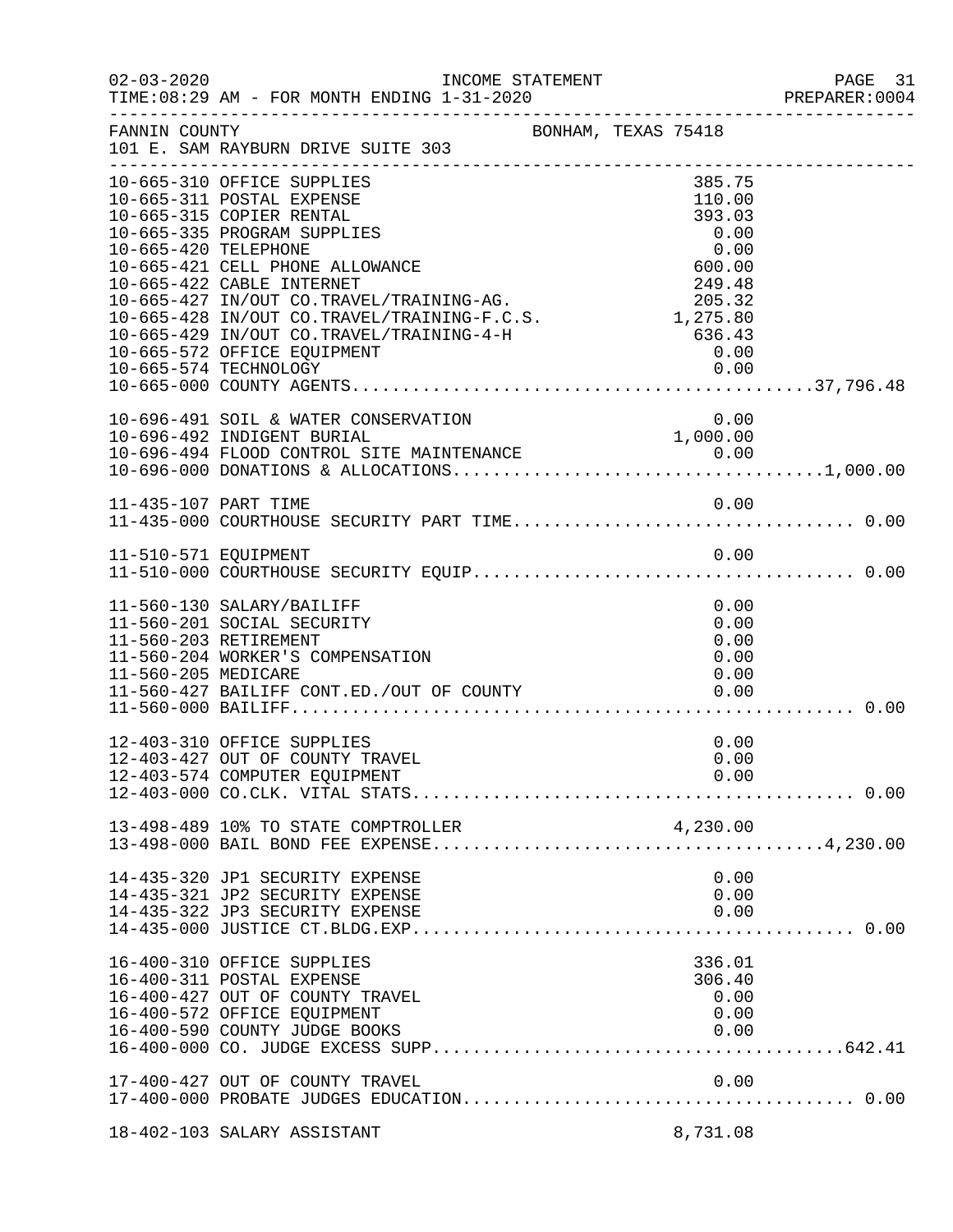02-03-2020 INCOME STATEMENT
TIME:08:29 AM - FOR MONTH ENDING 1-31-2020 PREPARER:0004

FANNIN COUNTY BONHAM, TEXAS 75418
101 E. SAM RAYBURN DRIVE SUITE 303

| Account | Description | Amount | Total |
|---|---|---|---|
| 10-665-310 | OFFICE SUPPLIES | 385.75 | |
| 10-665-311 | POSTAL EXPENSE | 110.00 | |
| 10-665-315 | COPIER RENTAL | 393.03 | |
| 10-665-335 | PROGRAM SUPPLIES | 0.00 | |
| 10-665-420 | TELEPHONE | 0.00 | |
| 10-665-421 | CELL PHONE ALLOWANCE | 600.00 | |
| 10-665-422 | CABLE INTERNET | 249.48 | |
| 10-665-427 | IN/OUT CO.TRAVEL/TRAINING-AG. | 205.32 | |
| 10-665-428 | IN/OUT CO.TRAVEL/TRAINING-F.C.S. | 1,275.80 | |
| 10-665-429 | IN/OUT CO.TRAVEL/TRAINING-4-H | 636.43 | |
| 10-665-572 | OFFICE EQUIPMENT | 0.00 | |
| 10-665-574 | TECHNOLOGY | 0.00 | |
| 10-665-000 | COUNTY AGENTS | | 37,796.48 |
| 10-696-491 | SOIL & WATER CONSERVATION | 0.00 | |
| 10-696-492 | INDIGENT BURIAL | 1,000.00 | |
| 10-696-494 | FLOOD CONTROL SITE MAINTENANCE | 0.00 | |
| 10-696-000 | DONATIONS & ALLOCATIONS | | 1,000.00 |
| 11-435-107 | PART TIME | 0.00 | |
| 11-435-000 | COURTHOUSE SECURITY PART TIME | | 0.00 |
| 11-510-571 | EQUIPMENT | 0.00 | |
| 11-510-000 | COURTHOUSE SECURITY EQUIP | | 0.00 |
| 11-560-130 | SALARY/BAILIFF | 0.00 | |
| 11-560-201 | SOCIAL SECURITY | 0.00 | |
| 11-560-203 | RETIREMENT | 0.00 | |
| 11-560-204 | WORKER'S COMPENSATION | 0.00 | |
| 11-560-205 | MEDICARE | 0.00 | |
| 11-560-427 | BAILIFF CONT.ED./OUT OF COUNTY | 0.00 | |
| 11-560-000 | BAILIFF | | 0.00 |
| 12-403-310 | OFFICE SUPPLIES | 0.00 | |
| 12-403-427 | OUT OF COUNTY TRAVEL | 0.00 | |
| 12-403-574 | COMPUTER EQUIPMENT | 0.00 | |
| 12-403-000 | CO.CLK. VITAL STATS | | 0.00 |
| 13-498-489 | 10% TO STATE COMPTROLLER | 4,230.00 | |
| 13-498-000 | BAIL BOND FEE EXPENSE | | 4,230.00 |
| 14-435-320 | JP1 SECURITY EXPENSE | 0.00 | |
| 14-435-321 | JP2 SECURITY EXPENSE | 0.00 | |
| 14-435-322 | JP3 SECURITY EXPENSE | 0.00 | |
| 14-435-000 | JUSTICE CT.BLDG.EXP | | 0.00 |
| 16-400-310 | OFFICE SUPPLIES | 336.01 | |
| 16-400-311 | POSTAL EXPENSE | 306.40 | |
| 16-400-427 | OUT OF COUNTY TRAVEL | 0.00 | |
| 16-400-572 | OFFICE EQUIPMENT | 0.00 | |
| 16-400-590 | COUNTY JUDGE BOOKS | 0.00 | |
| 16-400-000 | CO. JUDGE EXCESS SUPP | | 642.41 |
| 17-400-427 | OUT OF COUNTY TRAVEL | 0.00 | |
| 17-400-000 | PROBATE JUDGES EDUCATION | | 0.00 |
| 18-402-103 | SALARY ASSISTANT | 8,731.08 | |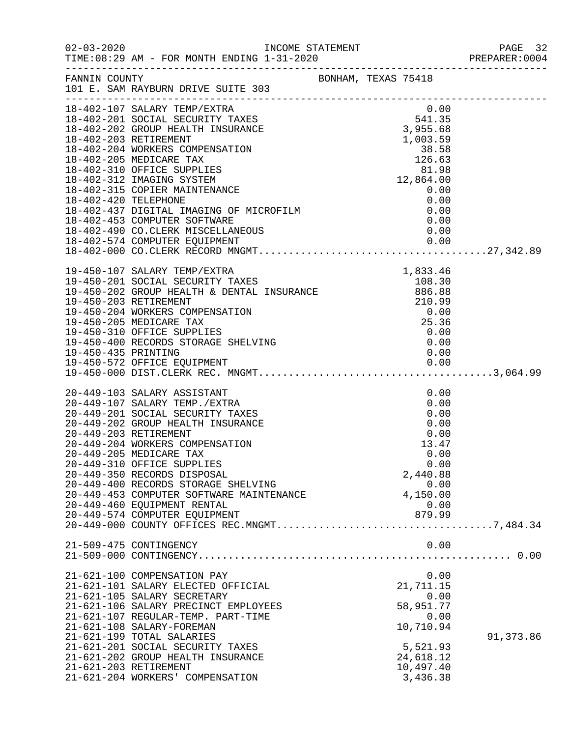INCOME STATEMENT

TIME:08:29 AM - FOR MONTH ENDING 1-31-2020

FANNIN COUNTY BONHAM, TEXAS 75418

101 E. SAM RAYBURN DRIVE SUITE 303

| Account | Description | Amount | Total |
|---|---|---|---|
| 18-402-107 | SALARY TEMP/EXTRA | 0.00 | |
| 18-402-201 | SOCIAL SECURITY TAXES | 541.35 | |
| 18-402-202 | GROUP HEALTH INSURANCE | 3,955.68 | |
| 18-402-203 | RETIREMENT | 1,003.59 | |
| 18-402-204 | WORKERS COMPENSATION | 38.58 | |
| 18-402-205 | MEDICARE TAX | 126.63 | |
| 18-402-310 | OFFICE SUPPLIES | 81.98 | |
| 18-402-312 | IMAGING SYSTEM | 12,864.00 | |
| 18-402-315 | COPIER MAINTENANCE | 0.00 | |
| 18-402-420 | TELEPHONE | 0.00 | |
| 18-402-437 | DIGITAL IMAGING OF MICROFILM | 0.00 | |
| 18-402-453 | COMPUTER SOFTWARE | 0.00 | |
| 18-402-490 | CO.CLERK MISCELLANEOUS | 0.00 | |
| 18-402-574 | COMPUTER EQUIPMENT | 0.00 | |
| 18-402-000 | CO.CLERK RECORD MNGMT. | | 27,342.89 |
| 19-450-107 | SALARY TEMP/EXTRA | 1,833.46 | |
| 19-450-201 | SOCIAL SECURITY TAXES | 108.30 | |
| 19-450-202 | GROUP HEALTH & DENTAL INSURANCE | 886.88 | |
| 19-450-203 | RETIREMENT | 210.99 | |
| 19-450-204 | WORKERS COMPENSATION | 0.00 | |
| 19-450-205 | MEDICARE TAX | 25.36 | |
| 19-450-310 | OFFICE SUPPLIES | 0.00 | |
| 19-450-400 | RECORDS STORAGE SHELVING | 0.00 | |
| 19-450-435 | PRINTING | 0.00 | |
| 19-450-572 | OFFICE EQUIPMENT | 0.00 | |
| 19-450-000 | DIST.CLERK REC. MNGMT. | | 3,064.99 |
| 20-449-103 | SALARY ASSISTANT | 0.00 | |
| 20-449-107 | SALARY TEMP./EXTRA | 0.00 | |
| 20-449-201 | SOCIAL SECURITY TAXES | 0.00 | |
| 20-449-202 | GROUP HEALTH INSURANCE | 0.00 | |
| 20-449-203 | RETIREMENT | 0.00 | |
| 20-449-204 | WORKERS COMPENSATION | 13.47 | |
| 20-449-205 | MEDICARE TAX | 0.00 | |
| 20-449-310 | OFFICE SUPPLIES | 0.00 | |
| 20-449-350 | RECORDS DISPOSAL | 2,440.88 | |
| 20-449-400 | RECORDS STORAGE SHELVING | 0.00 | |
| 20-449-453 | COMPUTER SOFTWARE MAINTENANCE | 4,150.00 | |
| 20-449-460 | EQUIPMENT RENTAL | 0.00 | |
| 20-449-574 | COMPUTER EQUIPMENT | 879.99 | |
| 20-449-000 | COUNTY OFFICES REC.MNGMT. | | 7,484.34 |
| 21-509-475 | CONTINGENCY | 0.00 | |
| 21-509-000 | CONTINGENCY | | 0.00 |
| 21-621-100 | COMPENSATION PAY | 0.00 | |
| 21-621-101 | SALARY ELECTED OFFICIAL | 21,711.15 | |
| 21-621-105 | SALARY SECRETARY | 0.00 | |
| 21-621-106 | SALARY PRECINCT EMPLOYEES | 58,951.77 | |
| 21-621-107 | REGULAR-TEMP. PART-TIME | 0.00 | |
| 21-621-108 | SALARY-FOREMAN | 10,710.94 | |
| 21-621-199 | TOTAL SALARIES | | 91,373.86 |
| 21-621-201 | SOCIAL SECURITY TAXES | 5,521.93 | |
| 21-621-202 | GROUP HEALTH INSURANCE | 24,618.12 | |
| 21-621-203 | RETIREMENT | 10,497.40 | |
| 21-621-204 | WORKERS' COMPENSATION | 3,436.38 | |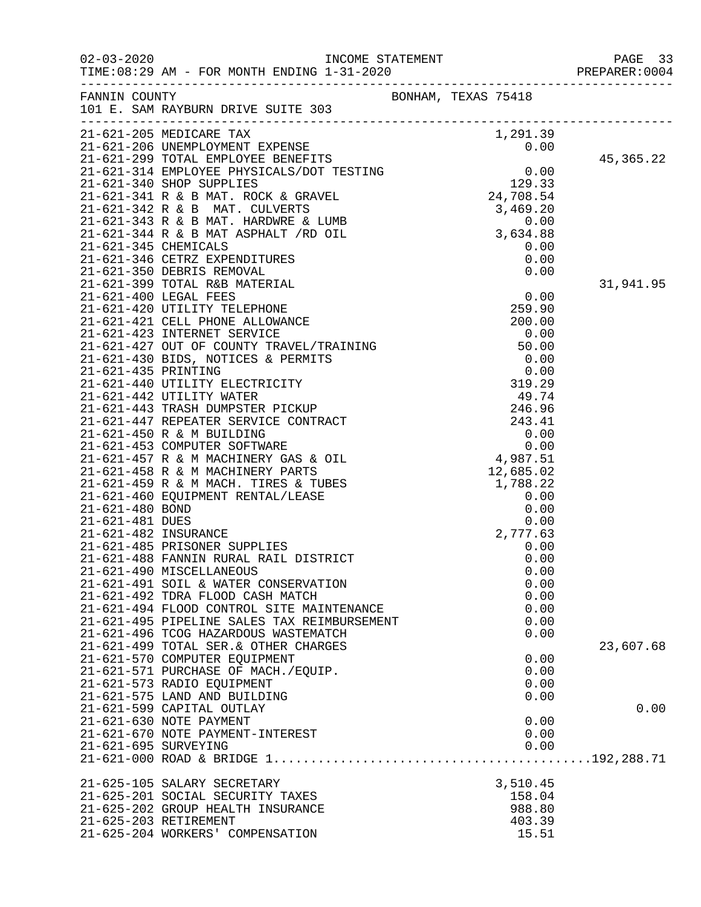02-03-2020 INCOME STATEMENT
TIME:08:29 AM - FOR MONTH ENDING 1-31-2020 PREPARER:0004

FANNIN COUNTY BONHAM, TEXAS 75418
101 E. SAM RAYBURN DRIVE SUITE 303

| Account | Description | Amount | Total |
|---|---|---|---|
| 21-621-205 | MEDICARE TAX | 1,291.39 | |
| 21-621-206 | UNEMPLOYMENT EXPENSE | 0.00 | |
| 21-621-299 | TOTAL EMPLOYEE BENEFITS | | 45,365.22 |
| 21-621-314 | EMPLOYEE PHYSICALS/DOT TESTING | 0.00 | |
| 21-621-340 | SHOP SUPPLIES | 129.33 | |
| 21-621-341 | R & B MAT. ROCK & GRAVEL | 24,708.54 | |
| 21-621-342 | R & B MAT. CULVERTS | 3,469.20 | |
| 21-621-343 | R & B MAT. HARDWRE & LUMB | 0.00 | |
| 21-621-344 | R & B MAT ASPHALT /RD OIL | 3,634.88 | |
| 21-621-345 | CHEMICALS | 0.00 | |
| 21-621-346 | CETRZ EXPENDITURES | 0.00 | |
| 21-621-350 | DEBRIS REMOVAL | 0.00 | |
| 21-621-399 | TOTAL R&B MATERIAL | | 31,941.95 |
| 21-621-400 | LEGAL FEES | 0.00 | |
| 21-621-420 | UTILITY TELEPHONE | 259.90 | |
| 21-621-421 | CELL PHONE ALLOWANCE | 200.00 | |
| 21-621-423 | INTERNET SERVICE | 0.00 | |
| 21-621-427 | OUT OF COUNTY TRAVEL/TRAINING | 50.00 | |
| 21-621-430 | BIDS, NOTICES & PERMITS | 0.00 | |
| 21-621-435 | PRINTING | 0.00 | |
| 21-621-440 | UTILITY ELECTRICITY | 319.29 | |
| 21-621-442 | UTILITY WATER | 49.74 | |
| 21-621-443 | TRASH DUMPSTER PICKUP | 246.96 | |
| 21-621-447 | REPEATER SERVICE CONTRACT | 243.41 | |
| 21-621-450 | R & M BUILDING | 0.00 | |
| 21-621-453 | COMPUTER SOFTWARE | 0.00 | |
| 21-621-457 | R & M MACHINERY GAS & OIL | 4,987.51 | |
| 21-621-458 | R & M MACHINERY PARTS | 12,685.02 | |
| 21-621-459 | R & M MACH. TIRES & TUBES | 1,788.22 | |
| 21-621-460 | EQUIPMENT RENTAL/LEASE | 0.00 | |
| 21-621-480 | BOND | 0.00 | |
| 21-621-481 | DUES | 0.00 | |
| 21-621-482 | INSURANCE | 2,777.63 | |
| 21-621-485 | PRISONER SUPPLIES | 0.00 | |
| 21-621-488 | FANNIN RURAL RAIL DISTRICT | 0.00 | |
| 21-621-490 | MISCELLANEOUS | 0.00 | |
| 21-621-491 | SOIL & WATER CONSERVATION | 0.00 | |
| 21-621-492 | TDRA FLOOD CASH MATCH | 0.00 | |
| 21-621-494 | FLOOD CONTROL SITE MAINTENANCE | 0.00 | |
| 21-621-495 | PIPELINE SALES TAX REIMBURSEMENT | 0.00 | |
| 21-621-496 | TCOG HAZARDOUS WASTEMATCH | 0.00 | |
| 21-621-499 | TOTAL SER.& OTHER CHARGES | | 23,607.68 |
| 21-621-570 | COMPUTER EQUIPMENT | 0.00 | |
| 21-621-571 | PURCHASE OF MACH./EQUIP. | 0.00 | |
| 21-621-573 | RADIO EQUIPMENT | 0.00 | |
| 21-621-575 | LAND AND BUILDING | 0.00 | |
| 21-621-599 | CAPITAL OUTLAY | | 0.00 |
| 21-621-630 | NOTE PAYMENT | 0.00 | |
| 21-621-670 | NOTE PAYMENT-INTEREST | 0.00 | |
| 21-621-695 | SURVEYING | 0.00 | |
| 21-621-000 | ROAD & BRIDGE 1 | | 192,288.71 |
| | | | |
| 21-625-105 | SALARY SECRETARY | 3,510.45 | |
| 21-625-201 | SOCIAL SECURITY TAXES | 158.04 | |
| 21-625-202 | GROUP HEALTH INSURANCE | 988.80 | |
| 21-625-203 | RETIREMENT | 403.39 | |
| 21-625-204 | WORKERS' COMPENSATION | 15.51 | |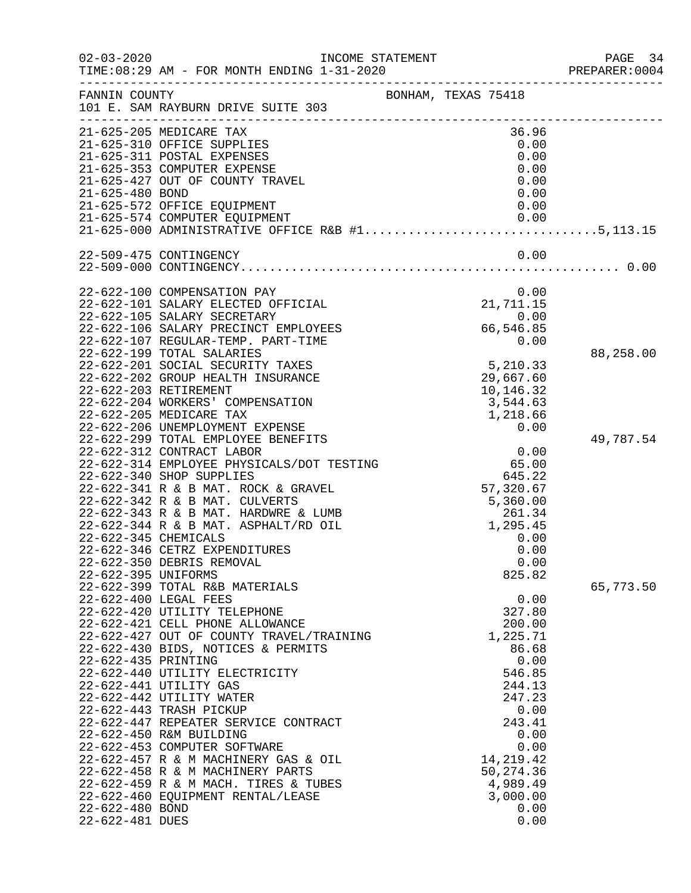INCOME STATEMENT

TIME:08:29 AM - FOR MONTH ENDING 1-31-2020

FANNIN COUNTY BONHAM, TEXAS 75418
101 E. SAM RAYBURN DRIVE SUITE 303

| Account | Description | Amount | Total |
|---|---|---|---|
| 21-625-205 | MEDICARE TAX | 36.96 | |
| 21-625-310 | OFFICE SUPPLIES | 0.00 | |
| 21-625-311 | POSTAL EXPENSES | 0.00 | |
| 21-625-353 | COMPUTER EXPENSE | 0.00 | |
| 21-625-427 | OUT OF COUNTY TRAVEL | 0.00 | |
| 21-625-480 | BOND | 0.00 | |
| 21-625-572 | OFFICE EQUIPMENT | 0.00 | |
| 21-625-574 | COMPUTER EQUIPMENT | 0.00 | |
| 21-625-000 | ADMINISTRATIVE OFFICE R&B #1 | | 5,113.15 |
| 22-509-475 | CONTINGENCY | 0.00 | |
| 22-509-000 | CONTINGENCY | | 0.00 |
| 22-622-100 | COMPENSATION PAY | 0.00 | |
| 22-622-101 | SALARY ELECTED OFFICIAL | 21,711.15 | |
| 22-622-105 | SALARY SECRETARY | 0.00 | |
| 22-622-106 | SALARY PRECINCT EMPLOYEES | 66,546.85 | |
| 22-622-107 | REGULAR-TEMP. PART-TIME | 0.00 | |
| 22-622-199 | TOTAL SALARIES | | 88,258.00 |
| 22-622-201 | SOCIAL SECURITY TAXES | 5,210.33 | |
| 22-622-202 | GROUP HEALTH INSURANCE | 29,667.60 | |
| 22-622-203 | RETIREMENT | 10,146.32 | |
| 22-622-204 | WORKERS' COMPENSATION | 3,544.63 | |
| 22-622-205 | MEDICARE TAX | 1,218.66 | |
| 22-622-206 | UNEMPLOYMENT EXPENSE | 0.00 | |
| 22-622-299 | TOTAL EMPLOYEE BENEFITS | | 49,787.54 |
| 22-622-312 | CONTRACT LABOR | 0.00 | |
| 22-622-314 | EMPLOYEE PHYSICALS/DOT TESTING | 65.00 | |
| 22-622-340 | SHOP SUPPLIES | 645.22 | |
| 22-622-341 | R & B MAT. ROCK & GRAVEL | 57,320.67 | |
| 22-622-342 | R & B MAT. CULVERTS | 5,360.00 | |
| 22-622-343 | R & B MAT. HARDWRE & LUMB | 261.34 | |
| 22-622-344 | R & B MAT. ASPHALT/RD OIL | 1,295.45 | |
| 22-622-345 | CHEMICALS | 0.00 | |
| 22-622-346 | CETRZ EXPENDITURES | 0.00 | |
| 22-622-350 | DEBRIS REMOVAL | 0.00 | |
| 22-622-395 | UNIFORMS | 825.82 | |
| 22-622-399 | TOTAL R&B MATERIALS | | 65,773.50 |
| 22-622-400 | LEGAL FEES | 0.00 | |
| 22-622-420 | UTILITY TELEPHONE | 327.80 | |
| 22-622-421 | CELL PHONE ALLOWANCE | 200.00 | |
| 22-622-427 | OUT OF COUNTY TRAVEL/TRAINING | 1,225.71 | |
| 22-622-430 | BIDS, NOTICES & PERMITS | 86.68 | |
| 22-622-435 | PRINTING | 0.00 | |
| 22-622-440 | UTILITY ELECTRICITY | 546.85 | |
| 22-622-441 | UTILITY GAS | 244.13 | |
| 22-622-442 | UTILITY WATER | 247.23 | |
| 22-622-443 | TRASH PICKUP | 0.00 | |
| 22-622-447 | REPEATER SERVICE CONTRACT | 243.41 | |
| 22-622-450 | R&M BUILDING | 0.00 | |
| 22-622-453 | COMPUTER SOFTWARE | 0.00 | |
| 22-622-457 | R & M MACHINERY GAS & OIL | 14,219.42 | |
| 22-622-458 | R & M MACHINERY PARTS | 50,274.36 | |
| 22-622-459 | R & M MACH. TIRES & TUBES | 4,989.49 | |
| 22-622-460 | EQUIPMENT RENTAL/LEASE | 3,000.00 | |
| 22-622-480 | BOND | 0.00 | |
| 22-622-481 | DUES | 0.00 | |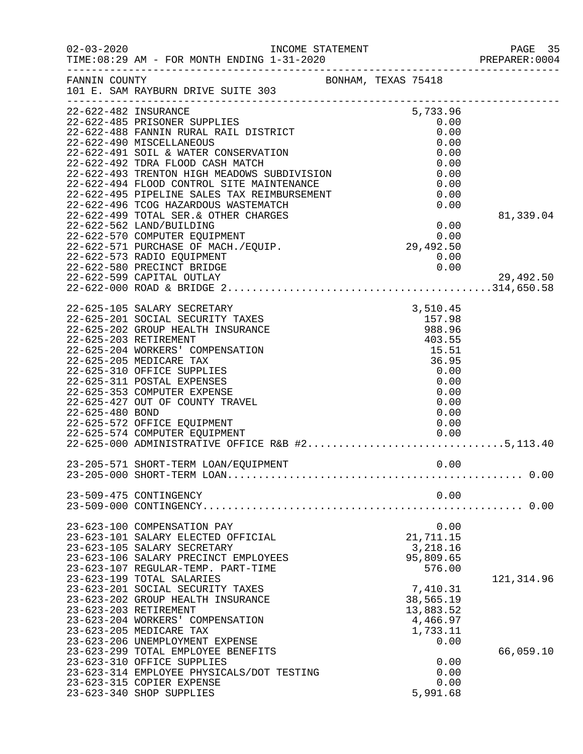INCOME STATEMENT

02-03-2020 TIME:08:29 AM - FOR MONTH ENDING 1-31-2020 PREPARER:0004

FANNIN COUNTY BONHAM, TEXAS 75418
101 E. SAM RAYBURN DRIVE SUITE 303

| Account | Description | Amount | Total |
|---|---|---|---|
| 22-622-482 | INSURANCE | 5,733.96 | |
| 22-622-485 | PRISONER SUPPLIES | 0.00 | |
| 22-622-488 | FANNIN RURAL RAIL DISTRICT | 0.00 | |
| 22-622-490 | MISCELLANEOUS | 0.00 | |
| 22-622-491 | SOIL & WATER CONSERVATION | 0.00 | |
| 22-622-492 | TDRA FLOOD CASH MATCH | 0.00 | |
| 22-622-493 | TRENTON HIGH MEADOWS SUBDIVISION | 0.00 | |
| 22-622-494 | FLOOD CONTROL SITE MAINTENANCE | 0.00 | |
| 22-622-495 | PIPELINE SALES TAX REIMBURSEMENT | 0.00 | |
| 22-622-496 | TCOG HAZARDOUS WASTEMATCH | 0.00 | |
| 22-622-499 | TOTAL SER.& OTHER CHARGES | | 81,339.04 |
| 22-622-562 | LAND/BUILDING | 0.00 | |
| 22-622-570 | COMPUTER EQUIPMENT | 0.00 | |
| 22-622-571 | PURCHASE OF MACH./EQUIP. | 29,492.50 | |
| 22-622-573 | RADIO EQUIPMENT | 0.00 | |
| 22-622-580 | PRECINCT BRIDGE | 0.00 | |
| 22-622-599 | CAPITAL OUTLAY | | 29,492.50 |
| 22-622-000 | ROAD & BRIDGE 2 | | 314,650.58 |
| 22-625-105 | SALARY SECRETARY | 3,510.45 | |
| 22-625-201 | SOCIAL SECURITY TAXES | 157.98 | |
| 22-625-202 | GROUP HEALTH INSURANCE | 988.96 | |
| 22-625-203 | RETIREMENT | 403.55 | |
| 22-625-204 | WORKERS' COMPENSATION | 15.51 | |
| 22-625-205 | MEDICARE TAX | 36.95 | |
| 22-625-310 | OFFICE SUPPLIES | 0.00 | |
| 22-625-311 | POSTAL EXPENSES | 0.00 | |
| 22-625-353 | COMPUTER EXPENSE | 0.00 | |
| 22-625-427 | OUT OF COUNTY TRAVEL | 0.00 | |
| 22-625-480 | BOND | 0.00 | |
| 22-625-572 | OFFICE EQUIPMENT | 0.00 | |
| 22-625-574 | COMPUTER EQUIPMENT | 0.00 | |
| 22-625-000 | ADMINISTRATIVE OFFICE R&B #2 | | 5,113.40 |
| 23-205-571 | SHORT-TERM LOAN/EQUIPMENT | 0.00 | |
| 23-205-000 | SHORT-TERM LOAN | | 0.00 |
| 23-509-475 | CONTINGENCY | 0.00 | |
| 23-509-000 | CONTINGENCY | | 0.00 |
| 23-623-100 | COMPENSATION PAY | 0.00 | |
| 23-623-101 | SALARY ELECTED OFFICIAL | 21,711.15 | |
| 23-623-105 | SALARY SECRETARY | 3,218.16 | |
| 23-623-106 | SALARY PRECINCT EMPLOYEES | 95,809.65 | |
| 23-623-107 | REGULAR-TEMP. PART-TIME | 576.00 | |
| 23-623-199 | TOTAL SALARIES | | 121,314.96 |
| 23-623-201 | SOCIAL SECURITY TAXES | 7,410.31 | |
| 23-623-202 | GROUP HEALTH INSURANCE | 38,565.19 | |
| 23-623-203 | RETIREMENT | 13,883.52 | |
| 23-623-204 | WORKERS' COMPENSATION | 4,466.97 | |
| 23-623-205 | MEDICARE TAX | 1,733.11 | |
| 23-623-206 | UNEMPLOYMENT EXPENSE | 0.00 | |
| 23-623-299 | TOTAL EMPLOYEE BENEFITS | | 66,059.10 |
| 23-623-310 | OFFICE SUPPLIES | 0.00 | |
| 23-623-314 | EMPLOYEE PHYSICALS/DOT TESTING | 0.00 | |
| 23-623-315 | COPIER EXPENSE | 0.00 | |
| 23-623-340 | SHOP SUPPLIES | 5,991.68 | |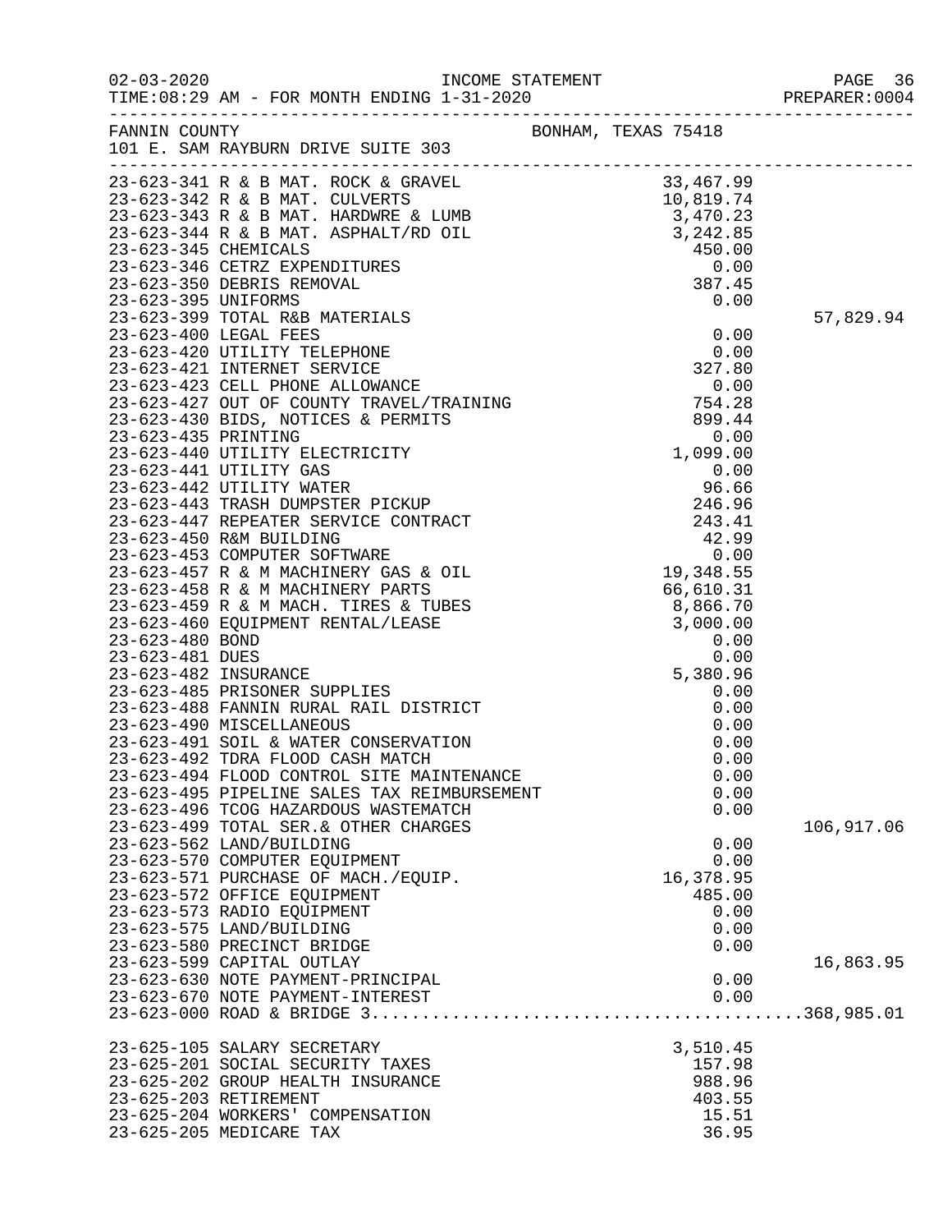02-03-2020 INCOME STATEMENT
TIME:08:29 AM - FOR MONTH ENDING 1-31-2020 PREPARER:0004

FANNIN COUNTY BONHAM, TEXAS 75418
101 E. SAM RAYBURN DRIVE SUITE 303

| Account | Description | Amount | Total |
|---|---|---|---|
| 23-623-341 | R & B MAT. ROCK & GRAVEL | 33,467.99 | |
| 23-623-342 | R & B MAT. CULVERTS | 10,819.74 | |
| 23-623-343 | R & B MAT. HARDWRE & LUMB | 3,470.23 | |
| 23-623-344 | R & B MAT. ASPHALT/RD OIL | 3,242.85 | |
| 23-623-345 | CHEMICALS | 450.00 | |
| 23-623-346 | CETRZ EXPENDITURES | 0.00 | |
| 23-623-350 | DEBRIS REMOVAL | 387.45 | |
| 23-623-395 | UNIFORMS | 0.00 | |
| 23-623-399 | TOTAL R&B MATERIALS | | 57,829.94 |
| 23-623-400 | LEGAL FEES | 0.00 | |
| 23-623-420 | UTILITY TELEPHONE | 0.00 | |
| 23-623-421 | INTERNET SERVICE | 327.80 | |
| 23-623-423 | CELL PHONE ALLOWANCE | 0.00 | |
| 23-623-427 | OUT OF COUNTY TRAVEL/TRAINING | 754.28 | |
| 23-623-430 | BIDS, NOTICES & PERMITS | 899.44 | |
| 23-623-435 | PRINTING | 0.00 | |
| 23-623-440 | UTILITY ELECTRICITY | 1,099.00 | |
| 23-623-441 | UTILITY GAS | 0.00 | |
| 23-623-442 | UTILITY WATER | 96.66 | |
| 23-623-443 | TRASH DUMPSTER PICKUP | 246.96 | |
| 23-623-447 | REPEATER SERVICE CONTRACT | 243.41 | |
| 23-623-450 | R&M BUILDING | 42.99 | |
| 23-623-453 | COMPUTER SOFTWARE | 0.00 | |
| 23-623-457 | R & M MACHINERY GAS & OIL | 19,348.55 | |
| 23-623-458 | R & M MACHINERY PARTS | 66,610.31 | |
| 23-623-459 | R & M MACH. TIRES & TUBES | 8,866.70 | |
| 23-623-460 | EQUIPMENT RENTAL/LEASE | 3,000.00 | |
| 23-623-480 | BOND | 0.00 | |
| 23-623-481 | DUES | 0.00 | |
| 23-623-482 | INSURANCE | 5,380.96 | |
| 23-623-485 | PRISONER SUPPLIES | 0.00 | |
| 23-623-488 | FANNIN RURAL RAIL DISTRICT | 0.00 | |
| 23-623-490 | MISCELLANEOUS | 0.00 | |
| 23-623-491 | SOIL & WATER CONSERVATION | 0.00 | |
| 23-623-492 | TDRA FLOOD CASH MATCH | 0.00 | |
| 23-623-494 | FLOOD CONTROL SITE MAINTENANCE | 0.00 | |
| 23-623-495 | PIPELINE SALES TAX REIMBURSEMENT | 0.00 | |
| 23-623-496 | TCOG HAZARDOUS WASTEMATCH | 0.00 | |
| 23-623-499 | TOTAL SER.& OTHER CHARGES | | 106,917.06 |
| 23-623-562 | LAND/BUILDING | 0.00 | |
| 23-623-570 | COMPUTER EQUIPMENT | 0.00 | |
| 23-623-571 | PURCHASE OF MACH./EQUIP. | 16,378.95 | |
| 23-623-572 | OFFICE EQUIPMENT | 485.00 | |
| 23-623-573 | RADIO EQUIPMENT | 0.00 | |
| 23-623-575 | LAND/BUILDING | 0.00 | |
| 23-623-580 | PRECINCT BRIDGE | 0.00 | |
| 23-623-599 | CAPITAL OUTLAY | | 16,863.95 |
| 23-623-630 | NOTE PAYMENT-PRINCIPAL | 0.00 | |
| 23-623-670 | NOTE PAYMENT-INTEREST | 0.00 | |
| 23-623-000 | ROAD & BRIDGE 3 | | 368,985.01 |
| | | | |
| 23-625-105 | SALARY SECRETARY | 3,510.45 | |
| 23-625-201 | SOCIAL SECURITY TAXES | 157.98 | |
| 23-625-202 | GROUP HEALTH INSURANCE | 988.96 | |
| 23-625-203 | RETIREMENT | 403.55 | |
| 23-625-204 | WORKERS' COMPENSATION | 15.51 | |
| 23-625-205 | MEDICARE TAX | 36.95 | |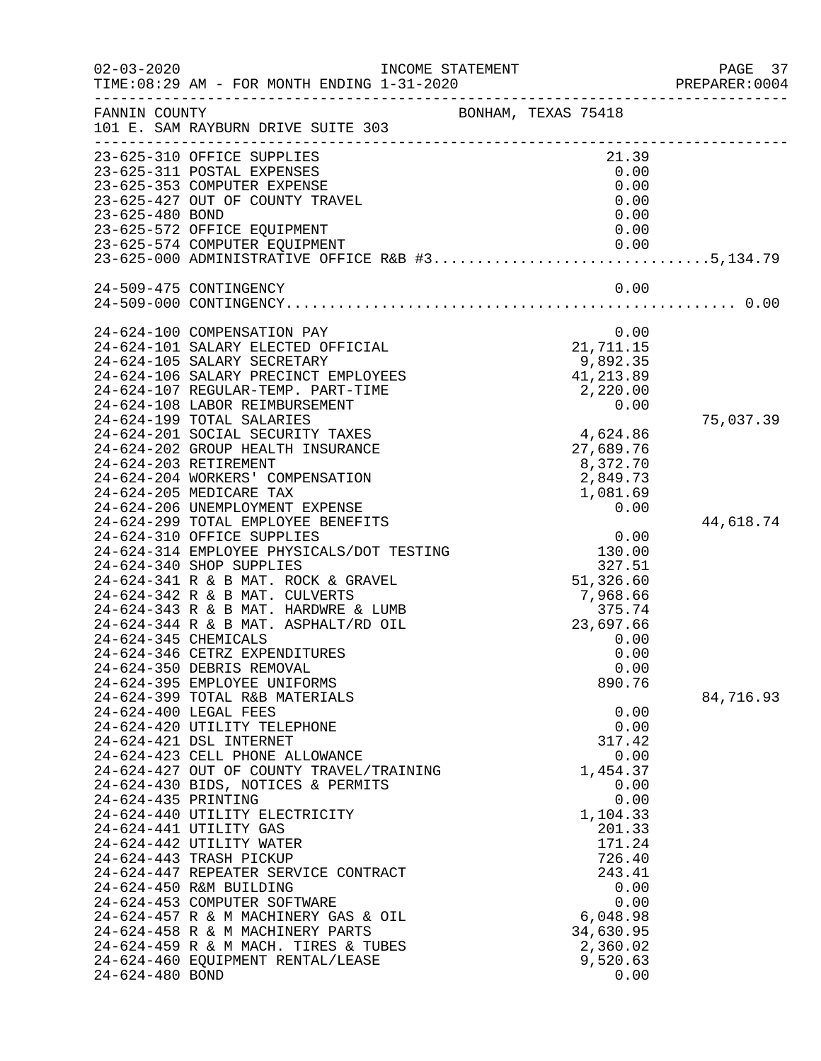02-03-2020 INCOME STATEMENT
TIME:08:29 AM - FOR MONTH ENDING 1-31-2020 PREPARER:0004

FANNIN COUNTY BONHAM, TEXAS 75418
101 E. SAM RAYBURN DRIVE SUITE 303

| Account | Description | Amount | Total |
|---|---|---|---|
| 23-625-310 | OFFICE SUPPLIES | 21.39 | |
| 23-625-311 | POSTAL EXPENSES | 0.00 | |
| 23-625-353 | COMPUTER EXPENSE | 0.00 | |
| 23-625-427 | OUT OF COUNTY TRAVEL | 0.00 | |
| 23-625-480 | BOND | 0.00 | |
| 23-625-572 | OFFICE EQUIPMENT | 0.00 | |
| 23-625-574 | COMPUTER EQUIPMENT | 0.00 | |
| 23-625-000 | ADMINISTRATIVE OFFICE R&B #3 | | 5,134.79 |
| 24-509-475 | CONTINGENCY | 0.00 | |
| 24-509-000 | CONTINGENCY | | 0.00 |
| 24-624-100 | COMPENSATION PAY | 0.00 | |
| 24-624-101 | SALARY ELECTED OFFICIAL | 21,711.15 | |
| 24-624-105 | SALARY SECRETARY | 9,892.35 | |
| 24-624-106 | SALARY PRECINCT EMPLOYEES | 41,213.89 | |
| 24-624-107 | REGULAR-TEMP. PART-TIME | 2,220.00 | |
| 24-624-108 | LABOR REIMBURSEMENT | 0.00 | |
| 24-624-199 | TOTAL SALARIES | | 75,037.39 |
| 24-624-201 | SOCIAL SECURITY TAXES | 4,624.86 | |
| 24-624-202 | GROUP HEALTH INSURANCE | 27,689.76 | |
| 24-624-203 | RETIREMENT | 8,372.70 | |
| 24-624-204 | WORKERS' COMPENSATION | 2,849.73 | |
| 24-624-205 | MEDICARE TAX | 1,081.69 | |
| 24-624-206 | UNEMPLOYMENT EXPENSE | 0.00 | |
| 24-624-299 | TOTAL EMPLOYEE BENEFITS | | 44,618.74 |
| 24-624-310 | OFFICE SUPPLIES | 0.00 | |
| 24-624-314 | EMPLOYEE PHYSICALS/DOT TESTING | 130.00 | |
| 24-624-340 | SHOP SUPPLIES | 327.51 | |
| 24-624-341 | R & B MAT. ROCK & GRAVEL | 51,326.60 | |
| 24-624-342 | R & B MAT. CULVERTS | 7,968.66 | |
| 24-624-343 | R & B MAT. HARDWRE & LUMB | 375.74 | |
| 24-624-344 | R & B MAT. ASPHALT/RD OIL | 23,697.66 | |
| 24-624-345 | CHEMICALS | 0.00 | |
| 24-624-346 | CETRZ EXPENDITURES | 0.00 | |
| 24-624-350 | DEBRIS REMOVAL | 0.00 | |
| 24-624-395 | EMPLOYEE UNIFORMS | 890.76 | |
| 24-624-399 | TOTAL R&B MATERIALS | | 84,716.93 |
| 24-624-400 | LEGAL FEES | 0.00 | |
| 24-624-420 | UTILITY TELEPHONE | 0.00 | |
| 24-624-421 | DSL INTERNET | 317.42 | |
| 24-624-423 | CELL PHONE ALLOWANCE | 0.00 | |
| 24-624-427 | OUT OF COUNTY TRAVEL/TRAINING | 1,454.37 | |
| 24-624-430 | BIDS, NOTICES & PERMITS | 0.00 | |
| 24-624-435 | PRINTING | 0.00 | |
| 24-624-440 | UTILITY ELECTRICITY | 1,104.33 | |
| 24-624-441 | UTILITY GAS | 201.33 | |
| 24-624-442 | UTILITY WATER | 171.24 | |
| 24-624-443 | TRASH PICKUP | 726.40 | |
| 24-624-447 | REPEATER SERVICE CONTRACT | 243.41 | |
| 24-624-450 | R&M BUILDING | 0.00 | |
| 24-624-453 | COMPUTER SOFTWARE | 0.00 | |
| 24-624-457 | R & M MACHINERY GAS & OIL | 6,048.98 | |
| 24-624-458 | R & M MACHINERY PARTS | 34,630.95 | |
| 24-624-459 | R & M MACH. TIRES & TUBES | 2,360.02 | |
| 24-624-460 | EQUIPMENT RENTAL/LEASE | 9,520.63 | |
| 24-624-480 | BOND | 0.00 | |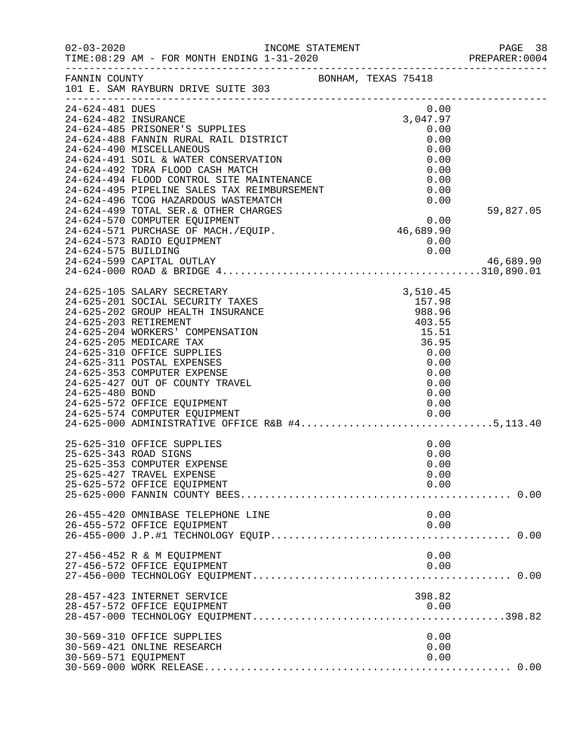INCOME STATEMENT

02-03-2020 TIME:08:29 AM - FOR MONTH ENDING 1-31-2020 PREPARER:0004

FANNIN COUNTY BONHAM, TEXAS 75418
101 E. SAM RAYBURN DRIVE SUITE 303

| Account | Description | Amount | Total |
|---|---|---|---|
| 24-624-481 | DUES | 0.00 | |
| 24-624-482 | INSURANCE | 3,047.97 | |
| 24-624-485 | PRISONER'S SUPPLIES | 0.00 | |
| 24-624-488 | FANNIN RURAL RAIL DISTRICT | 0.00 | |
| 24-624-490 | MISCELLANEOUS | 0.00 | |
| 24-624-491 | SOIL & WATER CONSERVATION | 0.00 | |
| 24-624-492 | TDRA FLOOD CASH MATCH | 0.00 | |
| 24-624-494 | FLOOD CONTROL SITE MAINTENANCE | 0.00 | |
| 24-624-495 | PIPELINE SALES TAX REIMBURSEMENT | 0.00 | |
| 24-624-496 | TCOG HAZARDOUS WASTEMATCH | 0.00 | |
| 24-624-499 | TOTAL SER.& OTHER CHARGES | | 59,827.05 |
| 24-624-570 | COMPUTER EQUIPMENT | 0.00 | |
| 24-624-571 | PURCHASE OF MACH./EQUIP. | 46,689.90 | |
| 24-624-573 | RADIO EQUIPMENT | 0.00 | |
| 24-624-575 | BUILDING | 0.00 | |
| 24-624-599 | CAPITAL OUTLAY | | 46,689.90 |
| 24-624-000 | ROAD & BRIDGE 4 | | 310,890.01 |
| 24-625-105 | SALARY SECRETARY | 3,510.45 | |
| 24-625-201 | SOCIAL SECURITY TAXES | 157.98 | |
| 24-625-202 | GROUP HEALTH INSURANCE | 988.96 | |
| 24-625-203 | RETIREMENT | 403.55 | |
| 24-625-204 | WORKERS' COMPENSATION | 15.51 | |
| 24-625-205 | MEDICARE TAX | 36.95 | |
| 24-625-310 | OFFICE SUPPLIES | 0.00 | |
| 24-625-311 | POSTAL EXPENSES | 0.00 | |
| 24-625-353 | COMPUTER EXPENSE | 0.00 | |
| 24-625-427 | OUT OF COUNTY TRAVEL | 0.00 | |
| 24-625-480 | BOND | 0.00 | |
| 24-625-572 | OFFICE EQUIPMENT | 0.00 | |
| 24-625-574 | COMPUTER EQUIPMENT | 0.00 | |
| 24-625-000 | ADMINISTRATIVE OFFICE R&B #4 | | 5,113.40 |
| 25-625-310 | OFFICE SUPPLIES | 0.00 | |
| 25-625-343 | ROAD SIGNS | 0.00 | |
| 25-625-353 | COMPUTER EXPENSE | 0.00 | |
| 25-625-427 | TRAVEL EXPENSE | 0.00 | |
| 25-625-572 | OFFICE EQUIPMENT | 0.00 | |
| 25-625-000 | FANNIN COUNTY BEES | | 0.00 |
| 26-455-420 | OMNIBASE TELEPHONE LINE | 0.00 | |
| 26-455-572 | OFFICE EQUIPMENT | 0.00 | |
| 26-455-000 | J.P.#1 TECHNOLOGY EQUIP | | 0.00 |
| 27-456-452 | R & M EQUIPMENT | 0.00 | |
| 27-456-572 | OFFICE EQUIPMENT | 0.00 | |
| 27-456-000 | TECHNOLOGY EQUIPMENT | | 0.00 |
| 28-457-423 | INTERNET SERVICE | 398.82 | |
| 28-457-572 | OFFICE EQUIPMENT | 0.00 | |
| 28-457-000 | TECHNOLOGY EQUIPMENT | | 398.82 |
| 30-569-310 | OFFICE SUPPLIES | 0.00 | |
| 30-569-421 | ONLINE RESEARCH | 0.00 | |
| 30-569-571 | EQUIPMENT | 0.00 | |
| 30-569-000 | WORK RELEASE | | 0.00 |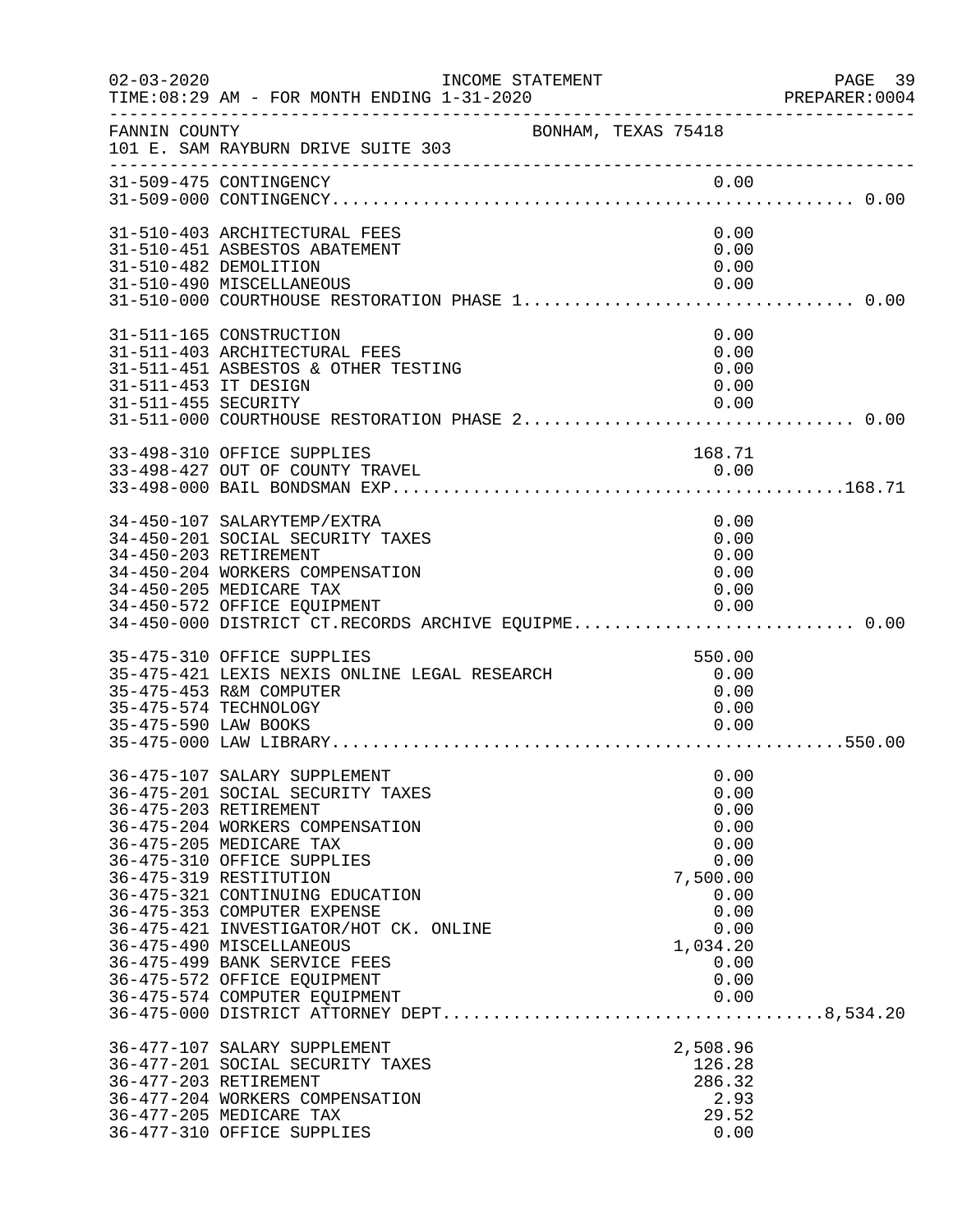FANNIN COUNTY — BONHAM, TEXAS 75418
101 E. SAM RAYBURN DRIVE SUITE 303

INCOME STATEMENT
02-03-2020 TIME:08:29 AM - FOR MONTH ENDING 1-31-2020

| Account | Description | Amount | Total |
|---|---|---|---|
| 31-509-475 | CONTINGENCY | 0.00 | |
| 31-509-000 | CONTINGENCY | | 0.00 |
| 31-510-403 | ARCHITECTURAL FEES | 0.00 | |
| 31-510-451 | ASBESTOS ABATEMENT | 0.00 | |
| 31-510-482 | DEMOLITION | 0.00 | |
| 31-510-490 | MISCELLANEOUS | 0.00 | |
| 31-510-000 | COURTHOUSE RESTORATION PHASE 1 | | 0.00 |
| 31-511-165 | CONSTRUCTION | 0.00 | |
| 31-511-403 | ARCHITECTURAL FEES | 0.00 | |
| 31-511-451 | ASBESTOS & OTHER TESTING | 0.00 | |
| 31-511-453 | IT DESIGN | 0.00 | |
| 31-511-455 | SECURITY | 0.00 | |
| 31-511-000 | COURTHOUSE RESTORATION PHASE 2 | | 0.00 |
| 33-498-310 | OFFICE SUPPLIES | 168.71 | |
| 33-498-427 | OUT OF COUNTY TRAVEL | 0.00 | |
| 33-498-000 | BAIL BONDSMAN EXP. | | 168.71 |
| 34-450-107 | SALARYTEMP/EXTRA | 0.00 | |
| 34-450-201 | SOCIAL SECURITY TAXES | 0.00 | |
| 34-450-203 | RETIREMENT | 0.00 | |
| 34-450-204 | WORKERS COMPENSATION | 0.00 | |
| 34-450-205 | MEDICARE TAX | 0.00 | |
| 34-450-572 | OFFICE EQUIPMENT | 0.00 | |
| 34-450-000 | DISTRICT CT.RECORDS ARCHIVE EQUIPME | | 0.00 |
| 35-475-310 | OFFICE SUPPLIES | 550.00 | |
| 35-475-421 | LEXIS NEXIS ONLINE LEGAL RESEARCH | 0.00 | |
| 35-475-453 | R&M COMPUTER | 0.00 | |
| 35-475-574 | TECHNOLOGY | 0.00 | |
| 35-475-590 | LAW BOOKS | 0.00 | |
| 35-475-000 | LAW LIBRARY | | 550.00 |
| 36-475-107 | SALARY SUPPLEMENT | 0.00 | |
| 36-475-201 | SOCIAL SECURITY TAXES | 0.00 | |
| 36-475-203 | RETIREMENT | 0.00 | |
| 36-475-204 | WORKERS COMPENSATION | 0.00 | |
| 36-475-205 | MEDICARE TAX | 0.00 | |
| 36-475-310 | OFFICE SUPPLIES | 0.00 | |
| 36-475-319 | RESTITUTION | 7,500.00 | |
| 36-475-321 | CONTINUING EDUCATION | 0.00 | |
| 36-475-353 | COMPUTER EXPENSE | 0.00 | |
| 36-475-421 | INVESTIGATOR/HOT CK. ONLINE | 0.00 | |
| 36-475-490 | MISCELLANEOUS | 1,034.20 | |
| 36-475-499 | BANK SERVICE FEES | 0.00 | |
| 36-475-572 | OFFICE EQUIPMENT | 0.00 | |
| 36-475-574 | COMPUTER EQUIPMENT | 0.00 | |
| 36-475-000 | DISTRICT ATTORNEY DEPT. | | 8,534.20 |
| 36-477-107 | SALARY SUPPLEMENT | 2,508.96 | |
| 36-477-201 | SOCIAL SECURITY TAXES | 126.28 | |
| 36-477-203 | RETIREMENT | 286.32 | |
| 36-477-204 | WORKERS COMPENSATION | 2.93 | |
| 36-477-205 | MEDICARE TAX | 29.52 | |
| 36-477-310 | OFFICE SUPPLIES | 0.00 | |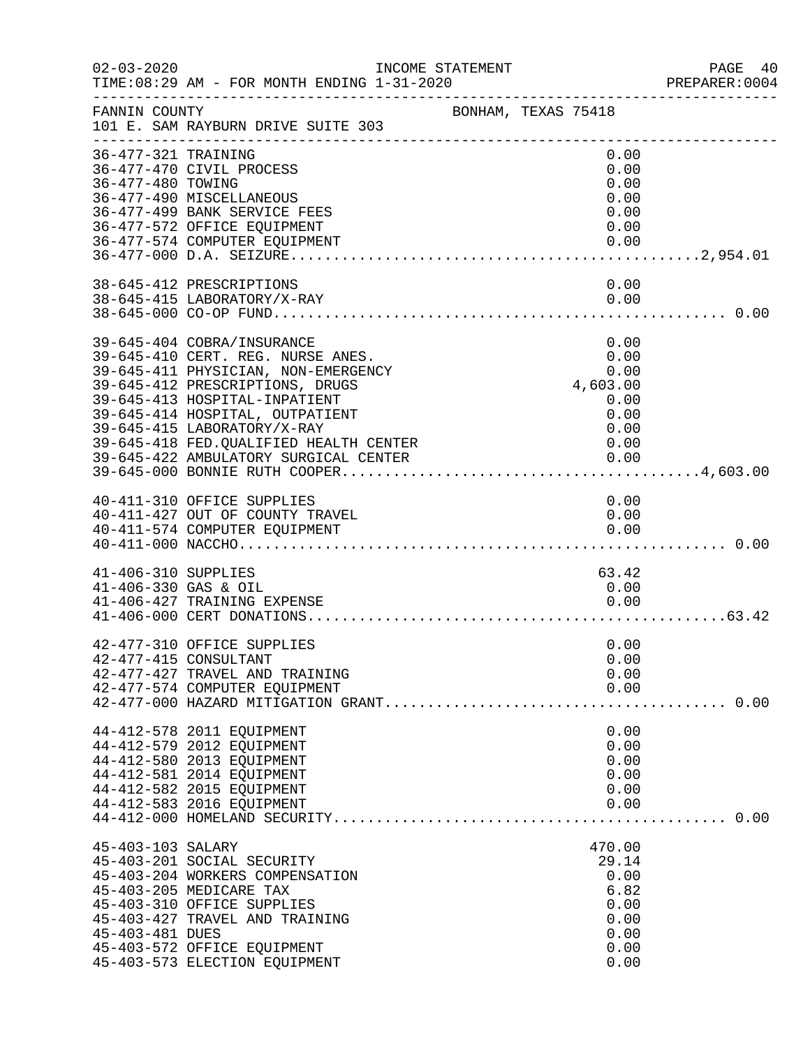INCOME STATEMENT

TIME:08:29 AM - FOR MONTH ENDING 1-31-2020 — PREPARER:0004

02-03-2020

FANNIN COUNTY — BONHAM, TEXAS 75418

101 E. SAM RAYBURN DRIVE SUITE 303

| Account | Description | Amount | Total |
|---|---|---|---|
| 36-477-321 | TRAINING | 0.00 | |
| 36-477-470 | CIVIL PROCESS | 0.00 | |
| 36-477-480 | TOWING | 0.00 | |
| 36-477-490 | MISCELLANEOUS | 0.00 | |
| 36-477-499 | BANK SERVICE FEES | 0.00 | |
| 36-477-572 | OFFICE EQUIPMENT | 0.00 | |
| 36-477-574 | COMPUTER EQUIPMENT | 0.00 | |
| 36-477-000 | D.A. SEIZURE | | 2,954.01 |
| 38-645-412 | PRESCRIPTIONS | 0.00 | |
| 38-645-415 | LABORATORY/X-RAY | 0.00 | |
| 38-645-000 | CO-OP FUND | | 0.00 |
| 39-645-404 | COBRA/INSURANCE | 0.00 | |
| 39-645-410 | CERT. REG. NURSE ANES. | 0.00 | |
| 39-645-411 | PHYSICIAN, NON-EMERGENCY | 0.00 | |
| 39-645-412 | PRESCRIPTIONS, DRUGS | 4,603.00 | |
| 39-645-413 | HOSPITAL-INPATIENT | 0.00 | |
| 39-645-414 | HOSPITAL, OUTPATIENT | 0.00 | |
| 39-645-415 | LABORATORY/X-RAY | 0.00 | |
| 39-645-418 | FED.QUALIFIED HEALTH CENTER | 0.00 | |
| 39-645-422 | AMBULATORY SURGICAL CENTER | 0.00 | |
| 39-645-000 | BONNIE RUTH COOPER | | 4,603.00 |
| 40-411-310 | OFFICE SUPPLIES | 0.00 | |
| 40-411-427 | OUT OF COUNTY TRAVEL | 0.00 | |
| 40-411-574 | COMPUTER EQUIPMENT | 0.00 | |
| 40-411-000 | NACCHO | | 0.00 |
| 41-406-310 | SUPPLIES | 63.42 | |
| 41-406-330 | GAS & OIL | 0.00 | |
| 41-406-427 | TRAINING EXPENSE | 0.00 | |
| 41-406-000 | CERT DONATIONS | | 63.42 |
| 42-477-310 | OFFICE SUPPLIES | 0.00 | |
| 42-477-415 | CONSULTANT | 0.00 | |
| 42-477-427 | TRAVEL AND TRAINING | 0.00 | |
| 42-477-574 | COMPUTER EQUIPMENT | 0.00 | |
| 42-477-000 | HAZARD MITIGATION GRANT | | 0.00 |
| 44-412-578 | 2011 EQUIPMENT | 0.00 | |
| 44-412-579 | 2012 EQUIPMENT | 0.00 | |
| 44-412-580 | 2013 EQUIPMENT | 0.00 | |
| 44-412-581 | 2014 EQUIPMENT | 0.00 | |
| 44-412-582 | 2015 EQUIPMENT | 0.00 | |
| 44-412-583 | 2016 EQUIPMENT | 0.00 | |
| 44-412-000 | HOMELAND SECURITY | | 0.00 |
| 45-403-103 | SALARY | 470.00 | |
| 45-403-201 | SOCIAL SECURITY | 29.14 | |
| 45-403-204 | WORKERS COMPENSATION | 0.00 | |
| 45-403-205 | MEDICARE TAX | 6.82 | |
| 45-403-310 | OFFICE SUPPLIES | 0.00 | |
| 45-403-427 | TRAVEL AND TRAINING | 0.00 | |
| 45-403-481 | DUES | 0.00 | |
| 45-403-572 | OFFICE EQUIPMENT | 0.00 | |
| 45-403-573 | ELECTION EQUIPMENT | 0.00 | |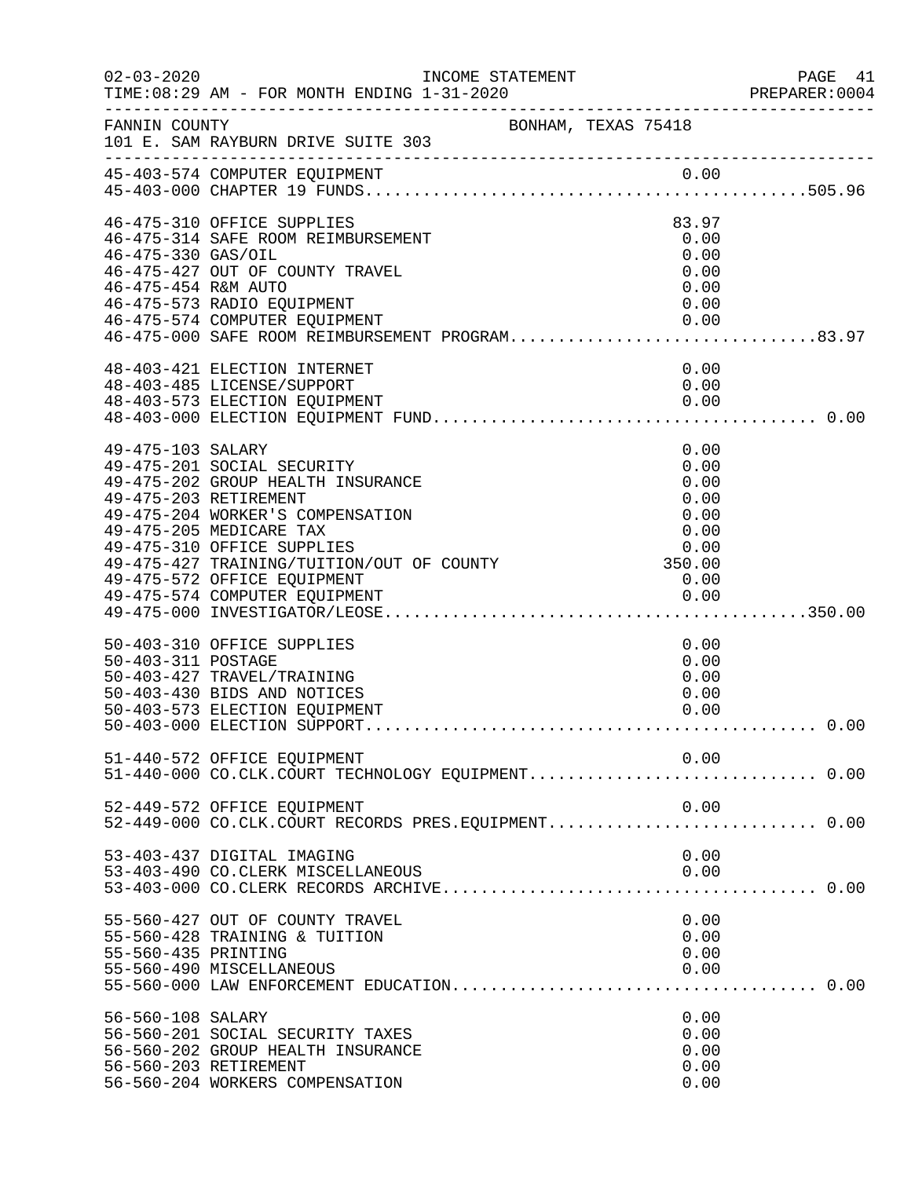INCOME STATEMENT
TIME:08:29 AM - FOR MONTH ENDING 1-31-2020

FANNIN COUNTY — BONHAM, TEXAS 75418
101 E. SAM RAYBURN DRIVE SUITE 303

| Account | Description | Amount | Total |
|---|---|---|---|
| 45-403-574 | COMPUTER EQUIPMENT | 0.00 | |
| 45-403-000 | CHAPTER 19 FUNDS | | 505.96 |
| 46-475-310 | OFFICE SUPPLIES | 83.97 | |
| 46-475-314 | SAFE ROOM REIMBURSEMENT | 0.00 | |
| 46-475-330 | GAS/OIL | 0.00 | |
| 46-475-427 | OUT OF COUNTY TRAVEL | 0.00 | |
| 46-475-454 | R&M AUTO | 0.00 | |
| 46-475-573 | RADIO EQUIPMENT | 0.00 | |
| 46-475-574 | COMPUTER EQUIPMENT | 0.00 | |
| 46-475-000 | SAFE ROOM REIMBURSEMENT PROGRAM | | 83.97 |
| 48-403-421 | ELECTION INTERNET | 0.00 | |
| 48-403-485 | LICENSE/SUPPORT | 0.00 | |
| 48-403-573 | ELECTION EQUIPMENT | 0.00 | |
| 48-403-000 | ELECTION EQUIPMENT FUND | | 0.00 |
| 49-475-103 | SALARY | 0.00 | |
| 49-475-201 | SOCIAL SECURITY | 0.00 | |
| 49-475-202 | GROUP HEALTH INSURANCE | 0.00 | |
| 49-475-203 | RETIREMENT | 0.00 | |
| 49-475-204 | WORKER'S COMPENSATION | 0.00 | |
| 49-475-205 | MEDICARE TAX | 0.00 | |
| 49-475-310 | OFFICE SUPPLIES | 0.00 | |
| 49-475-427 | TRAINING/TUITION/OUT OF COUNTY | 350.00 | |
| 49-475-572 | OFFICE EQUIPMENT | 0.00 | |
| 49-475-574 | COMPUTER EQUIPMENT | 0.00 | |
| 49-475-000 | INVESTIGATOR/LEOSE | | 350.00 |
| 50-403-310 | OFFICE SUPPLIES | 0.00 | |
| 50-403-311 | POSTAGE | 0.00 | |
| 50-403-427 | TRAVEL/TRAINING | 0.00 | |
| 50-403-430 | BIDS AND NOTICES | 0.00 | |
| 50-403-573 | ELECTION EQUIPMENT | 0.00 | |
| 50-403-000 | ELECTION SUPPORT | | 0.00 |
| 51-440-572 | OFFICE EQUIPMENT | 0.00 | |
| 51-440-000 | CO.CLK.COURT TECHNOLOGY EQUIPMENT | | 0.00 |
| 52-449-572 | OFFICE EQUIPMENT | 0.00 | |
| 52-449-000 | CO.CLK.COURT RECORDS PRES.EQUIPMENT | | 0.00 |
| 53-403-437 | DIGITAL IMAGING | 0.00 | |
| 53-403-490 | CO.CLERK MISCELLANEOUS | 0.00 | |
| 53-403-000 | CO.CLERK RECORDS ARCHIVE | | 0.00 |
| 55-560-427 | OUT OF COUNTY TRAVEL | 0.00 | |
| 55-560-428 | TRAINING & TUITION | 0.00 | |
| 55-560-435 | PRINTING | 0.00 | |
| 55-560-490 | MISCELLANEOUS | 0.00 | |
| 55-560-000 | LAW ENFORCEMENT EDUCATION | | 0.00 |
| 56-560-108 | SALARY | 0.00 | |
| 56-560-201 | SOCIAL SECURITY TAXES | 0.00 | |
| 56-560-202 | GROUP HEALTH INSURANCE | 0.00 | |
| 56-560-203 | RETIREMENT | 0.00 | |
| 56-560-204 | WORKERS COMPENSATION | 0.00 | |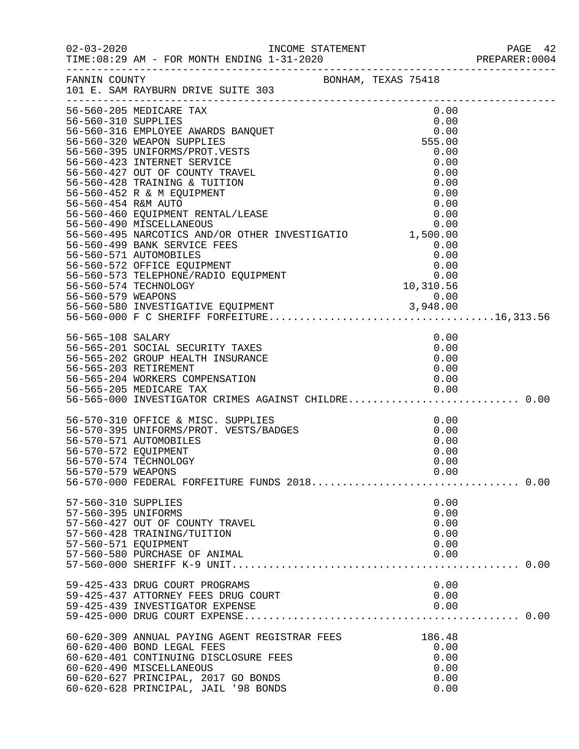02-03-2020 INCOME STATEMENT
TIME:08:29 AM - FOR MONTH ENDING 1-31-2020 PREPARER:0004

FANNIN COUNTY BONHAM, TEXAS 75418
101 E. SAM RAYBURN DRIVE SUITE 303

| Account | Description | Amount | Total |
|---|---|---|---|
| 56-560-205 | MEDICARE TAX | 0.00 | |
| 56-560-310 | SUPPLIES | 0.00 | |
| 56-560-316 | EMPLOYEE AWARDS BANQUET | 0.00 | |
| 56-560-320 | WEAPON SUPPLIES | 555.00 | |
| 56-560-395 | UNIFORMS/PROT.VESTS | 0.00 | |
| 56-560-423 | INTERNET SERVICE | 0.00 | |
| 56-560-427 | OUT OF COUNTY TRAVEL | 0.00 | |
| 56-560-428 | TRAINING & TUITION | 0.00 | |
| 56-560-452 | R & M EQUIPMENT | 0.00 | |
| 56-560-454 | R&M AUTO | 0.00 | |
| 56-560-460 | EQUIPMENT RENTAL/LEASE | 0.00 | |
| 56-560-490 | MISCELLANEOUS | 0.00 | |
| 56-560-495 | NARCOTICS AND/OR OTHER INVESTIGATIO | 1,500.00 | |
| 56-560-499 | BANK SERVICE FEES | 0.00 | |
| 56-560-571 | AUTOMOBILES | 0.00 | |
| 56-560-572 | OFFICE EQUIPMENT | 0.00 | |
| 56-560-573 | TELEPHONE/RADIO EQUIPMENT | 0.00 | |
| 56-560-574 | TECHNOLOGY | 10,310.56 | |
| 56-560-579 | WEAPONS | 0.00 | |
| 56-560-580 | INVESTIGATIVE EQUIPMENT | 3,948.00 | |
| 56-560-000 | F C SHERIFF FORFEITURE | | 16,313.56 |
| 56-565-108 | SALARY | 0.00 | |
| 56-565-201 | SOCIAL SECURITY TAXES | 0.00 | |
| 56-565-202 | GROUP HEALTH INSURANCE | 0.00 | |
| 56-565-203 | RETIREMENT | 0.00 | |
| 56-565-204 | WORKERS COMPENSATION | 0.00 | |
| 56-565-205 | MEDICARE TAX | 0.00 | |
| 56-565-000 | INVESTIGATOR CRIMES AGAINST CHILDRE | | 0.00 |
| 56-570-310 | OFFICE & MISC. SUPPLIES | 0.00 | |
| 56-570-395 | UNIFORMS/PROT. VESTS/BADGES | 0.00 | |
| 56-570-571 | AUTOMOBILES | 0.00 | |
| 56-570-572 | EQUIPMENT | 0.00 | |
| 56-570-574 | TECHNOLOGY | 0.00 | |
| 56-570-579 | WEAPONS | 0.00 | |
| 56-570-000 | FEDERAL FORFEITURE FUNDS 2018 | | 0.00 |
| 57-560-310 | SUPPLIES | 0.00 | |
| 57-560-395 | UNIFORMS | 0.00 | |
| 57-560-427 | OUT OF COUNTY TRAVEL | 0.00 | |
| 57-560-428 | TRAINING/TUITION | 0.00 | |
| 57-560-571 | EQUIPMENT | 0.00 | |
| 57-560-580 | PURCHASE OF ANIMAL | 0.00 | |
| 57-560-000 | SHERIFF K-9 UNIT | | 0.00 |
| 59-425-433 | DRUG COURT PROGRAMS | 0.00 | |
| 59-425-437 | ATTORNEY FEES DRUG COURT | 0.00 | |
| 59-425-439 | INVESTIGATOR EXPENSE | 0.00 | |
| 59-425-000 | DRUG COURT EXPENSE | | 0.00 |
| 60-620-309 | ANNUAL PAYING AGENT REGISTRAR FEES | 186.48 | |
| 60-620-400 | BOND LEGAL FEES | 0.00 | |
| 60-620-401 | CONTINUING DISCLOSURE FEES | 0.00 | |
| 60-620-490 | MISCELLANEOUS | 0.00 | |
| 60-620-627 | PRINCIPAL, 2017 GO BONDS | 0.00 | |
| 60-620-628 | PRINCIPAL, JAIL '98 BONDS | 0.00 | |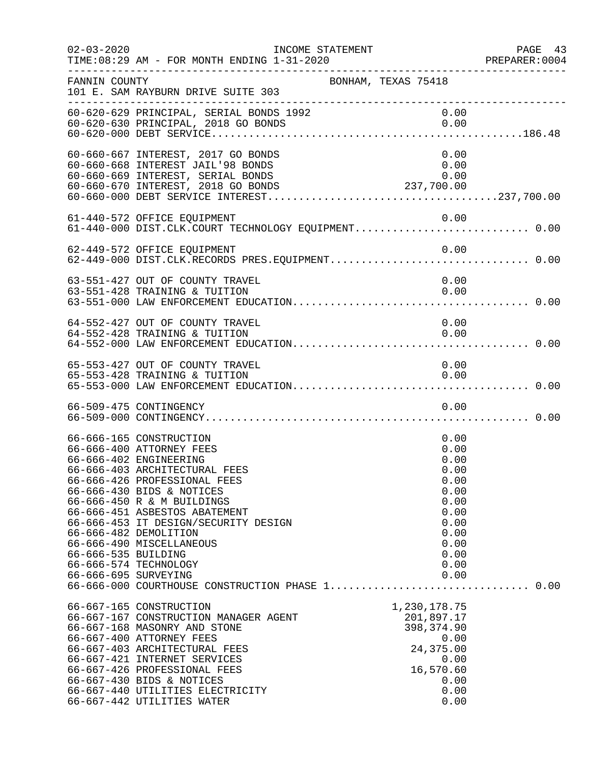02-03-2020 INCOME STATEMENT PAGE 43
TIME:08:29 AM - FOR MONTH ENDING 1-31-2020 PREPARER:0004

FANNIN COUNTY BONHAM, TEXAS 75418
101 E. SAM RAYBURN DRIVE SUITE 303

| Account | Description | Amount | Total |
|---|---|---|---|
| 60-620-629 | PRINCIPAL, SERIAL BONDS 1992 | 0.00 | |
| 60-620-630 | PRINCIPAL, 2018 GO BONDS | 0.00 | |
| 60-620-000 | DEBT SERVICE | | 186.48 |
| 60-660-667 | INTEREST, 2017 GO BONDS | 0.00 | |
| 60-660-668 | INTEREST JAIL'98 BONDS | 0.00 | |
| 60-660-669 | INTEREST, SERIAL BONDS | 0.00 | |
| 60-660-670 | INTEREST, 2018 GO BONDS | 237,700.00 | |
| 60-660-000 | DEBT SERVICE INTEREST | | 237,700.00 |
| 61-440-572 | OFFICE EQUIPMENT | 0.00 | |
| 61-440-000 | DIST.CLK.COURT TECHNOLOGY EQUIPMENT | | 0.00 |
| 62-449-572 | OFFICE EQUIPMENT | 0.00 | |
| 62-449-000 | DIST.CLK.RECORDS PRES.EQUIPMENT | | 0.00 |
| 63-551-427 | OUT OF COUNTY TRAVEL | 0.00 | |
| 63-551-428 | TRAINING & TUITION | 0.00 | |
| 63-551-000 | LAW ENFORCEMENT EDUCATION | | 0.00 |
| 64-552-427 | OUT OF COUNTY TRAVEL | 0.00 | |
| 64-552-428 | TRAINING & TUITION | 0.00 | |
| 64-552-000 | LAW ENFORCEMENT EDUCATION | | 0.00 |
| 65-553-427 | OUT OF COUNTY TRAVEL | 0.00 | |
| 65-553-428 | TRAINING & TUITION | 0.00 | |
| 65-553-000 | LAW ENFORCEMENT EDUCATION | | 0.00 |
| 66-509-475 | CONTINGENCY | 0.00 | |
| 66-509-000 | CONTINGENCY | | 0.00 |
| 66-666-165 | CONSTRUCTION | 0.00 | |
| 66-666-400 | ATTORNEY FEES | 0.00 | |
| 66-666-402 | ENGINEERING | 0.00 | |
| 66-666-403 | ARCHITECTURAL FEES | 0.00 | |
| 66-666-426 | PROFESSIONAL FEES | 0.00 | |
| 66-666-430 | BIDS & NOTICES | 0.00 | |
| 66-666-450 | R & M BUILDINGS | 0.00 | |
| 66-666-451 | ASBESTOS ABATEMENT | 0.00 | |
| 66-666-453 | IT DESIGN/SECURITY DESIGN | 0.00 | |
| 66-666-482 | DEMOLITION | 0.00 | |
| 66-666-490 | MISCELLANEOUS | 0.00 | |
| 66-666-535 | BUILDING | 0.00 | |
| 66-666-574 | TECHNOLOGY | 0.00 | |
| 66-666-695 | SURVEYING | 0.00 | |
| 66-666-000 | COURTHOUSE CONSTRUCTION PHASE 1 | | 0.00 |
| 66-667-165 | CONSTRUCTION | 1,230,178.75 | |
| 66-667-167 | CONSTRUCTION MANAGER AGENT | 201,897.17 | |
| 66-667-168 | MASONRY AND STONE | 398,374.90 | |
| 66-667-400 | ATTORNEY FEES | 0.00 | |
| 66-667-403 | ARCHITECTURAL FEES | 24,375.00 | |
| 66-667-421 | INTERNET SERVICES | 0.00 | |
| 66-667-426 | PROFESSIONAL FEES | 16,570.60 | |
| 66-667-430 | BIDS & NOTICES | 0.00 | |
| 66-667-440 | UTILITIES ELECTRICITY | 0.00 | |
| 66-667-442 | UTILITIES WATER | 0.00 | |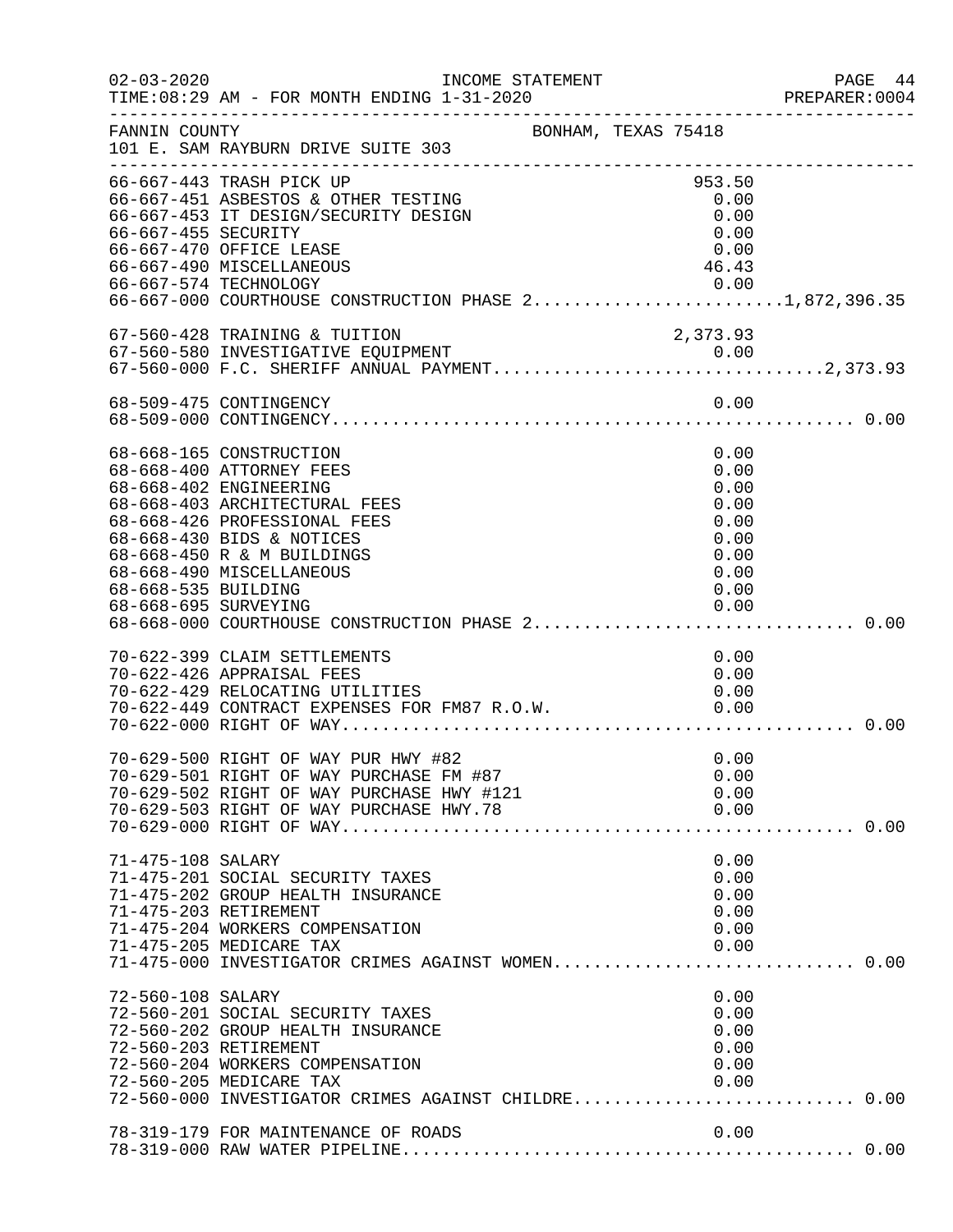INCOME STATEMENT

TIME:08:29 AM - FOR MONTH ENDING 1-31-2020

FANNIN COUNTY — BONHAM, TEXAS 75418

101 E. SAM RAYBURN DRIVE SUITE 303

| Account | Description | Amount | Total |
|---|---|---|---|
| 66-667-443 | TRASH PICK UP | 953.50 | |
| 66-667-451 | ASBESTOS & OTHER TESTING | 0.00 | |
| 66-667-453 | IT DESIGN/SECURITY DESIGN | 0.00 | |
| 66-667-455 | SECURITY | 0.00 | |
| 66-667-470 | OFFICE LEASE | 0.00 | |
| 66-667-490 | MISCELLANEOUS | 46.43 | |
| 66-667-574 | TECHNOLOGY | 0.00 | |
| 66-667-000 | COURTHOUSE CONSTRUCTION PHASE 2 | | 1,872,396.35 |
| 67-560-428 | TRAINING & TUITION | 2,373.93 | |
| 67-560-580 | INVESTIGATIVE EQUIPMENT | 0.00 | |
| 67-560-000 | F.C. SHERIFF ANNUAL PAYMENT | | 2,373.93 |
| 68-509-475 | CONTINGENCY | 0.00 | |
| 68-509-000 | CONTINGENCY | | 0.00 |
| 68-668-165 | CONSTRUCTION | 0.00 | |
| 68-668-400 | ATTORNEY FEES | 0.00 | |
| 68-668-402 | ENGINEERING | 0.00 | |
| 68-668-403 | ARCHITECTURAL FEES | 0.00 | |
| 68-668-426 | PROFESSIONAL FEES | 0.00 | |
| 68-668-430 | BIDS & NOTICES | 0.00 | |
| 68-668-450 | R & M BUILDINGS | 0.00 | |
| 68-668-490 | MISCELLANEOUS | 0.00 | |
| 68-668-535 | BUILDING | 0.00 | |
| 68-668-695 | SURVEYING | 0.00 | |
| 68-668-000 | COURTHOUSE CONSTRUCTION PHASE 2 | | 0.00 |
| 70-622-399 | CLAIM SETTLEMENTS | 0.00 | |
| 70-622-426 | APPRAISAL FEES | 0.00 | |
| 70-622-429 | RELOCATING UTILITIES | 0.00 | |
| 70-622-449 | CONTRACT EXPENSES FOR FM87 R.O.W. | 0.00 | |
| 70-622-000 | RIGHT OF WAY | | 0.00 |
| 70-629-500 | RIGHT OF WAY PUR HWY #82 | 0.00 | |
| 70-629-501 | RIGHT OF WAY PURCHASE FM #87 | 0.00 | |
| 70-629-502 | RIGHT OF WAY PURCHASE HWY #121 | 0.00 | |
| 70-629-503 | RIGHT OF WAY PURCHASE HWY.78 | 0.00 | |
| 70-629-000 | RIGHT OF WAY | | 0.00 |
| 71-475-108 | SALARY | 0.00 | |
| 71-475-201 | SOCIAL SECURITY TAXES | 0.00 | |
| 71-475-202 | GROUP HEALTH INSURANCE | 0.00 | |
| 71-475-203 | RETIREMENT | 0.00 | |
| 71-475-204 | WORKERS COMPENSATION | 0.00 | |
| 71-475-205 | MEDICARE TAX | 0.00 | |
| 71-475-000 | INVESTIGATOR CRIMES AGAINST WOMEN | | 0.00 |
| 72-560-108 | SALARY | 0.00 | |
| 72-560-201 | SOCIAL SECURITY TAXES | 0.00 | |
| 72-560-202 | GROUP HEALTH INSURANCE | 0.00 | |
| 72-560-203 | RETIREMENT | 0.00 | |
| 72-560-204 | WORKERS COMPENSATION | 0.00 | |
| 72-560-205 | MEDICARE TAX | 0.00 | |
| 72-560-000 | INVESTIGATOR CRIMES AGAINST CHILDRE | | 0.00 |
| 78-319-179 | FOR MAINTENANCE OF ROADS | 0.00 | |
| 78-319-000 | RAW WATER PIPELINE | | 0.00 |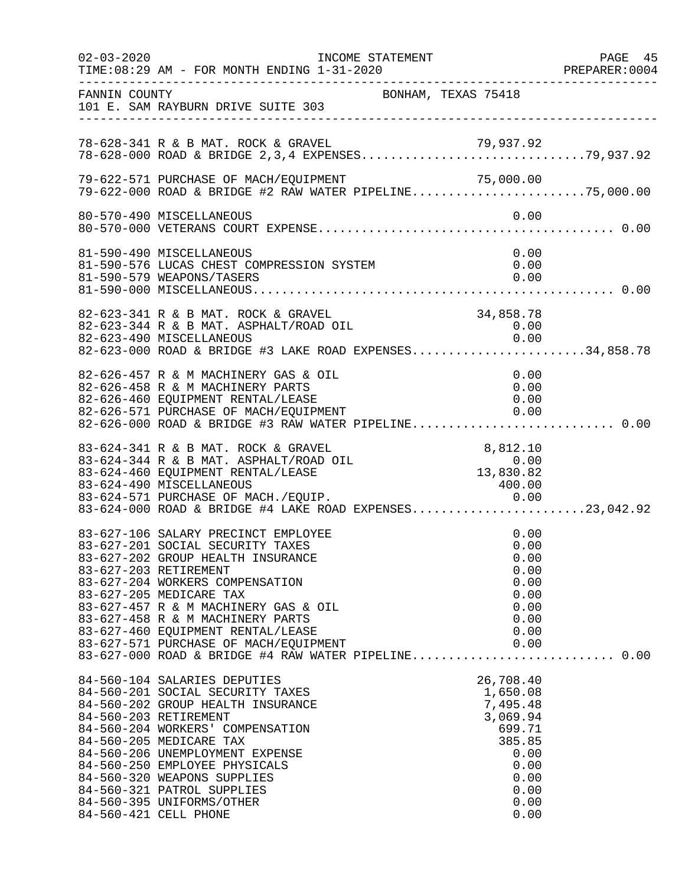02-03-2020 INCOME STATEMENT
TIME:08:29 AM - FOR MONTH ENDING 1-31-2020

FANNIN COUNTY BONHAM, TEXAS 75418
101 E. SAM RAYBURN DRIVE SUITE 303

| Account | Description | Amount | Total |
|---|---|---|---|
| 78-628-341 | R & B MAT. ROCK & GRAVEL | 79,937.92 | |
| 78-628-000 | ROAD & BRIDGE 2,3,4 EXPENSES | | 79,937.92 |
| 79-622-571 | PURCHASE OF MACH/EQUIPMENT | 75,000.00 | |
| 79-622-000 | ROAD & BRIDGE #2 RAW WATER PIPELINE | | 75,000.00 |
| 80-570-490 | MISCELLANEOUS | 0.00 | |
| 80-570-000 | VETERANS COURT EXPENSE | | 0.00 |
| 81-590-490 | MISCELLANEOUS | 0.00 | |
| 81-590-576 | LUCAS CHEST COMPRESSION SYSTEM | 0.00 | |
| 81-590-579 | WEAPONS/TASERS | 0.00 | |
| 81-590-000 | MISCELLANEOUS | | 0.00 |
| 82-623-341 | R & B MAT. ROCK & GRAVEL | 34,858.78 | |
| 82-623-344 | R & B MAT. ASPHALT/ROAD OIL | 0.00 | |
| 82-623-490 | MISCELLANEOUS | 0.00 | |
| 82-623-000 | ROAD & BRIDGE #3 LAKE ROAD EXPENSES | | 34,858.78 |
| 82-626-457 | R & M MACHINERY GAS & OIL | 0.00 | |
| 82-626-458 | R & M MACHINERY PARTS | 0.00 | |
| 82-626-460 | EQUIPMENT RENTAL/LEASE | 0.00 | |
| 82-626-571 | PURCHASE OF MACH/EQUIPMENT | 0.00 | |
| 82-626-000 | ROAD & BRIDGE #3 RAW WATER PIPELINE | | 0.00 |
| 83-624-341 | R & B MAT. ROCK & GRAVEL | 8,812.10 | |
| 83-624-344 | R & B MAT. ASPHALT/ROAD OIL | 0.00 | |
| 83-624-460 | EQUIPMENT RENTAL/LEASE | 13,830.82 | |
| 83-624-490 | MISCELLANEOUS | 400.00 | |
| 83-624-571 | PURCHASE OF MACH./EQUIP. | 0.00 | |
| 83-624-000 | ROAD & BRIDGE #4 LAKE ROAD EXPENSES | | 23,042.92 |
| 83-627-106 | SALARY PRECINCT EMPLOYEE | 0.00 | |
| 83-627-201 | SOCIAL SECURITY TAXES | 0.00 | |
| 83-627-202 | GROUP HEALTH INSURANCE | 0.00 | |
| 83-627-203 | RETIREMENT | 0.00 | |
| 83-627-204 | WORKERS COMPENSATION | 0.00 | |
| 83-627-205 | MEDICARE TAX | 0.00 | |
| 83-627-457 | R & M MACHINERY GAS & OIL | 0.00 | |
| 83-627-458 | R & M MACHINERY PARTS | 0.00 | |
| 83-627-460 | EQUIPMENT RENTAL/LEASE | 0.00 | |
| 83-627-571 | PURCHASE OF MACH/EQUIPMENT | 0.00 | |
| 83-627-000 | ROAD & BRIDGE #4 RAW WATER PIPELINE | | 0.00 |
| 84-560-104 | SALARIES DEPUTIES | 26,708.40 | |
| 84-560-201 | SOCIAL SECURITY TAXES | 1,650.08 | |
| 84-560-202 | GROUP HEALTH INSURANCE | 7,495.48 | |
| 84-560-203 | RETIREMENT | 3,069.94 | |
| 84-560-204 | WORKERS' COMPENSATION | 699.71 | |
| 84-560-205 | MEDICARE TAX | 385.85 | |
| 84-560-206 | UNEMPLOYMENT EXPENSE | 0.00 | |
| 84-560-250 | EMPLOYEE PHYSICALS | 0.00 | |
| 84-560-320 | WEAPONS SUPPLIES | 0.00 | |
| 84-560-321 | PATROL SUPPLIES | 0.00 | |
| 84-560-395 | UNIFORMS/OTHER | 0.00 | |
| 84-560-421 | CELL PHONE | 0.00 | |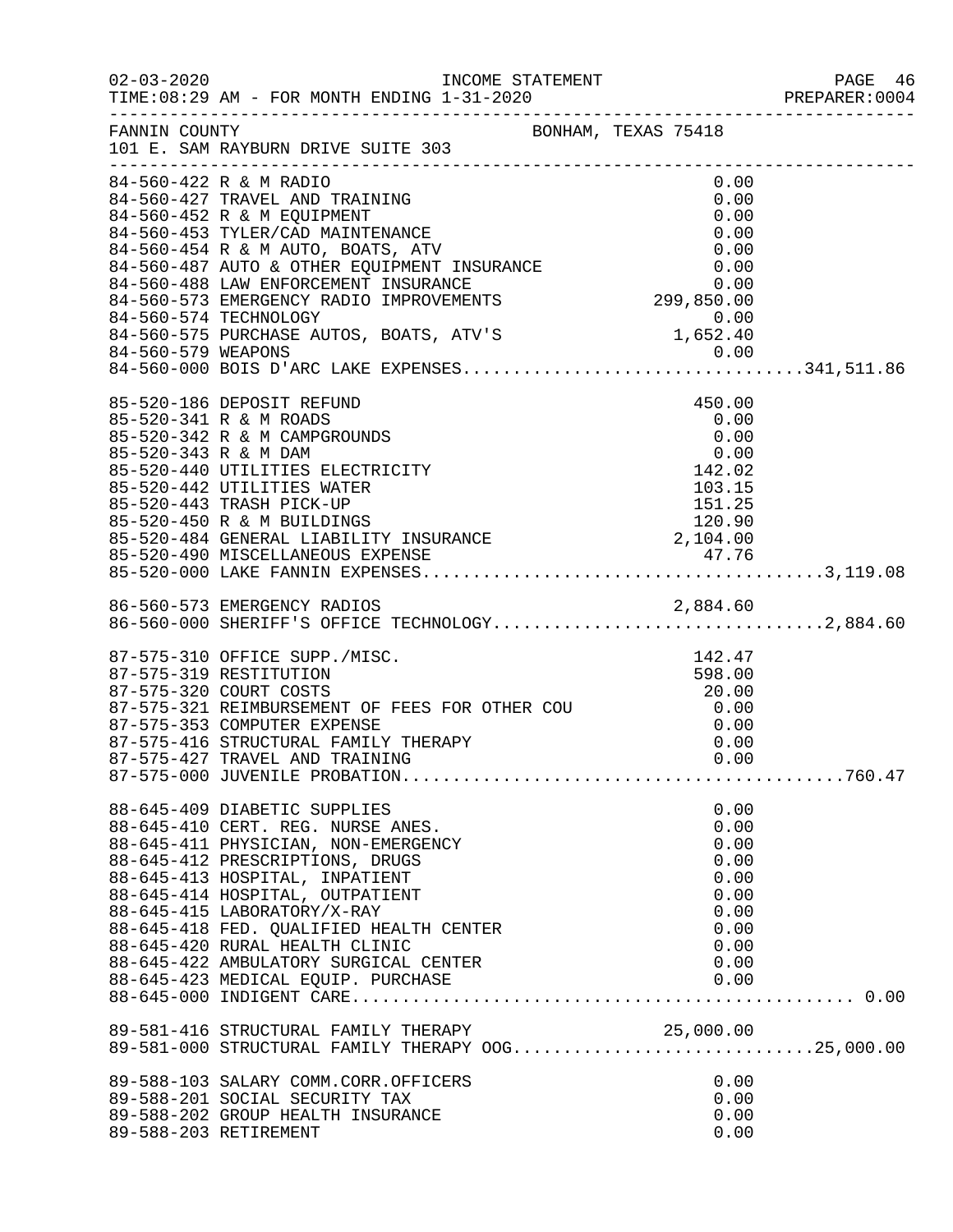FANNIN COUNTY BONHAM, TEXAS 75418
101 E. SAM RAYBURN DRIVE SUITE 303

INCOME STATEMENT
02-03-2020
TIME:08:29 AM - FOR MONTH ENDING 1-31-2020
PREPARER:0004

| Account | Description | Amount | Total |
|---|---|---|---|
| 84-560-422 | R & M RADIO | 0.00 | |
| 84-560-427 | TRAVEL AND TRAINING | 0.00 | |
| 84-560-452 | R & M EQUIPMENT | 0.00 | |
| 84-560-453 | TYLER/CAD MAINTENANCE | 0.00 | |
| 84-560-454 | R & M AUTO, BOATS, ATV | 0.00 | |
| 84-560-487 | AUTO & OTHER EQUIPMENT INSURANCE | 0.00 | |
| 84-560-488 | LAW ENFORCEMENT INSURANCE | 0.00 | |
| 84-560-573 | EMERGENCY RADIO IMPROVEMENTS | 299,850.00 | |
| 84-560-574 | TECHNOLOGY | 0.00 | |
| 84-560-575 | PURCHASE AUTOS, BOATS, ATV'S | 1,652.40 | |
| 84-560-579 | WEAPONS | 0.00 | |
| 84-560-000 | BOIS D'ARC LAKE EXPENSES | | 341,511.86 |
| 85-520-186 | DEPOSIT REFUND | 450.00 | |
| 85-520-341 | R & M ROADS | 0.00 | |
| 85-520-342 | R & M CAMPGROUNDS | 0.00 | |
| 85-520-343 | R & M DAM | 0.00 | |
| 85-520-440 | UTILITIES ELECTRICITY | 142.02 | |
| 85-520-442 | UTILITIES WATER | 103.15 | |
| 85-520-443 | TRASH PICK-UP | 151.25 | |
| 85-520-450 | R & M BUILDINGS | 120.90 | |
| 85-520-484 | GENERAL LIABILITY INSURANCE | 2,104.00 | |
| 85-520-490 | MISCELLANEOUS EXPENSE | 47.76 | |
| 85-520-000 | LAKE FANNIN EXPENSES | | 3,119.08 |
| 86-560-573 | EMERGENCY RADIOS | 2,884.60 | |
| 86-560-000 | SHERIFF'S OFFICE TECHNOLOGY | | 2,884.60 |
| 87-575-310 | OFFICE SUPP./MISC. | 142.47 | |
| 87-575-319 | RESTITUTION | 598.00 | |
| 87-575-320 | COURT COSTS | 20.00 | |
| 87-575-321 | REIMBURSEMENT OF FEES FOR OTHER COU | 0.00 | |
| 87-575-353 | COMPUTER EXPENSE | 0.00 | |
| 87-575-416 | STRUCTURAL FAMILY THERAPY | 0.00 | |
| 87-575-427 | TRAVEL AND TRAINING | 0.00 | |
| 87-575-000 | JUVENILE PROBATION | | 760.47 |
| 88-645-409 | DIABETIC SUPPLIES | 0.00 | |
| 88-645-410 | CERT. REG. NURSE ANES. | 0.00 | |
| 88-645-411 | PHYSICIAN, NON-EMERGENCY | 0.00 | |
| 88-645-412 | PRESCRIPTIONS, DRUGS | 0.00 | |
| 88-645-413 | HOSPITAL, INPATIENT | 0.00 | |
| 88-645-414 | HOSPITAL, OUTPATIENT | 0.00 | |
| 88-645-415 | LABORATORY/X-RAY | 0.00 | |
| 88-645-418 | FED. QUALIFIED HEALTH CENTER | 0.00 | |
| 88-645-420 | RURAL HEALTH CLINIC | 0.00 | |
| 88-645-422 | AMBULATORY SURGICAL CENTER | 0.00 | |
| 88-645-423 | MEDICAL EQUIP. PURCHASE | 0.00 | |
| 88-645-000 | INDIGENT CARE | | 0.00 |
| 89-581-416 | STRUCTURAL FAMILY THERAPY | 25,000.00 | |
| 89-581-000 | STRUCTURAL FAMILY THERAPY OOG | | 25,000.00 |
| 89-588-103 | SALARY COMM.CORR.OFFICERS | 0.00 | |
| 89-588-201 | SOCIAL SECURITY TAX | 0.00 | |
| 89-588-202 | GROUP HEALTH INSURANCE | 0.00 | |
| 89-588-203 | RETIREMENT | 0.00 | |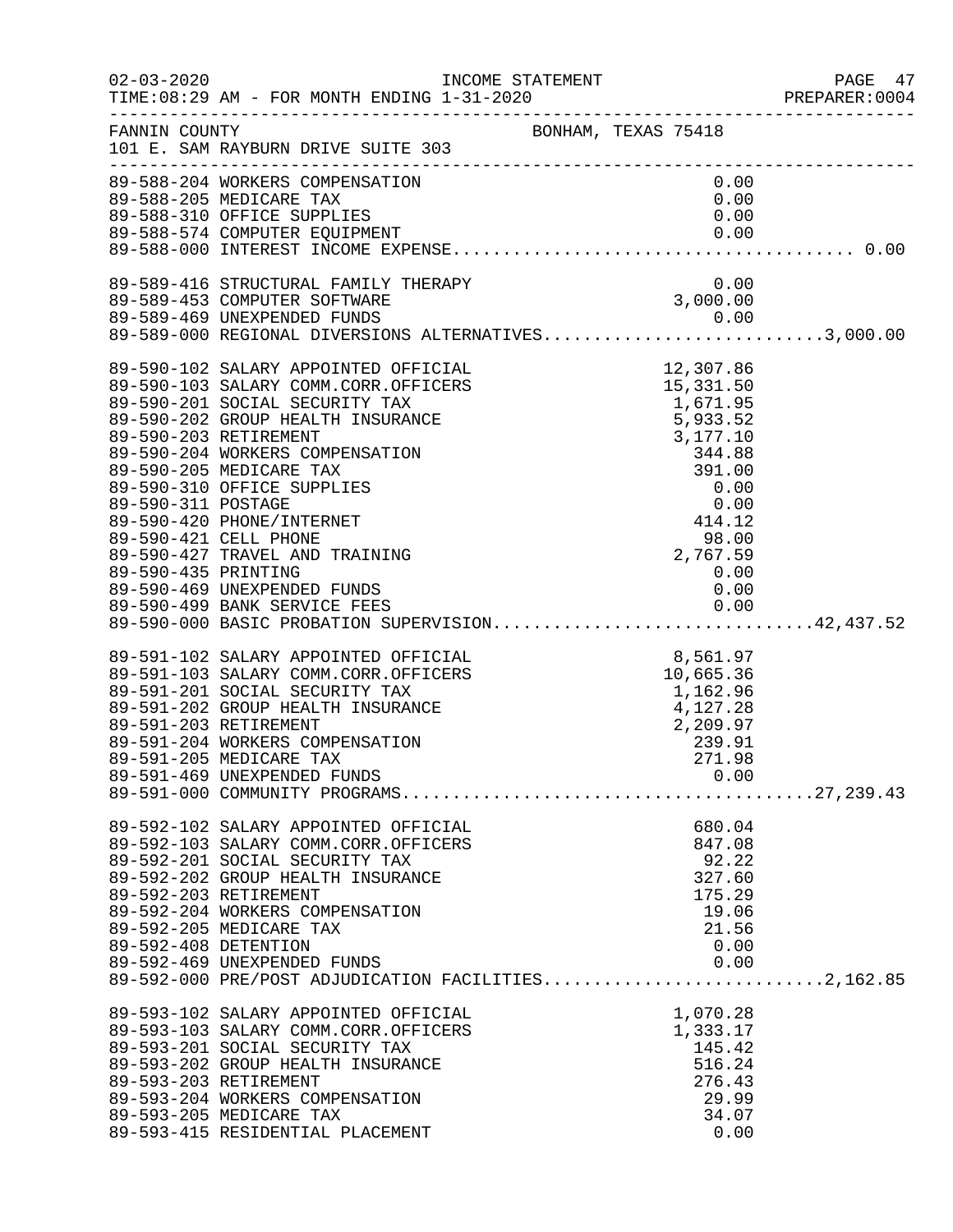INCOME STATEMENT

TIME:08:29 AM - FOR MONTH ENDING 1-31-2020

FANNIN COUNTY — BONHAM, TEXAS 75418

101 E. SAM RAYBURN DRIVE SUITE 303

| Account | Description | Amount | Total |
|---|---|---|---|
| 89-588-204 | WORKERS COMPENSATION | 0.00 | |
| 89-588-205 | MEDICARE TAX | 0.00 | |
| 89-588-310 | OFFICE SUPPLIES | 0.00 | |
| 89-588-574 | COMPUTER EQUIPMENT | 0.00 | |
| 89-588-000 | INTEREST INCOME EXPENSE | | 0.00 |
| 89-589-416 | STRUCTURAL FAMILY THERAPY | 0.00 | |
| 89-589-453 | COMPUTER SOFTWARE | 3,000.00 | |
| 89-589-469 | UNEXPENDED FUNDS | 0.00 | |
| 89-589-000 | REGIONAL DIVERSIONS ALTERNATIVES | | 3,000.00 |
| 89-590-102 | SALARY APPOINTED OFFICIAL | 12,307.86 | |
| 89-590-103 | SALARY COMM.CORR.OFFICERS | 15,331.50 | |
| 89-590-201 | SOCIAL SECURITY TAX | 1,671.95 | |
| 89-590-202 | GROUP HEALTH INSURANCE | 5,933.52 | |
| 89-590-203 | RETIREMENT | 3,177.10 | |
| 89-590-204 | WORKERS COMPENSATION | 344.88 | |
| 89-590-205 | MEDICARE TAX | 391.00 | |
| 89-590-310 | OFFICE SUPPLIES | 0.00 | |
| 89-590-311 | POSTAGE | 0.00 | |
| 89-590-420 | PHONE/INTERNET | 414.12 | |
| 89-590-421 | CELL PHONE | 98.00 | |
| 89-590-427 | TRAVEL AND TRAINING | 2,767.59 | |
| 89-590-435 | PRINTING | 0.00 | |
| 89-590-469 | UNEXPENDED FUNDS | 0.00 | |
| 89-590-499 | BANK SERVICE FEES | 0.00 | |
| 89-590-000 | BASIC PROBATION SUPERVISION | | 42,437.52 |
| 89-591-102 | SALARY APPOINTED OFFICIAL | 8,561.97 | |
| 89-591-103 | SALARY COMM.CORR.OFFICERS | 10,665.36 | |
| 89-591-201 | SOCIAL SECURITY TAX | 1,162.96 | |
| 89-591-202 | GROUP HEALTH INSURANCE | 4,127.28 | |
| 89-591-203 | RETIREMENT | 2,209.97 | |
| 89-591-204 | WORKERS COMPENSATION | 239.91 | |
| 89-591-205 | MEDICARE TAX | 271.98 | |
| 89-591-469 | UNEXPENDED FUNDS | 0.00 | |
| 89-591-000 | COMMUNITY PROGRAMS | | 27,239.43 |
| 89-592-102 | SALARY APPOINTED OFFICIAL | 680.04 | |
| 89-592-103 | SALARY COMM.CORR.OFFICERS | 847.08 | |
| 89-592-201 | SOCIAL SECURITY TAX | 92.22 | |
| 89-592-202 | GROUP HEALTH INSURANCE | 327.60 | |
| 89-592-203 | RETIREMENT | 175.29 | |
| 89-592-204 | WORKERS COMPENSATION | 19.06 | |
| 89-592-205 | MEDICARE TAX | 21.56 | |
| 89-592-408 | DETENTION | 0.00 | |
| 89-592-469 | UNEXPENDED FUNDS | 0.00 | |
| 89-592-000 | PRE/POST ADJUDICATION FACILITIES | | 2,162.85 |
| 89-593-102 | SALARY APPOINTED OFFICIAL | 1,070.28 | |
| 89-593-103 | SALARY COMM.CORR.OFFICERS | 1,333.17 | |
| 89-593-201 | SOCIAL SECURITY TAX | 145.42 | |
| 89-593-202 | GROUP HEALTH INSURANCE | 516.24 | |
| 89-593-203 | RETIREMENT | 276.43 | |
| 89-593-204 | WORKERS COMPENSATION | 29.99 | |
| 89-593-205 | MEDICARE TAX | 34.07 | |
| 89-593-415 | RESIDENTIAL PLACEMENT | 0.00 | |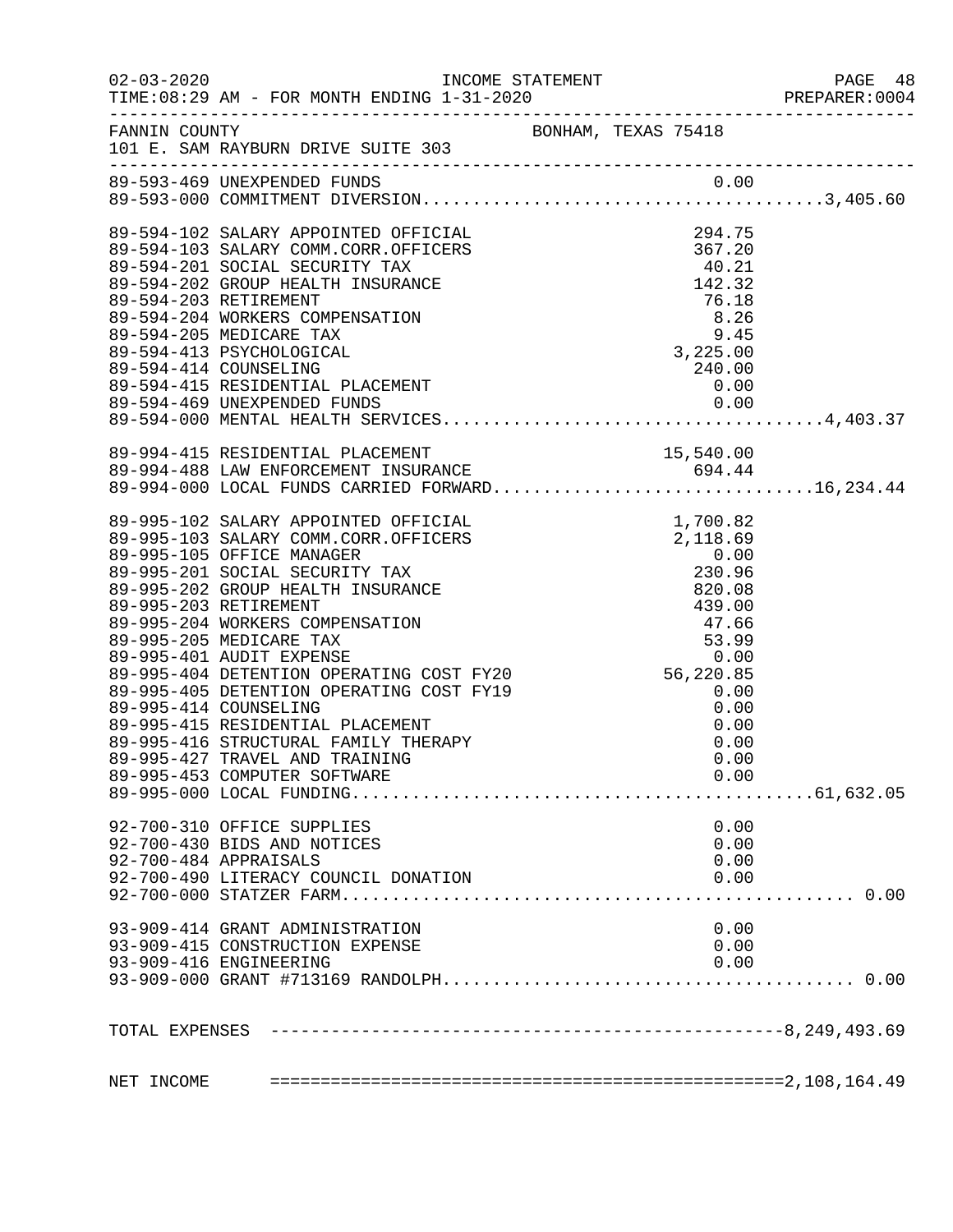INCOME STATEMENT

TIME:08:29 AM - FOR MONTH ENDING 1-31-2020

FANNIN COUNTY — BONHAM, TEXAS 75418
101 E. SAM RAYBURN DRIVE SUITE 303

| Account | Description | Amount | Total |
|---|---|---|---|
| 89-593-469 | UNEXPENDED FUNDS | 0.00 | |
| 89-593-000 | COMMITMENT DIVERSION | | 3,405.60 |
| 89-594-102 | SALARY APPOINTED OFFICIAL | 294.75 | |
| 89-594-103 | SALARY COMM.CORR.OFFICERS | 367.20 | |
| 89-594-201 | SOCIAL SECURITY TAX | 40.21 | |
| 89-594-202 | GROUP HEALTH INSURANCE | 142.32 | |
| 89-594-203 | RETIREMENT | 76.18 | |
| 89-594-204 | WORKERS COMPENSATION | 8.26 | |
| 89-594-205 | MEDICARE TAX | 9.45 | |
| 89-594-413 | PSYCHOLOGICAL | 3,225.00 | |
| 89-594-414 | COUNSELING | 240.00 | |
| 89-594-415 | RESIDENTIAL PLACEMENT | 0.00 | |
| 89-594-469 | UNEXPENDED FUNDS | 0.00 | |
| 89-594-000 | MENTAL HEALTH SERVICES | | 4,403.37 |
| 89-994-415 | RESIDENTIAL PLACEMENT | 15,540.00 | |
| 89-994-488 | LAW ENFORCEMENT INSURANCE | 694.44 | |
| 89-994-000 | LOCAL FUNDS CARRIED FORWARD | | 16,234.44 |
| 89-995-102 | SALARY APPOINTED OFFICIAL | 1,700.82 | |
| 89-995-103 | SALARY COMM.CORR.OFFICERS | 2,118.69 | |
| 89-995-105 | OFFICE MANAGER | 0.00 | |
| 89-995-201 | SOCIAL SECURITY TAX | 230.96 | |
| 89-995-202 | GROUP HEALTH INSURANCE | 820.08 | |
| 89-995-203 | RETIREMENT | 439.00 | |
| 89-995-204 | WORKERS COMPENSATION | 47.66 | |
| 89-995-205 | MEDICARE TAX | 53.99 | |
| 89-995-401 | AUDIT EXPENSE | 0.00 | |
| 89-995-404 | DETENTION OPERATING COST FY20 | 56,220.85 | |
| 89-995-405 | DETENTION OPERATING COST FY19 | 0.00 | |
| 89-995-414 | COUNSELING | 0.00 | |
| 89-995-415 | RESIDENTIAL PLACEMENT | 0.00 | |
| 89-995-416 | STRUCTURAL FAMILY THERAPY | 0.00 | |
| 89-995-427 | TRAVEL AND TRAINING | 0.00 | |
| 89-995-453 | COMPUTER SOFTWARE | 0.00 | |
| 89-995-000 | LOCAL FUNDING | | 61,632.05 |
| 92-700-310 | OFFICE SUPPLIES | 0.00 | |
| 92-700-430 | BIDS AND NOTICES | 0.00 | |
| 92-700-484 | APPRAISALS | 0.00 | |
| 92-700-490 | LITERACY COUNCIL DONATION | 0.00 | |
| 92-700-000 | STATZER FARM | | 0.00 |
| 93-909-414 | GRANT ADMINISTRATION | 0.00 | |
| 93-909-415 | CONSTRUCTION EXPENSE | 0.00 | |
| 93-909-416 | ENGINEERING | 0.00 | |
| 93-909-000 | GRANT #713169 RANDOLPH | | 0.00 |

| | |
|---|---|
| TOTAL EXPENSES | 8,249,493.69 |
| NET INCOME | 2,108,164.49 |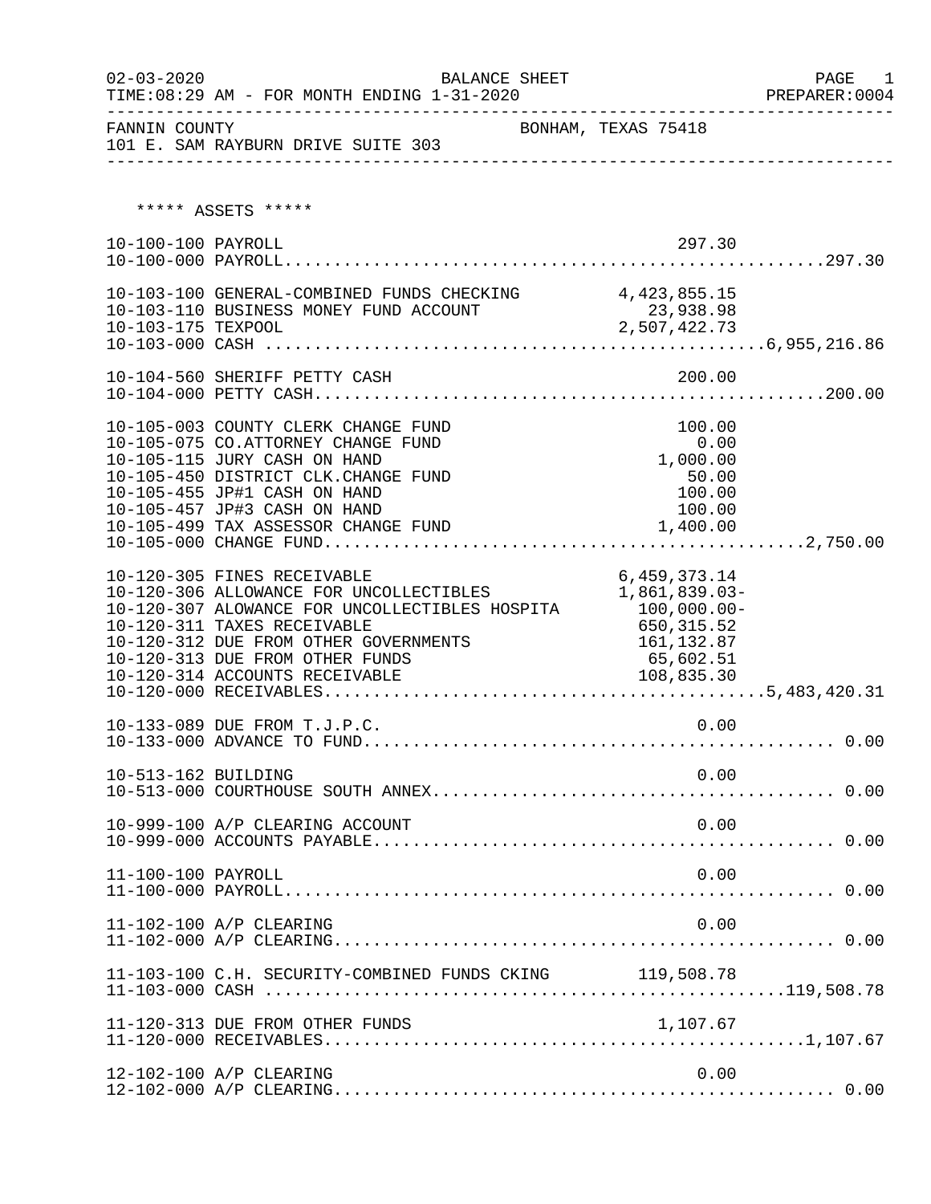02-03-2020 BALANCE SHEET PAGE 1
TIME:08:29 AM - FOR MONTH ENDING 1-31-2020 PREPARER:0004

FANNIN COUNTY BONHAM, TEXAS 75418
101 E. SAM RAYBURN DRIVE SUITE 303

***** ASSETS *****

| Account | Description | Amount | Total |
|---|---|---|---|
| 10-100-100 | PAYROLL | 297.30 | |
| 10-100-000 | PAYROLL | | 297.30 |
| 10-103-100 | GENERAL-COMBINED FUNDS CHECKING | 4,423,855.15 | |
| 10-103-110 | BUSINESS MONEY FUND ACCOUNT | 23,938.98 | |
| 10-103-175 | TEXPOOL | 2,507,422.73 | |
| 10-103-000 | CASH | | 6,955,216.86 |
| 10-104-560 | SHERIFF PETTY CASH | 200.00 | |
| 10-104-000 | PETTY CASH | | 200.00 |
| 10-105-003 | COUNTY CLERK CHANGE FUND | 100.00 | |
| 10-105-075 | CO.ATTORNEY CHANGE FUND | 0.00 | |
| 10-105-115 | JURY CASH ON HAND | 1,000.00 | |
| 10-105-450 | DISTRICT CLK.CHANGE FUND | 50.00 | |
| 10-105-455 | JP#1 CASH ON HAND | 100.00 | |
| 10-105-457 | JP#3 CASH ON HAND | 100.00 | |
| 10-105-499 | TAX ASSESSOR CHANGE FUND | 1,400.00 | |
| 10-105-000 | CHANGE FUND | | 2,750.00 |
| 10-120-305 | FINES RECEIVABLE | 6,459,373.14 | |
| 10-120-306 | ALLOWANCE FOR UNCOLLECTIBLES | 1,861,839.03- | |
| 10-120-307 | ALOWANCE FOR UNCOLLECTIBLES HOSPITA | 100,000.00- | |
| 10-120-311 | TAXES RECEIVABLE | 650,315.52 | |
| 10-120-312 | DUE FROM OTHER GOVERNMENTS | 161,132.87 | |
| 10-120-313 | DUE FROM OTHER FUNDS | 65,602.51 | |
| 10-120-314 | ACCOUNTS RECEIVABLE | 108,835.30 | |
| 10-120-000 | RECEIVABLES | | 5,483,420.31 |
| 10-133-089 | DUE FROM T.J.P.C. | 0.00 | |
| 10-133-000 | ADVANCE TO FUND | | 0.00 |
| 10-513-162 | BUILDING | 0.00 | |
| 10-513-000 | COURTHOUSE SOUTH ANNEX | | 0.00 |
| 10-999-100 | A/P CLEARING ACCOUNT | 0.00 | |
| 10-999-000 | ACCOUNTS PAYABLE | | 0.00 |
| 11-100-100 | PAYROLL | 0.00 | |
| 11-100-000 | PAYROLL | | 0.00 |
| 11-102-100 | A/P CLEARING | 0.00 | |
| 11-102-000 | A/P CLEARING | | 0.00 |
| 11-103-100 | C.H. SECURITY-COMBINED FUNDS CKING | 119,508.78 | |
| 11-103-000 | CASH | | 119,508.78 |
| 11-120-313 | DUE FROM OTHER FUNDS | 1,107.67 | |
| 11-120-000 | RECEIVABLES | | 1,107.67 |
| 12-102-100 | A/P CLEARING | 0.00 | |
| 12-102-000 | A/P CLEARING | | 0.00 |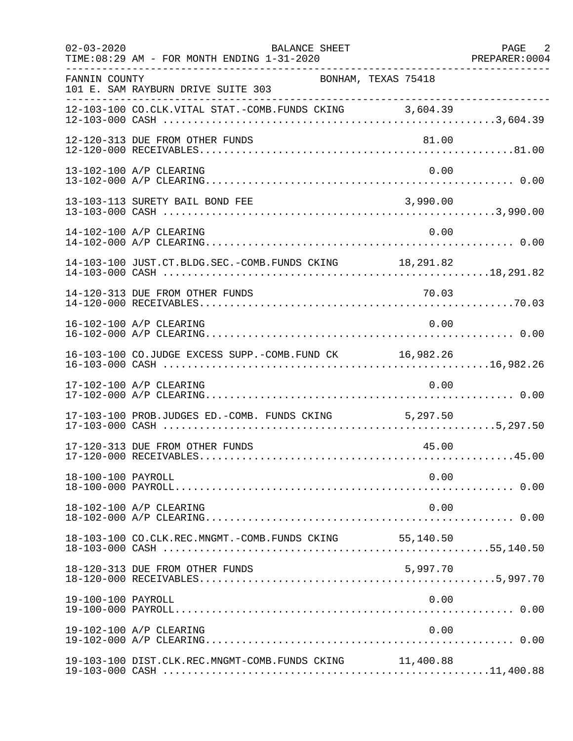FANNIN COUNTY — BONHAM, TEXAS 75418
101 E. SAM RAYBURN DRIVE SUITE 303

| Account | Description | Detail | Total |
|---|---|---|---|
| 12-103-100 | CO.CLK.VITAL STAT.-COMB.FUNDS CKING | 3,604.39 | |
| 12-103-000 | CASH | | 3,604.39 |
| 12-120-313 | DUE FROM OTHER FUNDS | 81.00 | |
| 12-120-000 | RECEIVABLES | | 81.00 |
| 13-102-100 | A/P CLEARING | 0.00 | |
| 13-102-000 | A/P CLEARING | | 0.00 |
| 13-103-113 | SURETY BAIL BOND FEE | 3,990.00 | |
| 13-103-000 | CASH | | 3,990.00 |
| 14-102-100 | A/P CLEARING | 0.00 | |
| 14-102-000 | A/P CLEARING | | 0.00 |
| 14-103-100 | JUST.CT.BLDG.SEC.-COMB.FUNDS CKING | 18,291.82 | |
| 14-103-000 | CASH | | 18,291.82 |
| 14-120-313 | DUE FROM OTHER FUNDS | 70.03 | |
| 14-120-000 | RECEIVABLES | | 70.03 |
| 16-102-100 | A/P CLEARING | 0.00 | |
| 16-102-000 | A/P CLEARING | | 0.00 |
| 16-103-100 | CO.JUDGE EXCESS SUPP.-COMB.FUND CK | 16,982.26 | |
| 16-103-000 | CASH | | 16,982.26 |
| 17-102-100 | A/P CLEARING | 0.00 | |
| 17-102-000 | A/P CLEARING | | 0.00 |
| 17-103-100 | PROB.JUDGES ED.-COMB. FUNDS CKING | 5,297.50 | |
| 17-103-000 | CASH | | 5,297.50 |
| 17-120-313 | DUE FROM OTHER FUNDS | 45.00 | |
| 17-120-000 | RECEIVABLES | | 45.00 |
| 18-100-100 | PAYROLL | 0.00 | |
| 18-100-000 | PAYROLL | | 0.00 |
| 18-102-100 | A/P CLEARING | 0.00 | |
| 18-102-000 | A/P CLEARING | | 0.00 |
| 18-103-100 | CO.CLK.REC.MNGMT.-COMB.FUNDS CKING | 55,140.50 | |
| 18-103-000 | CASH | | 55,140.50 |
| 18-120-313 | DUE FROM OTHER FUNDS | 5,997.70 | |
| 18-120-000 | RECEIVABLES | | 5,997.70 |
| 19-100-100 | PAYROLL | 0.00 | |
| 19-100-000 | PAYROLL | | 0.00 |
| 19-102-100 | A/P CLEARING | 0.00 | |
| 19-102-000 | A/P CLEARING | | 0.00 |
| 19-103-100 | DIST.CLK.REC.MNGMT-COMB.FUNDS CKING | 11,400.88 | |
| 19-103-000 | CASH | | 11,400.88 |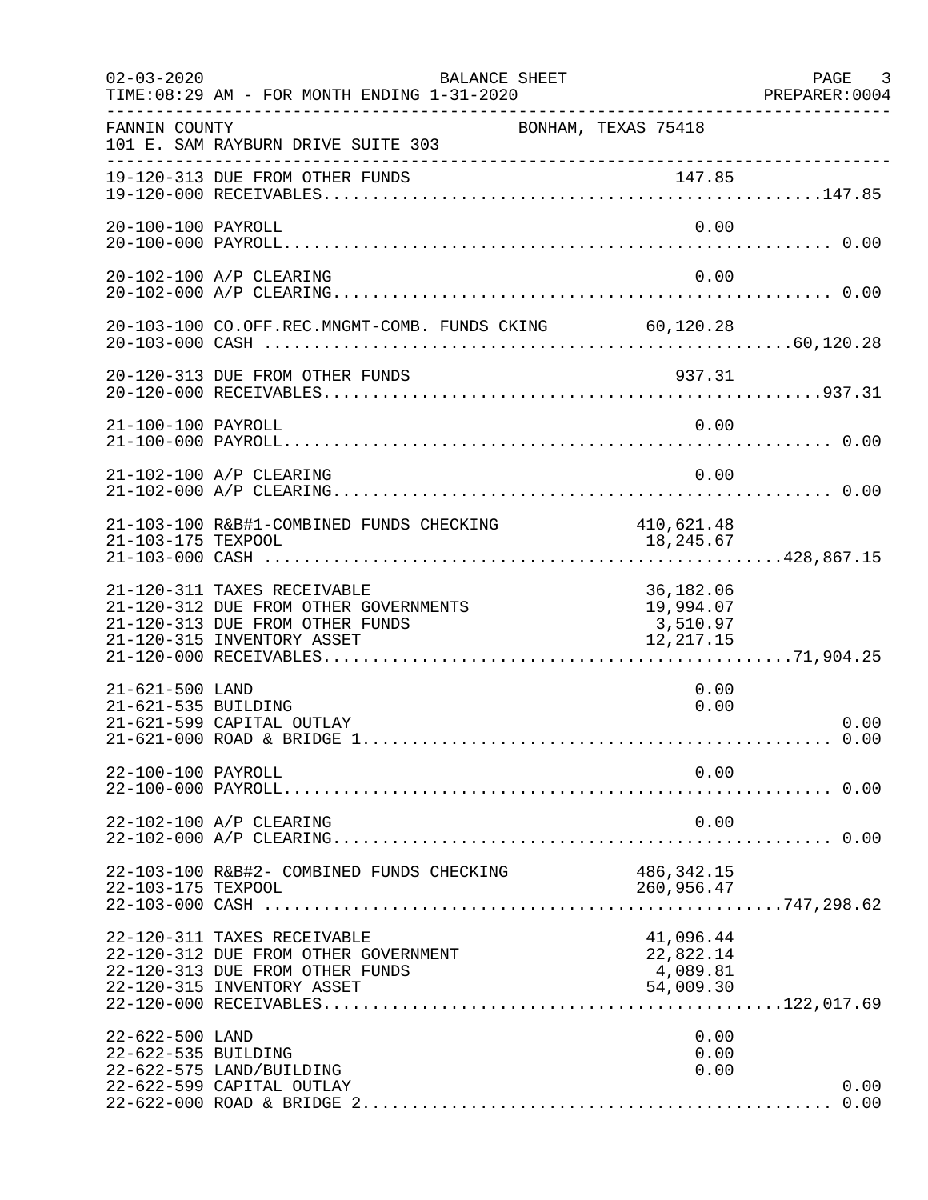FANNIN COUNTY — BONHAM, TEXAS 75418
101 E. SAM RAYBURN DRIVE SUITE 303

BALANCE SHEET — FOR MONTH ENDING 1-31-2020

| Account | Description | Amount | Total |
|---|---|---|---|
| 19-120-313 | DUE FROM OTHER FUNDS | 147.85 | |
| 19-120-000 | RECEIVABLES | | 147.85 |
| 20-100-100 | PAYROLL | 0.00 | |
| 20-100-000 | PAYROLL | | 0.00 |
| 20-102-100 | A/P CLEARING | 0.00 | |
| 20-102-000 | A/P CLEARING | | 0.00 |
| 20-103-100 | CO.OFF.REC.MNGMT-COMB. FUNDS CKING | 60,120.28 | |
| 20-103-000 | CASH | | 60,120.28 |
| 20-120-313 | DUE FROM OTHER FUNDS | 937.31 | |
| 20-120-000 | RECEIVABLES | | 937.31 |
| 21-100-100 | PAYROLL | 0.00 | |
| 21-100-000 | PAYROLL | | 0.00 |
| 21-102-100 | A/P CLEARING | 0.00 | |
| 21-102-000 | A/P CLEARING | | 0.00 |
| 21-103-100 | R&B#1-COMBINED FUNDS CHECKING | 410,621.48 | |
| 21-103-175 | TEXPOOL | 18,245.67 | |
| 21-103-000 | CASH | | 428,867.15 |
| 21-120-311 | TAXES RECEIVABLE | 36,182.06 | |
| 21-120-312 | DUE FROM OTHER GOVERNMENTS | 19,994.07 | |
| 21-120-313 | DUE FROM OTHER FUNDS | 3,510.97 | |
| 21-120-315 | INVENTORY ASSET | 12,217.15 | |
| 21-120-000 | RECEIVABLES | | 71,904.25 |
| 21-621-500 | LAND | 0.00 | |
| 21-621-535 | BUILDING | 0.00 | |
| 21-621-599 | CAPITAL OUTLAY | | 0.00 |
| 21-621-000 | ROAD & BRIDGE 1 | | 0.00 |
| 22-100-100 | PAYROLL | 0.00 | |
| 22-100-000 | PAYROLL | | 0.00 |
| 22-102-100 | A/P CLEARING | 0.00 | |
| 22-102-000 | A/P CLEARING | | 0.00 |
| 22-103-100 | R&B#2- COMBINED FUNDS CHECKING | 486,342.15 | |
| 22-103-175 | TEXPOOL | 260,956.47 | |
| 22-103-000 | CASH | | 747,298.62 |
| 22-120-311 | TAXES RECEIVABLE | 41,096.44 | |
| 22-120-312 | DUE FROM OTHER GOVERNMENT | 22,822.14 | |
| 22-120-313 | DUE FROM OTHER FUNDS | 4,089.81 | |
| 22-120-315 | INVENTORY ASSET | 54,009.30 | |
| 22-120-000 | RECEIVABLES | | 122,017.69 |
| 22-622-500 | LAND | 0.00 | |
| 22-622-535 | BUILDING | 0.00 | |
| 22-622-575 | LAND/BUILDING | 0.00 | |
| 22-622-599 | CAPITAL OUTLAY | | 0.00 |
| 22-622-000 | ROAD & BRIDGE 2 | | 0.00 |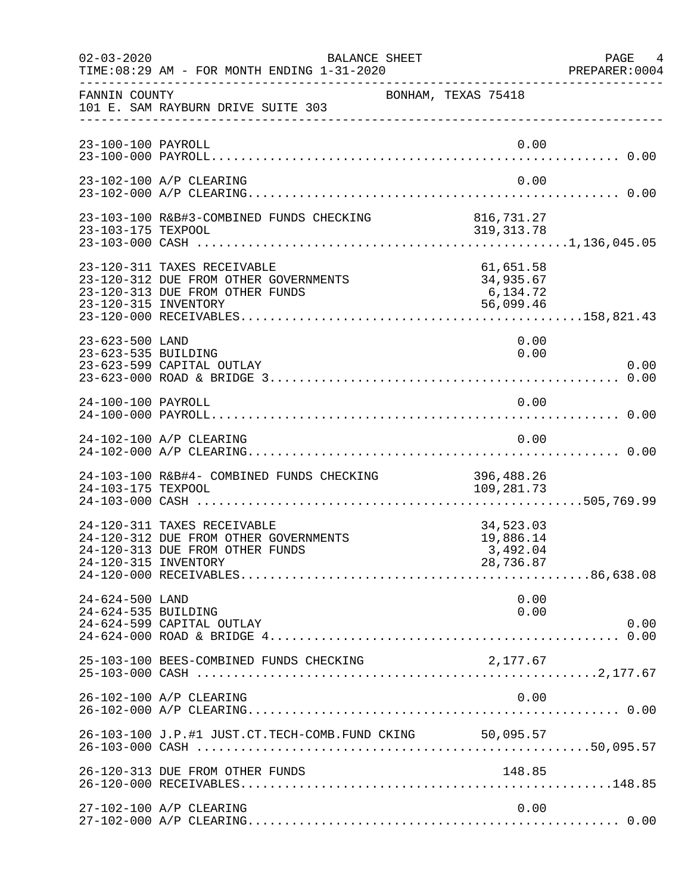FANNIN COUNTY BONHAM, TEXAS 75418
101 E. SAM RAYBURN DRIVE SUITE 303

BALANCE SHEET
02-03-2020
TIME:08:29 AM - FOR MONTH ENDING 1-31-2020
PREPARER:0004

| Account | Description | Detail | Total |
|---|---|---|---|
| 23-100-100 | PAYROLL | 0.00 | |
| 23-100-000 | PAYROLL | | 0.00 |
| 23-102-100 | A/P CLEARING | 0.00 | |
| 23-102-000 | A/P CLEARING | | 0.00 |
| 23-103-100 | R&B#3-COMBINED FUNDS CHECKING | 816,731.27 | |
| 23-103-175 | TEXPOOL | 319,313.78 | |
| 23-103-000 | CASH | | 1,136,045.05 |
| 23-120-311 | TAXES RECEIVABLE | 61,651.58 | |
| 23-120-312 | DUE FROM OTHER GOVERNMENTS | 34,935.67 | |
| 23-120-313 | DUE FROM OTHER FUNDS | 6,134.72 | |
| 23-120-315 | INVENTORY | 56,099.46 | |
| 23-120-000 | RECEIVABLES | | 158,821.43 |
| 23-623-500 | LAND | 0.00 | |
| 23-623-535 | BUILDING | 0.00 | |
| 23-623-599 | CAPITAL OUTLAY | | 0.00 |
| 23-623-000 | ROAD & BRIDGE 3 | | 0.00 |
| 24-100-100 | PAYROLL | 0.00 | |
| 24-100-000 | PAYROLL | | 0.00 |
| 24-102-100 | A/P CLEARING | 0.00 | |
| 24-102-000 | A/P CLEARING | | 0.00 |
| 24-103-100 | R&B#4- COMBINED FUNDS CHECKING | 396,488.26 | |
| 24-103-175 | TEXPOOL | 109,281.73 | |
| 24-103-000 | CASH | | 505,769.99 |
| 24-120-311 | TAXES RECEIVABLE | 34,523.03 | |
| 24-120-312 | DUE FROM OTHER GOVERNMENTS | 19,886.14 | |
| 24-120-313 | DUE FROM OTHER FUNDS | 3,492.04 | |
| 24-120-315 | INVENTORY | 28,736.87 | |
| 24-120-000 | RECEIVABLES | | 86,638.08 |
| 24-624-500 | LAND | 0.00 | |
| 24-624-535 | BUILDING | 0.00 | |
| 24-624-599 | CAPITAL OUTLAY | | 0.00 |
| 24-624-000 | ROAD & BRIDGE 4 | | 0.00 |
| 25-103-100 | BEES-COMBINED FUNDS CHECKING | 2,177.67 | |
| 25-103-000 | CASH | | 2,177.67 |
| 26-102-100 | A/P CLEARING | 0.00 | |
| 26-102-000 | A/P CLEARING | | 0.00 |
| 26-103-100 | J.P.#1 JUST.CT.TECH-COMB.FUND CKING | 50,095.57 | |
| 26-103-000 | CASH | | 50,095.57 |
| 26-120-313 | DUE FROM OTHER FUNDS | 148.85 | |
| 26-120-000 | RECEIVABLES | | 148.85 |
| 27-102-100 | A/P CLEARING | 0.00 | |
| 27-102-000 | A/P CLEARING | | 0.00 |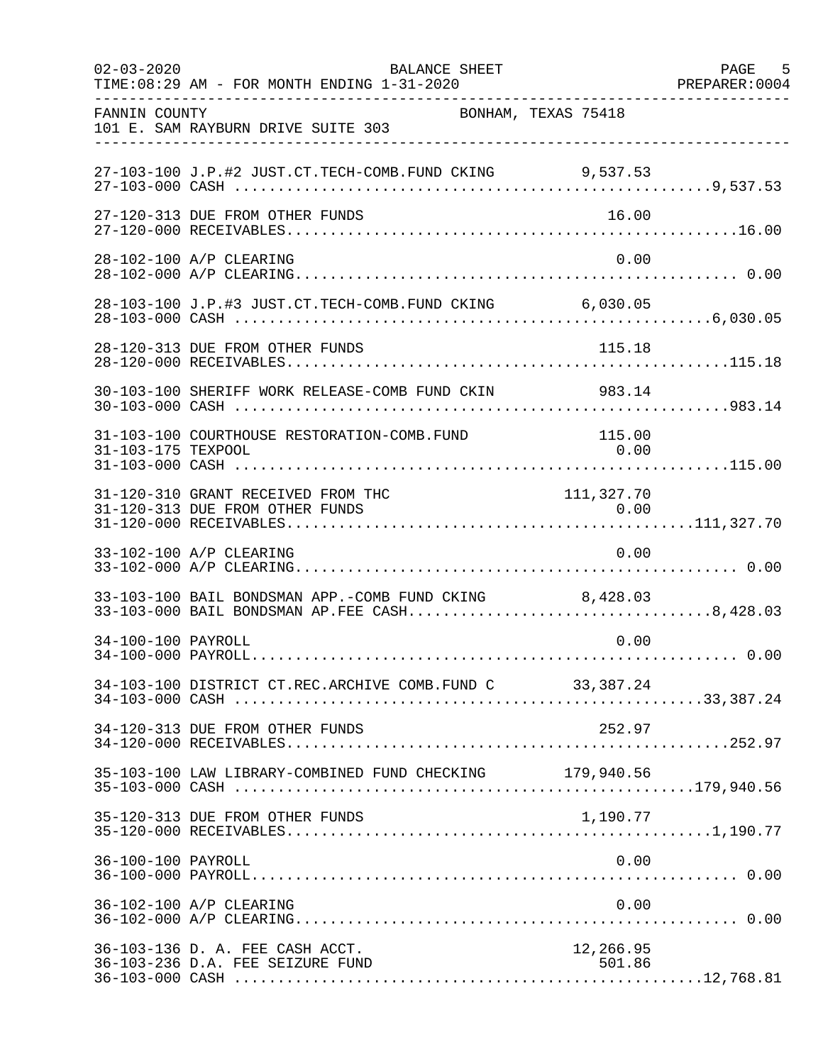FANNIN COUNTY BONHAM, TEXAS 75418
101 E. SAM RAYBURN DRIVE SUITE 303

BALANCE SHEET
FOR MONTH ENDING 1-31-2020

| Account | Description | Amount | Total |
|---|---|---|---|
| 27-103-100 | J.P.#2 JUST.CT.TECH-COMB.FUND CKING | 9,537.53 | |
| 27-103-000 | CASH | | 9,537.53 |
| 27-120-313 | DUE FROM OTHER FUNDS | 16.00 | |
| 27-120-000 | RECEIVABLES | | 16.00 |
| 28-102-100 | A/P CLEARING | 0.00 | |
| 28-102-000 | A/P CLEARING | | 0.00 |
| 28-103-100 | J.P.#3 JUST.CT.TECH-COMB.FUND CKING | 6,030.05 | |
| 28-103-000 | CASH | | 6,030.05 |
| 28-120-313 | DUE FROM OTHER FUNDS | 115.18 | |
| 28-120-000 | RECEIVABLES | | 115.18 |
| 30-103-100 | SHERIFF WORK RELEASE-COMB FUND CKIN | 983.14 | |
| 30-103-000 | CASH | | 983.14 |
| 31-103-100 | COURTHOUSE RESTORATION-COMB.FUND | 115.00 | |
| 31-103-175 | TEXPOOL | 0.00 | |
| 31-103-000 | CASH | | 115.00 |
| 31-120-310 | GRANT RECEIVED FROM THC | 111,327.70 | |
| 31-120-313 | DUE FROM OTHER FUNDS | 0.00 | |
| 31-120-000 | RECEIVABLES | | 111,327.70 |
| 33-102-100 | A/P CLEARING | 0.00 | |
| 33-102-000 | A/P CLEARING | | 0.00 |
| 33-103-100 | BAIL BONDSMAN APP.-COMB FUND CKING | 8,428.03 | |
| 33-103-000 | BAIL BONDSMAN AP.FEE CASH | | 8,428.03 |
| 34-100-100 | PAYROLL | 0.00 | |
| 34-100-000 | PAYROLL | | 0.00 |
| 34-103-100 | DISTRICT CT.REC.ARCHIVE COMB.FUND C | 33,387.24 | |
| 34-103-000 | CASH | | 33,387.24 |
| 34-120-313 | DUE FROM OTHER FUNDS | 252.97 | |
| 34-120-000 | RECEIVABLES | | 252.97 |
| 35-103-100 | LAW LIBRARY-COMBINED FUND CHECKING | 179,940.56 | |
| 35-103-000 | CASH | | 179,940.56 |
| 35-120-313 | DUE FROM OTHER FUNDS | 1,190.77 | |
| 35-120-000 | RECEIVABLES | | 1,190.77 |
| 36-100-100 | PAYROLL | 0.00 | |
| 36-100-000 | PAYROLL | | 0.00 |
| 36-102-100 | A/P CLEARING | 0.00 | |
| 36-102-000 | A/P CLEARING | | 0.00 |
| 36-103-136 | D. A. FEE CASH ACCT. | 12,266.95 | |
| 36-103-236 | D.A. FEE SEIZURE FUND | 501.86 | |
| 36-103-000 | CASH | | 12,768.81 |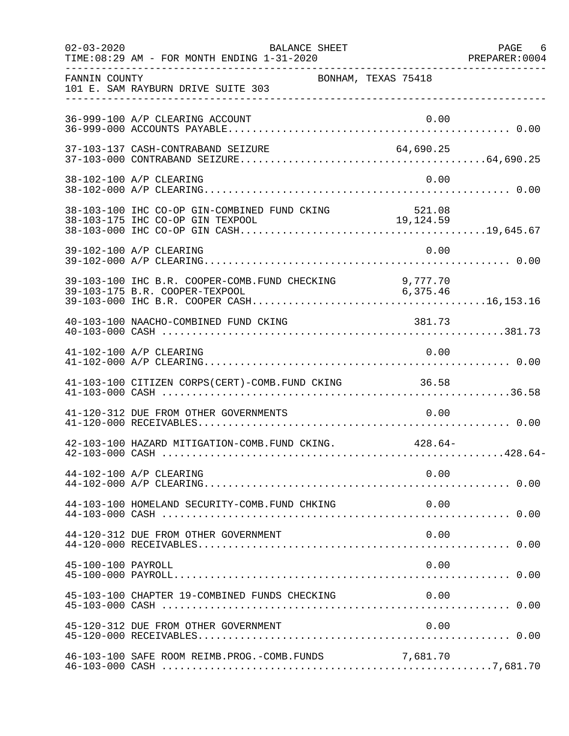FANNIN COUNTY  BONHAM, TEXAS 75418
101 E. SAM RAYBURN DRIVE SUITE 303

| Account | Description | Amount | Total |
|---|---|---|---|
| 36-999-100 | A/P CLEARING ACCOUNT | 0.00 | |
| 36-999-000 | ACCOUNTS PAYABLE | | 0.00 |
| 37-103-137 | CASH-CONTRABAND SEIZURE | 64,690.25 | |
| 37-103-000 | CONTRABAND SEIZURE | | 64,690.25 |
| 38-102-100 | A/P CLEARING | 0.00 | |
| 38-102-000 | A/P CLEARING | | 0.00 |
| 38-103-100 | IHC CO-OP GIN-COMBINED FUND CKING | 521.08 | |
| 38-103-175 | IHC CO-OP GIN TEXPOOL | 19,124.59 | |
| 38-103-000 | IHC CO-OP GIN CASH | | 19,645.67 |
| 39-102-100 | A/P CLEARING | 0.00 | |
| 39-102-000 | A/P CLEARING | | 0.00 |
| 39-103-100 | IHC B.R. COOPER-COMB.FUND CHECKING | 9,777.70 | |
| 39-103-175 | B.R. COOPER-TEXPOOL | 6,375.46 | |
| 39-103-000 | IHC B.R. COOPER CASH | | 16,153.16 |
| 40-103-100 | NAACHO-COMBINED FUND CKING | 381.73 | |
| 40-103-000 | CASH | | 381.73 |
| 41-102-100 | A/P CLEARING | 0.00 | |
| 41-102-000 | A/P CLEARING | | 0.00 |
| 41-103-100 | CITIZEN CORPS(CERT)-COMB.FUND CKING | 36.58 | |
| 41-103-000 | CASH | | 36.58 |
| 41-120-312 | DUE FROM OTHER GOVERNMENTS | 0.00 | |
| 41-120-000 | RECEIVABLES | | 0.00 |
| 42-103-100 | HAZARD MITIGATION-COMB.FUND CKING. | 428.64- | |
| 42-103-000 | CASH | | 428.64- |
| 44-102-100 | A/P CLEARING | 0.00 | |
| 44-102-000 | A/P CLEARING | | 0.00 |
| 44-103-100 | HOMELAND SECURITY-COMB.FUND CHKING | 0.00 | |
| 44-103-000 | CASH | | 0.00 |
| 44-120-312 | DUE FROM OTHER GOVERNMENT | 0.00 | |
| 44-120-000 | RECEIVABLES | | 0.00 |
| 45-100-100 | PAYROLL | 0.00 | |
| 45-100-000 | PAYROLL | | 0.00 |
| 45-103-100 | CHAPTER 19-COMBINED FUNDS CHECKING | 0.00 | |
| 45-103-000 | CASH | | 0.00 |
| 45-120-312 | DUE FROM OTHER GOVERNMENT | 0.00 | |
| 45-120-000 | RECEIVABLES | | 0.00 |
| 46-103-100 | SAFE ROOM REIMB.PROG.-COMB.FUNDS | 7,681.70 | |
| 46-103-000 | CASH | | 7,681.70 |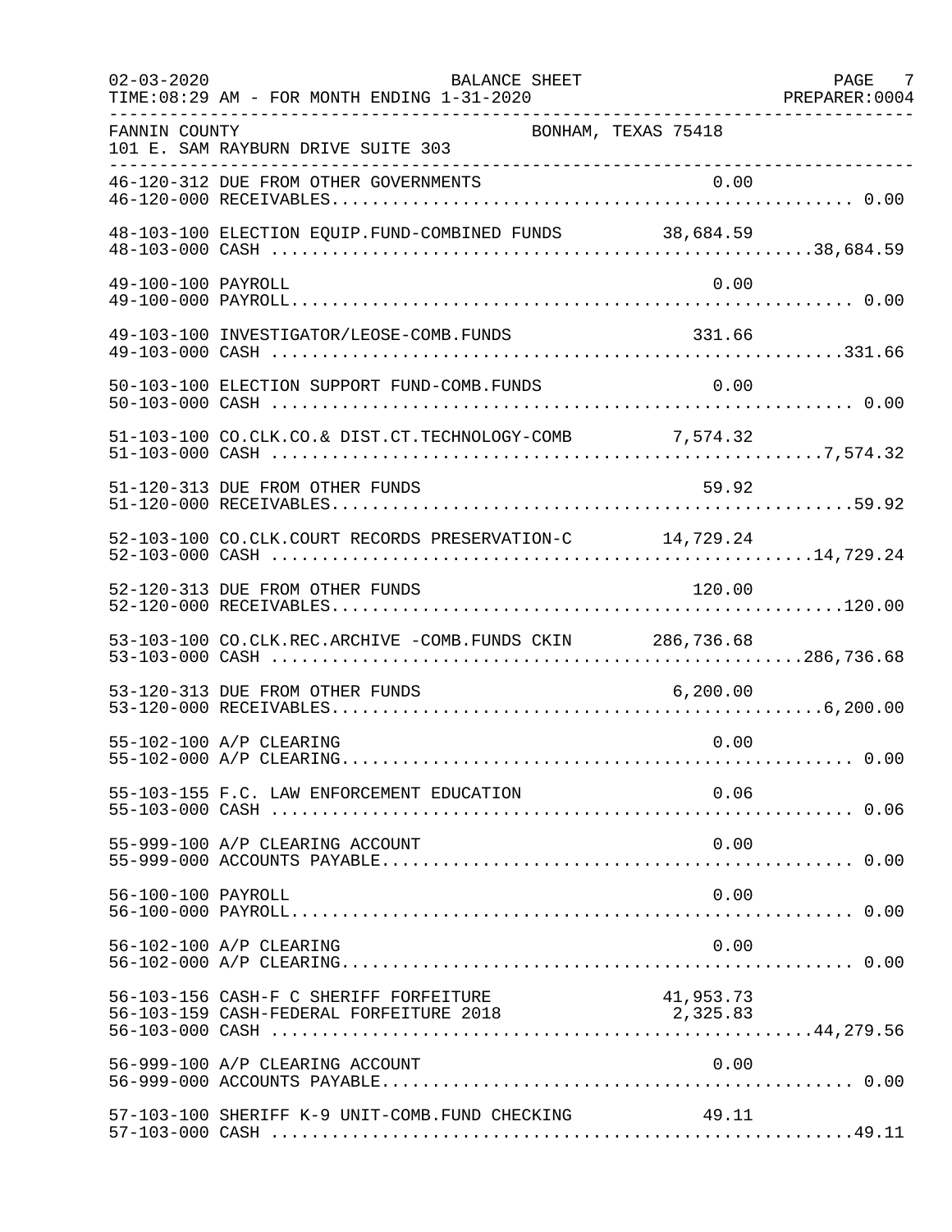FANNIN COUNTY — BONHAM, TEXAS 75418
101 E. SAM RAYBURN DRIVE SUITE 303

BALANCE SHEET — FOR MONTH ENDING 1-31-2020

| Account | Description | Detail | Total |
|---|---|---|---|
| 46-120-312 | DUE FROM OTHER GOVERNMENTS | 0.00 | |
| 46-120-000 | RECEIVABLES | | 0.00 |
| 48-103-100 | ELECTION EQUIP.FUND-COMBINED FUNDS | 38,684.59 | |
| 48-103-000 | CASH | | 38,684.59 |
| 49-100-100 | PAYROLL | 0.00 | |
| 49-100-000 | PAYROLL | | 0.00 |
| 49-103-100 | INVESTIGATOR/LEOSE-COMB.FUNDS | 331.66 | |
| 49-103-000 | CASH | | 331.66 |
| 50-103-100 | ELECTION SUPPORT FUND-COMB.FUNDS | 0.00 | |
| 50-103-000 | CASH | | 0.00 |
| 51-103-100 | CO.CLK.CO.& DIST.CT.TECHNOLOGY-COMB | 7,574.32 | |
| 51-103-000 | CASH | | 7,574.32 |
| 51-120-313 | DUE FROM OTHER FUNDS | 59.92 | |
| 51-120-000 | RECEIVABLES | | 59.92 |
| 52-103-100 | CO.CLK.COURT RECORDS PRESERVATION-C | 14,729.24 | |
| 52-103-000 | CASH | | 14,729.24 |
| 52-120-313 | DUE FROM OTHER FUNDS | 120.00 | |
| 52-120-000 | RECEIVABLES | | 120.00 |
| 53-103-100 | CO.CLK.REC.ARCHIVE -COMB.FUNDS CKIN | 286,736.68 | |
| 53-103-000 | CASH | | 286,736.68 |
| 53-120-313 | DUE FROM OTHER FUNDS | 6,200.00 | |
| 53-120-000 | RECEIVABLES | | 6,200.00 |
| 55-102-100 | A/P CLEARING | 0.00 | |
| 55-102-000 | A/P CLEARING | | 0.00 |
| 55-103-155 | F.C. LAW ENFORCEMENT EDUCATION | 0.06 | |
| 55-103-000 | CASH | | 0.06 |
| 55-999-100 | A/P CLEARING ACCOUNT | 0.00 | |
| 55-999-000 | ACCOUNTS PAYABLE | | 0.00 |
| 56-100-100 | PAYROLL | 0.00 | |
| 56-100-000 | PAYROLL | | 0.00 |
| 56-102-100 | A/P CLEARING | 0.00 | |
| 56-102-000 | A/P CLEARING | | 0.00 |
| 56-103-156 | CASH-F C SHERIFF FORFEITURE | 41,953.73 | |
| 56-103-159 | CASH-FEDERAL FORFEITURE 2018 | 2,325.83 | |
| 56-103-000 | CASH | | 44,279.56 |
| 56-999-100 | A/P CLEARING ACCOUNT | 0.00 | |
| 56-999-000 | ACCOUNTS PAYABLE | | 0.00 |
| 57-103-100 | SHERIFF K-9 UNIT-COMB.FUND CHECKING | 49.11 | |
| 57-103-000 | CASH | | 49.11 |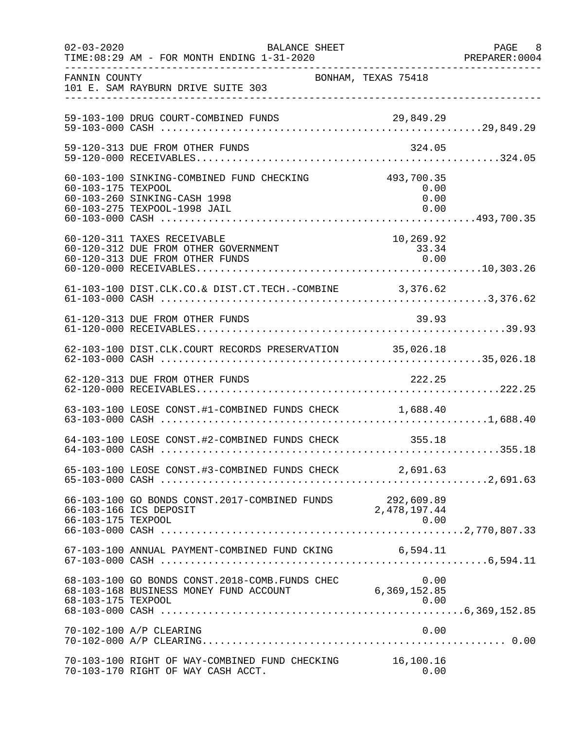FANNIN COUNTY — BONHAM, TEXAS 75418
101 E. SAM RAYBURN DRIVE SUITE 303

BALANCE SHEET — FOR MONTH ENDING 1-31-2020

| Account | Description | Amount | Total |
|---|---|---|---|
| 59-103-100 | DRUG COURT-COMBINED FUNDS | 29,849.29 | |
| 59-103-000 | CASH | | 29,849.29 |
| 59-120-313 | DUE FROM OTHER FUNDS | 324.05 | |
| 59-120-000 | RECEIVABLES | | 324.05 |
| 60-103-100 | SINKING-COMBINED FUND CHECKING | 493,700.35 | |
| 60-103-175 | TEXPOOL | 0.00 | |
| 60-103-260 | SINKING-CASH 1998 | 0.00 | |
| 60-103-275 | TEXPOOL-1998 JAIL | 0.00 | |
| 60-103-000 | CASH | | 493,700.35 |
| 60-120-311 | TAXES RECEIVABLE | 10,269.92 | |
| 60-120-312 | DUE FROM OTHER GOVERNMENT | 33.34 | |
| 60-120-313 | DUE FROM OTHER FUNDS | 0.00 | |
| 60-120-000 | RECEIVABLES | | 10,303.26 |
| 61-103-100 | DIST.CLK.CO.& DIST.CT.TECH.-COMBINE | 3,376.62 | |
| 61-103-000 | CASH | | 3,376.62 |
| 61-120-313 | DUE FROM OTHER FUNDS | 39.93 | |
| 61-120-000 | RECEIVABLES | | 39.93 |
| 62-103-100 | DIST.CLK.COURT RECORDS PRESERVATION | 35,026.18 | |
| 62-103-000 | CASH | | 35,026.18 |
| 62-120-313 | DUE FROM OTHER FUNDS | 222.25 | |
| 62-120-000 | RECEIVABLES | | 222.25 |
| 63-103-100 | LEOSE CONST.#1-COMBINED FUNDS CHECK | 1,688.40 | |
| 63-103-000 | CASH | | 1,688.40 |
| 64-103-100 | LEOSE CONST.#2-COMBINED FUNDS CHECK | 355.18 | |
| 64-103-000 | CASH | | 355.18 |
| 65-103-100 | LEOSE CONST.#3-COMBINED FUNDS CHECK | 2,691.63 | |
| 65-103-000 | CASH | | 2,691.63 |
| 66-103-100 | GO BONDS CONST.2017-COMBINED FUNDS | 292,609.89 | |
| 66-103-166 | ICS DEPOSIT | 2,478,197.44 | |
| 66-103-175 | TEXPOOL | 0.00 | |
| 66-103-000 | CASH | | 2,770,807.33 |
| 67-103-100 | ANNUAL PAYMENT-COMBINED FUND CKING | 6,594.11 | |
| 67-103-000 | CASH | | 6,594.11 |
| 68-103-100 | GO BONDS CONST.2018-COMB.FUNDS CHEC | 0.00 | |
| 68-103-168 | BUSINESS MONEY FUND ACCOUNT | 6,369,152.85 | |
| 68-103-175 | TEXPOOL | 0.00 | |
| 68-103-000 | CASH | | 6,369,152.85 |
| 70-102-100 | A/P CLEARING | 0.00 | |
| 70-102-000 | A/P CLEARING | | 0.00 |
| 70-103-100 | RIGHT OF WAY-COMBINED FUND CHECKING | 16,100.16 | |
| 70-103-170 | RIGHT OF WAY CASH ACCT. | 0.00 | |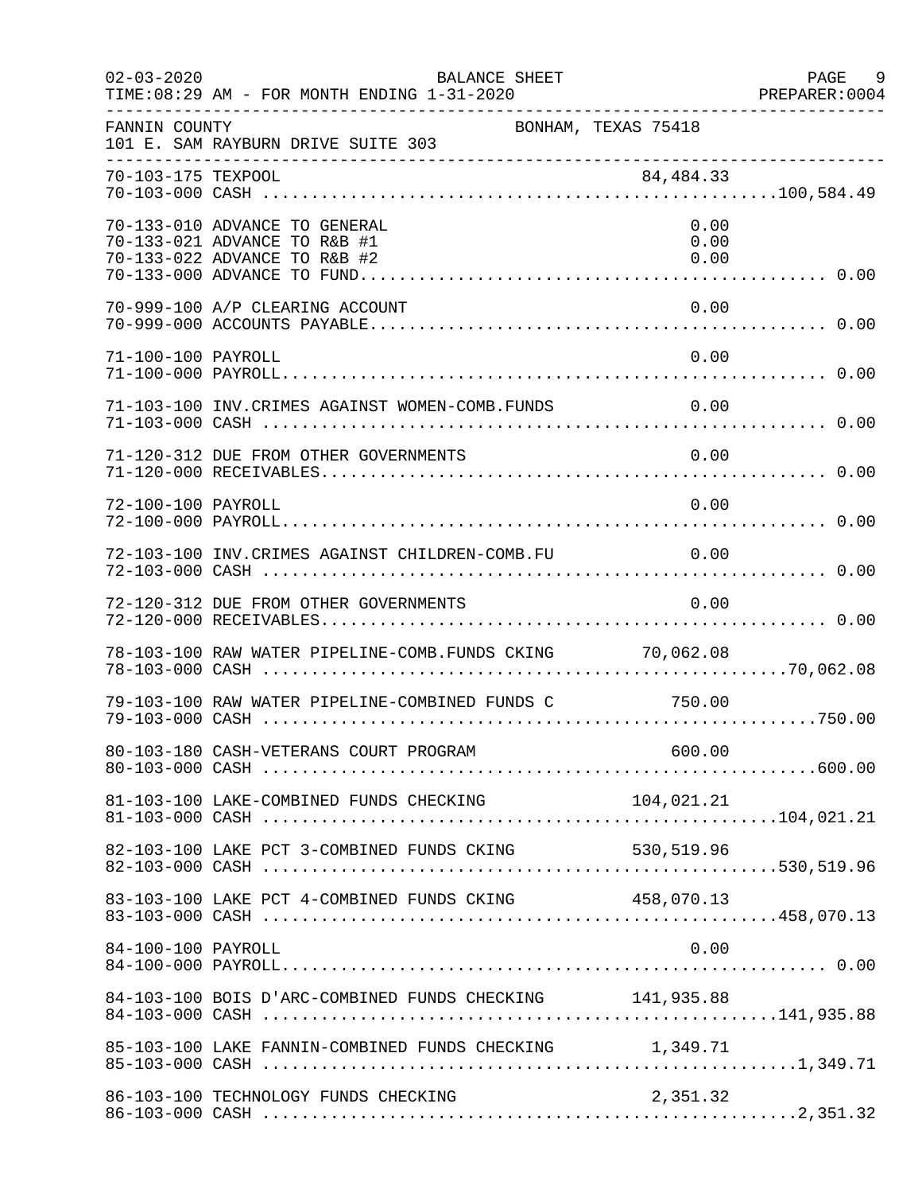FANNIN COUNTY — BONHAM, TEXAS 75418
101 E. SAM RAYBURN DRIVE SUITE 303

BALANCE SHEET
TIME:08:29 AM - FOR MONTH ENDING 1-31-2020

| Account | Description | Detail | Total |
|---|---|---|---|
| 70-103-175 | TEXPOOL | 84,484.33 | |
| 70-103-000 | CASH | | 100,584.49 |
| 70-133-010 | ADVANCE TO GENERAL | 0.00 | |
| 70-133-021 | ADVANCE TO R&B #1 | 0.00 | |
| 70-133-022 | ADVANCE TO R&B #2 | 0.00 | |
| 70-133-000 | ADVANCE TO FUND | | 0.00 |
| 70-999-100 | A/P CLEARING ACCOUNT | 0.00 | |
| 70-999-000 | ACCOUNTS PAYABLE | | 0.00 |
| 71-100-100 | PAYROLL | 0.00 | |
| 71-100-000 | PAYROLL | | 0.00 |
| 71-103-100 | INV.CRIMES AGAINST WOMEN-COMB.FUNDS | 0.00 | |
| 71-103-000 | CASH | | 0.00 |
| 71-120-312 | DUE FROM OTHER GOVERNMENTS | 0.00 | |
| 71-120-000 | RECEIVABLES | | 0.00 |
| 72-100-100 | PAYROLL | 0.00 | |
| 72-100-000 | PAYROLL | | 0.00 |
| 72-103-100 | INV.CRIMES AGAINST CHILDREN-COMB.FU | 0.00 | |
| 72-103-000 | CASH | | 0.00 |
| 72-120-312 | DUE FROM OTHER GOVERNMENTS | 0.00 | |
| 72-120-000 | RECEIVABLES | | 0.00 |
| 78-103-100 | RAW WATER PIPELINE-COMB.FUNDS CKING | 70,062.08 | |
| 78-103-000 | CASH | | 70,062.08 |
| 79-103-100 | RAW WATER PIPELINE-COMBINED FUNDS C | 750.00 | |
| 79-103-000 | CASH | | 750.00 |
| 80-103-180 | CASH-VETERANS COURT PROGRAM | 600.00 | |
| 80-103-000 | CASH | | 600.00 |
| 81-103-100 | LAKE-COMBINED FUNDS CHECKING | 104,021.21 | |
| 81-103-000 | CASH | | 104,021.21 |
| 82-103-100 | LAKE PCT 3-COMBINED FUNDS CKING | 530,519.96 | |
| 82-103-000 | CASH | | 530,519.96 |
| 83-103-100 | LAKE PCT 4-COMBINED FUNDS CKING | 458,070.13 | |
| 83-103-000 | CASH | | 458,070.13 |
| 84-100-100 | PAYROLL | 0.00 | |
| 84-100-000 | PAYROLL | | 0.00 |
| 84-103-100 | BOIS D'ARC-COMBINED FUNDS CHECKING | 141,935.88 | |
| 84-103-000 | CASH | | 141,935.88 |
| 85-103-100 | LAKE FANNIN-COMBINED FUNDS CHECKING | 1,349.71 | |
| 85-103-000 | CASH | | 1,349.71 |
| 86-103-100 | TECHNOLOGY FUNDS CHECKING | 2,351.32 | |
| 86-103-000 | CASH | | 2,351.32 |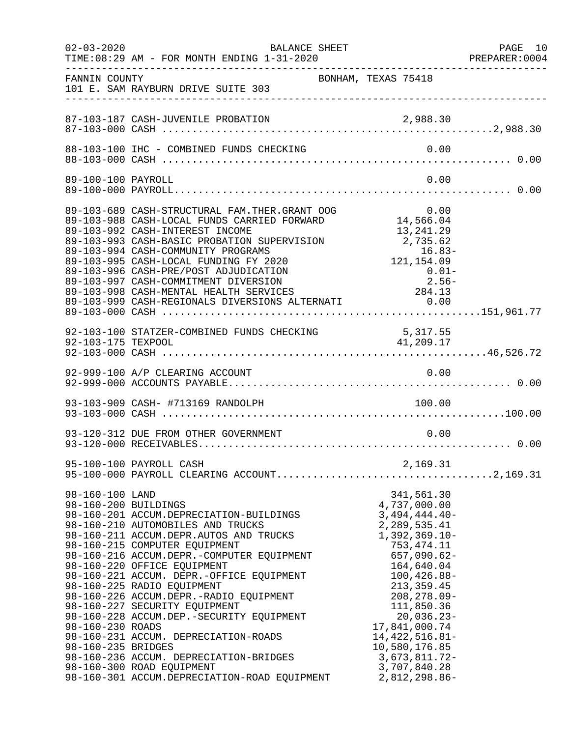FANNIN COUNTY — BONHAM, TEXAS 75418
101 E. SAM RAYBURN DRIVE SUITE 303

BALANCE SHEET — FOR MONTH ENDING 1-31-2020

| Account | Description | Amount | Total |
|---|---|---|---|
| 87-103-187 | CASH-JUVENILE PROBATION | 2,988.30 | |
| 87-103-000 | CASH | | 2,988.30 |
| 88-103-100 | IHC - COMBINED FUNDS CHECKING | 0.00 | |
| 88-103-000 | CASH | | 0.00 |
| 89-100-100 | PAYROLL | 0.00 | |
| 89-100-000 | PAYROLL | | 0.00 |
| 89-103-689 | CASH-STRUCTURAL FAM.THER.GRANT OOG | 0.00 | |
| 89-103-988 | CASH-LOCAL FUNDS CARRIED FORWARD | 14,566.04 | |
| 89-103-992 | CASH-INTEREST INCOME | 13,241.29 | |
| 89-103-993 | CASH-BASIC PROBATION SUPERVISION | 2,735.62 | |
| 89-103-994 | CASH-COMMUNITY PROGRAMS | 16.83- | |
| 89-103-995 | CASH-LOCAL FUNDING FY 2020 | 121,154.09 | |
| 89-103-996 | CASH-PRE/POST ADJUDICATION | 0.01- | |
| 89-103-997 | CASH-COMMITMENT DIVERSION | 2.56- | |
| 89-103-998 | CASH-MENTAL HEALTH SERVICES | 284.13 | |
| 89-103-999 | CASH-REGIONALS DIVERSIONS ALTERNATI | 0.00 | |
| 89-103-000 | CASH | | 151,961.77 |
| 92-103-100 | STATZER-COMBINED FUNDS CHECKING | 5,317.55 | |
| 92-103-175 | TEXPOOL | 41,209.17 | |
| 92-103-000 | CASH | | 46,526.72 |
| 92-999-100 | A/P CLEARING ACCOUNT | 0.00 | |
| 92-999-000 | ACCOUNTS PAYABLE | | 0.00 |
| 93-103-909 | CASH- #713169 RANDOLPH | 100.00 | |
| 93-103-000 | CASH | | 100.00 |
| 93-120-312 | DUE FROM OTHER GOVERNMENT | 0.00 | |
| 93-120-000 | RECEIVABLES | | 0.00 |
| 95-100-100 | PAYROLL CASH | 2,169.31 | |
| 95-100-000 | PAYROLL CLEARING ACCOUNT | | 2,169.31 |
| 98-160-100 | LAND | 341,561.30 | |
| 98-160-200 | BUILDINGS | 4,737,000.00 | |
| 98-160-201 | ACCUM.DEPRECIATION-BUILDINGS | 3,494,444.40- | |
| 98-160-210 | AUTOMOBILES AND TRUCKS | 2,289,535.41 | |
| 98-160-211 | ACCUM.DEPR.AUTOS AND TRUCKS | 1,392,369.10- | |
| 98-160-215 | COMPUTER EQUIPMENT | 753,474.11 | |
| 98-160-216 | ACCUM.DEPR.-COMPUTER EQUIPMENT | 657,090.62- | |
| 98-160-220 | OFFICE EQUIPMENT | 164,640.04 | |
| 98-160-221 | ACCUM. DEPR.-OFFICE EQUIPMENT | 100,426.88- | |
| 98-160-225 | RADIO EQUIPMENT | 213,359.45 | |
| 98-160-226 | ACCUM.DEPR.-RADIO EQUIPMENT | 208,278.09- | |
| 98-160-227 | SECURITY EQUIPMENT | 111,850.36 | |
| 98-160-228 | ACCUM.DEP.-SECURITY EQUIPMENT | 20,036.23- | |
| 98-160-230 | ROADS | 17,841,000.74 | |
| 98-160-231 | ACCUM. DEPRECIATION-ROADS | 14,422,516.81- | |
| 98-160-235 | BRIDGES | 10,580,176.85 | |
| 98-160-236 | ACCUM. DEPRECIATION-BRIDGES | 3,673,811.72- | |
| 98-160-300 | ROAD EQUIPMENT | 3,707,840.28 | |
| 98-160-301 | ACCUM.DEPRECIATION-ROAD EQUIPMENT | 2,812,298.86- | |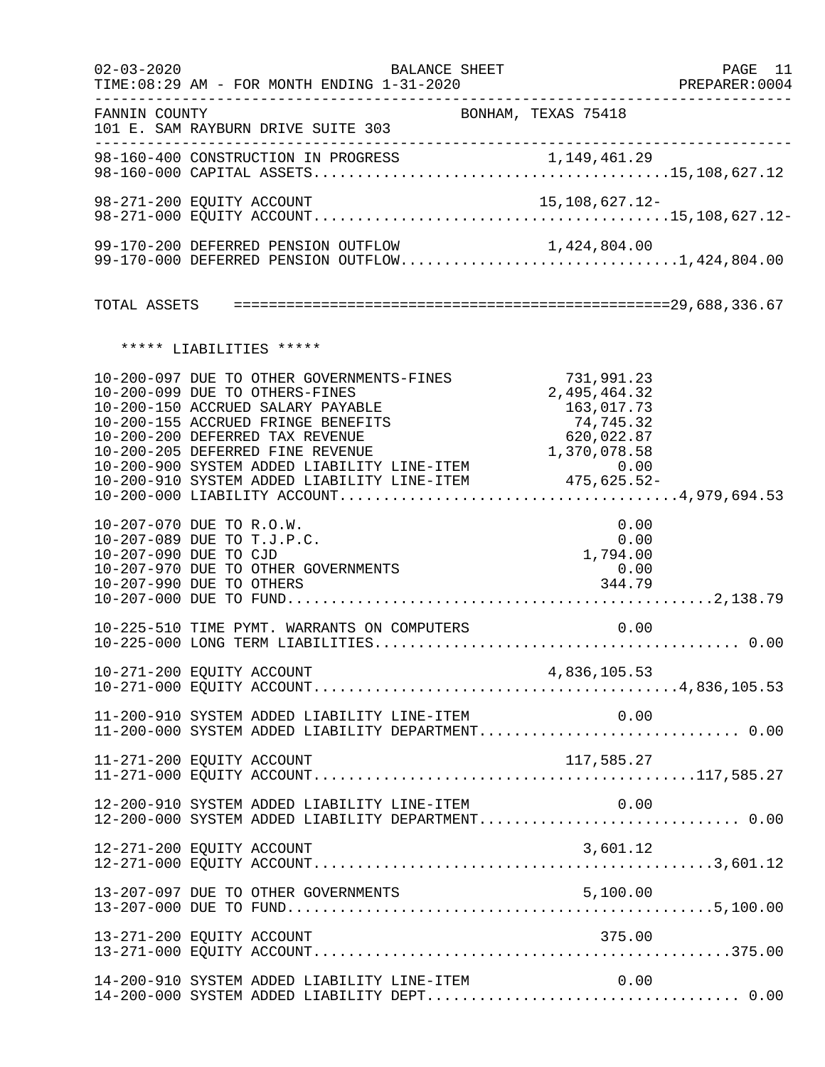FANNIN COUNTY BONHAM, TEXAS 75418
101 E. SAM RAYBURN DRIVE SUITE 303

| Account | Description | Amount | Total |
|---|---|---|---|
| 98-160-400 | CONSTRUCTION IN PROGRESS | 1,149,461.29 | |
| 98-160-000 | CAPITAL ASSETS | | 15,108,627.12 |
| 98-271-200 | EQUITY ACCOUNT | 15,108,627.12- | |
| 98-271-000 | EQUITY ACCOUNT | | 15,108,627.12- |
| 99-170-200 | DEFERRED PENSION OUTFLOW | 1,424,804.00 | |
| 99-170-000 | DEFERRED PENSION OUTFLOW | | 1,424,804.00 |
| | TOTAL ASSETS | | 29,688,336.67 |

***** LIABILITIES *****

| Account | Description | Amount | Total |
|---|---|---|---|
| 10-200-097 | DUE TO OTHER GOVERNMENTS-FINES | 731,991.23 | |
| 10-200-099 | DUE TO OTHERS-FINES | 2,495,464.32 | |
| 10-200-150 | ACCRUED SALARY PAYABLE | 163,017.73 | |
| 10-200-155 | ACCRUED FRINGE BENEFITS | 74,745.32 | |
| 10-200-200 | DEFERRED TAX REVENUE | 620,022.87 | |
| 10-200-205 | DEFERRED FINE REVENUE | 1,370,078.58 | |
| 10-200-900 | SYSTEM ADDED LIABILITY LINE-ITEM | 0.00 | |
| 10-200-910 | SYSTEM ADDED LIABILITY LINE-ITEM | 475,625.52- | |
| 10-200-000 | LIABILITY ACCOUNT | | 4,979,694.53 |
| 10-207-070 | DUE TO R.O.W. | 0.00 | |
| 10-207-089 | DUE TO T.J.P.C. | 0.00 | |
| 10-207-090 | DUE TO CJD | 1,794.00 | |
| 10-207-970 | DUE TO OTHER GOVERNMENTS | 0.00 | |
| 10-207-990 | DUE TO OTHERS | 344.79 | |
| 10-207-000 | DUE TO FUND | | 2,138.79 |
| 10-225-510 | TIME PYMT. WARRANTS ON COMPUTERS | 0.00 | |
| 10-225-000 | LONG TERM LIABILITIES | | 0.00 |
| 10-271-200 | EQUITY ACCOUNT | 4,836,105.53 | |
| 10-271-000 | EQUITY ACCOUNT | | 4,836,105.53 |
| 11-200-910 | SYSTEM ADDED LIABILITY LINE-ITEM | 0.00 | |
| 11-200-000 | SYSTEM ADDED LIABILITY DEPARTMENT | | 0.00 |
| 11-271-200 | EQUITY ACCOUNT | 117,585.27 | |
| 11-271-000 | EQUITY ACCOUNT | | 117,585.27 |
| 12-200-910 | SYSTEM ADDED LIABILITY LINE-ITEM | 0.00 | |
| 12-200-000 | SYSTEM ADDED LIABILITY DEPARTMENT | | 0.00 |
| 12-271-200 | EQUITY ACCOUNT | 3,601.12 | |
| 12-271-000 | EQUITY ACCOUNT | | 3,601.12 |
| 13-207-097 | DUE TO OTHER GOVERNMENTS | 5,100.00 | |
| 13-207-000 | DUE TO FUND | | 5,100.00 |
| 13-271-200 | EQUITY ACCOUNT | 375.00 | |
| 13-271-000 | EQUITY ACCOUNT | | 375.00 |
| 14-200-910 | SYSTEM ADDED LIABILITY LINE-ITEM | 0.00 | |
| 14-200-000 | SYSTEM ADDED LIABILITY DEPT | | 0.00 |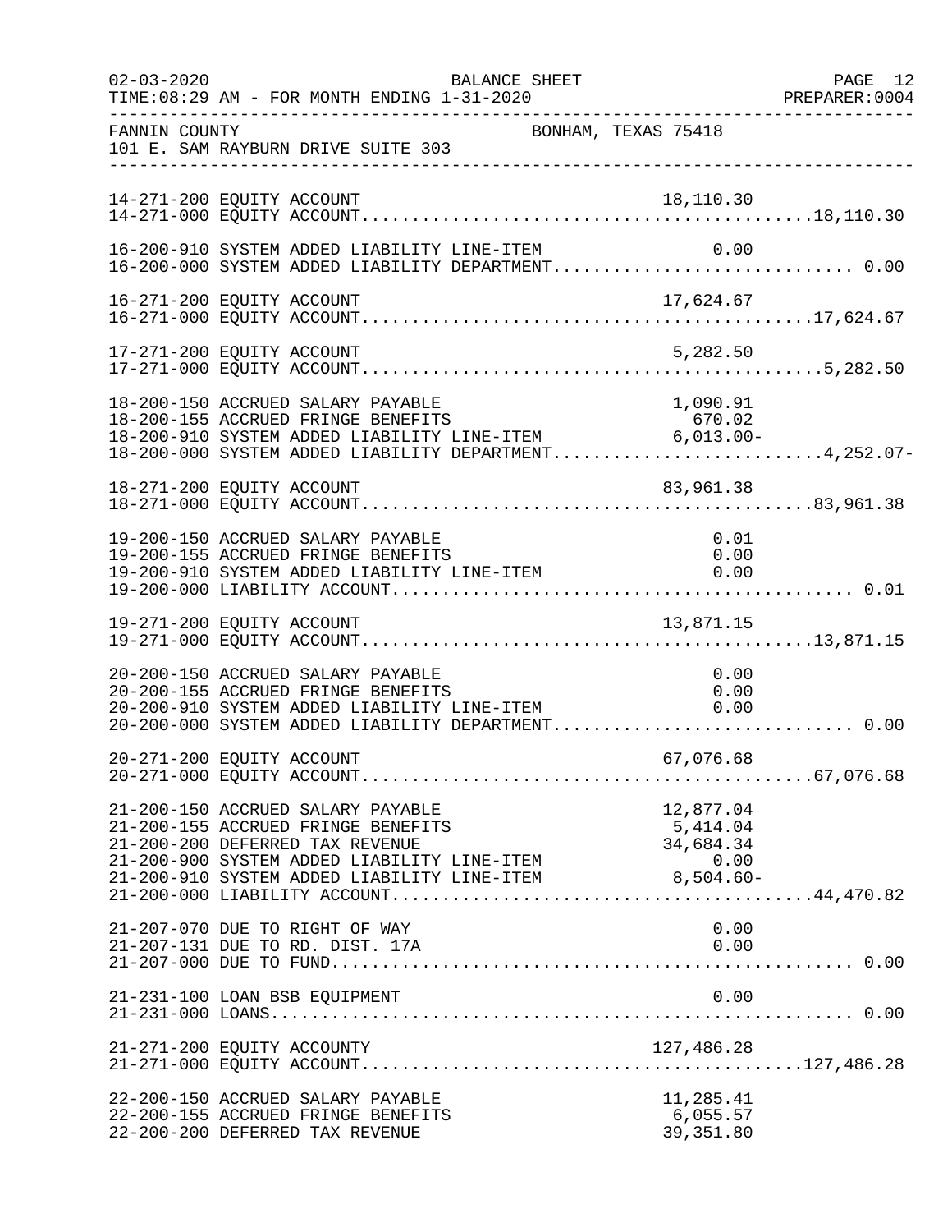FANNIN COUNTY BONHAM, TEXAS 75418
101 E. SAM RAYBURN DRIVE SUITE 303

| Account | Description | Amount | Total |
|---|---|---|---|
| 14-271-200 | EQUITY ACCOUNT | 18,110.30 | |
| 14-271-000 | EQUITY ACCOUNT | | 18,110.30 |
| 16-200-910 | SYSTEM ADDED LIABILITY LINE-ITEM | 0.00 | |
| 16-200-000 | SYSTEM ADDED LIABILITY DEPARTMENT | | 0.00 |
| 16-271-200 | EQUITY ACCOUNT | 17,624.67 | |
| 16-271-000 | EQUITY ACCOUNT | | 17,624.67 |
| 17-271-200 | EQUITY ACCOUNT | 5,282.50 | |
| 17-271-000 | EQUITY ACCOUNT | | 5,282.50 |
| 18-200-150 | ACCRUED SALARY PAYABLE | 1,090.91 | |
| 18-200-155 | ACCRUED FRINGE BENEFITS | 670.02 | |
| 18-200-910 | SYSTEM ADDED LIABILITY LINE-ITEM | 6,013.00- | |
| 18-200-000 | SYSTEM ADDED LIABILITY DEPARTMENT | | 4,252.07- |
| 18-271-200 | EQUITY ACCOUNT | 83,961.38 | |
| 18-271-000 | EQUITY ACCOUNT | | 83,961.38 |
| 19-200-150 | ACCRUED SALARY PAYABLE | 0.01 | |
| 19-200-155 | ACCRUED FRINGE BENEFITS | 0.00 | |
| 19-200-910 | SYSTEM ADDED LIABILITY LINE-ITEM | 0.00 | |
| 19-200-000 | LIABILITY ACCOUNT | | 0.01 |
| 19-271-200 | EQUITY ACCOUNT | 13,871.15 | |
| 19-271-000 | EQUITY ACCOUNT | | 13,871.15 |
| 20-200-150 | ACCRUED SALARY PAYABLE | 0.00 | |
| 20-200-155 | ACCRUED FRINGE BENEFITS | 0.00 | |
| 20-200-910 | SYSTEM ADDED LIABILITY LINE-ITEM | 0.00 | |
| 20-200-000 | SYSTEM ADDED LIABILITY DEPARTMENT | | 0.00 |
| 20-271-200 | EQUITY ACCOUNT | 67,076.68 | |
| 20-271-000 | EQUITY ACCOUNT | | 67,076.68 |
| 21-200-150 | ACCRUED SALARY PAYABLE | 12,877.04 | |
| 21-200-155 | ACCRUED FRINGE BENEFITS | 5,414.04 | |
| 21-200-200 | DEFERRED TAX REVENUE | 34,684.34 | |
| 21-200-900 | SYSTEM ADDED LIABILITY LINE-ITEM | 0.00 | |
| 21-200-910 | SYSTEM ADDED LIABILITY LINE-ITEM | 8,504.60- | |
| 21-200-000 | LIABILITY ACCOUNT | | 44,470.82 |
| 21-207-070 | DUE TO RIGHT OF WAY | 0.00 | |
| 21-207-131 | DUE TO RD. DIST. 17A | 0.00 | |
| 21-207-000 | DUE TO FUND | | 0.00 |
| 21-231-100 | LOAN BSB EQUIPMENT | 0.00 | |
| 21-231-000 | LOANS | | 0.00 |
| 21-271-200 | EQUITY ACCOUNTY | 127,486.28 | |
| 21-271-000 | EQUITY ACCOUNT | | 127,486.28 |
| 22-200-150 | ACCRUED SALARY PAYABLE | 11,285.41 | |
| 22-200-155 | ACCRUED FRINGE BENEFITS | 6,055.57 | |
| 22-200-200 | DEFERRED TAX REVENUE | 39,351.80 | |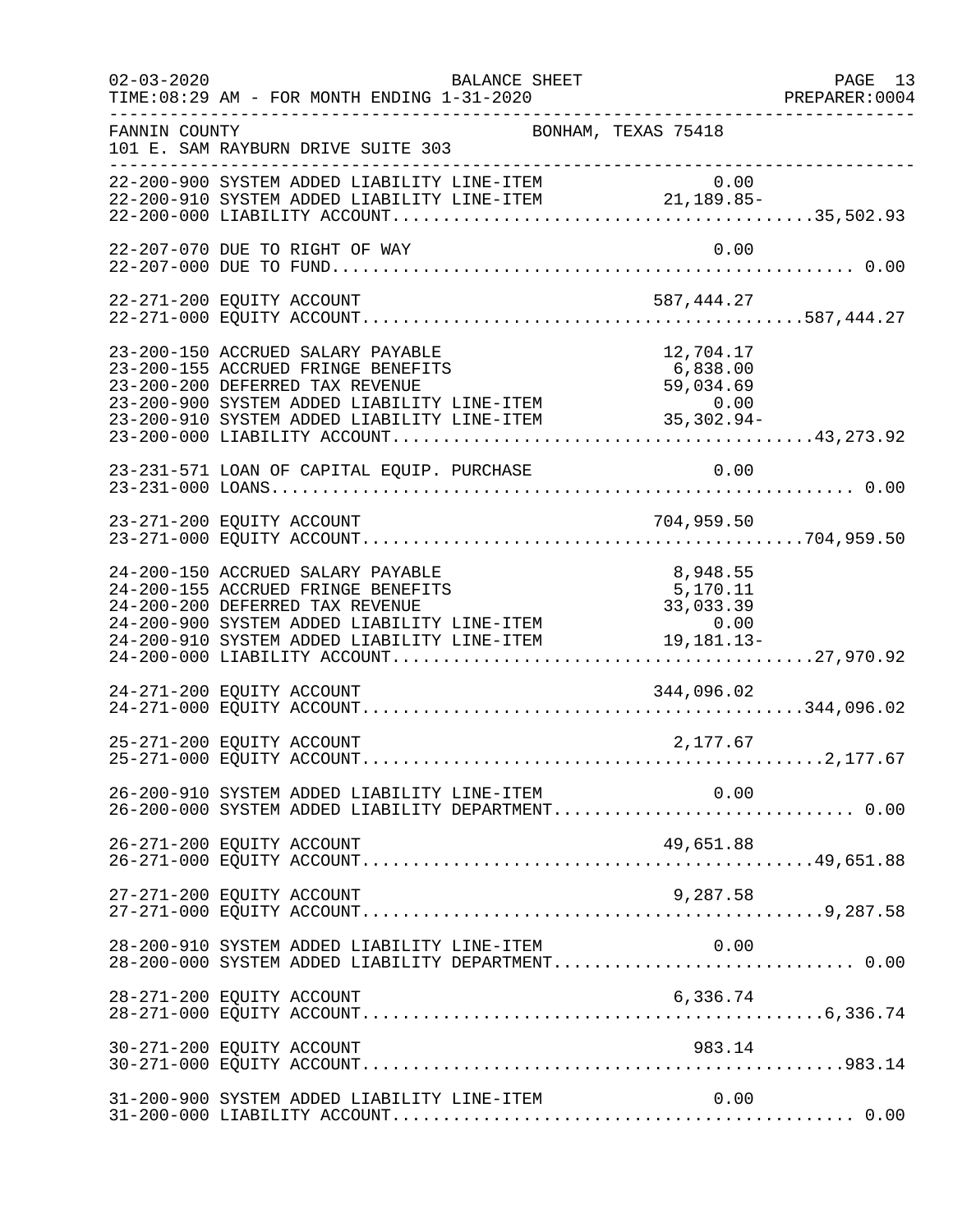FANNIN COUNTY — BONHAM, TEXAS 75418
101 E. SAM RAYBURN DRIVE SUITE 303

BALANCE SHEET
TIME:08:29 AM - FOR MONTH ENDING 1-31-2020

| Account | Description | Line-Item Amount | Total |
|---|---|---|---|
| 22-200-900 | SYSTEM ADDED LIABILITY LINE-ITEM | 0.00 | |
| 22-200-910 | SYSTEM ADDED LIABILITY LINE-ITEM | 21,189.85- | |
| 22-200-000 | LIABILITY ACCOUNT | | 35,502.93 |
| 22-207-070 | DUE TO RIGHT OF WAY | 0.00 | |
| 22-207-000 | DUE TO FUND | | 0.00 |
| 22-271-200 | EQUITY ACCOUNT | 587,444.27 | |
| 22-271-000 | EQUITY ACCOUNT | | 587,444.27 |
| 23-200-150 | ACCRUED SALARY PAYABLE | 12,704.17 | |
| 23-200-155 | ACCRUED FRINGE BENEFITS | 6,838.00 | |
| 23-200-200 | DEFERRED TAX REVENUE | 59,034.69 | |
| 23-200-900 | SYSTEM ADDED LIABILITY LINE-ITEM | 0.00 | |
| 23-200-910 | SYSTEM ADDED LIABILITY LINE-ITEM | 35,302.94- | |
| 23-200-000 | LIABILITY ACCOUNT | | 43,273.92 |
| 23-231-571 | LOAN OF CAPITAL EQUIP. PURCHASE | 0.00 | |
| 23-231-000 | LOANS | | 0.00 |
| 23-271-200 | EQUITY ACCOUNT | 704,959.50 | |
| 23-271-000 | EQUITY ACCOUNT | | 704,959.50 |
| 24-200-150 | ACCRUED SALARY PAYABLE | 8,948.55 | |
| 24-200-155 | ACCRUED FRINGE BENEFITS | 5,170.11 | |
| 24-200-200 | DEFERRED TAX REVENUE | 33,033.39 | |
| 24-200-900 | SYSTEM ADDED LIABILITY LINE-ITEM | 0.00 | |
| 24-200-910 | SYSTEM ADDED LIABILITY LINE-ITEM | 19,181.13- | |
| 24-200-000 | LIABILITY ACCOUNT | | 27,970.92 |
| 24-271-200 | EQUITY ACCOUNT | 344,096.02 | |
| 24-271-000 | EQUITY ACCOUNT | | 344,096.02 |
| 25-271-200 | EQUITY ACCOUNT | 2,177.67 | |
| 25-271-000 | EQUITY ACCOUNT | | 2,177.67 |
| 26-200-910 | SYSTEM ADDED LIABILITY LINE-ITEM | 0.00 | |
| 26-200-000 | SYSTEM ADDED LIABILITY DEPARTMENT | | 0.00 |
| 26-271-200 | EQUITY ACCOUNT | 49,651.88 | |
| 26-271-000 | EQUITY ACCOUNT | | 49,651.88 |
| 27-271-200 | EQUITY ACCOUNT | 9,287.58 | |
| 27-271-000 | EQUITY ACCOUNT | | 9,287.58 |
| 28-200-910 | SYSTEM ADDED LIABILITY LINE-ITEM | 0.00 | |
| 28-200-000 | SYSTEM ADDED LIABILITY DEPARTMENT | | 0.00 |
| 28-271-200 | EQUITY ACCOUNT | 6,336.74 | |
| 28-271-000 | EQUITY ACCOUNT | | 6,336.74 |
| 30-271-200 | EQUITY ACCOUNT | 983.14 | |
| 30-271-000 | EQUITY ACCOUNT | | 983.14 |
| 31-200-900 | SYSTEM ADDED LIABILITY LINE-ITEM | 0.00 | |
| 31-200-000 | LIABILITY ACCOUNT | | 0.00 |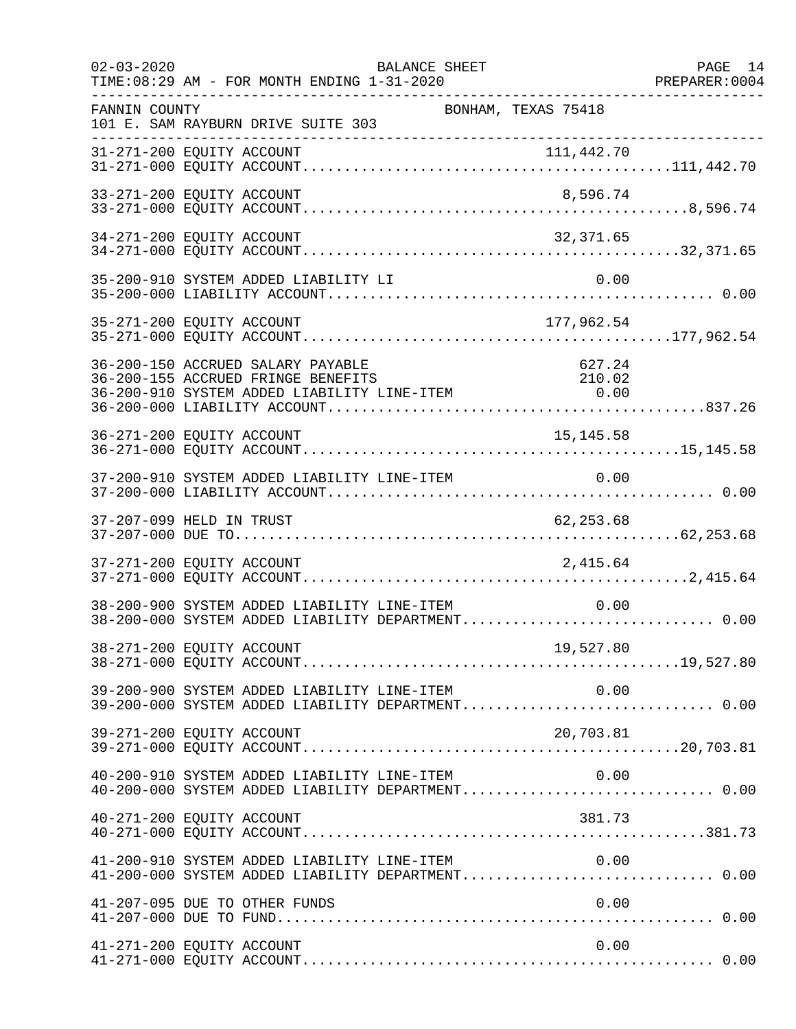FANNIN COUNTY — BONHAM, TEXAS 75418
101 E. SAM RAYBURN DRIVE SUITE 303

BALANCE SHEET
TIME:08:29 AM - FOR MONTH ENDING 1-31-2020

| Account | Description | Amount | Total |
|---|---|---|---|
| 31-271-200 | EQUITY ACCOUNT | 111,442.70 | |
| 31-271-000 | EQUITY ACCOUNT | | 111,442.70 |
| 33-271-200 | EQUITY ACCOUNT | 8,596.74 | |
| 33-271-000 | EQUITY ACCOUNT | | 8,596.74 |
| 34-271-200 | EQUITY ACCOUNT | 32,371.65 | |
| 34-271-000 | EQUITY ACCOUNT | | 32,371.65 |
| 35-200-910 | SYSTEM ADDED LIABILITY LI | 0.00 | |
| 35-200-000 | LIABILITY ACCOUNT | | 0.00 |
| 35-271-200 | EQUITY ACCOUNT | 177,962.54 | |
| 35-271-000 | EQUITY ACCOUNT | | 177,962.54 |
| 36-200-150 | ACCRUED SALARY PAYABLE | 627.24 | |
| 36-200-155 | ACCRUED FRINGE BENEFITS | 210.02 | |
| 36-200-910 | SYSTEM ADDED LIABILITY LINE-ITEM | 0.00 | |
| 36-200-000 | LIABILITY ACCOUNT | | 837.26 |
| 36-271-200 | EQUITY ACCOUNT | 15,145.58 | |
| 36-271-000 | EQUITY ACCOUNT | | 15,145.58 |
| 37-200-910 | SYSTEM ADDED LIABILITY LINE-ITEM | 0.00 | |
| 37-200-000 | LIABILITY ACCOUNT | | 0.00 |
| 37-207-099 | HELD IN TRUST | 62,253.68 | |
| 37-207-000 | DUE TO | | 62,253.68 |
| 37-271-200 | EQUITY ACCOUNT | 2,415.64 | |
| 37-271-000 | EQUITY ACCOUNT | | 2,415.64 |
| 38-200-900 | SYSTEM ADDED LIABILITY LINE-ITEM | 0.00 | |
| 38-200-000 | SYSTEM ADDED LIABILITY DEPARTMENT | | 0.00 |
| 38-271-200 | EQUITY ACCOUNT | 19,527.80 | |
| 38-271-000 | EQUITY ACCOUNT | | 19,527.80 |
| 39-200-900 | SYSTEM ADDED LIABILITY LINE-ITEM | 0.00 | |
| 39-200-000 | SYSTEM ADDED LIABILITY DEPARTMENT | | 0.00 |
| 39-271-200 | EQUITY ACCOUNT | 20,703.81 | |
| 39-271-000 | EQUITY ACCOUNT | | 20,703.81 |
| 40-200-910 | SYSTEM ADDED LIABILITY LINE-ITEM | 0.00 | |
| 40-200-000 | SYSTEM ADDED LIABILITY DEPARTMENT | | 0.00 |
| 40-271-200 | EQUITY ACCOUNT | 381.73 | |
| 40-271-000 | EQUITY ACCOUNT | | 381.73 |
| 41-200-910 | SYSTEM ADDED LIABILITY LINE-ITEM | 0.00 | |
| 41-200-000 | SYSTEM ADDED LIABILITY DEPARTMENT | | 0.00 |
| 41-207-095 | DUE TO OTHER FUNDS | 0.00 | |
| 41-207-000 | DUE TO FUND | | 0.00 |
| 41-271-200 | EQUITY ACCOUNT | 0.00 | |
| 41-271-000 | EQUITY ACCOUNT | | 0.00 |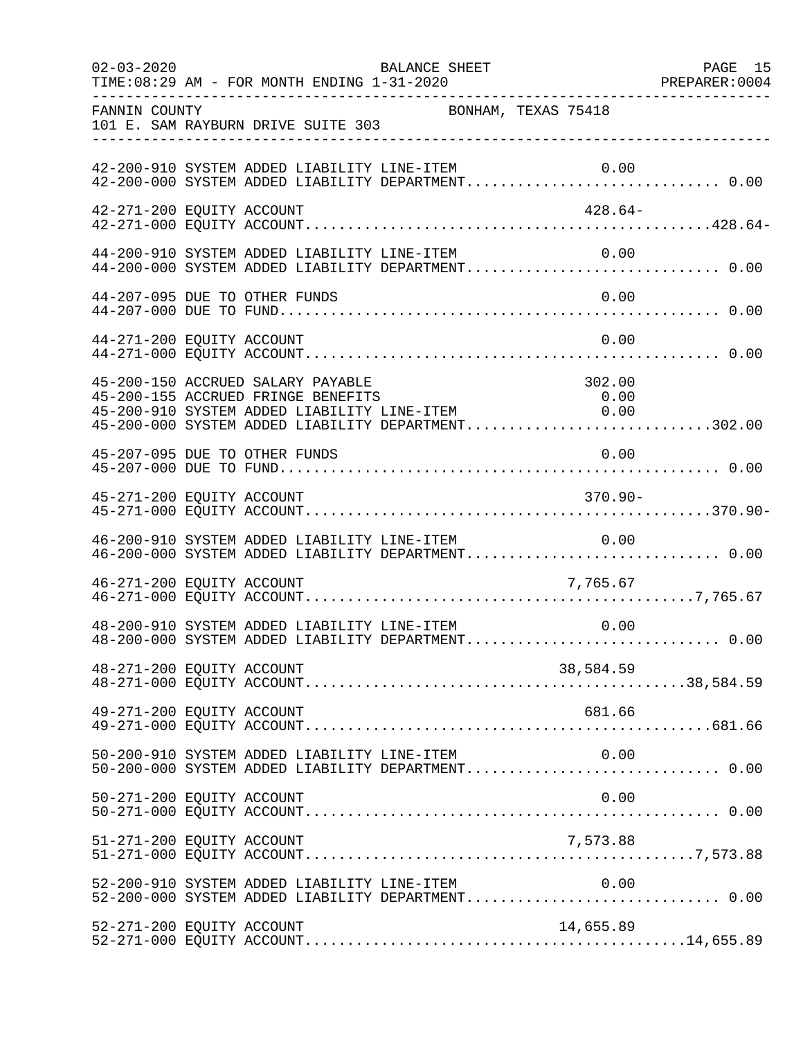FANNIN COUNTY BONHAM, TEXAS 75418
101 E. SAM RAYBURN DRIVE SUITE 303

| Account | Description | Line Item | Department Total |
|---|---|---|---|
| 42-200-910 | SYSTEM ADDED LIABILITY LINE-ITEM | 0.00 | |
| 42-200-000 | SYSTEM ADDED LIABILITY DEPARTMENT | | 0.00 |
| 42-271-200 | EQUITY ACCOUNT | 428.64- | |
| 42-271-000 | EQUITY ACCOUNT | | 428.64- |
| 44-200-910 | SYSTEM ADDED LIABILITY LINE-ITEM | 0.00 | |
| 44-200-000 | SYSTEM ADDED LIABILITY DEPARTMENT | | 0.00 |
| 44-207-095 | DUE TO OTHER FUNDS | 0.00 | |
| 44-207-000 | DUE TO FUND | | 0.00 |
| 44-271-200 | EQUITY ACCOUNT | 0.00 | |
| 44-271-000 | EQUITY ACCOUNT | | 0.00 |
| 45-200-150 | ACCRUED SALARY PAYABLE | 302.00 | |
| 45-200-155 | ACCRUED FRINGE BENEFITS | 0.00 | |
| 45-200-910 | SYSTEM ADDED LIABILITY LINE-ITEM | 0.00 | |
| 45-200-000 | SYSTEM ADDED LIABILITY DEPARTMENT | | 302.00 |
| 45-207-095 | DUE TO OTHER FUNDS | 0.00 | |
| 45-207-000 | DUE TO FUND | | 0.00 |
| 45-271-200 | EQUITY ACCOUNT | 370.90- | |
| 45-271-000 | EQUITY ACCOUNT | | 370.90- |
| 46-200-910 | SYSTEM ADDED LIABILITY LINE-ITEM | 0.00 | |
| 46-200-000 | SYSTEM ADDED LIABILITY DEPARTMENT | | 0.00 |
| 46-271-200 | EQUITY ACCOUNT | 7,765.67 | |
| 46-271-000 | EQUITY ACCOUNT | | 7,765.67 |
| 48-200-910 | SYSTEM ADDED LIABILITY LINE-ITEM | 0.00 | |
| 48-200-000 | SYSTEM ADDED LIABILITY DEPARTMENT | | 0.00 |
| 48-271-200 | EQUITY ACCOUNT | 38,584.59 | |
| 48-271-000 | EQUITY ACCOUNT | | 38,584.59 |
| 49-271-200 | EQUITY ACCOUNT | 681.66 | |
| 49-271-000 | EQUITY ACCOUNT | | 681.66 |
| 50-200-910 | SYSTEM ADDED LIABILITY LINE-ITEM | 0.00 | |
| 50-200-000 | SYSTEM ADDED LIABILITY DEPARTMENT | | 0.00 |
| 50-271-200 | EQUITY ACCOUNT | 0.00 | |
| 50-271-000 | EQUITY ACCOUNT | | 0.00 |
| 51-271-200 | EQUITY ACCOUNT | 7,573.88 | |
| 51-271-000 | EQUITY ACCOUNT | | 7,573.88 |
| 52-200-910 | SYSTEM ADDED LIABILITY LINE-ITEM | 0.00 | |
| 52-200-000 | SYSTEM ADDED LIABILITY DEPARTMENT | | 0.00 |
| 52-271-200 | EQUITY ACCOUNT | 14,655.89 | |
| 52-271-000 | EQUITY ACCOUNT | | 14,655.89 |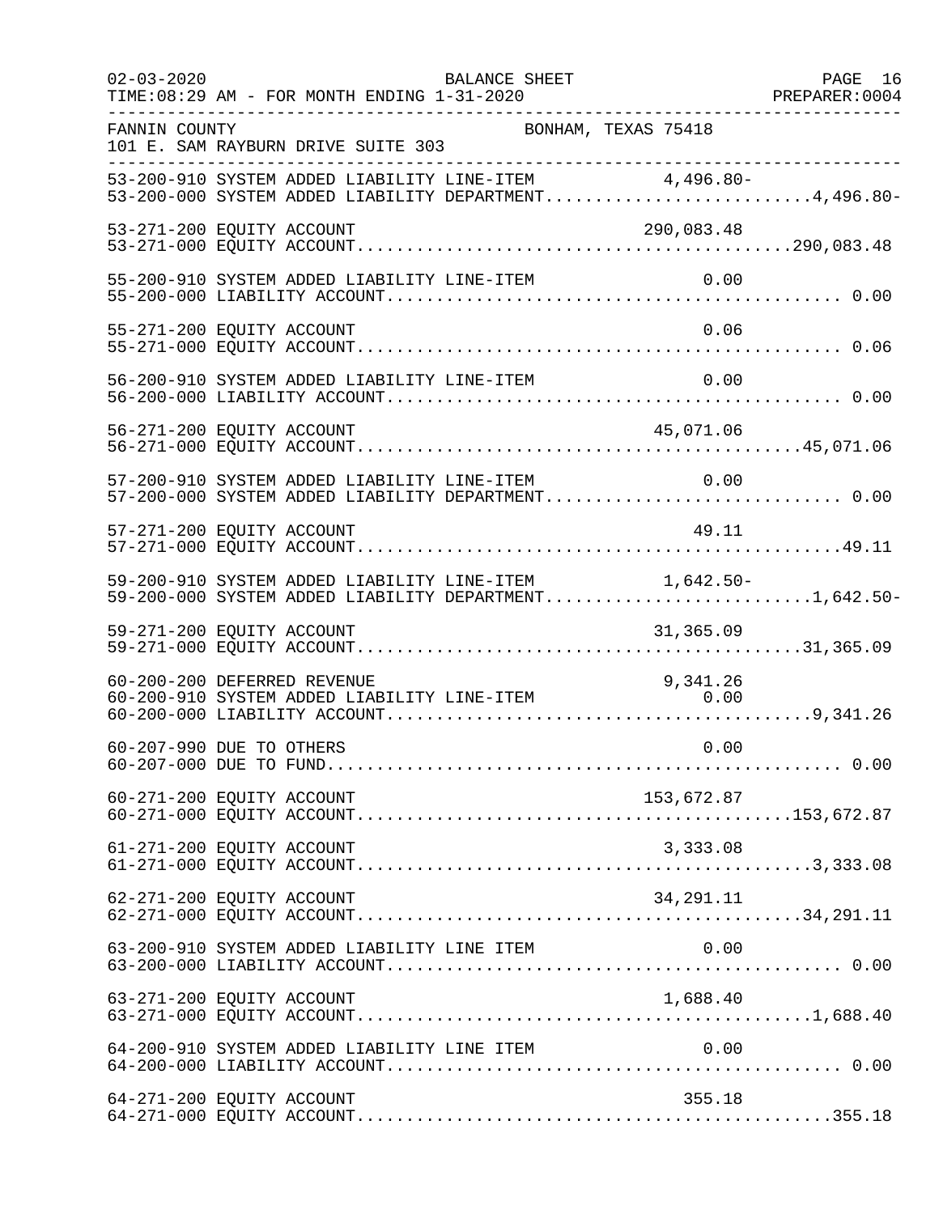FANNIN COUNTY BONHAM, TEXAS 75418
101 E. SAM RAYBURN DRIVE SUITE 303

BALANCE SHEET
FOR MONTH ENDING 1-31-2020

| Account | Description | Line Item | Total |
|---|---|---|---|
| 53-200-910 | SYSTEM ADDED LIABILITY LINE-ITEM | 4,496.80- | |
| 53-200-000 | SYSTEM ADDED LIABILITY DEPARTMENT | | 4,496.80- |
| 53-271-200 | EQUITY ACCOUNT | 290,083.48 | |
| 53-271-000 | EQUITY ACCOUNT | | 290,083.48 |
| 55-200-910 | SYSTEM ADDED LIABILITY LINE-ITEM | 0.00 | |
| 55-200-000 | LIABILITY ACCOUNT | | 0.00 |
| 55-271-200 | EQUITY ACCOUNT | 0.06 | |
| 55-271-000 | EQUITY ACCOUNT | | 0.06 |
| 56-200-910 | SYSTEM ADDED LIABILITY LINE-ITEM | 0.00 | |
| 56-200-000 | LIABILITY ACCOUNT | | 0.00 |
| 56-271-200 | EQUITY ACCOUNT | 45,071.06 | |
| 56-271-000 | EQUITY ACCOUNT | | 45,071.06 |
| 57-200-910 | SYSTEM ADDED LIABILITY LINE-ITEM | 0.00 | |
| 57-200-000 | SYSTEM ADDED LIABILITY DEPARTMENT | | 0.00 |
| 57-271-200 | EQUITY ACCOUNT | 49.11 | |
| 57-271-000 | EQUITY ACCOUNT | | 49.11 |
| 59-200-910 | SYSTEM ADDED LIABILITY LINE-ITEM | 1,642.50- | |
| 59-200-000 | SYSTEM ADDED LIABILITY DEPARTMENT | | 1,642.50- |
| 59-271-200 | EQUITY ACCOUNT | 31,365.09 | |
| 59-271-000 | EQUITY ACCOUNT | | 31,365.09 |
| 60-200-200 | DEFERRED REVENUE | 9,341.26 | |
| 60-200-910 | SYSTEM ADDED LIABILITY LINE-ITEM | 0.00 | |
| 60-200-000 | LIABILITY ACCOUNT | | 9,341.26 |
| 60-207-990 | DUE TO OTHERS | 0.00 | |
| 60-207-000 | DUE TO FUND | | 0.00 |
| 60-271-200 | EQUITY ACCOUNT | 153,672.87 | |
| 60-271-000 | EQUITY ACCOUNT | | 153,672.87 |
| 61-271-200 | EQUITY ACCOUNT | 3,333.08 | |
| 61-271-000 | EQUITY ACCOUNT | | 3,333.08 |
| 62-271-200 | EQUITY ACCOUNT | 34,291.11 | |
| 62-271-000 | EQUITY ACCOUNT | | 34,291.11 |
| 63-200-910 | SYSTEM ADDED LIABILITY LINE ITEM | 0.00 | |
| 63-200-000 | LIABILITY ACCOUNT | | 0.00 |
| 63-271-200 | EQUITY ACCOUNT | 1,688.40 | |
| 63-271-000 | EQUITY ACCOUNT | | 1,688.40 |
| 64-200-910 | SYSTEM ADDED LIABILITY LINE ITEM | 0.00 | |
| 64-200-000 | LIABILITY ACCOUNT | | 0.00 |
| 64-271-200 | EQUITY ACCOUNT | 355.18 | |
| 64-271-000 | EQUITY ACCOUNT | | 355.18 |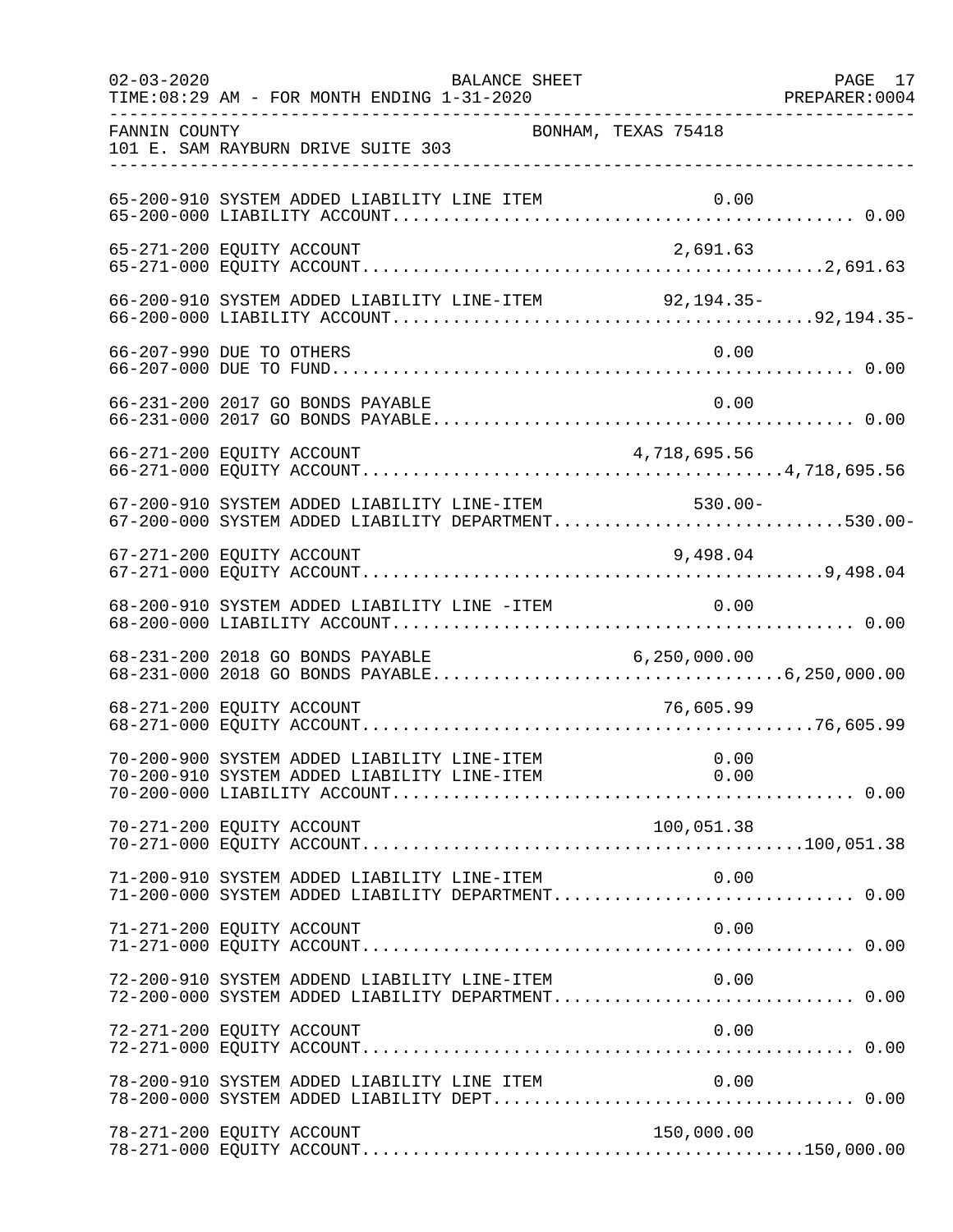FANNIN COUNTY BONHAM, TEXAS 75418
101 E. SAM RAYBURN DRIVE SUITE 303

```
65-200-910 SYSTEM ADDED LIABILITY LINE ITEM                      0.00
65-200-000 LIABILITY ACCOUNT............................................. 0.00

65-271-200 EQUITY ACCOUNT                                    2,691.63
65-271-000 EQUITY ACCOUNT.............................................2,691.63

66-200-910 SYSTEM ADDED LIABILITY LINE-ITEM               92,194.35-
66-200-000 LIABILITY ACCOUNT.........................................92,194.35-

66-207-990 DUE TO OTHERS                                         0.00
66-207-000 DUE TO FUND................................................... 0.00

66-231-200 2017 GO BONDS PAYABLE                                 0.00
66-231-000 2017 GO BONDS PAYABLE......................................... 0.00

66-271-200 EQUITY ACCOUNT                                4,718,695.56
66-271-000 EQUITY ACCOUNT.........................................4,718,695.56

67-200-910 SYSTEM ADDED LIABILITY LINE-ITEM                   530.00-
67-200-000 SYSTEM ADDED LIABILITY DEPARTMENT............................530.00-

67-271-200 EQUITY ACCOUNT                                    9,498.04
67-271-000 EQUITY ACCOUNT.............................................9,498.04

68-200-910 SYSTEM ADDED LIABILITY LINE -ITEM                     0.00
68-200-000 LIABILITY ACCOUNT............................................. 0.00

68-231-200 2018 GO BONDS PAYABLE                         6,250,000.00
68-231-000 2018 GO BONDS PAYABLE..................................6,250,000.00

68-271-200 EQUITY ACCOUNT                                   76,605.99
68-271-000 EQUITY ACCOUNT............................................76,605.99

70-200-900 SYSTEM ADDED LIABILITY LINE-ITEM                      0.00
70-200-910 SYSTEM ADDED LIABILITY LINE-ITEM                      0.00
70-200-000 LIABILITY ACCOUNT............................................. 0.00

70-271-200 EQUITY ACCOUNT                                  100,051.38
70-271-000 EQUITY ACCOUNT...........................................100,051.38

71-200-910 SYSTEM ADDED LIABILITY LINE-ITEM                      0.00
71-200-000 SYSTEM ADDED LIABILITY DEPARTMENT............................. 0.00

71-271-200 EQUITY ACCOUNT                                        0.00
71-271-000 EQUITY ACCOUNT................................................ 0.00

72-200-910 SYSTEM ADDEND LIABILITY LINE-ITEM                     0.00
72-200-000 SYSTEM ADDED LIABILITY DEPARTMENT............................. 0.00

72-271-200 EQUITY ACCOUNT                                        0.00
72-271-000 EQUITY ACCOUNT................................................ 0.00

78-200-910 SYSTEM ADDED LIABILITY LINE ITEM                      0.00
78-200-000 SYSTEM ADDED LIABILITY DEPT................................... 0.00

78-271-200 EQUITY ACCOUNT                                  150,000.00
78-271-000 EQUITY ACCOUNT...........................................150,000.00
```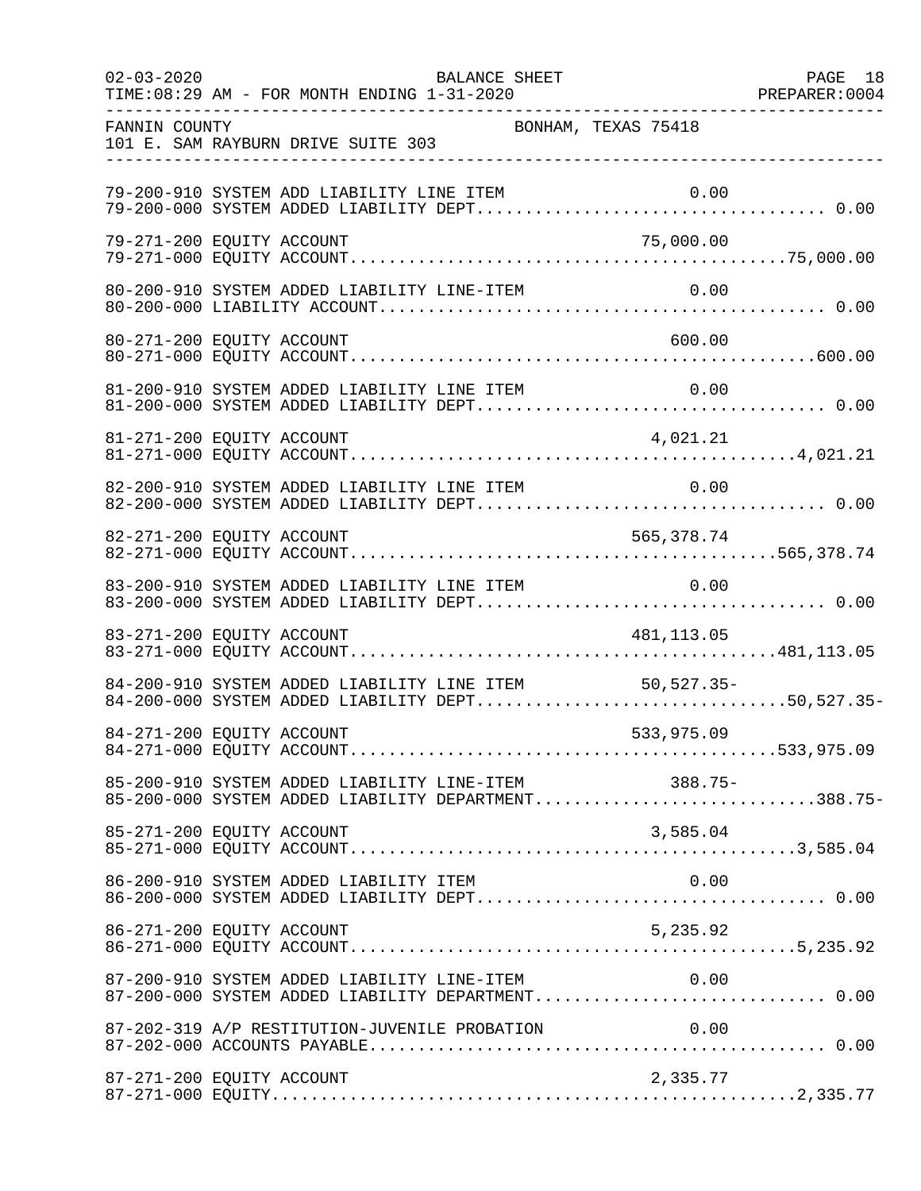FANNIN COUNTY — BONHAM, TEXAS 75418
101 E. SAM RAYBURN DRIVE SUITE 303

| Account | Description | Line Item | Total |
|---|---|---|---|
| 79-200-910 | SYSTEM ADD LIABILITY LINE ITEM | 0.00 | |
| 79-200-000 | SYSTEM ADDED LIABILITY DEPT | | 0.00 |
| 79-271-200 | EQUITY ACCOUNT | 75,000.00 | |
| 79-271-000 | EQUITY ACCOUNT | | 75,000.00 |
| 80-200-910 | SYSTEM ADDED LIABILITY LINE-ITEM | 0.00 | |
| 80-200-000 | LIABILITY ACCOUNT | | 0.00 |
| 80-271-200 | EQUITY ACCOUNT | 600.00 | |
| 80-271-000 | EQUITY ACCOUNT | | 600.00 |
| 81-200-910 | SYSTEM ADDED LIABILITY LINE ITEM | 0.00 | |
| 81-200-000 | SYSTEM ADDED LIABILITY DEPT | | 0.00 |
| 81-271-200 | EQUITY ACCOUNT | 4,021.21 | |
| 81-271-000 | EQUITY ACCOUNT | | 4,021.21 |
| 82-200-910 | SYSTEM ADDED LIABILITY LINE ITEM | 0.00 | |
| 82-200-000 | SYSTEM ADDED LIABILITY DEPT | | 0.00 |
| 82-271-200 | EQUITY ACCOUNT | 565,378.74 | |
| 82-271-000 | EQUITY ACCOUNT | | 565,378.74 |
| 83-200-910 | SYSTEM ADDED LIABILITY LINE ITEM | 0.00 | |
| 83-200-000 | SYSTEM ADDED LIABILITY DEPT | | 0.00 |
| 83-271-200 | EQUITY ACCOUNT | 481,113.05 | |
| 83-271-000 | EQUITY ACCOUNT | | 481,113.05 |
| 84-200-910 | SYSTEM ADDED LIABILITY LINE ITEM | 50,527.35- | |
| 84-200-000 | SYSTEM ADDED LIABILITY DEPT | | 50,527.35- |
| 84-271-200 | EQUITY ACCOUNT | 533,975.09 | |
| 84-271-000 | EQUITY ACCOUNT | | 533,975.09 |
| 85-200-910 | SYSTEM ADDED LIABILITY LINE-ITEM | 388.75- | |
| 85-200-000 | SYSTEM ADDED LIABILITY DEPARTMENT | | 388.75- |
| 85-271-200 | EQUITY ACCOUNT | 3,585.04 | |
| 85-271-000 | EQUITY ACCOUNT | | 3,585.04 |
| 86-200-910 | SYSTEM ADDED LIABILITY ITEM | 0.00 | |
| 86-200-000 | SYSTEM ADDED LIABILITY DEPT | | 0.00 |
| 86-271-200 | EQUITY ACCOUNT | 5,235.92 | |
| 86-271-000 | EQUITY ACCOUNT | | 5,235.92 |
| 87-200-910 | SYSTEM ADDED LIABILITY LINE-ITEM | 0.00 | |
| 87-200-000 | SYSTEM ADDED LIABILITY DEPARTMENT | | 0.00 |
| 87-202-319 | A/P RESTITUTION-JUVENILE PROBATION | 0.00 | |
| 87-202-000 | ACCOUNTS PAYABLE | | 0.00 |
| 87-271-200 | EQUITY ACCOUNT | 2,335.77 | |
| 87-271-000 | EQUITY | | 2,335.77 |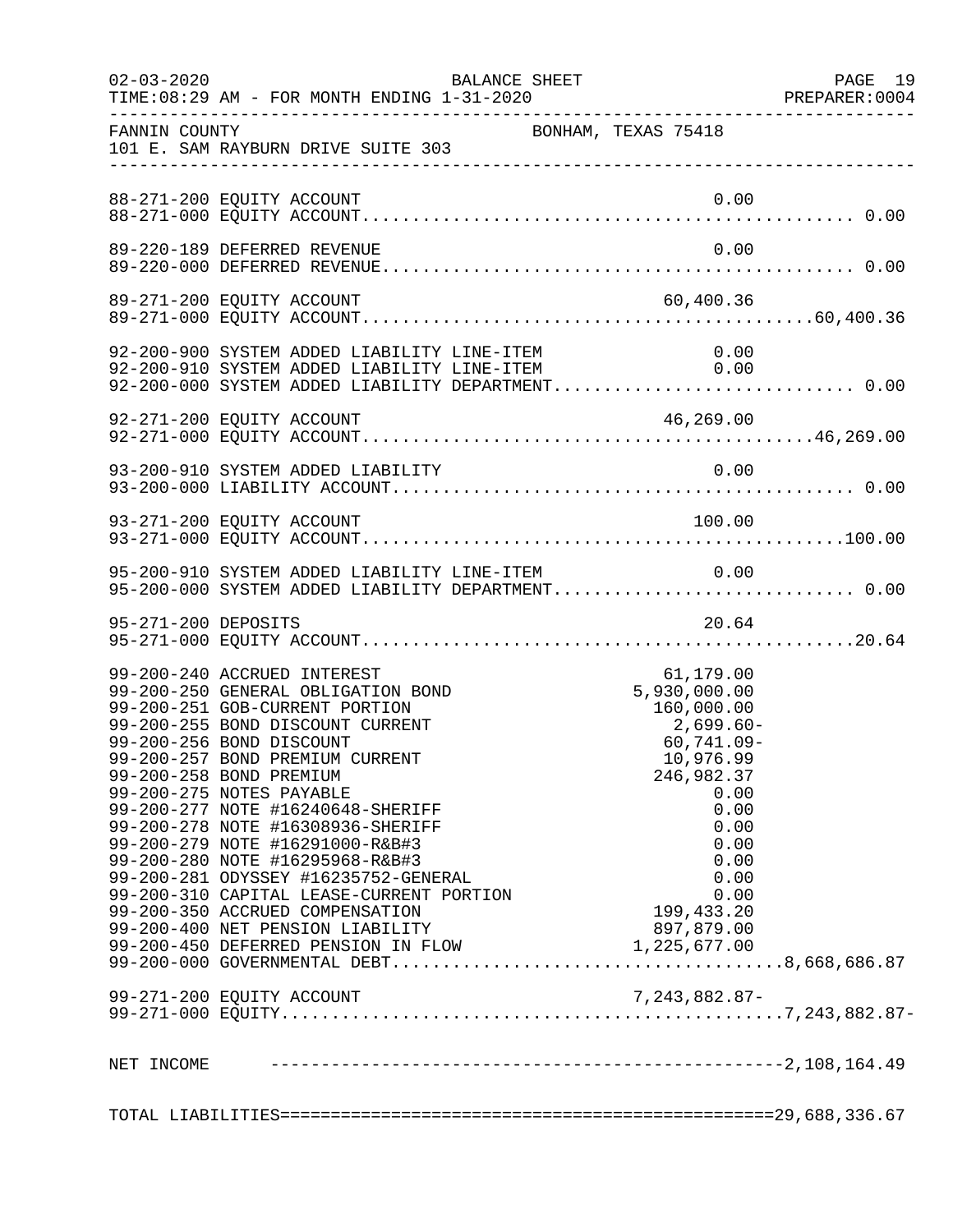FANNIN COUNTY BONHAM, TEXAS 75418
101 E. SAM RAYBURN DRIVE SUITE 303

BALANCE SHEET
02-03-2020
TIME:08:29 AM - FOR MONTH ENDING 1-31-2020
PREPARER:0004

| Account | Description | Line Amount | Total |
|---|---|---|---|
| 88-271-200 | EQUITY ACCOUNT | 0.00 | |
| 88-271-000 | EQUITY ACCOUNT | | 0.00 |
| 89-220-189 | DEFERRED REVENUE | 0.00 | |
| 89-220-000 | DEFERRED REVENUE | | 0.00 |
| 89-271-200 | EQUITY ACCOUNT | 60,400.36 | |
| 89-271-000 | EQUITY ACCOUNT | | 60,400.36 |
| 92-200-900 | SYSTEM ADDED LIABILITY LINE-ITEM | 0.00 | |
| 92-200-910 | SYSTEM ADDED LIABILITY LINE-ITEM | 0.00 | |
| 92-200-000 | SYSTEM ADDED LIABILITY DEPARTMENT | | 0.00 |
| 92-271-200 | EQUITY ACCOUNT | 46,269.00 | |
| 92-271-000 | EQUITY ACCOUNT | | 46,269.00 |
| 93-200-910 | SYSTEM ADDED LIABILITY | 0.00 | |
| 93-200-000 | LIABILITY ACCOUNT | | 0.00 |
| 93-271-200 | EQUITY ACCOUNT | 100.00 | |
| 93-271-000 | EQUITY ACCOUNT | | 100.00 |
| 95-200-910 | SYSTEM ADDED LIABILITY LINE-ITEM | 0.00 | |
| 95-200-000 | SYSTEM ADDED LIABILITY DEPARTMENT | | 0.00 |
| 95-271-200 | DEPOSITS | 20.64 | |
| 95-271-000 | EQUITY ACCOUNT | | 20.64 |
| 99-200-240 | ACCRUED INTEREST | 61,179.00 | |
| 99-200-250 | GENERAL OBLIGATION BOND | 5,930,000.00 | |
| 99-200-251 | GOB-CURRENT PORTION | 160,000.00 | |
| 99-200-255 | BOND DISCOUNT CURRENT | 2,699.60- | |
| 99-200-256 | BOND DISCOUNT | 60,741.09- | |
| 99-200-257 | BOND PREMIUM CURRENT | 10,976.99 | |
| 99-200-258 | BOND PREMIUM | 246,982.37 | |
| 99-200-275 | NOTES PAYABLE | 0.00 | |
| 99-200-277 | NOTE #16240648-SHERIFF | 0.00 | |
| 99-200-278 | NOTE #16308936-SHERIFF | 0.00 | |
| 99-200-279 | NOTE #16291000-R&B#3 | 0.00 | |
| 99-200-280 | NOTE #16295968-R&B#3 | 0.00 | |
| 99-200-281 | ODYSSEY #16235752-GENERAL | 0.00 | |
| 99-200-310 | CAPITAL LEASE-CURRENT PORTION | 0.00 | |
| 99-200-350 | ACCRUED COMPENSATION | 199,433.20 | |
| 99-200-400 | NET PENSION LIABILITY | 897,879.00 | |
| 99-200-450 | DEFERRED PENSION IN FLOW | 1,225,677.00 | |
| 99-200-000 | GOVERNMENTAL DEBT | | 8,668,686.87 |
| 99-271-200 | EQUITY ACCOUNT | 7,243,882.87- | |
| 99-271-000 | EQUITY | | 7,243,882.87- |

NET INCOME ---------------------------------------------------2,108,164.49

TOTAL LIABILITIES==================================================29,688,336.67